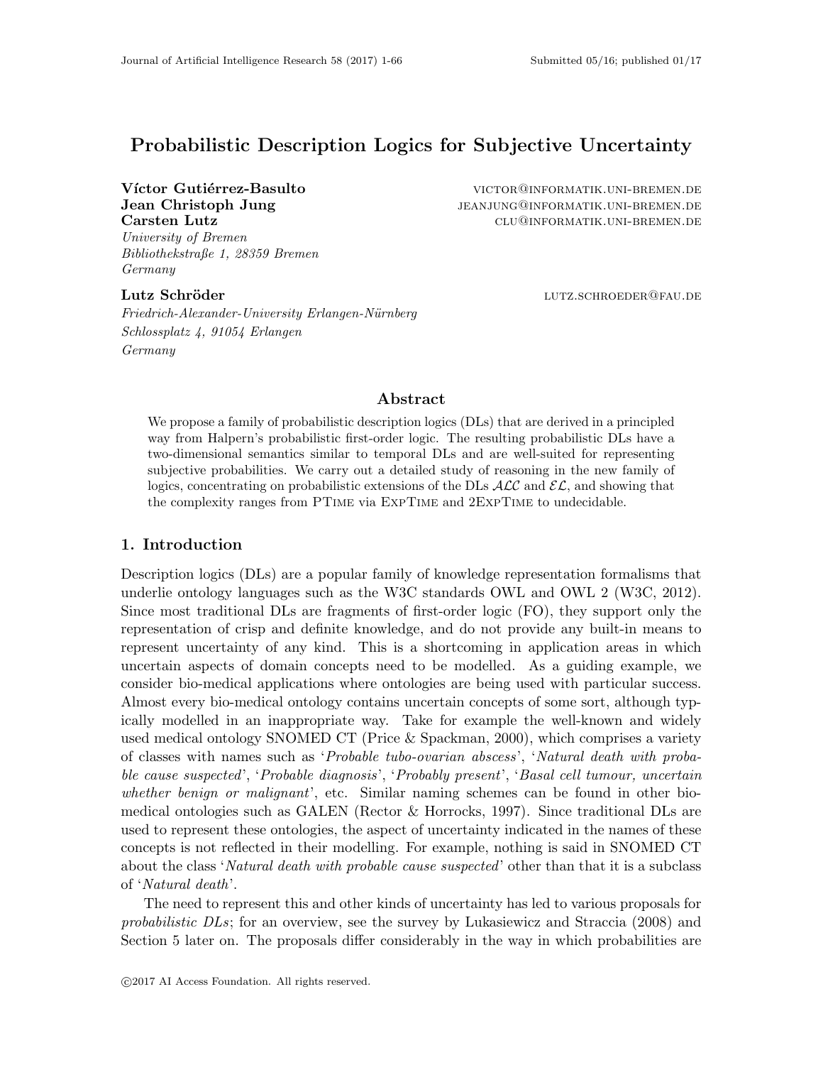# Probabilistic Description Logics for Subjective Uncertainty

**Víctor Gutiérrez-Basulto** VICTOR@INFORMATIK.UNI-BREMEN.DE
**Jean Christoph Jung** JEANJUNG@INFORMATIK.UNI-BREMEN.DE
**Carsten Lutz** CLU@INFORMATIK.UNI-BREMEN.DE
*University of Bremen*
*Bibliothekstraße 1, 28359 Bremen*
*Germany*

**Lutz Schröder** LUTZ.SCHROEDER@FAU.DE
*Friedrich-Alexander-University Erlangen-Nürnberg*
*Schlossplatz 4, 91054 Erlangen*
*Germany*

## Abstract

We propose a family of probabilistic description logics (DLs) that are derived in a principled way from Halpern's probabilistic first-order logic. The resulting probabilistic DLs have a two-dimensional semantics similar to temporal DLs and are well-suited for representing subjective probabilities. We carry out a detailed study of reasoning in the new family of logics, concentrating on probabilistic extensions of the DLs $\mathcal{ALC}$ and $\mathcal{EL}$, and showing that the complexity ranges from PTime via ExpTime and 2ExpTime to undecidable.

## 1. Introduction

Description logics (DLs) are a popular family of knowledge representation formalisms that underlie ontology languages such as the W3C standards OWL and OWL 2 (W3C, 2012). Since most traditional DLs are fragments of first-order logic (FO), they support only the representation of crisp and definite knowledge, and do not provide any built-in means to represent uncertainty of any kind. This is a shortcoming in application areas in which uncertain aspects of domain concepts need to be modelled. As a guiding example, we consider bio-medical applications where ontologies are being used with particular success. Almost every bio-medical ontology contains uncertain concepts of some sort, although typically modelled in an inappropriate way. Take for example the well-known and widely used medical ontology SNOMED CT (Price & Spackman, 2000), which comprises a variety of classes with names such as '*Probable tubo-ovarian abscess*', '*Natural death with probable cause suspected*', '*Probable diagnosis*', '*Probably present*', '*Basal cell tumour, uncertain whether benign or malignant*', etc. Similar naming schemes can be found in other bio-medical ontologies such as GALEN (Rector & Horrocks, 1997). Since traditional DLs are used to represent these ontologies, the aspect of uncertainty indicated in the names of these concepts is not reflected in their modelling. For example, nothing is said in SNOMED CT about the class '*Natural death with probable cause suspected*' other than that it is a subclass of '*Natural death*'.

The need to represent this and other kinds of uncertainty has led to various proposals for *probabilistic DLs*; for an overview, see the survey by Lukasiewicz and Straccia (2008) and Section 5 later on. The proposals differ considerably in the way in which probabilities are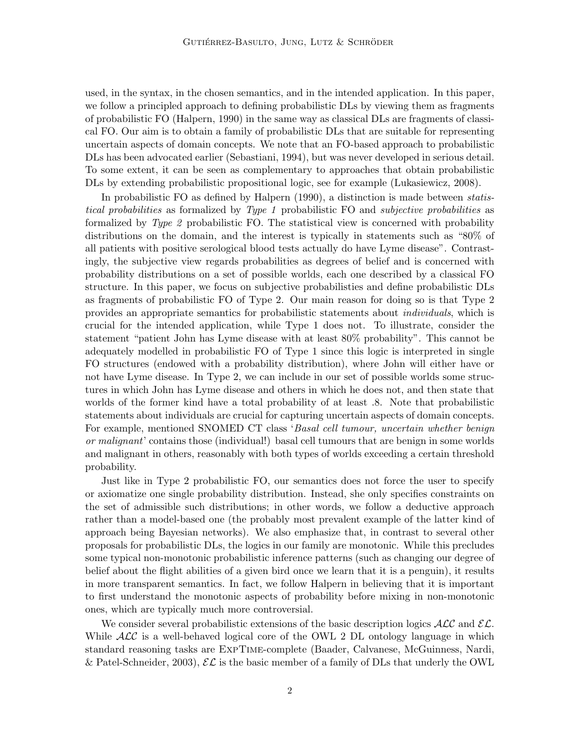used, in the syntax, in the chosen semantics, and in the intended application. In this paper, we follow a principled approach to defining probabilistic DLs by viewing them as fragments of probabilistic FO (Halpern, 1990) in the same way as classical DLs are fragments of classical FO. Our aim is to obtain a family of probabilistic DLs that are suitable for representing uncertain aspects of domain concepts. We note that an FO-based approach to probabilistic DLs has been advocated earlier (Sebastiani, 1994), but was never developed in serious detail. To some extent, it can be seen as complementary to approaches that obtain probabilistic DLs by extending probabilistic propositional logic, see for example (Lukasiewicz, 2008).

In probabilistic FO as defined by Halpern (1990), a distinction is made between *statistical probabilities* as formalized by *Type 1* probabilistic FO and *subjective probabilities* as formalized by *Type 2* probabilistic FO. The statistical view is concerned with probability distributions on the domain, and the interest is typically in statements such as "80% of all patients with positive serological blood tests actually do have Lyme disease". Contrastingly, the subjective view regards probabilities as degrees of belief and is concerned with probability distributions on a set of possible worlds, each one described by a classical FO structure. In this paper, we focus on subjective probabilisties and define probabilistic DLs as fragments of probabilistic FO of Type 2. Our main reason for doing so is that Type 2 provides an appropriate semantics for probabilistic statements about *individuals*, which is crucial for the intended application, while Type 1 does not. To illustrate, consider the statement "patient John has Lyme disease with at least 80% probability". This cannot be adequately modelled in probabilistic FO of Type 1 since this logic is interpreted in single FO structures (endowed with a probability distribution), where John will either have or not have Lyme disease. In Type 2, we can include in our set of possible worlds some structures in which John has Lyme disease and others in which he does not, and then state that worlds of the former kind have a total probability of at least .8. Note that probabilistic statements about individuals are crucial for capturing uncertain aspects of domain concepts. For example, mentioned SNOMED CT class '*Basal cell tumour, uncertain whether benign or malignant*' contains those (individual!) basal cell tumours that are benign in some worlds and malignant in others, reasonably with both types of worlds exceeding a certain threshold probability.

Just like in Type 2 probabilistic FO, our semantics does not force the user to specify or axiomatize one single probability distribution. Instead, she only specifies constraints on the set of admissible such distributions; in other words, we follow a deductive approach rather than a model-based one (the probably most prevalent example of the latter kind of approach being Bayesian networks). We also emphasize that, in contrast to several other proposals for probabilistic DLs, the logics in our family are monotonic. While this precludes some typical non-monotonic probabilistic inference patterns (such as changing our degree of belief about the flight abilities of a given bird once we learn that it is a penguin), it results in more transparent semantics. In fact, we follow Halpern in believing that it is important to first understand the monotonic aspects of probability before mixing in non-monotonic ones, which are typically much more controversial.

We consider several probabilistic extensions of the basic description logics $\mathcal{ALC}$ and $\mathcal{EL}$. While $\mathcal{ALC}$ is a well-behaved logical core of the OWL 2 DL ontology language in which standard reasoning tasks are ExpTime-complete (Baader, Calvanese, McGuinness, Nardi, & Patel-Schneider, 2003), $\mathcal{EL}$ is the basic member of a family of DLs that underly the OWL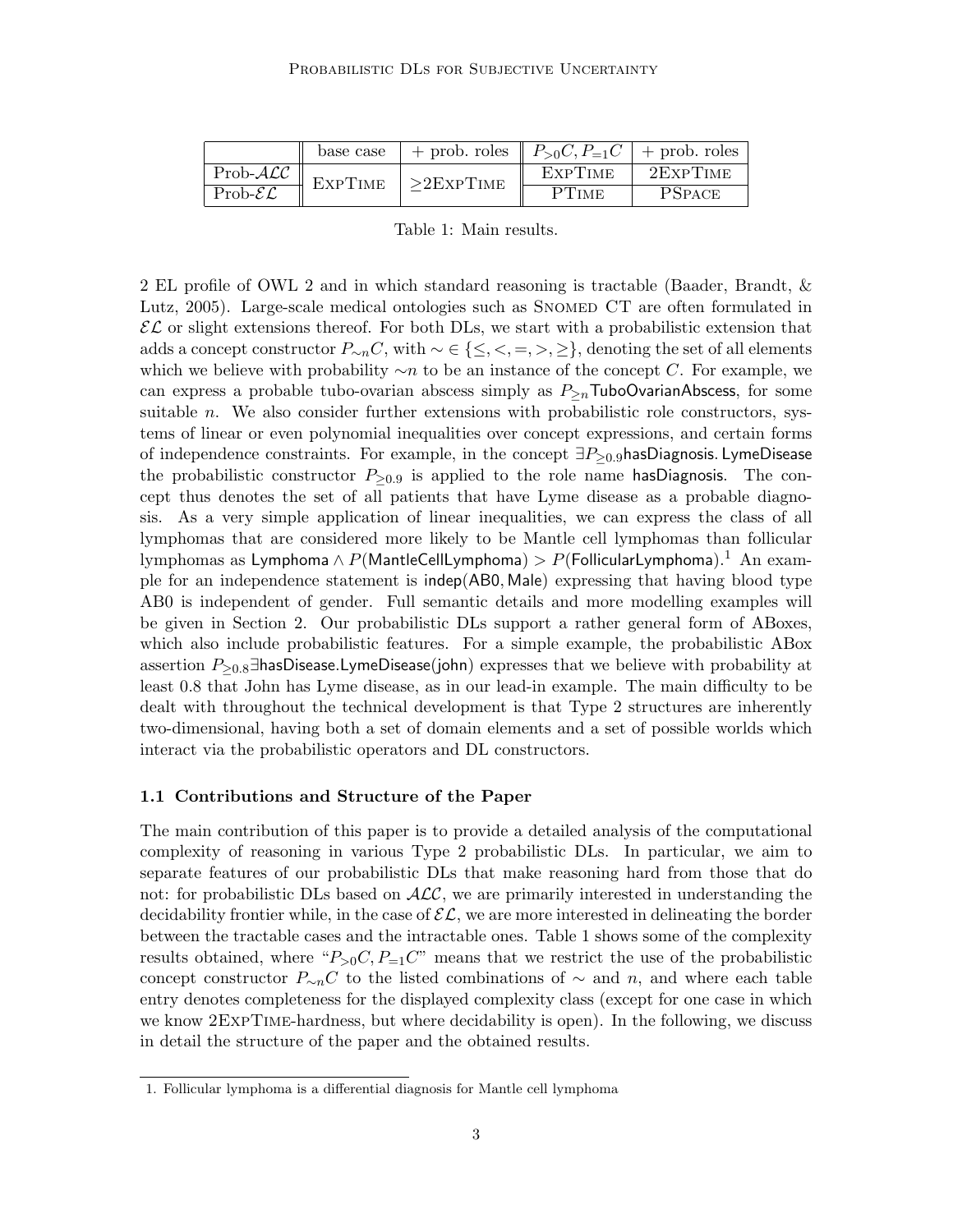|  | base case | + prob. roles | $P_{>0}C, P_{=1}C$ | + prob. roles |
|---|---|---|---|---|
| Prob-$\mathcal{ALC}$ | ExpTime | $\geq$2ExpTime | ExpTime | 2ExpTime |
| Prob-$\mathcal{EL}$ |  |  | PTime | PSpace |

Table 1: Main results.

2 EL profile of OWL 2 and in which standard reasoning is tractable (Baader, Brandt, & Lutz, 2005). Large-scale medical ontologies such as Snomed CT are often formulated in $\mathcal{EL}$ or slight extensions thereof. For both DLs, we start with a probabilistic extension that adds a concept constructor $P_{\sim n}C$, with $\sim \in \{\leq, <, =, >, \geq\}$, denoting the set of all elements which we believe with probability $\sim n$ to be an instance of the concept $C$. For example, we can express a probable tubo-ovarian abscess simply as $P_{\geq n}\mathsf{TuboOvarianAbscess}$, for some suitable $n$. We also consider further extensions with probabilistic role constructors, systems of linear or even polynomial inequalities over concept expressions, and certain forms of independence constraints. For example, in the concept $\exists P_{\geq 0.9}\mathsf{hasDiagnosis}.\mathsf{LymeDisease}$ the probabilistic constructor $P_{\geq 0.9}$ is applied to the role name $\mathsf{hasDiagnosis}$. The concept thus denotes the set of all patients that have Lyme disease as a probable diagnosis. As a very simple application of linear inequalities, we can express the class of all lymphomas that are considered more likely to be Mantle cell lymphomas than follicular lymphomas as $\mathsf{Lymphoma} \wedge P(\mathsf{MantleCellLymphoma}) > P(\mathsf{FollicularLymphoma})$.[1] An example for an independence statement is $\mathsf{indep}(\mathsf{AB0}, \mathsf{Male})$ expressing that having blood type AB0 is independent of gender. Full semantic details and more modelling examples will be given in Section 2. Our probabilistic DLs support a rather general form of ABoxes, which also include probabilistic features. For a simple example, the probabilistic ABox assertion $P_{\geq 0.8}\exists\mathsf{hasDisease}.\mathsf{LymeDisease}(\mathsf{john})$ expresses that we believe with probability at least 0.8 that John has Lyme disease, as in our lead-in example. The main difficulty to be dealt with throughout the technical development is that Type 2 structures are inherently two-dimensional, having both a set of domain elements and a set of possible worlds which interact via the probabilistic operators and DL constructors.

### 1.1 Contributions and Structure of the Paper

The main contribution of this paper is to provide a detailed analysis of the computational complexity of reasoning in various Type 2 probabilistic DLs. In particular, we aim to separate features of our probabilistic DLs that make reasoning hard from those that do not: for probabilistic DLs based on $\mathcal{ALC}$, we are primarily interested in understanding the decidability frontier while, in the case of $\mathcal{EL}$, we are more interested in delineating the border between the tractable cases and the intractable ones. Table 1 shows some of the complexity results obtained, where "$P_{>0}C, P_{=1}C$" means that we restrict the use of the probabilistic concept constructor $P_{\sim n}C$ to the listed combinations of $\sim$ and $n$, and where each table entry denotes completeness for the displayed complexity class (except for one case in which we know 2ExpTime-hardness, but where decidability is open). In the following, we discuss in detail the structure of the paper and the obtained results.

1. Follicular lymphoma is a differential diagnosis for Mantle cell lymphoma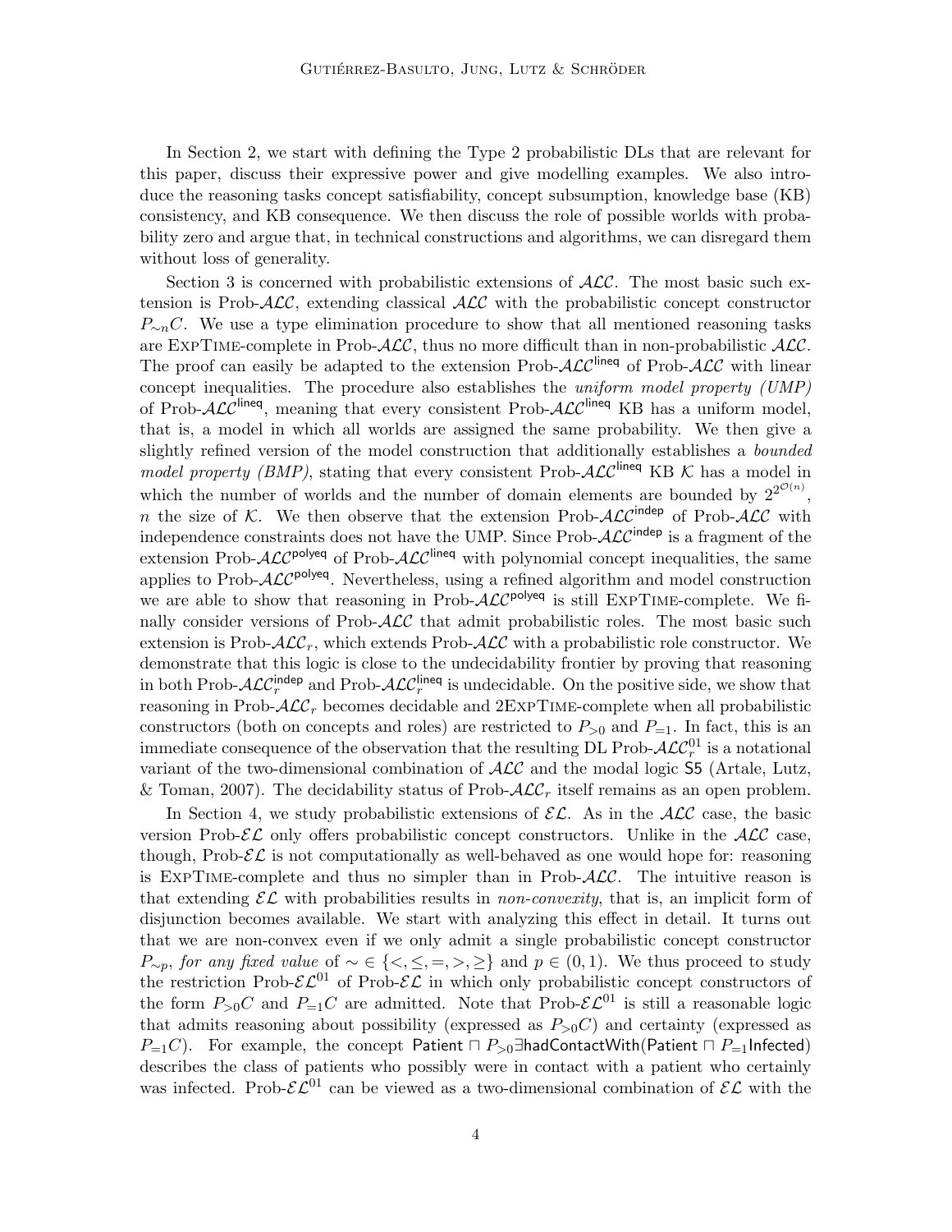In Section 2, we start with defining the Type 2 probabilistic DLs that are relevant for this paper, discuss their expressive power and give modelling examples. We also introduce the reasoning tasks concept satisfiability, concept subsumption, knowledge base (KB) consistency, and KB consequence. We then discuss the role of possible worlds with probability zero and argue that, in technical constructions and algorithms, we can disregard them without loss of generality.

Section 3 is concerned with probabilistic extensions of $\mathcal{ALC}$. The most basic such extension is Prob-$\mathcal{ALC}$, extending classical $\mathcal{ALC}$ with the probabilistic concept constructor $P_{\sim n}C$. We use a type elimination procedure to show that all mentioned reasoning tasks are ExpTime-complete in Prob-$\mathcal{ALC}$, thus no more difficult than in non-probabilistic $\mathcal{ALC}$. The proof can easily be adapted to the extension Prob-$\mathcal{ALC}^{\mathsf{lineq}}$ of Prob-$\mathcal{ALC}$ with linear concept inequalities. The procedure also establishes the *uniform model property (UMP)* of Prob-$\mathcal{ALC}^{\mathsf{lineq}}$, meaning that every consistent Prob-$\mathcal{ALC}^{\mathsf{lineq}}$ KB has a uniform model, that is, a model in which all worlds are assigned the same probability. We then give a slightly refined version of the model construction that additionally establishes a *bounded model property (BMP)*, stating that every consistent Prob-$\mathcal{ALC}^{\mathsf{lineq}}$ KB $\mathcal{K}$ has a model in which the number of worlds and the number of domain elements are bounded by $2^{2^{\mathcal{O}(n)}}$, $n$ the size of $\mathcal{K}$. We then observe that the extension Prob-$\mathcal{ALC}^{\mathsf{indep}}$ of Prob-$\mathcal{ALC}$ with independence constraints does not have the UMP. Since Prob-$\mathcal{ALC}^{\mathsf{indep}}$ is a fragment of the extension Prob-$\mathcal{ALC}^{\mathsf{polyeq}}$ of Prob-$\mathcal{ALC}^{\mathsf{lineq}}$ with polynomial concept inequalities, the same applies to Prob-$\mathcal{ALC}^{\mathsf{polyeq}}$. Nevertheless, using a refined algorithm and model construction we are able to show that reasoning in Prob-$\mathcal{ALC}^{\mathsf{polyeq}}$ is still ExpTime-complete. We finally consider versions of Prob-$\mathcal{ALC}$ that admit probabilistic roles. The most basic such extension is Prob-$\mathcal{ALC}_r$, which extends Prob-$\mathcal{ALC}$ with a probabilistic role constructor. We demonstrate that this logic is close to the undecidability frontier by proving that reasoning in both Prob-$\mathcal{ALC}_r^{\mathsf{indep}}$ and Prob-$\mathcal{ALC}_r^{\mathsf{lineq}}$ is undecidable. On the positive side, we show that reasoning in Prob-$\mathcal{ALC}_r$ becomes decidable and 2ExpTime-complete when all probabilistic constructors (both on concepts and roles) are restricted to $P_{>0}$ and $P_{=1}$. In fact, this is an immediate consequence of the observation that the resulting DL Prob-$\mathcal{ALC}_r^{01}$ is a notational variant of the two-dimensional combination of $\mathcal{ALC}$ and the modal logic $\mathsf{S5}$ (Artale, Lutz, & Toman, 2007). The decidability status of Prob-$\mathcal{ALC}_r$ itself remains as an open problem.

In Section 4, we study probabilistic extensions of $\mathcal{EL}$. As in the $\mathcal{ALC}$ case, the basic version Prob-$\mathcal{EL}$ only offers probabilistic concept constructors. Unlike in the $\mathcal{ALC}$ case, though, Prob-$\mathcal{EL}$ is not computationally as well-behaved as one would hope for: reasoning is ExpTime-complete and thus no simpler than in Prob-$\mathcal{ALC}$. The intuitive reason is that extending $\mathcal{EL}$ with probabilities results in *non-convexity*, that is, an implicit form of disjunction becomes available. We start with analyzing this effect in detail. It turns out that we are non-convex even if we only admit a single probabilistic concept constructor $P_{\sim p}$, *for any fixed value* of $\sim \in \{<, \leq, =, >, \geq\}$ and $p \in (0, 1)$. We thus proceed to study the restriction Prob-$\mathcal{EL}^{01}$ of Prob-$\mathcal{EL}$ in which only probabilistic concept constructors of the form $P_{>0}C$ and $P_{=1}C$ are admitted. Note that Prob-$\mathcal{EL}^{01}$ is still a reasonable logic that admits reasoning about possibility (expressed as $P_{>0}C$) and certainty (expressed as $P_{=1}C$). For example, the concept $\mathsf{Patient} \sqcap P_{>0}\exists \mathsf{hadContactWith}(\mathsf{Patient} \sqcap P_{=1}\mathsf{Infected})$ describes the class of patients who possibly were in contact with a patient who certainly was infected. Prob-$\mathcal{EL}^{01}$ can be viewed as a two-dimensional combination of $\mathcal{EL}$ with the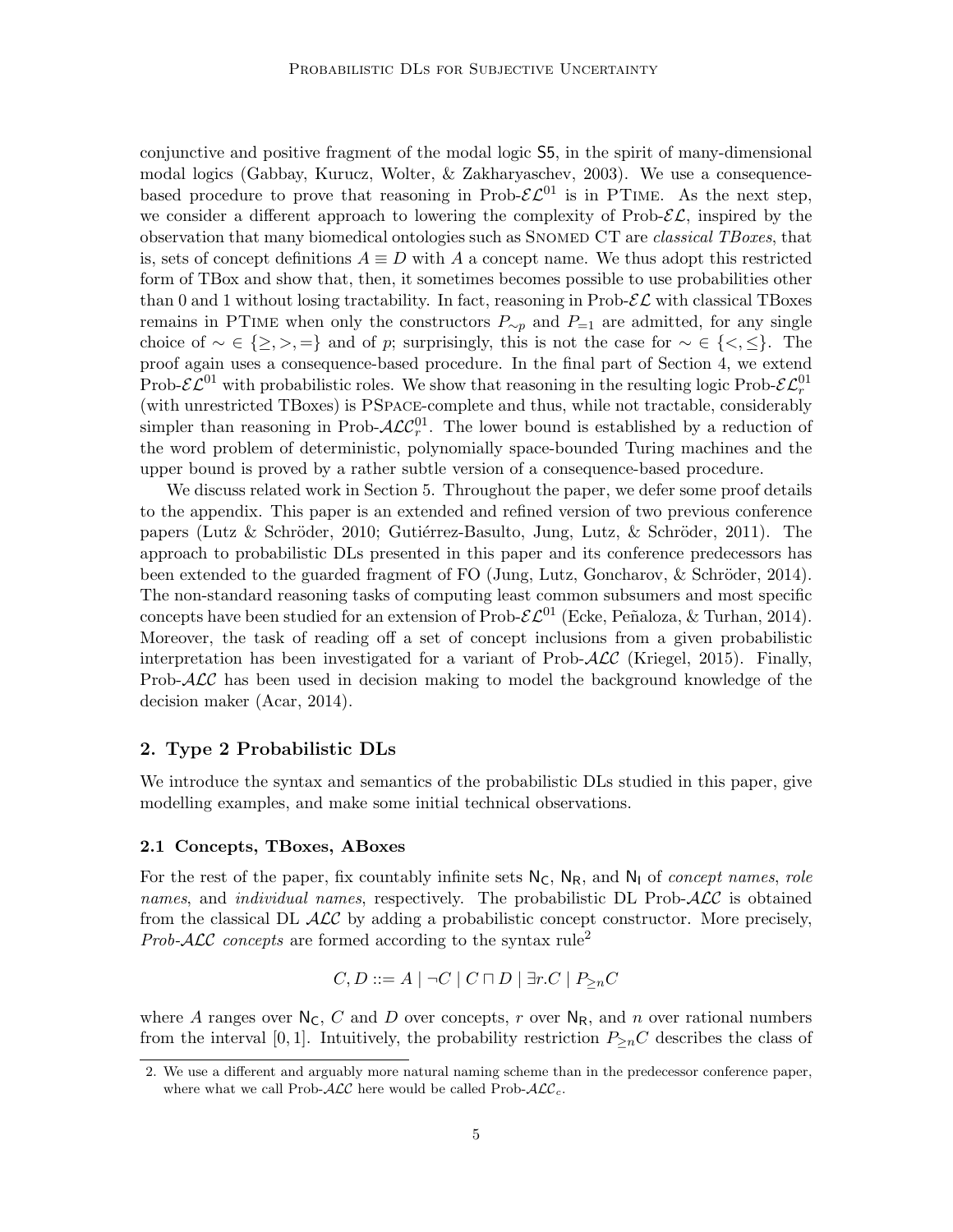conjunctive and positive fragment of the modal logic S5, in the spirit of many-dimensional modal logics (Gabbay, Kurucz, Wolter, & Zakharyaschev, 2003). We use a consequence-based procedure to prove that reasoning in Prob-$\mathcal{EL}^{01}$ is in PTime. As the next step, we consider a different approach to lowering the complexity of Prob-$\mathcal{EL}$, inspired by the observation that many biomedical ontologies such as Snomed CT are *classical TBoxes*, that is, sets of concept definitions $A \equiv D$ with $A$ a concept name. We thus adopt this restricted form of TBox and show that, then, it sometimes becomes possible to use probabilities other than 0 and 1 without losing tractability. In fact, reasoning in Prob-$\mathcal{EL}$ with classical TBoxes remains in PTime when only the constructors $P_{\sim p}$ and $P_{=1}$ are admitted, for any single choice of $\sim \in \{\geq, >, =\}$ and of $p$; surprisingly, this is not the case for $\sim \in \{<, \leq\}$. The proof again uses a consequence-based procedure. In the final part of Section 4, we extend Prob-$\mathcal{EL}^{01}$ with probabilistic roles. We show that reasoning in the resulting logic Prob-$\mathcal{EL}^{01}_r$ (with unrestricted TBoxes) is PSpace-complete and thus, while not tractable, considerably simpler than reasoning in Prob-$\mathcal{ALC}^{01}_r$. The lower bound is established by a reduction of the word problem of deterministic, polynomially space-bounded Turing machines and the upper bound is proved by a rather subtle version of a consequence-based procedure.

We discuss related work in Section 5. Throughout the paper, we defer some proof details to the appendix. This paper is an extended and refined version of two previous conference papers (Lutz & Schröder, 2010; Gutiérrez-Basulto, Jung, Lutz, & Schröder, 2011). The approach to probabilistic DLs presented in this paper and its conference predecessors has been extended to the guarded fragment of FO (Jung, Lutz, Goncharov, & Schröder, 2014). The non-standard reasoning tasks of computing least common subsumers and most specific concepts have been studied for an extension of Prob-$\mathcal{EL}^{01}$ (Ecke, Peñaloza, & Turhan, 2014). Moreover, the task of reading off a set of concept inclusions from a given probabilistic interpretation has been investigated for a variant of Prob-$\mathcal{ALC}$ (Kriegel, 2015). Finally, Prob-$\mathcal{ALC}$ has been used in decision making to model the background knowledge of the decision maker (Acar, 2014).

## 2. Type 2 Probabilistic DLs

We introduce the syntax and semantics of the probabilistic DLs studied in this paper, give modelling examples, and make some initial technical observations.

### 2.1 Concepts, TBoxes, ABoxes

For the rest of the paper, fix countably infinite sets $\mathsf{N_C}$, $\mathsf{N_R}$, and $\mathsf{N_I}$ of *concept names*, *role names*, and *individual names*, respectively. The probabilistic DL Prob-$\mathcal{ALC}$ is obtained from the classical DL $\mathcal{ALC}$ by adding a probabilistic concept constructor. More precisely, *Prob-$\mathcal{ALC}$ concepts* are formed according to the syntax rule[2]

$$C, D ::= A \mid \neg C \mid C \sqcap D \mid \exists r.C \mid P_{\geq n}C$$

where $A$ ranges over $\mathsf{N_C}$, $C$ and $D$ over concepts, $r$ over $\mathsf{N_R}$, and $n$ over rational numbers from the interval $[0, 1]$. Intuitively, the probability restriction $P_{\geq n}C$ describes the class of

2. We use a different and arguably more natural naming scheme than in the predecessor conference paper, where what we call Prob-$\mathcal{ALC}$ here would be called Prob-$\mathcal{ALC}_c$.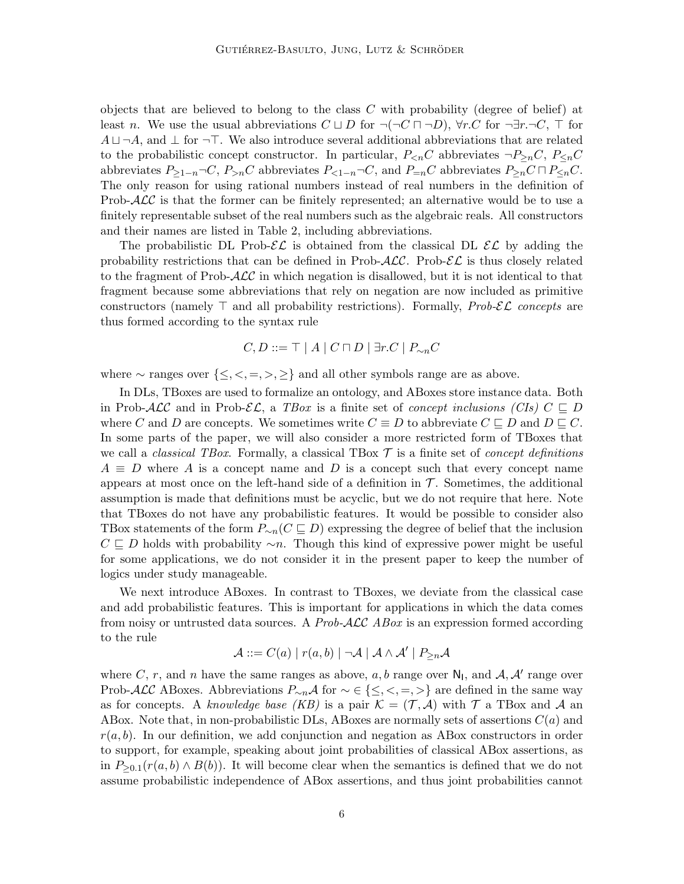objects that are believed to belong to the class $C$ with probability (degree of belief) at least $n$. We use the usual abbreviations $C \sqcup D$ for $\neg(\neg C \sqcap \neg D)$, $\forall r.C$ for $\neg\exists r.\neg C$, $\top$ for $A \sqcup \neg A$, and $\bot$ for $\neg\top$. We also introduce several additional abbreviations that are related to the probabilistic concept constructor. In particular, $P_{<n}C$ abbreviates $\neg P_{\geq n}C$, $P_{\leq n}C$ abbreviates $P_{\geq 1-n}\neg C$, $P_{>n}C$ abbreviates $P_{<1-n}\neg C$, and $P_{=n}C$ abbreviates $P_{\geq n}C \sqcap P_{\leq n}C$. The only reason for using rational numbers instead of real numbers in the definition of Prob-$\mathcal{ALC}$ is that the former can be finitely represented; an alternative would be to use a finitely representable subset of the real numbers such as the algebraic reals. All constructors and their names are listed in Table 2, including abbreviations.

The probabilistic DL Prob-$\mathcal{EL}$ is obtained from the classical DL $\mathcal{EL}$ by adding the probability restrictions that can be defined in Prob-$\mathcal{ALC}$. Prob-$\mathcal{EL}$ is thus closely related to the fragment of Prob-$\mathcal{ALC}$ in which negation is disallowed, but it is not identical to that fragment because some abbreviations that rely on negation are now included as primitive constructors (namely $\top$ and all probability restrictions). Formally, *Prob-$\mathcal{EL}$ concepts* are thus formed according to the syntax rule

$$C, D ::= \top \mid A \mid C \sqcap D \mid \exists r.C \mid P_{\sim n}C$$

where $\sim$ ranges over $\{\leq, <, =, >, \geq\}$ and all other symbols range are as above.

In DLs, TBoxes are used to formalize an ontology, and ABoxes store instance data. Both in Prob-$\mathcal{ALC}$ and in Prob-$\mathcal{EL}$, a *TBox* is a finite set of *concept inclusions (CIs)* $C \sqsubseteq D$ where $C$ and $D$ are concepts. We sometimes write $C \equiv D$ to abbreviate $C \sqsubseteq D$ and $D \sqsubseteq C$. In some parts of the paper, we will also consider a more restricted form of TBoxes that we call a *classical TBox*. Formally, a classical TBox $\mathcal{T}$ is a finite set of *concept definitions* $A \equiv D$ where $A$ is a concept name and $D$ is a concept such that every concept name appears at most once on the left-hand side of a definition in $\mathcal{T}$. Sometimes, the additional assumption is made that definitions must be acyclic, but we do not require that here. Note that TBoxes do not have any probabilistic features. It would be possible to consider also TBox statements of the form $P_{\sim n}(C \sqsubseteq D)$ expressing the degree of belief that the inclusion $C \sqsubseteq D$ holds with probability $\sim n$. Though this kind of expressive power might be useful for some applications, we do not consider it in the present paper to keep the number of logics under study manageable.

We next introduce ABoxes. In contrast to TBoxes, we deviate from the classical case and add probabilistic features. This is important for applications in which the data comes from noisy or untrusted data sources. A *Prob-$\mathcal{ALC}$ ABox* is an expression formed according to the rule

$$\mathcal{A} ::= C(a) \mid r(a, b) \mid \neg\mathcal{A} \mid \mathcal{A} \wedge \mathcal{A}' \mid P_{\geq n}\mathcal{A}$$

where $C$, $r$, and $n$ have the same ranges as above, $a, b$ range over $\mathsf{N_I}$, and $\mathcal{A}, \mathcal{A}'$ range over Prob-$\mathcal{ALC}$ ABoxes. Abbreviations $P_{\sim n}\mathcal{A}$ for $\sim \in \{\leq, <, =, >\}$ are defined in the same way as for concepts. A *knowledge base (KB)* is a pair $\mathcal{K} = (\mathcal{T}, \mathcal{A})$ with $\mathcal{T}$ a TBox and $\mathcal{A}$ an ABox. Note that, in non-probabilistic DLs, ABoxes are normally sets of assertions $C(a)$ and $r(a, b)$. In our definition, we add conjunction and negation as ABox constructors in order to support, for example, speaking about joint probabilities of classical ABox assertions, as in $P_{\geq 0.1}(r(a, b) \wedge B(b))$. It will become clear when the semantics is defined that we do not assume probabilistic independence of ABox assertions, and thus joint probabilities cannot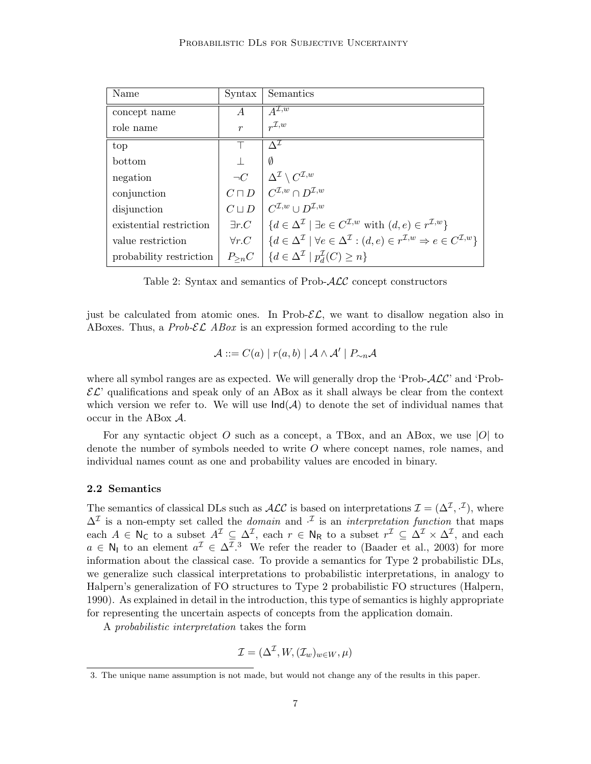| Name | Syntax | Semantics |
|---|---|---|
| concept name | $A$ | $A^{\mathcal{I},w}$ |
| role name | $r$ | $r^{\mathcal{I},w}$ |
| top | $\top$ | $\Delta^{\mathcal{I}}$ |
| bottom | $\bot$ | $\emptyset$ |
| negation | $\neg C$ | $\Delta^{\mathcal{I}} \setminus C^{\mathcal{I},w}$ |
| conjunction | $C \sqcap D$ | $C^{\mathcal{I},w} \cap D^{\mathcal{I},w}$ |
| disjunction | $C \sqcup D$ | $C^{\mathcal{I},w} \cup D^{\mathcal{I},w}$ |
| existential restriction | $\exists r.C$ | $\{d \in \Delta^{\mathcal{I}} \mid \exists e \in C^{\mathcal{I},w} \text{ with } (d,e) \in r^{\mathcal{I},w}\}$ |
| value restriction | $\forall r.C$ | $\{d \in \Delta^{\mathcal{I}} \mid \forall e \in \Delta^{\mathcal{I}} : (d,e) \in r^{\mathcal{I},w} \Rightarrow e \in C^{\mathcal{I},w}\}$ |
| probability restriction | $P_{\geq n}C$ | $\{d \in \Delta^{\mathcal{I}} \mid p_d^{\mathcal{I}}(C) \geq n\}$ |

Table 2: Syntax and semantics of Prob-$\mathcal{ALC}$ concept constructors

just be calculated from atomic ones. In Prob-$\mathcal{EL}$, we want to disallow negation also in ABoxes. Thus, a *Prob-$\mathcal{EL}$ ABox* is an expression formed according to the rule

$$\mathcal{A} ::= C(a) \mid r(a,b) \mid \mathcal{A} \wedge \mathcal{A}' \mid P_{\sim n}\mathcal{A}$$

where all symbol ranges are as expected. We will generally drop the 'Prob-$\mathcal{ALC}$' and 'Prob-$\mathcal{EL}$' qualifications and speak only of an ABox as it shall always be clear from the context which version we refer to. We will use $\mathsf{Ind}(\mathcal{A})$ to denote the set of individual names that occur in the ABox $\mathcal{A}$.

For any syntactic object $O$ such as a concept, a TBox, and an ABox, we use $|O|$ to denote the number of symbols needed to write $O$ where concept names, role names, and individual names count as one and probability values are encoded in binary.

### 2.2 Semantics

The semantics of classical DLs such as $\mathcal{ALC}$ is based on interpretations $\mathcal{I} = (\Delta^{\mathcal{I}}, \cdot^{\mathcal{I}})$, where $\Delta^{\mathcal{I}}$ is a non-empty set called the *domain* and $\cdot^{\mathcal{I}}$ is an *interpretation function* that maps each $A \in \mathsf{N_C}$ to a subset $A^{\mathcal{I}} \subseteq \Delta^{\mathcal{I}}$, each $r \in \mathsf{N_R}$ to a subset $r^{\mathcal{I}} \subseteq \Delta^{\mathcal{I}} \times \Delta^{\mathcal{I}}$, and each $a \in \mathsf{N_I}$ to an element $a^{\mathcal{I}} \in \Delta^{\mathcal{I}}$.[3] We refer the reader to (Baader et al., 2003) for more information about the classical case. To provide a semantics for Type 2 probabilistic DLs, we generalize such classical interpretations to probabilistic interpretations, in analogy to Halpern's generalization of FO structures to Type 2 probabilistic FO structures (Halpern, 1990). As explained in detail in the introduction, this type of semantics is highly appropriate for representing the uncertain aspects of concepts from the application domain.

A *probabilistic interpretation* takes the form

$$\mathcal{I} = (\Delta^{\mathcal{I}}, W, (\mathcal{I}_w)_{w \in W}, \mu)$$

3. The unique name assumption is not made, but would not change any of the results in this paper.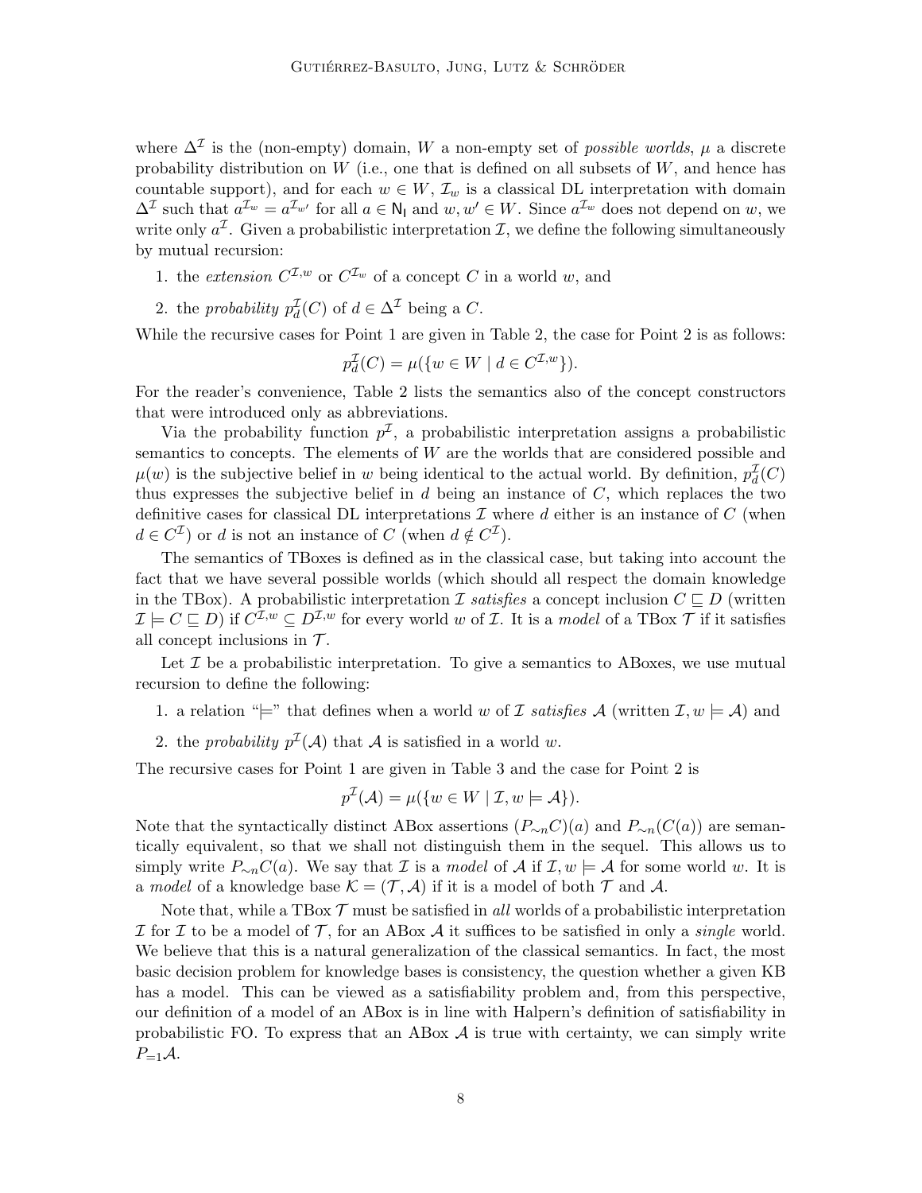where $\Delta^{\mathcal{I}}$ is the (non-empty) domain, $W$ a non-empty set of *possible worlds*, $\mu$ a discrete probability distribution on $W$ (i.e., one that is defined on all subsets of $W$, and hence has countable support), and for each $w \in W$, $\mathcal{I}_w$ is a classical DL interpretation with domain $\Delta^{\mathcal{I}}$ such that $a^{\mathcal{I}_w} = a^{\mathcal{I}_{w'}}$ for all $a \in \mathsf{N_I}$ and $w, w' \in W$. Since $a^{\mathcal{I}_w}$ does not depend on $w$, we write only $a^{\mathcal{I}}$. Given a probabilistic interpretation $\mathcal{I}$, we define the following simultaneously by mutual recursion:

1. the *extension* $C^{\mathcal{I},w}$ or $C^{\mathcal{I}_w}$ of a concept $C$ in a world $w$, and
2. the *probability* $p^{\mathcal{I}}_d(C)$ of $d \in \Delta^{\mathcal{I}}$ being a $C$.

While the recursive cases for Point 1 are given in Table 2, the case for Point 2 is as follows:

$$p^{\mathcal{I}}_d(C) = \mu(\{w \in W \mid d \in C^{\mathcal{I},w}\}).$$

For the reader's convenience, Table 2 lists the semantics also of the concept constructors that were introduced only as abbreviations.

Via the probability function $p^{\mathcal{I}}$, a probabilistic interpretation assigns a probabilistic semantics to concepts. The elements of $W$ are the worlds that are considered possible and $\mu(w)$ is the subjective belief in $w$ being identical to the actual world. By definition, $p^{\mathcal{I}}_d(C)$ thus expresses the subjective belief in $d$ being an instance of $C$, which replaces the two definitive cases for classical DL interpretations $\mathcal{I}$ where $d$ either is an instance of $C$ (when $d \in C^{\mathcal{I}}$) or $d$ is not an instance of $C$ (when $d \notin C^{\mathcal{I}}$).

The semantics of TBoxes is defined as in the classical case, but taking into account the fact that we have several possible worlds (which should all respect the domain knowledge in the TBox). A probabilistic interpretation $\mathcal{I}$ *satisfies* a concept inclusion $C \sqsubseteq D$ (written $\mathcal{I} \models C \sqsubseteq D$) if $C^{\mathcal{I},w} \subseteq D^{\mathcal{I},w}$ for every world $w$ of $\mathcal{I}$. It is a *model* of a TBox $\mathcal{T}$ if it satisfies all concept inclusions in $\mathcal{T}$.

Let $\mathcal{I}$ be a probabilistic interpretation. To give a semantics to ABoxes, we use mutual recursion to define the following:

1. a relation "$\models$" that defines when a world $w$ of $\mathcal{I}$ *satisfies* $\mathcal{A}$ (written $\mathcal{I}, w \models \mathcal{A}$) and
2. the *probability* $p^{\mathcal{I}}(\mathcal{A})$ that $\mathcal{A}$ is satisfied in a world $w$.

The recursive cases for Point 1 are given in Table 3 and the case for Point 2 is

$$p^{\mathcal{I}}(\mathcal{A}) = \mu(\{w \in W \mid \mathcal{I}, w \models \mathcal{A}\}).$$

Note that the syntactically distinct ABox assertions $(P_{\sim n}C)(a)$ and $P_{\sim n}(C(a))$ are semantically equivalent, so that we shall not distinguish them in the sequel. This allows us to simply write $P_{\sim n}C(a)$. We say that $\mathcal{I}$ is a *model* of $\mathcal{A}$ if $\mathcal{I}, w \models \mathcal{A}$ for some world $w$. It is a *model* of a knowledge base $\mathcal{K} = (\mathcal{T}, \mathcal{A})$ if it is a model of both $\mathcal{T}$ and $\mathcal{A}$.

Note that, while a TBox $\mathcal{T}$ must be satisfied in *all* worlds of a probabilistic interpretation $\mathcal{I}$ for $\mathcal{I}$ to be a model of $\mathcal{T}$, for an ABox $\mathcal{A}$ it suffices to be satisfied in only a *single* world. We believe that this is a natural generalization of the classical semantics. In fact, the most basic decision problem for knowledge bases is consistency, the question whether a given KB has a model. This can be viewed as a satisfiability problem and, from this perspective, our definition of a model of an ABox is in line with Halpern's definition of satisfiability in probabilistic FO. To express that an ABox $\mathcal{A}$ is true with certainty, we can simply write $P_{=1}\mathcal{A}$.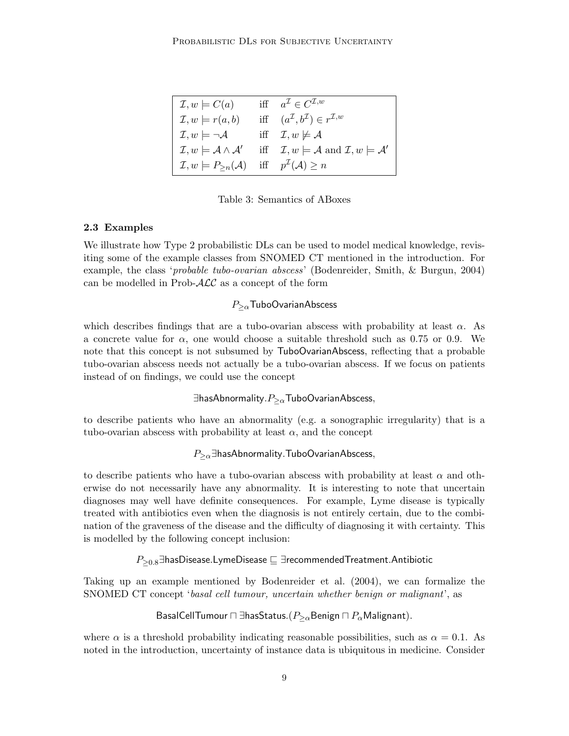| | | |
|---|---|---|
| $\mathcal{I}, w \models C(a)$ | iff | $a^{\mathcal{I}} \in C^{\mathcal{I},w}$ |
| $\mathcal{I}, w \models r(a,b)$ | iff | $(a^{\mathcal{I}}, b^{\mathcal{I}}) \in r^{\mathcal{I},w}$ |
| $\mathcal{I}, w \models \neg\mathcal{A}$ | iff | $\mathcal{I}, w \not\models \mathcal{A}$ |
| $\mathcal{I}, w \models \mathcal{A} \wedge \mathcal{A}'$ | iff | $\mathcal{I}, w \models \mathcal{A}$ and $\mathcal{I}, w \models \mathcal{A}'$ |
| $\mathcal{I}, w \models P_{\geq n}(\mathcal{A})$ | iff | $p^{\mathcal{I}}(\mathcal{A}) \geq n$ |

Table 3: Semantics of ABoxes

### 2.3 Examples

We illustrate how Type 2 probabilistic DLs can be used to model medical knowledge, revisiting some of the example classes from SNOMED CT mentioned in the introduction. For example, the class '*probable tubo-ovarian abscess*' (Bodenreider, Smith, & Burgun, 2004) can be modelled in Prob-$\mathcal{ALC}$ as a concept of the form

$$P_{\geq\alpha}\mathsf{TuboOvarianAbscess}$$

which describes findings that are a tubo-ovarian abscess with probability at least $\alpha$. As a concrete value for $\alpha$, one would choose a suitable threshold such as 0.75 or 0.9. We note that this concept is not subsumed by TuboOvarianAbscess, reflecting that a probable tubo-ovarian abscess needs not actually be a tubo-ovarian abscess. If we focus on patients instead of on findings, we could use the concept

$$\exists\mathsf{hasAbnormality}.P_{\geq\alpha}\mathsf{TuboOvarianAbscess},$$

to describe patients who have an abnormality (e.g. a sonographic irregularity) that is a tubo-ovarian abscess with probability at least $\alpha$, and the concept

$$P_{\geq\alpha}\exists\mathsf{hasAbnormality}.\mathsf{TuboOvarianAbscess},$$

to describe patients who have a tubo-ovarian abscess with probability at least $\alpha$ and otherwise do not necessarily have any abnormality. It is interesting to note that uncertain diagnoses may well have definite consequences. For example, Lyme disease is typically treated with antibiotics even when the diagnosis is not entirely certain, due to the combination of the graveness of the disease and the difficulty of diagnosing it with certainty. This is modelled by the following concept inclusion:

$$P_{\geq 0.8}\exists\mathsf{hasDisease}.\mathsf{LymeDisease} \sqsubseteq \exists\mathsf{recommendedTreatment}.\mathsf{Antibiotic}$$

Taking up an example mentioned by Bodenreider et al. (2004), we can formalize the SNOMED CT concept '*basal cell tumour, uncertain whether benign or malignant*', as

$$\mathsf{BasalCellTumour} \sqcap \exists\mathsf{hasStatus}.(P_{\geq\alpha}\mathsf{Benign} \sqcap P_{\alpha}\mathsf{Malignant}).$$

where $\alpha$ is a threshold probability indicating reasonable possibilities, such as $\alpha = 0.1$. As noted in the introduction, uncertainty of instance data is ubiquitous in medicine. Consider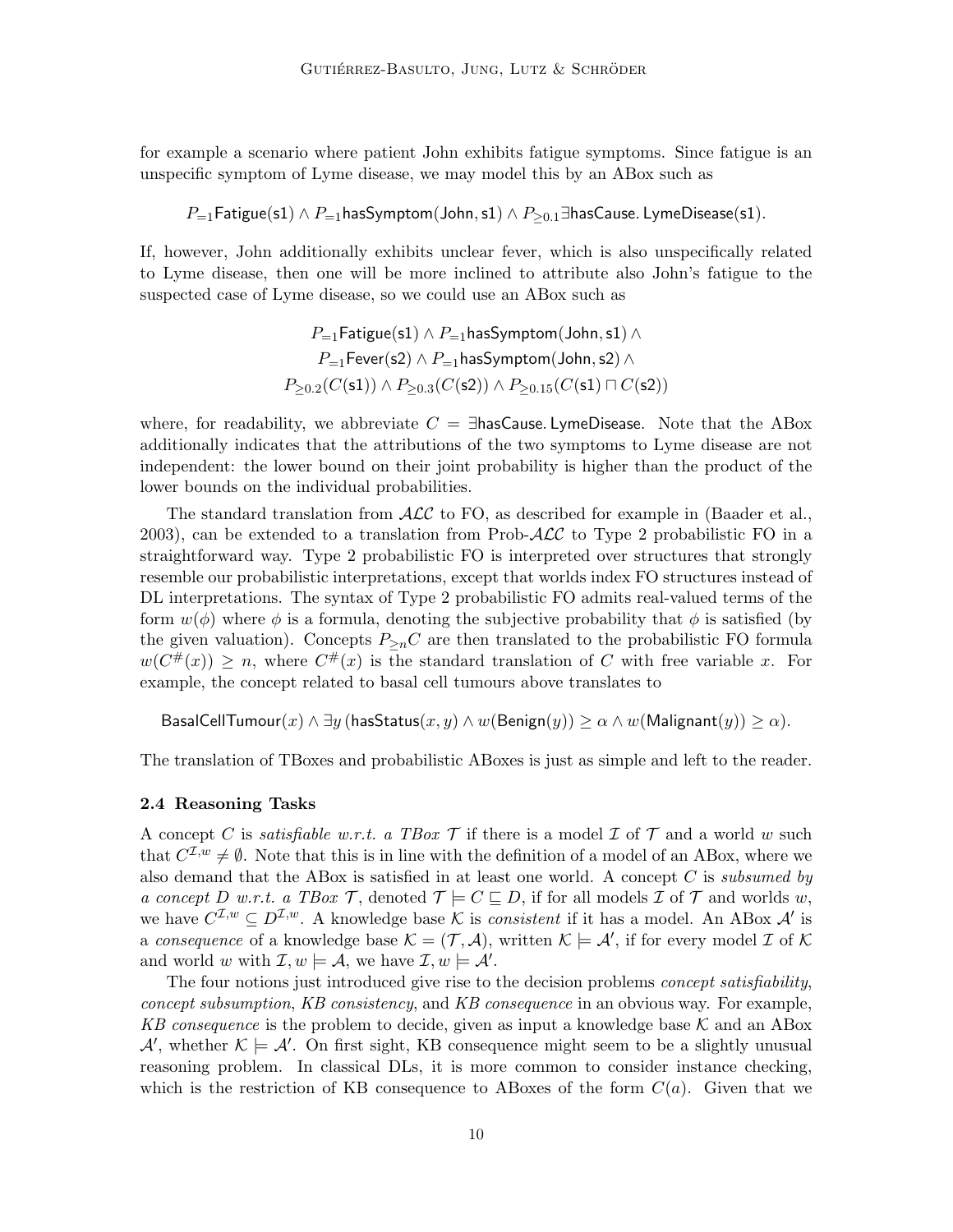for example a scenario where patient John exhibits fatigue symptoms. Since fatigue is an unspecific symptom of Lyme disease, we may model this by an ABox such as

$$P_{=1}\mathsf{Fatigue}(\mathsf{s1}) \wedge P_{=1}\mathsf{hasSymptom}(\mathsf{John},\mathsf{s1}) \wedge P_{\geq 0.1}\exists \mathsf{hasCause}.\,\mathsf{LymeDisease}(\mathsf{s1}).$$

If, however, John additionally exhibits unclear fever, which is also unspecifically related to Lyme disease, then one will be more inclined to attribute also John's fatigue to the suspected case of Lyme disease, so we could use an ABox such as

$$\begin{gathered} P_{=1}\mathsf{Fatigue}(\mathsf{s1}) \wedge P_{=1}\mathsf{hasSymptom}(\mathsf{John},\mathsf{s1}) \wedge \\ P_{=1}\mathsf{Fever}(\mathsf{s2}) \wedge P_{=1}\mathsf{hasSymptom}(\mathsf{John},\mathsf{s2}) \wedge \\ P_{\geq 0.2}(C(\mathsf{s1})) \wedge P_{\geq 0.3}(C(\mathsf{s2})) \wedge P_{\geq 0.15}(C(\mathsf{s1}) \sqcap C(\mathsf{s2})) \end{gathered}$$

where, for readability, we abbreviate $C = \exists\mathsf{hasCause}.\,\mathsf{LymeDisease}$. Note that the ABox additionally indicates that the attributions of the two symptoms to Lyme disease are not independent: the lower bound on their joint probability is higher than the product of the lower bounds on the individual probabilities.

The standard translation from $\mathcal{ALC}$ to FO, as described for example in (Baader et al., 2003), can be extended to a translation from Prob-$\mathcal{ALC}$ to Type 2 probabilistic FO in a straightforward way. Type 2 probabilistic FO is interpreted over structures that strongly resemble our probabilistic interpretations, except that worlds index FO structures instead of DL interpretations. The syntax of Type 2 probabilistic FO admits real-valued terms of the form $w(\phi)$ where $\phi$ is a formula, denoting the subjective probability that $\phi$ is satisfied (by the given valuation). Concepts $P_{\geq n}C$ are then translated to the probabilistic FO formula $w(C^{\#}(x)) \geq n$, where $C^{\#}(x)$ is the standard translation of $C$ with free variable $x$. For example, the concept related to basal cell tumours above translates to

$$\mathsf{BasalCellTumour}(x) \wedge \exists y\,(\mathsf{hasStatus}(x,y) \wedge w(\mathsf{Benign}(y)) \geq \alpha \wedge w(\mathsf{Malignant}(y)) \geq \alpha).$$

The translation of TBoxes and probabilistic ABoxes is just as simple and left to the reader.

### 2.4 Reasoning Tasks

A concept $C$ is *satisfiable w.r.t. a TBox* $\mathcal{T}$ if there is a model $\mathcal{I}$ of $\mathcal{T}$ and a world $w$ such that $C^{\mathcal{I},w} \neq \emptyset$. Note that this is in line with the definition of a model of an ABox, where we also demand that the ABox is satisfied in at least one world. A concept $C$ is *subsumed by a concept $D$ w.r.t. a TBox* $\mathcal{T}$, denoted $\mathcal{T} \models C \sqsubseteq D$, if for all models $\mathcal{I}$ of $\mathcal{T}$ and worlds $w$, we have $C^{\mathcal{I},w} \subseteq D^{\mathcal{I},w}$. A knowledge base $\mathcal{K}$ is *consistent* if it has a model. An ABox $\mathcal{A}'$ is a *consequence* of a knowledge base $\mathcal{K} = (\mathcal{T},\mathcal{A})$, written $\mathcal{K} \models \mathcal{A}'$, if for every model $\mathcal{I}$ of $\mathcal{K}$ and world $w$ with $\mathcal{I}, w \models \mathcal{A}$, we have $\mathcal{I}, w \models \mathcal{A}'$.

The four notions just introduced give rise to the decision problems *concept satisfiability*, *concept subsumption*, *KB consistency*, and *KB consequence* in an obvious way. For example, *KB consequence* is the problem to decide, given as input a knowledge base $\mathcal{K}$ and an ABox $\mathcal{A}'$, whether $\mathcal{K} \models \mathcal{A}'$. On first sight, KB consequence might seem to be a slightly unusual reasoning problem. In classical DLs, it is more common to consider instance checking, which is the restriction of KB consequence to ABoxes of the form $C(a)$. Given that we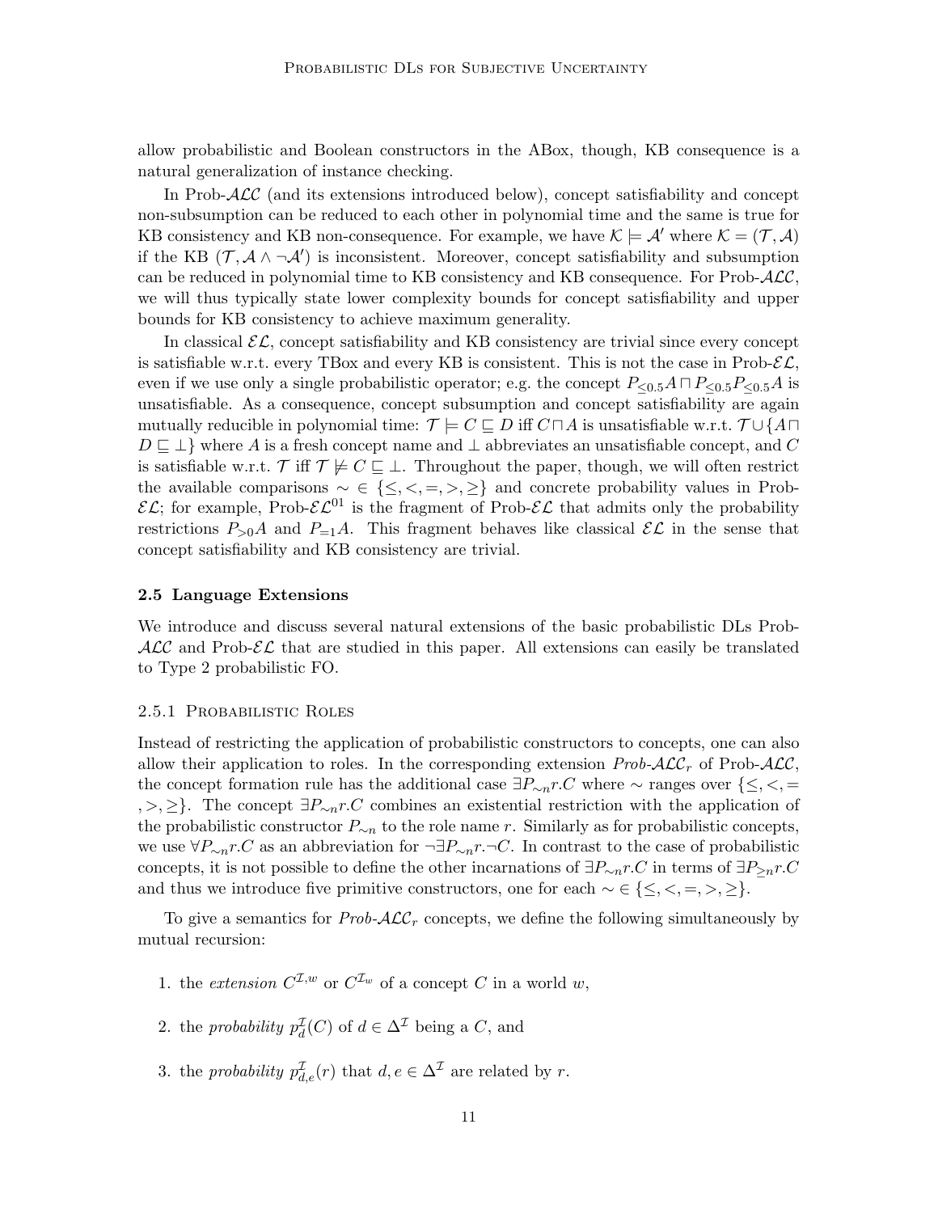allow probabilistic and Boolean constructors in the ABox, though, KB consequence is a natural generalization of instance checking.

In Prob-$\mathcal{ALC}$ (and its extensions introduced below), concept satisfiability and concept non-subsumption can be reduced to each other in polynomial time and the same is true for KB consistency and KB non-consequence. For example, we have $\mathcal{K} \models \mathcal{A}'$ where $\mathcal{K} = (\mathcal{T}, \mathcal{A})$ if the KB $(\mathcal{T}, \mathcal{A} \wedge \neg\mathcal{A}')$ is inconsistent. Moreover, concept satisfiability and subsumption can be reduced in polynomial time to KB consistency and KB consequence. For Prob-$\mathcal{ALC}$, we will thus typically state lower complexity bounds for concept satisfiability and upper bounds for KB consistency to achieve maximum generality.

In classical $\mathcal{EL}$, concept satisfiability and KB consistency are trivial since every concept is satisfiable w.r.t. every TBox and every KB is consistent. This is not the case in Prob-$\mathcal{EL}$, even if we use only a single probabilistic operator; e.g. the concept $P_{\leq 0.5}A \sqcap P_{\leq 0.5}P_{\leq 0.5}A$ is unsatisfiable. As a consequence, concept subsumption and concept satisfiability are again mutually reducible in polynomial time: $\mathcal{T} \models C \sqsubseteq D$ iff $C \sqcap A$ is unsatisfiable w.r.t. $\mathcal{T} \cup \{A \sqcap D \sqsubseteq \bot\}$ where $A$ is a fresh concept name and $\bot$ abbreviates an unsatisfiable concept, and $C$ is satisfiable w.r.t. $\mathcal{T}$ iff $\mathcal{T} \not\models C \sqsubseteq \bot$. Throughout the paper, though, we will often restrict the available comparisons $\sim \in \{\leq, <, =, >, \geq\}$ and concrete probability values in Prob-$\mathcal{EL}$; for example, Prob-$\mathcal{EL}^{01}$ is the fragment of Prob-$\mathcal{EL}$ that admits only the probability restrictions $P_{>0}A$ and $P_{=1}A$. This fragment behaves like classical $\mathcal{EL}$ in the sense that concept satisfiability and KB consistency are trivial.

### 2.5 Language Extensions

We introduce and discuss several natural extensions of the basic probabilistic DLs Prob-$\mathcal{ALC}$ and Prob-$\mathcal{EL}$ that are studied in this paper. All extensions can easily be translated to Type 2 probabilistic FO.

#### 2.5.1 Probabilistic Roles

Instead of restricting the application of probabilistic constructors to concepts, one can also allow their application to roles. In the corresponding extension *Prob-*$\mathcal{ALC}_r$ of Prob-$\mathcal{ALC}$, the concept formation rule has the additional case $\exists P_{\sim n} r.C$ where $\sim$ ranges over $\{\leq, <, =, >, \geq\}$. The concept $\exists P_{\sim n} r.C$ combines an existential restriction with the application of the probabilistic constructor $P_{\sim n}$ to the role name $r$. Similarly as for probabilistic concepts, we use $\forall P_{\sim n} r.C$ as an abbreviation for $\neg\exists P_{\sim n} r.\neg C$. In contrast to the case of probabilistic concepts, it is not possible to define the other incarnations of $\exists P_{\sim n} r.C$ in terms of $\exists P_{\geq n} r.C$ and thus we introduce five primitive constructors, one for each $\sim \in \{\leq, <, =, >, \geq\}$.

To give a semantics for *Prob-*$\mathcal{ALC}_r$ concepts, we define the following simultaneously by mutual recursion:

1. the *extension* $C^{\mathcal{I},w}$ or $C^{\mathcal{I}_w}$ of a concept $C$ in a world $w$,
2. the *probability* $p_d^{\mathcal{I}}(C)$ of $d \in \Delta^{\mathcal{I}}$ being a $C$, and
3. the *probability* $p_{d,e}^{\mathcal{I}}(r)$ that $d, e \in \Delta^{\mathcal{I}}$ are related by $r$.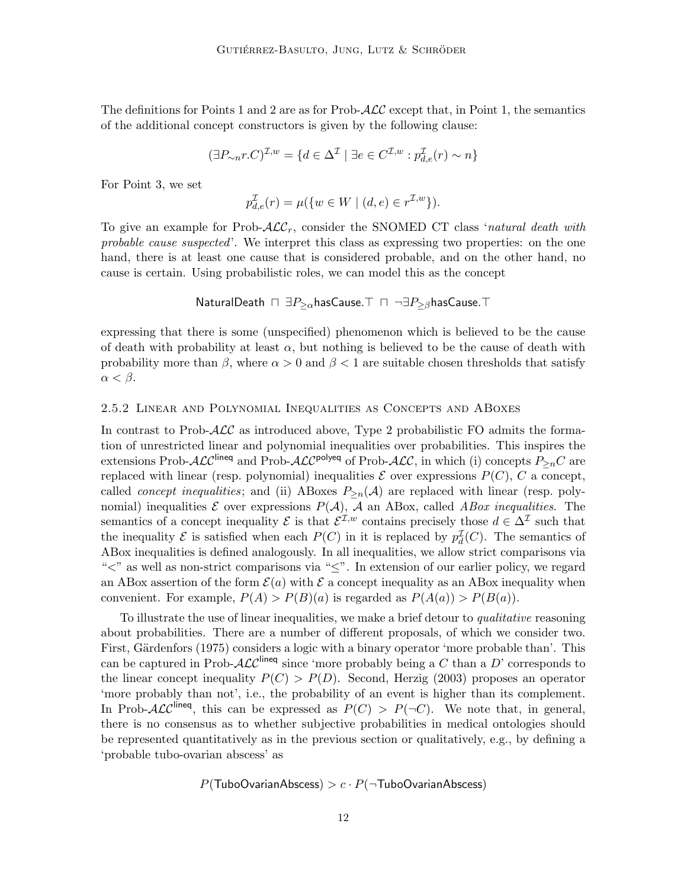The definitions for Points 1 and 2 are as for Prob-$\mathcal{ALC}$ except that, in Point 1, the semantics of the additional concept constructors is given by the following clause:

$$(\exists P_{\sim n} r.C)^{\mathcal{I},w} = \{d \in \Delta^{\mathcal{I}} \mid \exists e \in C^{\mathcal{I},w} : p^{\mathcal{I}}_{d,e}(r) \sim n\}$$

For Point 3, we set

$$p^{\mathcal{I}}_{d,e}(r) = \mu(\{w \in W \mid (d,e) \in r^{\mathcal{I},w}\}).$$

To give an example for Prob-$\mathcal{ALC}_r$, consider the SNOMED CT class '*natural death with probable cause suspected*'. We interpret this class as expressing two properties: on the one hand, there is at least one cause that is considered probable, and on the other hand, no cause is certain. Using probabilistic roles, we can model this as the concept

$$\mathsf{NaturalDeath} \sqcap \exists P_{\geq\alpha}\mathsf{hasCause}.\top \sqcap \neg\exists P_{\geq\beta}\mathsf{hasCause}.\top$$

expressing that there is some (unspecified) phenomenon which is believed to be the cause of death with probability at least $\alpha$, but nothing is believed to be the cause of death with probability more than $\beta$, where $\alpha > 0$ and $\beta < 1$ are suitable chosen thresholds that satisfy $\alpha < \beta$.

### 2.5.2 Linear and Polynomial Inequalities as Concepts and ABoxes

In contrast to Prob-$\mathcal{ALC}$ as introduced above, Type 2 probabilistic FO admits the formation of unrestricted linear and polynomial inequalities over probabilities. This inspires the extensions Prob-$\mathcal{ALC}^{\mathsf{lineq}}$ and Prob-$\mathcal{ALC}^{\mathsf{polyeq}}$ of Prob-$\mathcal{ALC}$, in which (i) concepts $P_{\geq n}C$ are replaced with linear (resp. polynomial) inequalities $\mathcal{E}$ over expressions $P(C)$, $C$ a concept, called *concept inequalities*; and (ii) ABoxes $P_{\geq n}(\mathcal{A})$ are replaced with linear (resp. polynomial) inequalities $\mathcal{E}$ over expressions $P(\mathcal{A})$, $\mathcal{A}$ an ABox, called *ABox inequalities*. The semantics of a concept inequality $\mathcal{E}$ is that $\mathcal{E}^{\mathcal{I},w}$ contains precisely those $d \in \Delta^{\mathcal{I}}$ such that the inequality $\mathcal{E}$ is satisfied when each $P(C)$ in it is replaced by $p^{\mathcal{I}}_d(C)$. The semantics of ABox inequalities is defined analogously. In all inequalities, we allow strict comparisons via "$<$" as well as non-strict comparisons via "$\leq$". In extension of our earlier policy, we regard an ABox assertion of the form $\mathcal{E}(a)$ with $\mathcal{E}$ a concept inequality as an ABox inequality when convenient. For example, $P(A) > P(B)(a)$ is regarded as $P(A(a)) > P(B(a))$.

To illustrate the use of linear inequalities, we make a brief detour to *qualitative* reasoning about probabilities. There are a number of different proposals, of which we consider two. First, Gärdenfors (1975) considers a logic with a binary operator 'more probable than'. This can be captured in Prob-$\mathcal{ALC}^{\mathsf{lineq}}$ since 'more probably being a $C$ than a $D$' corresponds to the linear concept inequality $P(C) > P(D)$. Second, Herzig (2003) proposes an operator 'more probably than not', i.e., the probability of an event is higher than its complement. In Prob-$\mathcal{ALC}^{\mathsf{lineq}}$, this can be expressed as $P(C) > P(\neg C)$. We note that, in general, there is no consensus as to whether subjective probabilities in medical ontologies should be represented quantitatively as in the previous section or qualitatively, e.g., by defining a 'probable tubo-ovarian abscess' as

$$P(\mathsf{TuboOvarianAbscess}) > c \cdot P(\neg\mathsf{TuboOvarianAbscess})$$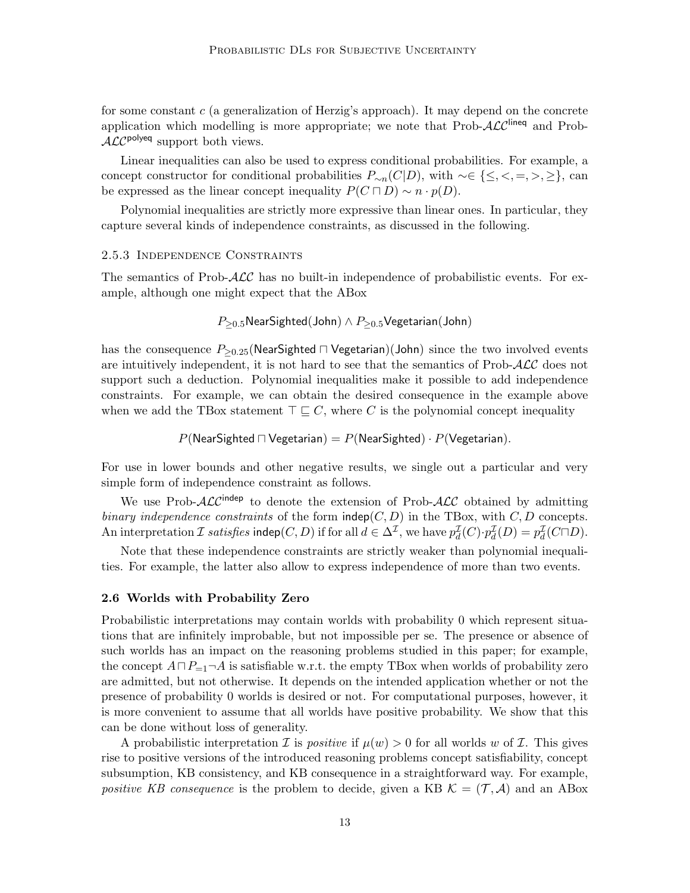for some constant $c$ (a generalization of Herzig's approach). It may depend on the concrete application which modelling is more appropriate; we note that Prob-$\mathcal{ALC}^{\mathsf{lineq}}$ and Prob-$\mathcal{ALC}^{\mathsf{polyeq}}$ support both views.

Linear inequalities can also be used to express conditional probabilities. For example, a concept constructor for conditional probabilities $P_{\sim n}(C|D)$, with $\sim \in \{\leq, <, =, >, \geq\}$, can be expressed as the linear concept inequality $P(C \sqcap D) \sim n \cdot p(D)$.

Polynomial inequalities are strictly more expressive than linear ones. In particular, they capture several kinds of independence constraints, as discussed in the following.

#### 2.5.3 Independence Constraints

The semantics of Prob-$\mathcal{ALC}$ has no built-in independence of probabilistic events. For example, although one might expect that the ABox

$$P_{\geq 0.5}\mathsf{NearSighted}(\mathsf{John}) \wedge P_{\geq 0.5}\mathsf{Vegetarian}(\mathsf{John})$$

has the consequence $P_{\geq 0.25}(\mathsf{NearSighted} \sqcap \mathsf{Vegetarian})(\mathsf{John})$ since the two involved events are intuitively independent, it is not hard to see that the semantics of Prob-$\mathcal{ALC}$ does not support such a deduction. Polynomial inequalities make it possible to add independence constraints. For example, we can obtain the desired consequence in the example above when we add the TBox statement $\top \sqsubseteq C$, where $C$ is the polynomial concept inequality

$$P(\mathsf{NearSighted} \sqcap \mathsf{Vegetarian}) = P(\mathsf{NearSighted}) \cdot P(\mathsf{Vegetarian}).$$

For use in lower bounds and other negative results, we single out a particular and very simple form of independence constraint as follows.

We use Prob-$\mathcal{ALC}^{\mathsf{indep}}$ to denote the extension of Prob-$\mathcal{ALC}$ obtained by admitting *binary independence constraints* of the form $\mathsf{indep}(C, D)$ in the TBox, with $C, D$ concepts. An interpretation $\mathcal{I}$ *satisfies* $\mathsf{indep}(C, D)$ if for all $d \in \Delta^{\mathcal{I}}$, we have $p^{\mathcal{I}}_d(C) \cdot p^{\mathcal{I}}_d(D) = p^{\mathcal{I}}_d(C \sqcap D)$.

Note that these independence constraints are strictly weaker than polynomial inequalities. For example, the latter also allow to express independence of more than two events.

### 2.6 Worlds with Probability Zero

Probabilistic interpretations may contain worlds with probability 0 which represent situations that are infinitely improbable, but not impossible per se. The presence or absence of such worlds has an impact on the reasoning problems studied in this paper; for example, the concept $A \sqcap P_{=1}\neg A$ is satisfiable w.r.t. the empty TBox when worlds of probability zero are admitted, but not otherwise. It depends on the intended application whether or not the presence of probability 0 worlds is desired or not. For computational purposes, however, it is more convenient to assume that all worlds have positive probability. We show that this can be done without loss of generality.

A probabilistic interpretation $\mathcal{I}$ is *positive* if $\mu(w) > 0$ for all worlds $w$ of $\mathcal{I}$. This gives rise to positive versions of the introduced reasoning problems concept satisfiability, concept subsumption, KB consistency, and KB consequence in a straightforward way. For example, *positive KB consequence* is the problem to decide, given a KB $\mathcal{K} = (\mathcal{T}, \mathcal{A})$ and an ABox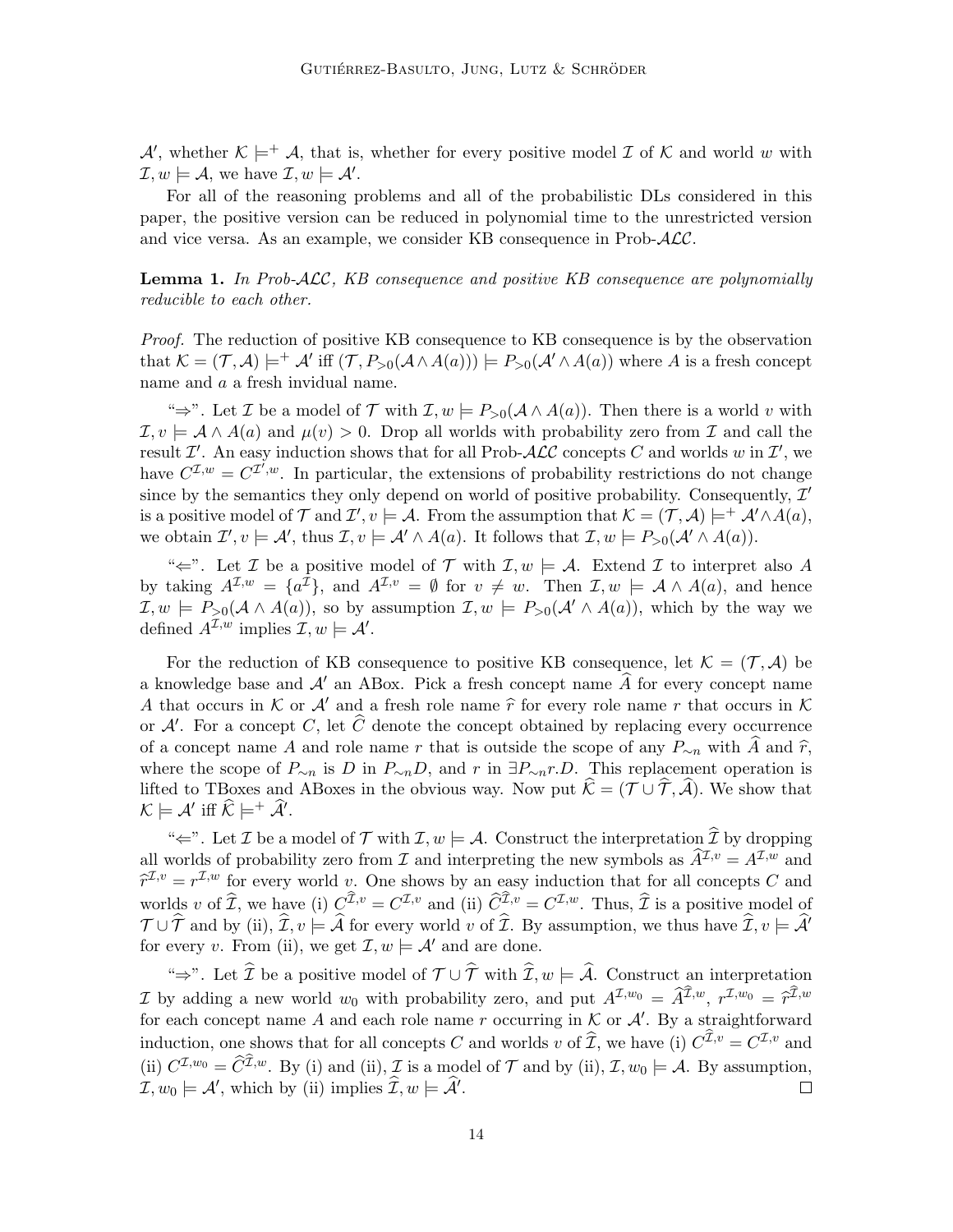$\mathcal{A}'$, whether $\mathcal{K} \models^+ \mathcal{A}$, that is, whether for every positive model $\mathcal{I}$ of $\mathcal{K}$ and world $w$ with $\mathcal{I}, w \models \mathcal{A}$, we have $\mathcal{I}, w \models \mathcal{A}'$.

For all of the reasoning problems and all of the probabilistic DLs considered in this paper, the positive version can be reduced in polynomial time to the unrestricted version and vice versa. As an example, we consider KB consequence in Prob-$\mathcal{ALC}$.

**Lemma 1.** *In Prob-$\mathcal{ALC}$, KB consequence and positive KB consequence are polynomially reducible to each other.*

*Proof.* The reduction of positive KB consequence to KB consequence is by the observation that $\mathcal{K} = (\mathcal{T}, \mathcal{A}) \models^+ \mathcal{A}'$ iff $(\mathcal{T}, P_{>0}(\mathcal{A} \wedge A(a))) \models P_{>0}(\mathcal{A}' \wedge A(a))$ where $A$ is a fresh concept name and $a$ a fresh invidual name.

"$\Rightarrow$". Let $\mathcal{I}$ be a model of $\mathcal{T}$ with $\mathcal{I}, w \models P_{>0}(\mathcal{A} \wedge A(a))$. Then there is a world $v$ with $\mathcal{I}, v \models \mathcal{A} \wedge A(a)$ and $\mu(v) > 0$. Drop all worlds with probability zero from $\mathcal{I}$ and call the result $\mathcal{I}'$. An easy induction shows that for all Prob-$\mathcal{ALC}$ concepts $C$ and worlds $w$ in $\mathcal{I}'$, we have $C^{\mathcal{I},w} = C^{\mathcal{I}',w}$. In particular, the extensions of probability restrictions do not change since by the semantics they only depend on world of positive probability. Consequently, $\mathcal{I}'$ is a positive model of $\mathcal{T}$ and $\mathcal{I}', v \models \mathcal{A}$. From the assumption that $\mathcal{K} = (\mathcal{T}, \mathcal{A}) \models^+ \mathcal{A}' \wedge A(a)$, we obtain $\mathcal{I}', v \models \mathcal{A}'$, thus $\mathcal{I}, v \models \mathcal{A}' \wedge A(a)$. It follows that $\mathcal{I}, w \models P_{>0}(\mathcal{A}' \wedge A(a))$.

"$\Leftarrow$". Let $\mathcal{I}$ be a positive model of $\mathcal{T}$ with $\mathcal{I}, w \models \mathcal{A}$. Extend $\mathcal{I}$ to interpret also $A$ by taking $A^{\mathcal{I},w} = \{a^{\mathcal{I}}\}$, and $A^{\mathcal{I},v} = \emptyset$ for $v \neq w$. Then $\mathcal{I}, w \models \mathcal{A} \wedge A(a)$, and hence $\mathcal{I}, w \models P_{>0}(\mathcal{A} \wedge A(a))$, so by assumption $\mathcal{I}, w \models P_{>0}(\mathcal{A}' \wedge A(a))$, which by the way we defined $A^{\mathcal{I},w}$ implies $\mathcal{I}, w \models \mathcal{A}'$.

For the reduction of KB consequence to positive KB consequence, let $\mathcal{K} = (\mathcal{T}, \mathcal{A})$ be a knowledge base and $\mathcal{A}'$ an ABox. Pick a fresh concept name $\widehat{A}$ for every concept name $A$ that occurs in $\mathcal{K}$ or $\mathcal{A}'$ and a fresh role name $\widehat{r}$ for every role name $r$ that occurs in $\mathcal{K}$ or $\mathcal{A}'$. For a concept $C$, let $\widehat{C}$ denote the concept obtained by replacing every occurrence of a concept name $A$ and role name $r$ that is outside the scope of any $P_{\sim n}$ with $\widehat{A}$ and $\widehat{r}$, where the scope of $P_{\sim n}$ is $D$ in $P_{\sim n}D$, and $r$ in $\exists P_{\sim n}r.D$. This replacement operation is lifted to TBoxes and ABoxes in the obvious way. Now put $\widehat{\mathcal{K}} = (\mathcal{T} \cup \widehat{\mathcal{T}}, \widehat{\mathcal{A}})$. We show that $\mathcal{K} \models \mathcal{A}'$ iff $\widehat{\mathcal{K}} \models^+ \widehat{\mathcal{A}}'$.

"$\Leftarrow$". Let $\mathcal{I}$ be a model of $\mathcal{T}$ with $\mathcal{I}, w \models \mathcal{A}$. Construct the interpretation $\widehat{\mathcal{I}}$ by dropping all worlds of probability zero from $\mathcal{I}$ and interpreting the new symbols as $\widehat{A}^{\mathcal{I},v} = A^{\mathcal{I},w}$ and $\widehat{r}^{\mathcal{I},v} = r^{\mathcal{I},w}$ for every world $v$. One shows by an easy induction that for all concepts $C$ and worlds $v$ of $\widehat{\mathcal{I}}$, we have (i) $C^{\widehat{\mathcal{I}},v} = C^{\mathcal{I},v}$ and (ii) $\widehat{C}^{\widehat{\mathcal{I}},v} = C^{\mathcal{I},w}$. Thus, $\widehat{\mathcal{I}}$ is a positive model of $\mathcal{T} \cup \widehat{\mathcal{T}}$ and by (ii), $\widehat{\mathcal{I}}, v \models \widehat{\mathcal{A}}$ for every world $v$ of $\widehat{\mathcal{I}}$. By assumption, we thus have $\widehat{\mathcal{I}}, v \models \widehat{\mathcal{A}}'$ for every $v$. From (ii), we get $\mathcal{I}, w \models \mathcal{A}'$ and are done.

"$\Rightarrow$". Let $\widehat{\mathcal{I}}$ be a positive model of $\mathcal{T} \cup \widehat{\mathcal{T}}$ with $\widehat{\mathcal{I}}, w \models \widehat{\mathcal{A}}$. Construct an interpretation $\mathcal{I}$ by adding a new world $w_0$ with probability zero, and put $A^{\mathcal{I},w_0} = \widehat{A}^{\widehat{\mathcal{I}},w}$, $r^{\mathcal{I},w_0} = \widehat{r}^{\widehat{\mathcal{I}},w}$ for each concept name $A$ and each role name $r$ occurring in $\mathcal{K}$ or $\mathcal{A}'$. By a straightforward induction, one shows that for all concepts $C$ and worlds $v$ of $\widehat{\mathcal{I}}$, we have (i) $C^{\widehat{\mathcal{I}},v} = C^{\mathcal{I},v}$ and (ii) $C^{\mathcal{I},w_0} = \widehat{C}^{\widehat{\mathcal{I}},w}$. By (i) and (ii), $\mathcal{I}$ is a model of $\mathcal{T}$ and by (ii), $\mathcal{I}, w_0 \models \mathcal{A}$. By assumption, $\mathcal{I}, w_0 \models \mathcal{A}'$, which by (ii) implies $\widehat{\mathcal{I}}, w \models \widehat{\mathcal{A}}'$. $\square$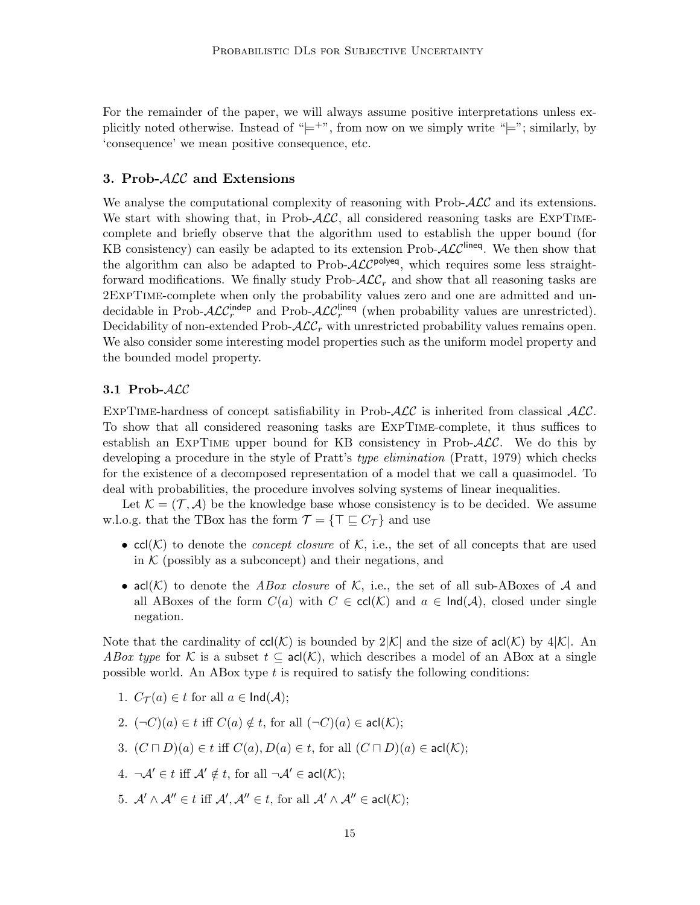For the remainder of the paper, we will always assume positive interpretations unless explicitly noted otherwise. Instead of "$\models^+$", from now on we simply write "$\models$"; similarly, by 'consequence' we mean positive consequence, etc.

## 3. Prob-$\mathcal{ALC}$ and Extensions

We analyse the computational complexity of reasoning with Prob-$\mathcal{ALC}$ and its extensions. We start with showing that, in Prob-$\mathcal{ALC}$, all considered reasoning tasks are ExpTime-complete and briefly observe that the algorithm used to establish the upper bound (for KB consistency) can easily be adapted to its extension Prob-$\mathcal{ALC}^{\mathsf{lineq}}$. We then show that the algorithm can also be adapted to Prob-$\mathcal{ALC}^{\mathsf{polyeq}}$, which requires some less straightforward modifications. We finally study Prob-$\mathcal{ALC}_r$ and show that all reasoning tasks are 2ExpTime-complete when only the probability values zero and one are admitted and undecidable in Prob-$\mathcal{ALC}_r^{\mathsf{indep}}$ and Prob-$\mathcal{ALC}_r^{\mathsf{lineq}}$ (when probability values are unrestricted). Decidability of non-extended Prob-$\mathcal{ALC}_r$ with unrestricted probability values remains open. We also consider some interesting model properties such as the uniform model property and the bounded model property.

### 3.1 Prob-$\mathcal{ALC}$

ExpTime-hardness of concept satisfiability in Prob-$\mathcal{ALC}$ is inherited from classical $\mathcal{ALC}$. To show that all considered reasoning tasks are ExpTime-complete, it thus suffices to establish an ExpTime upper bound for KB consistency in Prob-$\mathcal{ALC}$. We do this by developing a procedure in the style of Pratt's *type elimination* (Pratt, 1979) which checks for the existence of a decomposed representation of a model that we call a quasimodel. To deal with probabilities, the procedure involves solving systems of linear inequalities.

Let $\mathcal{K} = (\mathcal{T}, \mathcal{A})$ be the knowledge base whose consistency is to be decided. We assume w.l.o.g. that the TBox has the form $\mathcal{T} = \{\top \sqsubseteq C_{\mathcal{T}}\}$ and use

- $\mathsf{ccl}(\mathcal{K})$ to denote the *concept closure* of $\mathcal{K}$, i.e., the set of all concepts that are used in $\mathcal{K}$ (possibly as a subconcept) and their negations, and
- $\mathsf{acl}(\mathcal{K})$ to denote the *ABox closure* of $\mathcal{K}$, i.e., the set of all sub-ABoxes of $\mathcal{A}$ and all ABoxes of the form $C(a)$ with $C \in \mathsf{ccl}(\mathcal{K})$ and $a \in \mathsf{Ind}(\mathcal{A})$, closed under single negation.

Note that the cardinality of $\mathsf{ccl}(\mathcal{K})$ is bounded by $2|\mathcal{K}|$ and the size of $\mathsf{acl}(\mathcal{K})$ by $4|\mathcal{K}|$. An *ABox type* for $\mathcal{K}$ is a subset $t \subseteq \mathsf{acl}(\mathcal{K})$, which describes a model of an ABox at a single possible world. An ABox type $t$ is required to satisfy the following conditions:

1. $C_{\mathcal{T}}(a) \in t$ for all $a \in \mathsf{Ind}(\mathcal{A})$;
2. $(\neg C)(a) \in t$ iff $C(a) \notin t$, for all $(\neg C)(a) \in \mathsf{acl}(\mathcal{K})$;
3. $(C \sqcap D)(a) \in t$ iff $C(a), D(a) \in t$, for all $(C \sqcap D)(a) \in \mathsf{acl}(\mathcal{K})$;
4. $\neg\mathcal{A}' \in t$ iff $\mathcal{A}' \notin t$, for all $\neg\mathcal{A}' \in \mathsf{acl}(\mathcal{K})$;
5. $\mathcal{A}' \wedge \mathcal{A}'' \in t$ iff $\mathcal{A}', \mathcal{A}'' \in t$, for all $\mathcal{A}' \wedge \mathcal{A}'' \in \mathsf{acl}(\mathcal{K})$;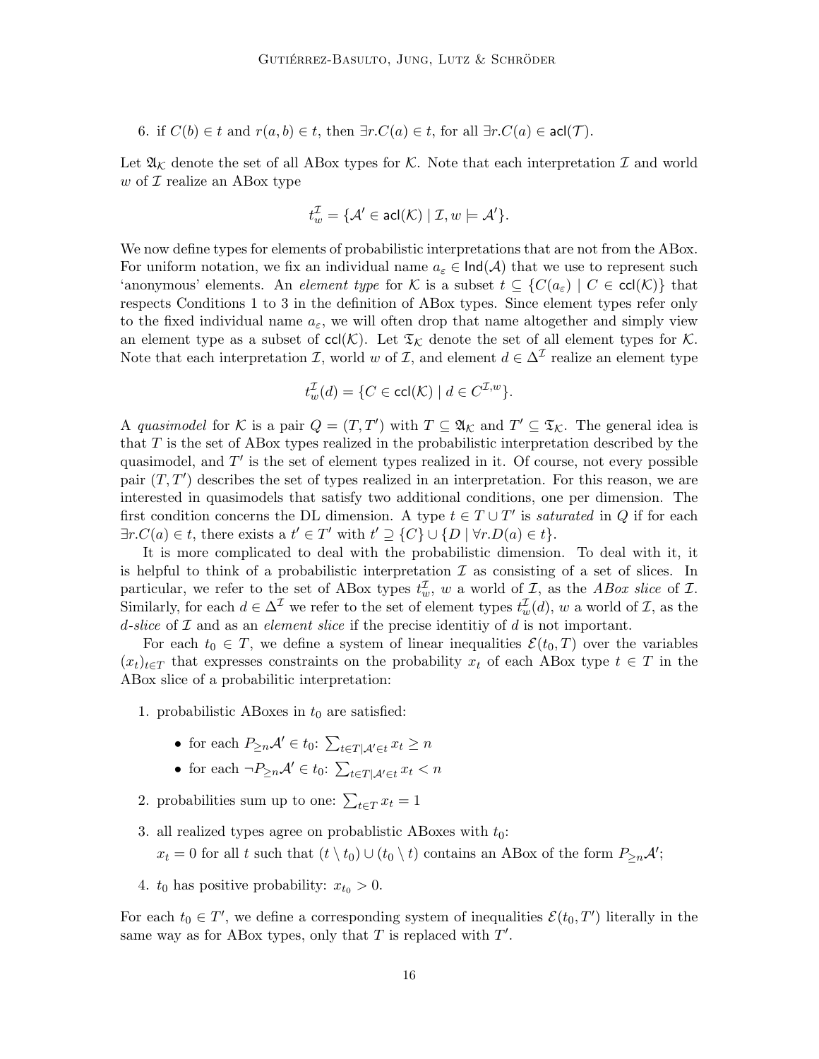6. if $C(b) \in t$ and $r(a,b) \in t$, then $\exists r.C(a) \in t$, for all $\exists r.C(a) \in \mathsf{acl}(\mathcal{T})$.

Let $\mathfrak{A}_\mathcal{K}$ denote the set of all ABox types for $\mathcal{K}$. Note that each interpretation $\mathcal{I}$ and world $w$ of $\mathcal{I}$ realize an ABox type

$$t_w^\mathcal{I} = \{\mathcal{A}' \in \mathsf{acl}(\mathcal{K}) \mid \mathcal{I}, w \models \mathcal{A}'\}.$$

We now define types for elements of probabilistic interpretations that are not from the ABox. For uniform notation, we fix an individual name $a_\varepsilon \in \mathsf{Ind}(\mathcal{A})$ that we use to represent such 'anonymous' elements. An *element type* for $\mathcal{K}$ is a subset $t \subseteq \{C(a_\varepsilon) \mid C \in \mathsf{ccl}(\mathcal{K})\}$ that respects Conditions 1 to 3 in the definition of ABox types. Since element types refer only to the fixed individual name $a_\varepsilon$, we will often drop that name altogether and simply view an element type as a subset of $\mathsf{ccl}(\mathcal{K})$. Let $\mathfrak{T}_\mathcal{K}$ denote the set of all element types for $\mathcal{K}$. Note that each interpretation $\mathcal{I}$, world $w$ of $\mathcal{I}$, and element $d \in \Delta^\mathcal{I}$ realize an element type

$$t_w^\mathcal{I}(d) = \{C \in \mathsf{ccl}(\mathcal{K}) \mid d \in C^{\mathcal{I},w}\}.$$

A *quasimodel* for $\mathcal{K}$ is a pair $Q = (T, T')$ with $T \subseteq \mathfrak{A}_\mathcal{K}$ and $T' \subseteq \mathfrak{T}_\mathcal{K}$. The general idea is that $T$ is the set of ABox types realized in the probabilistic interpretation described by the quasimodel, and $T'$ is the set of element types realized in it. Of course, not every possible pair $(T, T')$ describes the set of types realized in an interpretation. For this reason, we are interested in quasimodels that satisfy two additional conditions, one per dimension. The first condition concerns the DL dimension. A type $t \in T \cup T'$ is *saturated* in $Q$ if for each $\exists r.C(a) \in t$, there exists a $t' \in T'$ with $t' \supseteq \{C\} \cup \{D \mid \forall r.D(a) \in t\}$.

It is more complicated to deal with the probabilistic dimension. To deal with it, it is helpful to think of a probabilistic interpretation $\mathcal{I}$ as consisting of a set of slices. In particular, we refer to the set of ABox types $t_w^\mathcal{I}$, $w$ a world of $\mathcal{I}$, as the *ABox slice* of $\mathcal{I}$. Similarly, for each $d \in \Delta^\mathcal{I}$ we refer to the set of element types $t_w^\mathcal{I}(d)$, $w$ a world of $\mathcal{I}$, as the *$d$-slice* of $\mathcal{I}$ and as an *element slice* if the precise identitiy of $d$ is not important.

For each $t_0 \in T$, we define a system of linear inequalities $\mathcal{E}(t_0, T)$ over the variables $(x_t)_{t \in T}$ that expresses constraints on the probability $x_t$ of each ABox type $t \in T$ in the ABox slice of a probabilitic interpretation:

1. probabilistic ABoxes in $t_0$ are satisfied:
   - for each $P_{\geq n}\mathcal{A}' \in t_0$: $\sum_{t \in T \mid \mathcal{A}' \in t} x_t \geq n$
   - for each $\neg P_{\geq n}\mathcal{A}' \in t_0$: $\sum_{t \in T \mid \mathcal{A}' \in t} x_t < n$
2. probabilities sum up to one: $\sum_{t \in T} x_t = 1$
3. all realized types agree on probablistic ABoxes with $t_0$:
   $x_t = 0$ for all $t$ such that $(t \setminus t_0) \cup (t_0 \setminus t)$ contains an ABox of the form $P_{\geq n}\mathcal{A}'$;
4. $t_0$ has positive probability: $x_{t_0} > 0$.

For each $t_0 \in T'$, we define a corresponding system of inequalities $\mathcal{E}(t_0, T')$ literally in the same way as for ABox types, only that $T$ is replaced with $T'$.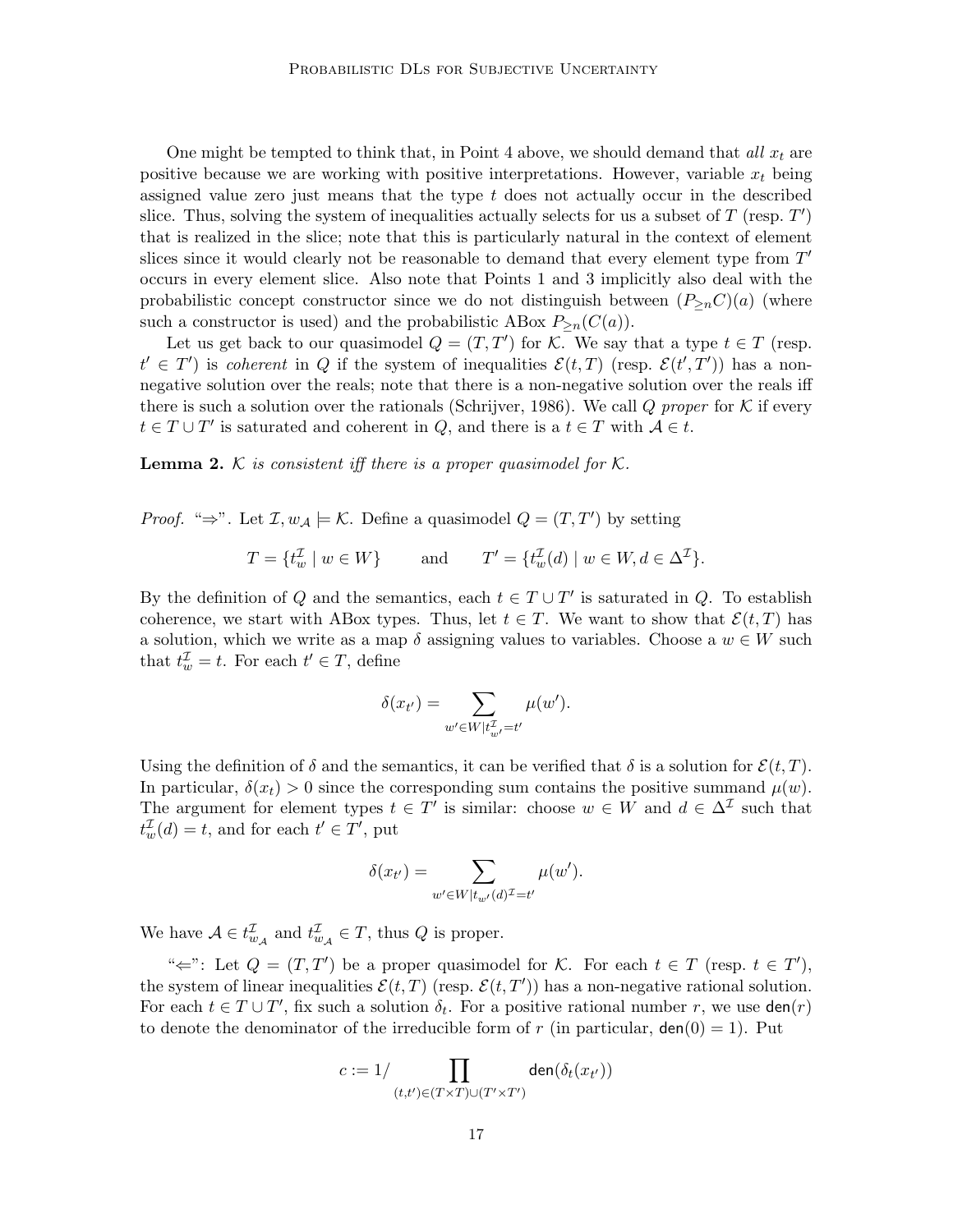One might be tempted to think that, in Point 4 above, we should demand that *all* $x_t$ are positive because we are working with positive interpretations. However, variable $x_t$ being assigned value zero just means that the type $t$ does not actually occur in the described slice. Thus, solving the system of inequalities actually selects for us a subset of $T$ (resp. $T'$) that is realized in the slice; note that this is particularly natural in the context of element slices since it would clearly not be reasonable to demand that every element type from $T'$ occurs in every element slice. Also note that Points 1 and 3 implicitly also deal with the probabilistic concept constructor since we do not distinguish between $(P_{\geq n}C)(a)$ (where such a constructor is used) and the probabilistic ABox $P_{\geq n}(C(a))$.

Let us get back to our quasimodel $Q = (T, T')$ for $\mathcal{K}$. We say that a type $t \in T$ (resp. $t' \in T'$) is *coherent* in $Q$ if the system of inequalities $\mathcal{E}(t, T)$ (resp. $\mathcal{E}(t', T')$) has a non-negative solution over the reals; note that there is a non-negative solution over the reals iff there is such a solution over the rationals (Schrijver, 1986). We call $Q$ *proper* for $\mathcal{K}$ if every $t \in T \cup T'$ is saturated and coherent in $Q$, and there is a $t \in T$ with $\mathcal{A} \in t$.

**Lemma 2.** *$\mathcal{K}$ is consistent iff there is a proper quasimodel for $\mathcal{K}$.*

*Proof.* "⇒". Let $\mathcal{I}, w_{\mathcal{A}} \models \mathcal{K}$. Define a quasimodel $Q = (T, T')$ by setting

$$T = \{t^{\mathcal{I}}_w \mid w \in W\} \qquad \text{and} \qquad T' = \{t^{\mathcal{I}}_w(d) \mid w \in W, d \in \Delta^{\mathcal{I}}\}.$$

By the definition of $Q$ and the semantics, each $t \in T \cup T'$ is saturated in $Q$. To establish coherence, we start with ABox types. Thus, let $t \in T$. We want to show that $\mathcal{E}(t, T)$ has a solution, which we write as a map $\delta$ assigning values to variables. Choose a $w \in W$ such that $t^{\mathcal{I}}_w = t$. For each $t' \in T$, define

$$\delta(x_{t'}) = \sum_{w' \in W \mid t^{\mathcal{I}}_{w'} = t'} \mu(w').$$

Using the definition of $\delta$ and the semantics, it can be verified that $\delta$ is a solution for $\mathcal{E}(t, T)$. In particular, $\delta(x_t) > 0$ since the corresponding sum contains the positive summand $\mu(w)$. The argument for element types $t \in T'$ is similar: choose $w \in W$ and $d \in \Delta^{\mathcal{I}}$ such that $t^{\mathcal{I}}_w(d) = t$, and for each $t' \in T'$, put

$$\delta(x_{t'}) = \sum_{w' \in W \mid t_{w'}(d)^{\mathcal{I}} = t'} \mu(w').$$

We have $\mathcal{A} \in t^{\mathcal{I}}_{w_{\mathcal{A}}}$ and $t^{\mathcal{I}}_{w_{\mathcal{A}}} \in T$, thus $Q$ is proper.

"⇐": Let $Q = (T, T')$ be a proper quasimodel for $\mathcal{K}$. For each $t \in T$ (resp. $t \in T'$), the system of linear inequalities $\mathcal{E}(t, T)$ (resp. $\mathcal{E}(t, T')$) has a non-negative rational solution. For each $t \in T \cup T'$, fix such a solution $\delta_t$. For a positive rational number $r$, we use $\mathsf{den}(r)$ to denote the denominator of the irreducible form of $r$ (in particular, $\mathsf{den}(0) = 1$). Put

$$c := 1 / \prod_{(t,t') \in (T \times T) \cup (T' \times T')} \mathsf{den}(\delta_t(x_{t'}))$$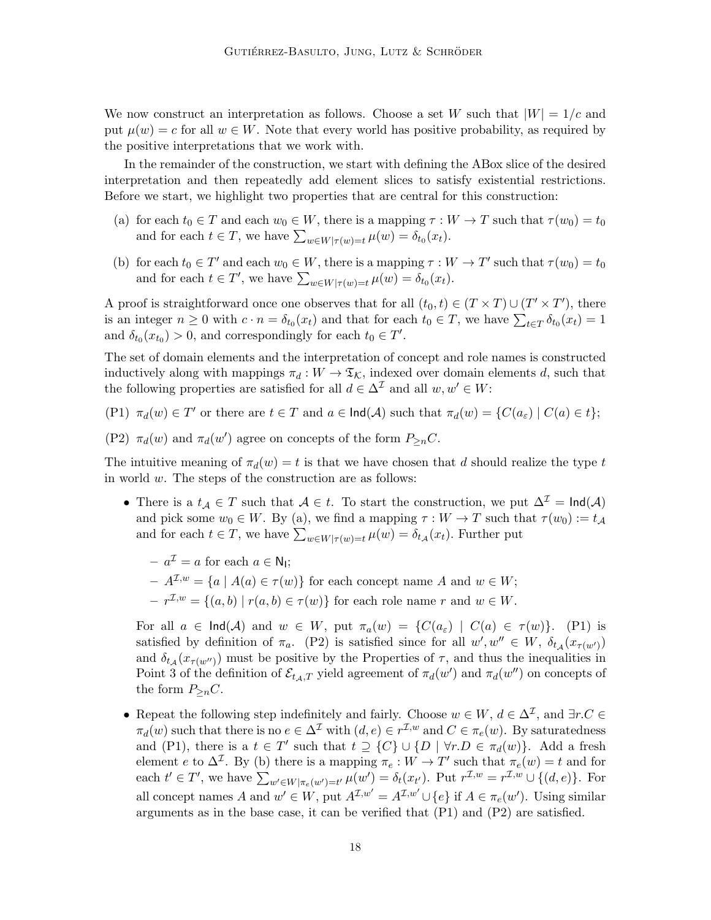We now construct an interpretation as follows. Choose a set $W$ such that $|W| = 1/c$ and put $\mu(w) = c$ for all $w \in W$. Note that every world has positive probability, as required by the positive interpretations that we work with.

In the remainder of the construction, we start with defining the ABox slice of the desired interpretation and then repeatedly add element slices to satisfy existential restrictions. Before we start, we highlight two properties that are central for this construction:

(a) for each $t_0 \in T$ and each $w_0 \in W$, there is a mapping $\tau : W \to T$ such that $\tau(w_0) = t_0$ and for each $t \in T$, we have $\sum_{w \in W \mid \tau(w)=t} \mu(w) = \delta_{t_0}(x_t)$.

(b) for each $t_0 \in T'$ and each $w_0 \in W$, there is a mapping $\tau : W \to T'$ such that $\tau(w_0) = t_0$ and for each $t \in T'$, we have $\sum_{w \in W \mid \tau(w)=t} \mu(w) = \delta_{t_0}(x_t)$.

A proof is straightforward once one observes that for all $(t_0, t) \in (T \times T) \cup (T' \times T')$, there is an integer $n \geq 0$ with $c \cdot n = \delta_{t_0}(x_t)$ and that for each $t_0 \in T$, we have $\sum_{t \in T} \delta_{t_0}(x_t) = 1$ and $\delta_{t_0}(x_{t_0}) > 0$, and correspondingly for each $t_0 \in T'$.

The set of domain elements and the interpretation of concept and role names is constructed inductively along with mappings $\pi_d : W \to \mathfrak{T}_\mathcal{K}$, indexed over domain elements $d$, such that the following properties are satisfied for all $d \in \Delta^\mathcal{I}$ and all $w, w' \in W$:

(P1) $\pi_d(w) \in T'$ or there are $t \in T$ and $a \in \mathsf{Ind}(\mathcal{A})$ such that $\pi_d(w) = \{C(a_\varepsilon) \mid C(a) \in t\}$;

(P2) $\pi_d(w)$ and $\pi_d(w')$ agree on concepts of the form $P_{\geq n}C$.

The intuitive meaning of $\pi_d(w) = t$ is that we have chosen that $d$ should realize the type $t$ in world $w$. The steps of the construction are as follows:

- There is a $t_\mathcal{A} \in T$ such that $\mathcal{A} \in t$. To start the construction, we put $\Delta^\mathcal{I} = \mathsf{Ind}(\mathcal{A})$ and pick some $w_0 \in W$. By (a), we find a mapping $\tau : W \to T$ such that $\tau(w_0) := t_\mathcal{A}$ and for each $t \in T$, we have $\sum_{w \in W \mid \tau(w)=t} \mu(w) = \delta_{t_\mathcal{A}}(x_t)$. Further put

  - $a^\mathcal{I} = a$ for each $a \in \mathsf{N_I}$;
  - $A^{\mathcal{I},w} = \{a \mid A(a) \in \tau(w)\}$ for each concept name $A$ and $w \in W$;
  - $r^{\mathcal{I},w} = \{(a, b) \mid r(a, b) \in \tau(w)\}$ for each role name $r$ and $w \in W$.

  For all $a \in \mathsf{Ind}(\mathcal{A})$ and $w \in W$, put $\pi_a(w) = \{C(a_\varepsilon) \mid C(a) \in \tau(w)\}$. (P1) is satisfied by definition of $\pi_a$. (P2) is satisfied since for all $w', w'' \in W$, $\delta_{t_\mathcal{A}}(x_{\tau(w')})$ and $\delta_{t_\mathcal{A}}(x_{\tau(w'')})$ must be positive by the Properties of $\tau$, and thus the inequalities in Point 3 of the definition of $\mathcal{E}_{t_\mathcal{A},T}$ yield agreement of $\pi_d(w')$ and $\pi_d(w'')$ on concepts of the form $P_{\geq n}C$.

- Repeat the following step indefinitely and fairly. Choose $w \in W$, $d \in \Delta^\mathcal{I}$, and $\exists r.C \in \pi_d(w)$ such that there is no $e \in \Delta^\mathcal{I}$ with $(d, e) \in r^{\mathcal{I},w}$ and $C \in \pi_e(w)$. By saturatedness and (P1), there is a $t \in T'$ such that $t \supseteq \{C\} \cup \{D \mid \forall r.D \in \pi_d(w)\}$. Add a fresh element $e$ to $\Delta^\mathcal{I}$. By (b) there is a mapping $\pi_e : W \to T'$ such that $\pi_e(w) = t$ and for each $t' \in T'$, we have $\sum_{w' \in W \mid \pi_e(w')=t'} \mu(w') = \delta_t(x_{t'})$. Put $r^{\mathcal{I},w} = r^{\mathcal{I},w} \cup \{(d, e)\}$. For all concept names $A$ and $w' \in W$, put $A^{\mathcal{I},w'} = A^{\mathcal{I},w'} \cup \{e\}$ if $A \in \pi_e(w')$. Using similar arguments as in the base case, it can be verified that (P1) and (P2) are satisfied.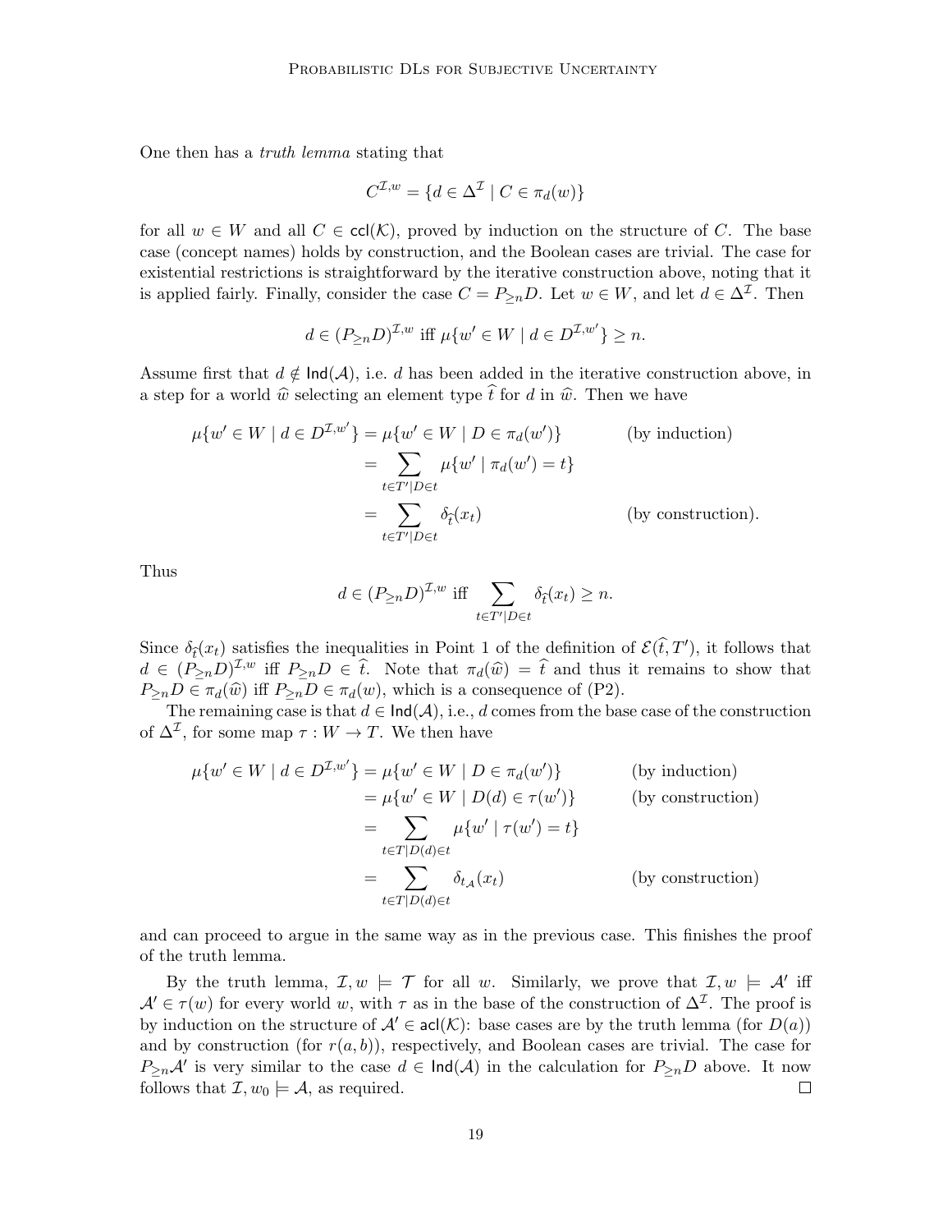One then has a *truth lemma* stating that

$$C^{\mathcal{I},w} = \{d \in \Delta^{\mathcal{I}} \mid C \in \pi_d(w)\}$$

for all $w \in W$ and all $C \in \mathsf{ccl}(\mathcal{K})$, proved by induction on the structure of $C$. The base case (concept names) holds by construction, and the Boolean cases are trivial. The case for existential restrictions is straightforward by the iterative construction above, noting that it is applied fairly. Finally, consider the case $C = P_{\geq n}D$. Let $w \in W$, and let $d \in \Delta^{\mathcal{I}}$. Then

$$d \in (P_{\geq n}D)^{\mathcal{I},w} \text{ iff } \mu\{w' \in W \mid d \in D^{\mathcal{I},w'}\} \geq n.$$

Assume first that $d \notin \mathsf{Ind}(\mathcal{A})$, i.e. $d$ has been added in the iterative construction above, in a step for a world $\widehat{w}$ selecting an element type $\widehat{t}$ for $d$ in $\widehat{w}$. Then we have

$$\begin{aligned}
\mu\{w' \in W \mid d \in D^{\mathcal{I},w'}\} &= \mu\{w' \in W \mid D \in \pi_d(w')\} && \text{(by induction)}\\
&= \sum_{t \in T' \mid D \in t} \mu\{w' \mid \pi_d(w') = t\}\\
&= \sum_{t \in T' \mid D \in t} \delta_{\widehat{t}}(x_t) && \text{(by construction).}
\end{aligned}$$

Thus

$$d \in (P_{\geq n}D)^{\mathcal{I},w} \text{ iff } \sum_{t \in T' \mid D \in t} \delta_{\widehat{t}}(x_t) \geq n.$$

Since $\delta_{\widehat{t}}(x_t)$ satisfies the inequalities in Point 1 of the definition of $\mathcal{E}(\widehat{t}, T')$, it follows that $d \in (P_{\geq n}D)^{\mathcal{I},w}$ iff $P_{\geq n}D \in \widehat{t}$. Note that $\pi_d(\widehat{w}) = \widehat{t}$ and thus it remains to show that $P_{\geq n}D \in \pi_d(\widehat{w})$ iff $P_{\geq n}D \in \pi_d(w)$, which is a consequence of (P2).

The remaining case is that $d \in \mathsf{Ind}(\mathcal{A})$, i.e., $d$ comes from the base case of the construction of $\Delta^{\mathcal{I}}$, for some map $\tau : W \to T$. We then have

$$\begin{aligned}
\mu\{w' \in W \mid d \in D^{\mathcal{I},w'}\} &= \mu\{w' \in W \mid D \in \pi_d(w')\} && \text{(by induction)}\\
&= \mu\{w' \in W \mid D(d) \in \tau(w')\} && \text{(by construction)}\\
&= \sum_{t \in T \mid D(d) \in t} \mu\{w' \mid \tau(w') = t\}\\
&= \sum_{t \in T \mid D(d) \in t} \delta_{t_{\mathcal{A}}}(x_t) && \text{(by construction)}
\end{aligned}$$

and can proceed to argue in the same way as in the previous case. This finishes the proof of the truth lemma.

By the truth lemma, $\mathcal{I}, w \models \mathcal{T}$ for all $w$. Similarly, we prove that $\mathcal{I}, w \models \mathcal{A}'$ iff $\mathcal{A}' \in \tau(w)$ for every world $w$, with $\tau$ as in the base of the construction of $\Delta^{\mathcal{I}}$. The proof is by induction on the structure of $\mathcal{A}' \in \mathsf{acl}(\mathcal{K})$: base cases are by the truth lemma (for $D(a)$) and by construction (for $r(a, b)$), respectively, and Boolean cases are trivial. The case for $P_{\geq n}\mathcal{A}'$ is very similar to the case $d \in \mathsf{Ind}(\mathcal{A})$ in the calculation for $P_{\geq n}D$ above. It now follows that $\mathcal{I}, w_0 \models \mathcal{A}$, as required. ☐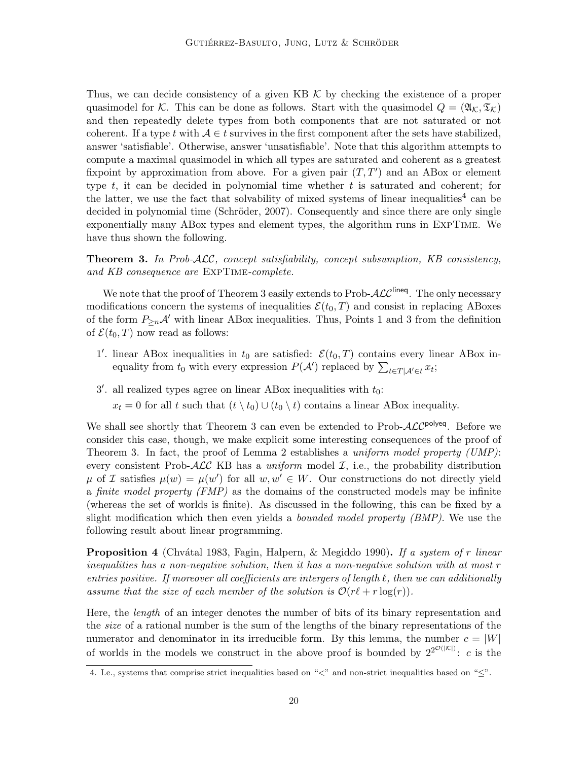Thus, we can decide consistency of a given KB $\mathcal{K}$ by checking the existence of a proper quasimodel for $\mathcal{K}$. This can be done as follows. Start with the quasimodel $Q = (\mathfrak{A}_\mathcal{K}, \mathfrak{T}_\mathcal{K})$ and then repeatedly delete types from both components that are not saturated or not coherent. If a type $t$ with $\mathcal{A} \in t$ survives in the first component after the sets have stabilized, answer 'satisfiable'. Otherwise, answer 'unsatisfiable'. Note that this algorithm attempts to compute a maximal quasimodel in which all types are saturated and coherent as a greatest fixpoint by approximation from above. For a given pair $(T, T')$ and an ABox or element type $t$, it can be decided in polynomial time whether $t$ is saturated and coherent; for the latter, we use the fact that solvability of mixed systems of linear inequalities[4] can be decided in polynomial time (Schröder, 2007). Consequently and since there are only single exponentially many ABox types and element types, the algorithm runs in ExpTime. We have thus shown the following.

**Theorem 3.** *In Prob-$\mathcal{ALC}$, concept satisfiability, concept subsumption, KB consistency, and KB consequence are* ExpTime*-complete.*

We note that the proof of Theorem 3 easily extends to Prob-$\mathcal{ALC}^{\mathsf{lineq}}$. The only necessary modifications concern the systems of inequalities $\mathcal{E}(t_0, T)$ and consist in replacing ABoxes of the form $P_{\geq n}\mathcal{A}'$ with linear ABox inequalities. Thus, Points 1 and 3 from the definition of $\mathcal{E}(t_0, T)$ now read as follows:

1′. linear ABox inequalities in $t_0$ are satisfied: $\mathcal{E}(t_0, T)$ contains every linear ABox inequality from $t_0$ with every expression $P(\mathcal{A}')$ replaced by $\sum_{t \in T | \mathcal{A}' \in t} x_t$;

3′. all realized types agree on linear ABox inequalities with $t_0$:
$x_t = 0$ for all $t$ such that $(t \setminus t_0) \cup (t_0 \setminus t)$ contains a linear ABox inequality.

We shall see shortly that Theorem 3 can even be extended to Prob-$\mathcal{ALC}^{\mathsf{polyeq}}$. Before we consider this case, though, we make explicit some interesting consequences of the proof of Theorem 3. In fact, the proof of Lemma 2 establishes a *uniform model property (UMP)*: every consistent Prob-$\mathcal{ALC}$ KB has a *uniform* model $\mathcal{I}$, i.e., the probability distribution $\mu$ of $\mathcal{I}$ satisfies $\mu(w) = \mu(w')$ for all $w, w' \in W$. Our constructions do not directly yield a *finite model property (FMP)* as the domains of the constructed models may be infinite (whereas the set of worlds is finite). As discussed in the following, this can be fixed by a slight modification which then even yields a *bounded model property (BMP)*. We use the following result about linear programming.

**Proposition 4** (Chvátal 1983, Fagin, Halpern, & Megiddo 1990)**.** *If a system of $r$ linear inequalities has a non-negative solution, then it has a non-negative solution with at most $r$ entries positive. If moreover all coefficients are intergers of length $\ell$, then we can additionally assume that the size of each member of the solution is $\mathcal{O}(r\ell + r\log(r))$.*

Here, the *length* of an integer denotes the number of bits of its binary representation and the *size* of a rational number is the sum of the lengths of the binary representations of the numerator and denominator in its irreducible form. By this lemma, the number $c = |W|$ of worlds in the models we construct in the above proof is bounded by $2^{2^{\mathcal{O}(|\mathcal{K}|)}}$: $c$ is the

4. I.e., systems that comprise strict inequalities based on "<" and non-strict inequalities based on "≤".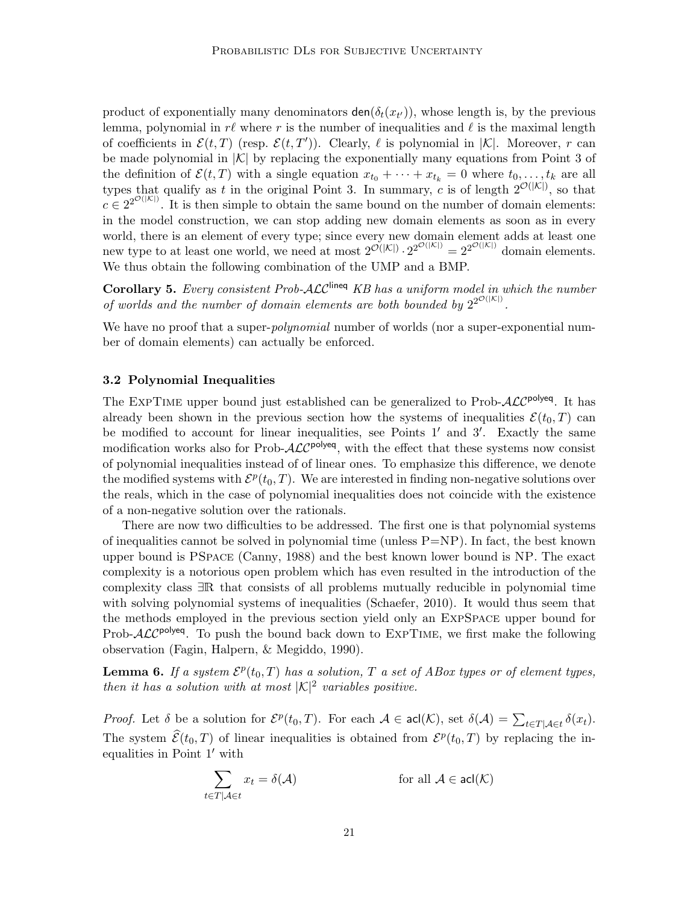product of exponentially many denominators $\mathsf{den}(\delta_t(x_{t'}))$, whose length is, by the previous lemma, polynomial in $r\ell$ where $r$ is the number of inequalities and $\ell$ is the maximal length of coefficients in $\mathcal{E}(t,T)$ (resp. $\mathcal{E}(t,T')$). Clearly, $\ell$ is polynomial in $|\mathcal{K}|$. Moreover, $r$ can be made polynomial in $|\mathcal{K}|$ by replacing the exponentially many equations from Point 3 of the definition of $\mathcal{E}(t,T)$ with a single equation $x_{t_0} + \cdots + x_{t_k} = 0$ where $t_0, \ldots, t_k$ are all types that qualify as $t$ in the original Point 3. In summary, $c$ is of length $2^{\mathcal{O}(|\mathcal{K}|)}$, so that $c \in 2^{2^{\mathcal{O}(|\mathcal{K}|)}}$. It is then simple to obtain the same bound on the number of domain elements: in the model construction, we can stop adding new domain elements as soon as in every world, there is an element of every type; since every new domain element adds at least one new type to at least one world, we need at most $2^{\mathcal{O}(|\mathcal{K}|)} \cdot 2^{2^{\mathcal{O}(|\mathcal{K}|)}} = 2^{2^{\mathcal{O}(|\mathcal{K}|)}}$ domain elements. We thus obtain the following combination of the UMP and a BMP.

**Corollary 5.** *Every consistent Prob-$\mathcal{ALC}^{\mathsf{lineq}}$ KB has a uniform model in which the number of worlds and the number of domain elements are both bounded by $2^{2^{\mathcal{O}(|\mathcal{K}|)}}$.*

We have no proof that a super-*polynomial* number of worlds (nor a super-exponential number of domain elements) can actually be enforced.

### 3.2 Polynomial Inequalities

The ExpTime upper bound just established can be generalized to Prob-$\mathcal{ALC}^{\mathsf{polyeq}}$. It has already been shown in the previous section how the systems of inequalities $\mathcal{E}(t_0,T)$ can be modified to account for linear inequalities, see Points $1'$ and $3'$. Exactly the same modification works also for Prob-$\mathcal{ALC}^{\mathsf{polyeq}}$, with the effect that these systems now consist of polynomial inequalities instead of of linear ones. To emphasize this difference, we denote the modified systems with $\mathcal{E}^p(t_0,T)$. We are interested in finding non-negative solutions over the reals, which in the case of polynomial inequalities does not coincide with the existence of a non-negative solution over the rationals.

There are now two difficulties to be addressed. The first one is that polynomial systems of inequalities cannot be solved in polynomial time (unless P=NP). In fact, the best known upper bound is PSpace (Canny, 1988) and the best known lower bound is NP. The exact complexity is a notorious open problem which has even resulted in the introduction of the complexity class $\exists\mathbb{R}$ that consists of all problems mutually reducible in polynomial time with solving polynomial systems of inequalities (Schaefer, 2010). It would thus seem that the methods employed in the previous section yield only an ExpSpace upper bound for Prob-$\mathcal{ALC}^{\mathsf{polyeq}}$. To push the bound back down to ExpTime, we first make the following observation (Fagin, Halpern, & Megiddo, 1990).

**Lemma 6.** *If a system $\mathcal{E}^p(t_0,T)$ has a solution, $T$ a set of ABox types or of element types, then it has a solution with at most $|\mathcal{K}|^2$ variables positive.*

*Proof.* Let $\delta$ be a solution for $\mathcal{E}^p(t_0,T)$. For each $\mathcal{A} \in \mathsf{acl}(\mathcal{K})$, set $\delta(\mathcal{A}) = \sum_{t \in T | \mathcal{A} \in t} \delta(x_t)$. The system $\widehat{\mathcal{E}}(t_0,T)$ of linear inequalities is obtained from $\mathcal{E}^p(t_0,T)$ by replacing the inequalities in Point $1'$ with

$$\sum_{t \in T | \mathcal{A} \in t} x_t = \delta(\mathcal{A}) \qquad\qquad \text{for all } \mathcal{A} \in \mathsf{acl}(\mathcal{K})$$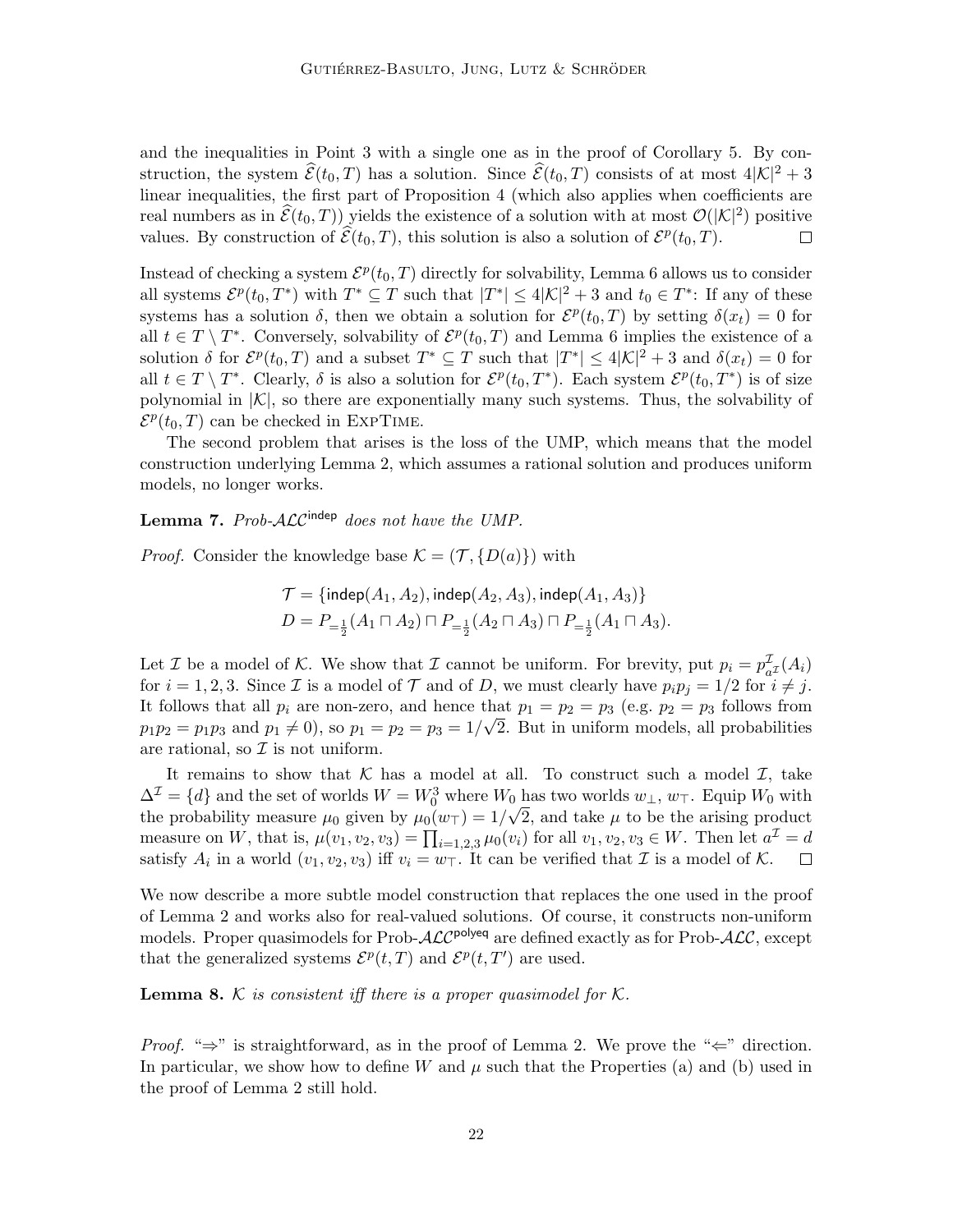and the inequalities in Point 3 with a single one as in the proof of Corollary 5. By construction, the system $\widehat{\mathcal{E}}(t_0, T)$ has a solution. Since $\widehat{\mathcal{E}}(t_0, T)$ consists of at most $4|\mathcal{K}|^2 + 3$ linear inequalities, the first part of Proposition 4 (which also applies when coefficients are real numbers as in $\widehat{\mathcal{E}}(t_0, T)$) yields the existence of a solution with at most $\mathcal{O}(|\mathcal{K}|^2)$ positive values. By construction of $\widehat{\mathcal{E}}(t_0, T)$, this solution is also a solution of $\mathcal{E}^p(t_0, T)$. ☐

Instead of checking a system $\mathcal{E}^p(t_0, T)$ directly for solvability, Lemma 6 allows us to consider all systems $\mathcal{E}^p(t_0, T^*)$ with $T^* \subseteq T$ such that $|T^*| \leq 4|\mathcal{K}|^2 + 3$ and $t_0 \in T^*$: If any of these systems has a solution $\delta$, then we obtain a solution for $\mathcal{E}^p(t_0, T)$ by setting $\delta(x_t) = 0$ for all $t \in T \setminus T^*$. Conversely, solvability of $\mathcal{E}^p(t_0, T)$ and Lemma 6 implies the existence of a solution $\delta$ for $\mathcal{E}^p(t_0, T)$ and a subset $T^* \subseteq T$ such that $|T^*| \leq 4|\mathcal{K}|^2 + 3$ and $\delta(x_t) = 0$ for all $t \in T \setminus T^*$. Clearly, $\delta$ is also a solution for $\mathcal{E}^p(t_0, T^*)$. Each system $\mathcal{E}^p(t_0, T^*)$ is of size polynomial in $|\mathcal{K}|$, so there are exponentially many such systems. Thus, the solvability of $\mathcal{E}^p(t_0, T)$ can be checked in ExpTime.

The second problem that arises is the loss of the UMP, which means that the model construction underlying Lemma 2, which assumes a rational solution and produces uniform models, no longer works.

**Lemma 7.** *Prob-$\mathcal{ALC}^{\mathsf{indep}}$ does not have the UMP.*

*Proof.* Consider the knowledge base $\mathcal{K} = (\mathcal{T}, \{D(a)\})$ with

$$\mathcal{T} = \{\mathsf{indep}(A_1, A_2), \mathsf{indep}(A_2, A_3), \mathsf{indep}(A_1, A_3)\}$$
$$D = P_{=\frac{1}{2}}(A_1 \sqcap A_2) \sqcap P_{=\frac{1}{2}}(A_2 \sqcap A_3) \sqcap P_{=\frac{1}{2}}(A_1 \sqcap A_3).$$

Let $\mathcal{I}$ be a model of $\mathcal{K}$. We show that $\mathcal{I}$ cannot be uniform. For brevity, put $p_i = p^{\mathcal{I}}_{a^{\mathcal{I}}}(A_i)$ for $i = 1, 2, 3$. Since $\mathcal{I}$ is a model of $\mathcal{T}$ and of $D$, we must clearly have $p_i p_j = 1/2$ for $i \neq j$. It follows that all $p_i$ are non-zero, and hence that $p_1 = p_2 = p_3$ (e.g. $p_2 = p_3$ follows from $p_1 p_2 = p_1 p_3$ and $p_1 \neq 0$), so $p_1 = p_2 = p_3 = 1/\sqrt{2}$. But in uniform models, all probabilities are rational, so $\mathcal{I}$ is not uniform.

It remains to show that $\mathcal{K}$ has a model at all. To construct such a model $\mathcal{I}$, take $\Delta^{\mathcal{I}} = \{d\}$ and the set of worlds $W = W_0^3$ where $W_0$ has two worlds $w_\bot$, $w_\top$. Equip $W_0$ with the probability measure $\mu_0$ given by $\mu_0(w_\top) = 1/\sqrt{2}$, and take $\mu$ to be the arising product measure on $W$, that is, $\mu(v_1, v_2, v_3) = \prod_{i=1,2,3} \mu_0(v_i)$ for all $v_1, v_2, v_3 \in W$. Then let $a^{\mathcal{I}} = d$ satisfy $A_i$ in a world $(v_1, v_2, v_3)$ iff $v_i = w_\top$. It can be verified that $\mathcal{I}$ is a model of $\mathcal{K}$. ☐

We now describe a more subtle model construction that replaces the one used in the proof of Lemma 2 and works also for real-valued solutions. Of course, it constructs non-uniform models. Proper quasimodels for Prob-$\mathcal{ALC}^{\mathsf{polyeq}}$ are defined exactly as for Prob-$\mathcal{ALC}$, except that the generalized systems $\mathcal{E}^p(t, T)$ and $\mathcal{E}^p(t, T')$ are used.

**Lemma 8.** *$\mathcal{K}$ is consistent iff there is a proper quasimodel for $\mathcal{K}$.*

*Proof.* "⇒" is straightforward, as in the proof of Lemma 2. We prove the "⇐" direction. In particular, we show how to define $W$ and $\mu$ such that the Properties (a) and (b) used in the proof of Lemma 2 still hold.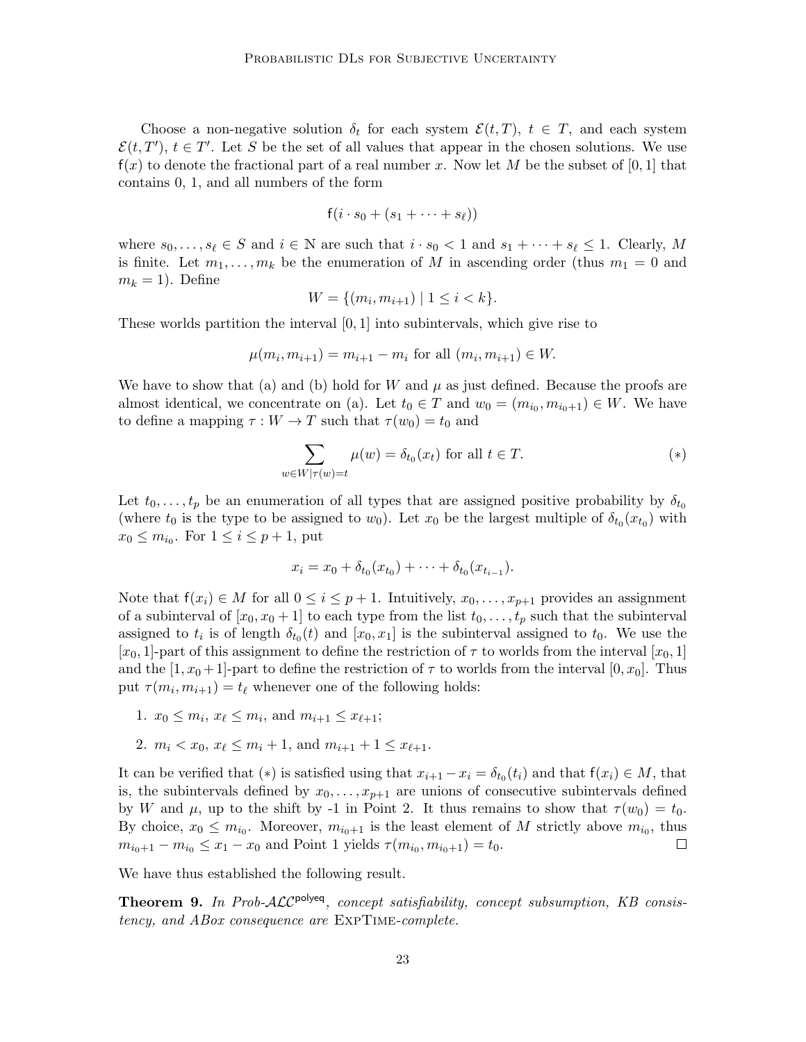Choose a non-negative solution $\delta_t$ for each system $\mathcal{E}(t, T)$, $t \in T$, and each system $\mathcal{E}(t, T')$, $t \in T'$. Let $S$ be the set of all values that appear in the chosen solutions. We use $\mathsf{f}(x)$ to denote the fractional part of a real number $x$. Now let $M$ be the subset of $[0, 1]$ that contains 0, 1, and all numbers of the form

$$\mathsf{f}(i \cdot s_0 + (s_1 + \cdots + s_\ell))$$

where $s_0, \ldots, s_\ell \in S$ and $i \in \mathbb{N}$ are such that $i \cdot s_0 < 1$ and $s_1 + \cdots + s_\ell \leq 1$. Clearly, $M$ is finite. Let $m_1, \ldots, m_k$ be the enumeration of $M$ in ascending order (thus $m_1 = 0$ and $m_k = 1$). Define

$$W = \{(m_i, m_{i+1}) \mid 1 \leq i < k\}.$$

These worlds partition the interval $[0, 1]$ into subintervals, which give rise to

$$\mu(m_i, m_{i+1}) = m_{i+1} - m_i \text{ for all } (m_i, m_{i+1}) \in W.$$

We have to show that (a) and (b) hold for $W$ and $\mu$ as just defined. Because the proofs are almost identical, we concentrate on (a). Let $t_0 \in T$ and $w_0 = (m_{i_0}, m_{i_0+1}) \in W$. We have to define a mapping $\tau : W \to T$ such that $\tau(w_0) = t_0$ and

$$\sum_{w \in W \mid \tau(w) = t} \mu(w) = \delta_{t_0}(x_t) \text{ for all } t \in T. \qquad (*)$$

Let $t_0, \ldots, t_p$ be an enumeration of all types that are assigned positive probability by $\delta_{t_0}$ (where $t_0$ is the type to be assigned to $w_0$). Let $x_0$ be the largest multiple of $\delta_{t_0}(x_{t_0})$ with $x_0 \leq m_{i_0}$. For $1 \leq i \leq p + 1$, put

$$x_i = x_0 + \delta_{t_0}(x_{t_0}) + \cdots + \delta_{t_0}(x_{t_{i-1}}).$$

Note that $\mathsf{f}(x_i) \in M$ for all $0 \leq i \leq p + 1$. Intuitively, $x_0, \ldots, x_{p+1}$ provides an assignment of a subinterval of $[x_0, x_0 + 1]$ to each type from the list $t_0, \ldots, t_p$ such that the subinterval assigned to $t_i$ is of length $\delta_{t_0}(t)$ and $[x_0, x_1]$ is the subinterval assigned to $t_0$. We use the $[x_0, 1]$-part of this assignment to define the restriction of $\tau$ to worlds from the interval $[x_0, 1]$ and the $[1, x_0 + 1]$-part to define the restriction of $\tau$ to worlds from the interval $[0, x_0]$. Thus put $\tau(m_i, m_{i+1}) = t_\ell$ whenever one of the following holds:

1. $x_0 \leq m_i$, $x_\ell \leq m_i$, and $m_{i+1} \leq x_{\ell+1}$;
2. $m_i < x_0$, $x_\ell \leq m_i + 1$, and $m_{i+1} + 1 \leq x_{\ell+1}$.

It can be verified that $(*)$ is satisfied using that $x_{i+1} - x_i = \delta_{t_0}(t_i)$ and that $\mathsf{f}(x_i) \in M$, that is, the subintervals defined by $x_0, \ldots, x_{p+1}$ are unions of consecutive subintervals defined by $W$ and $\mu$, up to the shift by -1 in Point 2. It thus remains to show that $\tau(w_0) = t_0$. By choice, $x_0 \leq m_{i_0}$. Moreover, $m_{i_0+1}$ is the least element of $M$ strictly above $m_{i_0}$, thus $m_{i_0+1} - m_{i_0} \leq x_1 - x_0$ and Point 1 yields $\tau(m_{i_0}, m_{i_0+1}) = t_0$. ☐

We have thus established the following result.

**Theorem 9.** *In Prob-$\mathcal{ALC}^{\mathsf{polyeq}}$, concept satisfiability, concept subsumption, KB consistency, and ABox consequence are* ExpTime*-complete.*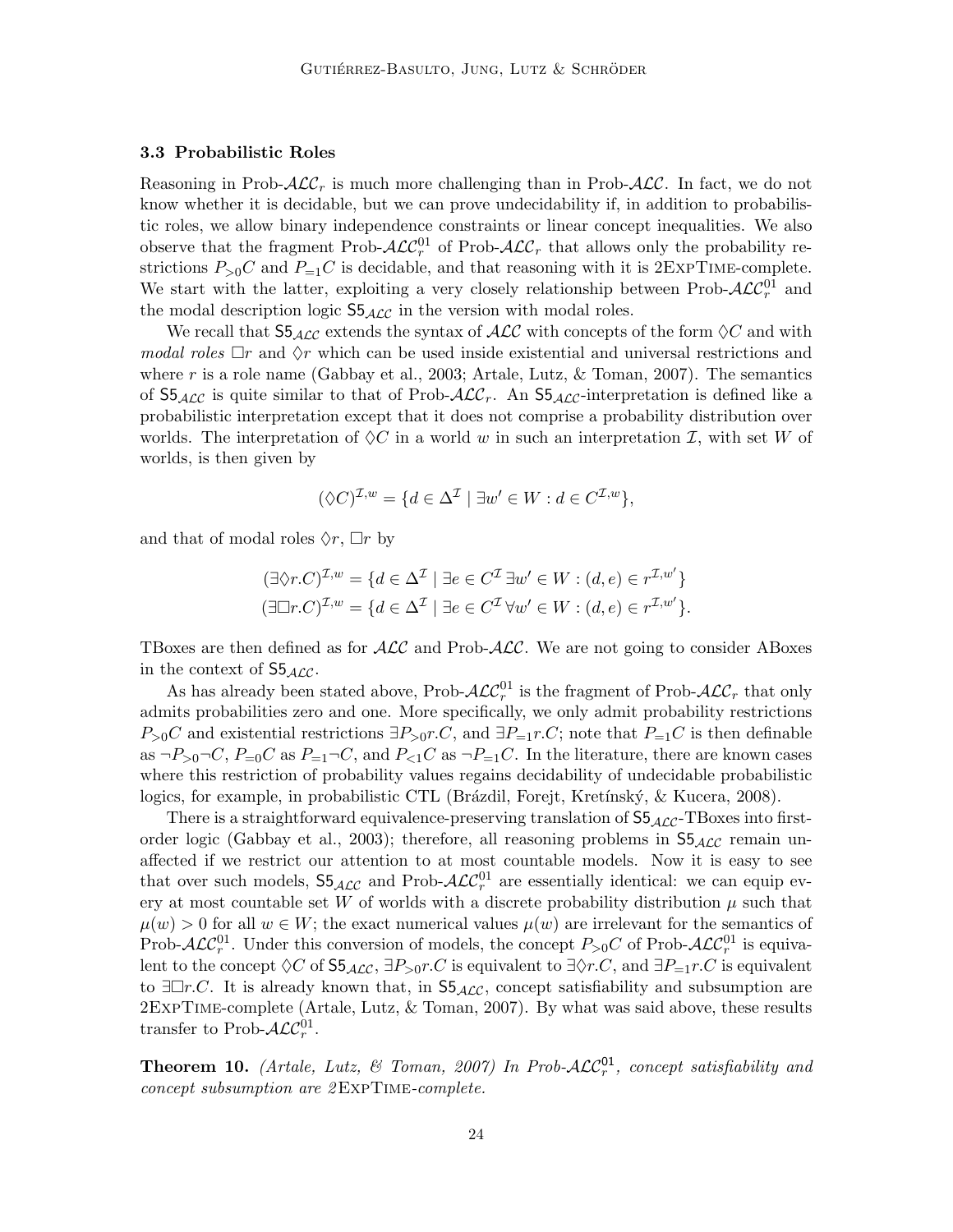### 3.3 Probabilistic Roles

Reasoning in Prob-$\mathcal{ALC}_r$ is much more challenging than in Prob-$\mathcal{ALC}$. In fact, we do not know whether it is decidable, but we can prove undecidability if, in addition to probabilistic roles, we allow binary independence constraints or linear concept inequalities. We also observe that the fragment Prob-$\mathcal{ALC}_r^{01}$ of Prob-$\mathcal{ALC}_r$ that allows only the probability restrictions $P_{>0}C$ and $P_{=1}C$ is decidable, and that reasoning with it is 2ExpTime-complete. We start with the latter, exploiting a very closely relationship between Prob-$\mathcal{ALC}_r^{01}$ and the modal description logic $\mathsf{S5}_{\mathcal{ALC}}$ in the version with modal roles.

We recall that $\mathsf{S5}_{\mathcal{ALC}}$ extends the syntax of $\mathcal{ALC}$ with concepts of the form $\Diamond C$ and with *modal roles* $\Box r$ and $\Diamond r$ which can be used inside existential and universal restrictions and where $r$ is a role name (Gabbay et al., 2003; Artale, Lutz, & Toman, 2007). The semantics of $\mathsf{S5}_{\mathcal{ALC}}$ is quite similar to that of Prob-$\mathcal{ALC}_r$. An $\mathsf{S5}_{\mathcal{ALC}}$-interpretation is defined like a probabilistic interpretation except that it does not comprise a probability distribution over worlds. The interpretation of $\Diamond C$ in a world $w$ in such an interpretation $\mathcal{I}$, with set $W$ of worlds, is then given by

$$(\Diamond C)^{\mathcal{I},w} = \{d \in \Delta^{\mathcal{I}} \mid \exists w' \in W : d \in C^{\mathcal{I},w}\},$$

and that of modal roles $\Diamond r$, $\Box r$ by

$$(\exists \Diamond r.C)^{\mathcal{I},w} = \{d \in \Delta^{\mathcal{I}} \mid \exists e \in C^{\mathcal{I}}\, \exists w' \in W : (d,e) \in r^{\mathcal{I},w'}\}$$
$$(\exists \Box r.C)^{\mathcal{I},w} = \{d \in \Delta^{\mathcal{I}} \mid \exists e \in C^{\mathcal{I}}\, \forall w' \in W : (d,e) \in r^{\mathcal{I},w'}\}.$$

TBoxes are then defined as for $\mathcal{ALC}$ and Prob-$\mathcal{ALC}$. We are not going to consider ABoxes in the context of $\mathsf{S5}_{\mathcal{ALC}}$.

As has already been stated above, Prob-$\mathcal{ALC}_r^{01}$ is the fragment of Prob-$\mathcal{ALC}_r$ that only admits probabilities zero and one. More specifically, we only admit probability restrictions $P_{>0}C$ and existential restrictions $\exists P_{>0}r.C$, and $\exists P_{=1}r.C$; note that $P_{=1}C$ is then definable as $\neg P_{>0}\neg C$, $P_{=0}C$ as $P_{=1}\neg C$, and $P_{<1}C$ as $\neg P_{=1}C$. In the literature, there are known cases where this restriction of probability values regains decidability of undecidable probabilistic logics, for example, in probabilistic CTL (Brázdil, Forejt, Kretínský, & Kucera, 2008).

There is a straightforward equivalence-preserving translation of $\mathsf{S5}_{\mathcal{ALC}}$-TBoxes into first-order logic (Gabbay et al., 2003); therefore, all reasoning problems in $\mathsf{S5}_{\mathcal{ALC}}$ remain unaffected if we restrict our attention to at most countable models. Now it is easy to see that over such models, $\mathsf{S5}_{\mathcal{ALC}}$ and Prob-$\mathcal{ALC}_r^{01}$ are essentially identical: we can equip every at most countable set $W$ of worlds with a discrete probability distribution $\mu$ such that $\mu(w) > 0$ for all $w \in W$; the exact numerical values $\mu(w)$ are irrelevant for the semantics of Prob-$\mathcal{ALC}_r^{01}$. Under this conversion of models, the concept $P_{>0}C$ of Prob-$\mathcal{ALC}_r^{01}$ is equivalent to the concept $\Diamond C$ of $\mathsf{S5}_{\mathcal{ALC}}$, $\exists P_{>0}r.C$ is equivalent to $\exists \Diamond r.C$, and $\exists P_{=1}r.C$ is equivalent to $\exists \Box r.C$. It is already known that, in $\mathsf{S5}_{\mathcal{ALC}}$, concept satisfiability and subsumption are 2ExpTime-complete (Artale, Lutz, & Toman, 2007). By what was said above, these results transfer to Prob-$\mathcal{ALC}_r^{01}$.

**Theorem 10.** *(Artale, Lutz, & Toman, 2007) In Prob-$\mathcal{ALC}_r^{01}$, concept satisfiability and concept subsumption are 2ExpTime-complete.*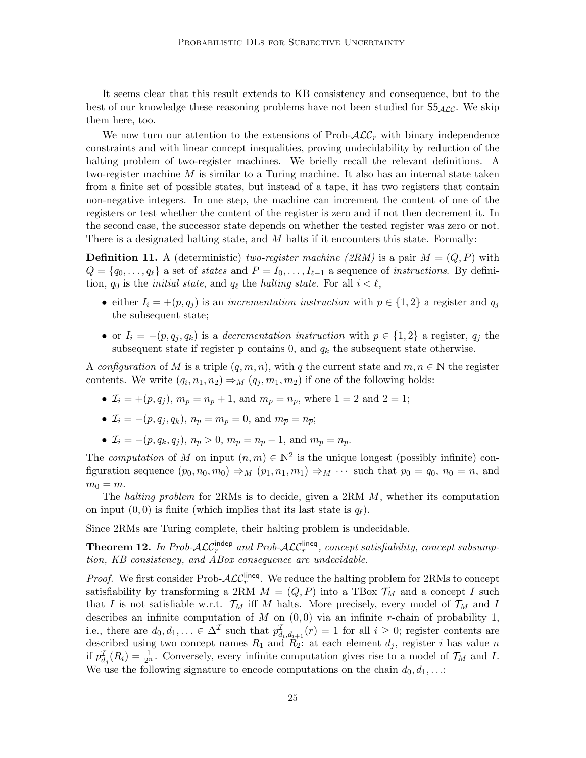It seems clear that this result extends to KB consistency and consequence, but to the best of our knowledge these reasoning problems have not been studied for $\mathsf{S5}_{\mathcal{ALC}}$. We skip them here, too.

We now turn our attention to the extensions of Prob-$\mathcal{ALC}_r$ with binary independence constraints and with linear concept inequalities, proving undecidability by reduction of the halting problem of two-register machines. We briefly recall the relevant definitions. A two-register machine $M$ is similar to a Turing machine. It also has an internal state taken from a finite set of possible states, but instead of a tape, it has two registers that contain non-negative integers. In one step, the machine can increment the content of one of the registers or test whether the content of the register is zero and if not then decrement it. In the second case, the successor state depends on whether the tested register was zero or not. There is a designated halting state, and $M$ halts if it encounters this state. Formally:

**Definition 11.** A (deterministic) *two-register machine (2RM)* is a pair $M = (Q, P)$ with $Q = \{q_0, \dots, q_\ell\}$ a set of *states* and $P = I_0, \dots, I_{\ell-1}$ a sequence of *instructions*. By definition, $q_0$ is the *initial state*, and $q_\ell$ the *halting state*. For all $i < \ell$,

- either $I_i = +(p, q_j)$ is an *incrementation instruction* with $p \in \{1, 2\}$ a register and $q_j$ the subsequent state;
- or $I_i = -(p, q_j, q_k)$ is a *decrementation instruction* with $p \in \{1, 2\}$ a register, $q_j$ the subsequent state if register p contains 0, and $q_k$ the subsequent state otherwise.

A *configuration* of $M$ is a triple $(q, m, n)$, with $q$ the current state and $m, n \in \mathbb{N}$ the register contents. We write $(q_i, n_1, n_2) \Rightarrow_M (q_j, m_1, m_2)$ if one of the following holds:

- $\mathcal{I}_i = +(p, q_j)$, $m_p = n_p + 1$, and $m_{\overline{p}} = n_{\overline{p}}$, where $\overline{1} = 2$ and $\overline{2} = 1$;
- $\mathcal{I}_i = -(p, q_j, q_k)$, $n_p = m_p = 0$, and $m_{\overline{p}} = n_{\overline{p}}$;
- $\mathcal{I}_i = -(p, q_k, q_j)$, $n_p > 0$, $m_p = n_p - 1$, and $m_{\overline{p}} = n_{\overline{p}}$.

The *computation* of $M$ on input $(n, m) \in \mathbb{N}^2$ is the unique longest (possibly infinite) configuration sequence $(p_0, n_0, m_0) \Rightarrow_M (p_1, n_1, m_1) \Rightarrow_M \cdots$ such that $p_0 = q_0$, $n_0 = n$, and $m_0 = m$.

The *halting problem* for 2RMs is to decide, given a 2RM $M$, whether its computation on input $(0, 0)$ is finite (which implies that its last state is $q_\ell$).

Since 2RMs are Turing complete, their halting problem is undecidable.

**Theorem 12.** *In Prob-$\mathcal{ALC}_r^{\mathsf{indep}}$ and Prob-$\mathcal{ALC}_r^{\mathsf{lineq}}$, concept satisfiability, concept subsumption, KB consistency, and ABox consequence are undecidable.*

*Proof.* We first consider Prob-$\mathcal{ALC}_r^{\mathsf{lineq}}$. We reduce the halting problem for 2RMs to concept satisfiability by transforming a 2RM $M = (Q, P)$ into a TBox $\mathcal{T}_M$ and a concept $I$ such that $I$ is not satisfiable w.r.t. $\mathcal{T}_M$ iff $M$ halts. More precisely, every model of $\mathcal{T}_M$ and $I$ describes an infinite computation of $M$ on $(0, 0)$ via an infinite $r$-chain of probability 1, i.e., there are $d_0, d_1, \ldots \in \Delta^{\mathcal{I}}$ such that $p^{\mathcal{I}}_{d_i, d_{i+1}}(r) = 1$ for all $i \geq 0$; register contents are described using two concept names $R_1$ and $R_2$: at each element $d_j$, register $i$ has value $n$ if $p^{\mathcal{I}}_{d_j}(R_i) = \frac{1}{2^n}$. Conversely, every infinite computation gives rise to a model of $\mathcal{T}_M$ and $I$. We use the following signature to encode computations on the chain $d_0, d_1, \ldots$: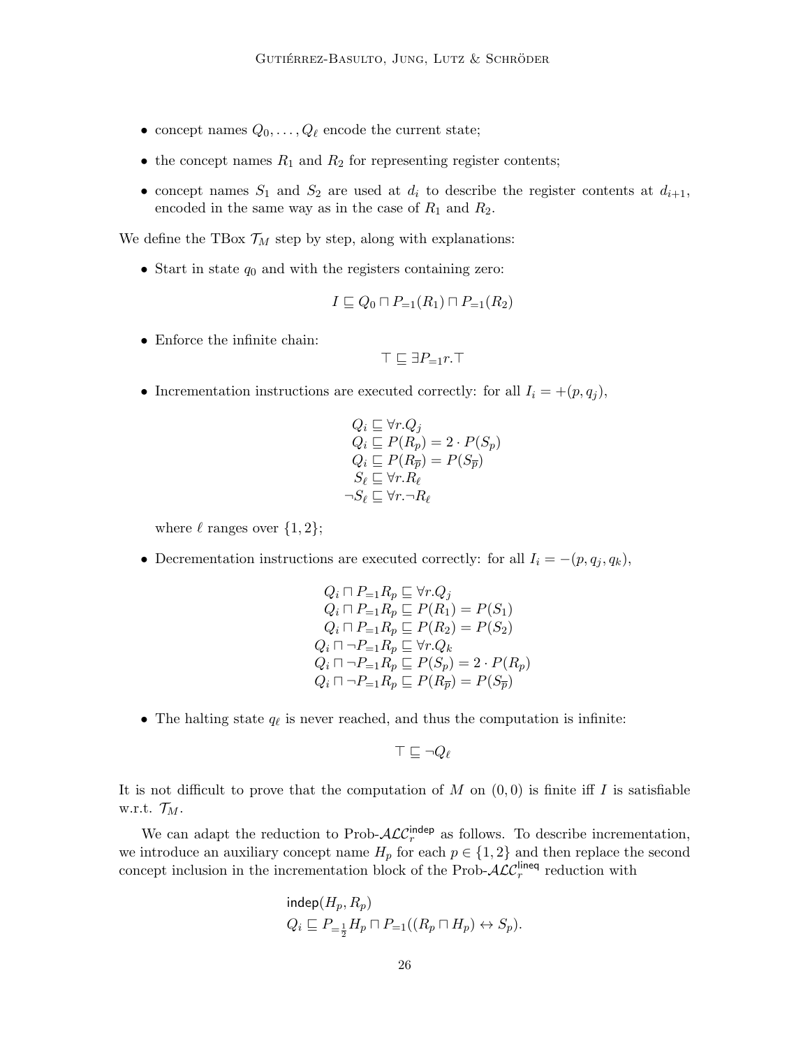- concept names $Q_0, \ldots, Q_\ell$ encode the current state;
- the concept names $R_1$ and $R_2$ for representing register contents;
- concept names $S_1$ and $S_2$ are used at $d_i$ to describe the register contents at $d_{i+1}$, encoded in the same way as in the case of $R_1$ and $R_2$.

We define the TBox $\mathcal{T}_M$ step by step, along with explanations:

- Start in state $q_0$ and with the registers containing zero:

$$I \sqsubseteq Q_0 \sqcap P_{=1}(R_1) \sqcap P_{=1}(R_2)$$

- Enforce the infinite chain:

$$\top \sqsubseteq \exists P_{=1} r.\top$$

- Incrementation instructions are executed correctly: for all $I_i = +(p, q_j)$,

$$\begin{aligned}
Q_i &\sqsubseteq \forall r.Q_j \\
Q_i &\sqsubseteq P(R_p) = 2 \cdot P(S_p) \\
Q_i &\sqsubseteq P(R_{\overline{p}}) = P(S_{\overline{p}}) \\
S_\ell &\sqsubseteq \forall r.R_\ell \\
\neg S_\ell &\sqsubseteq \forall r.\neg R_\ell
\end{aligned}$$

where $\ell$ ranges over $\{1, 2\}$;

- Decrementation instructions are executed correctly: for all $I_i = -(p, q_j, q_k)$,

$$\begin{aligned}
Q_i \sqcap P_{=1}R_p &\sqsubseteq \forall r.Q_j \\
Q_i \sqcap P_{=1}R_p &\sqsubseteq P(R_1) = P(S_1) \\
Q_i \sqcap P_{=1}R_p &\sqsubseteq P(R_2) = P(S_2) \\
Q_i \sqcap \neg P_{=1}R_p &\sqsubseteq \forall r.Q_k \\
Q_i \sqcap \neg P_{=1}R_p &\sqsubseteq P(S_p) = 2 \cdot P(R_p) \\
Q_i \sqcap \neg P_{=1}R_p &\sqsubseteq P(R_{\overline{p}}) = P(S_{\overline{p}})
\end{aligned}$$

- The halting state $q_\ell$ is never reached, and thus the computation is infinite:

$$\top \sqsubseteq \neg Q_\ell$$

It is not difficult to prove that the computation of $M$ on $(0, 0)$ is finite iff $I$ is satisfiable w.r.t. $\mathcal{T}_M$.

We can adapt the reduction to Prob-$\mathcal{ALC}_r^{\mathsf{indep}}$ as follows. To describe incrementation, we introduce an auxiliary concept name $H_p$ for each $p \in \{1, 2\}$ and then replace the second concept inclusion in the incrementation block of the Prob-$\mathcal{ALC}_r^{\mathsf{lineq}}$ reduction with

$$\begin{aligned}
&\mathsf{indep}(H_p, R_p) \\
&Q_i \sqsubseteq P_{=\frac{1}{2}} H_p \sqcap P_{=1}((R_p \sqcap H_p) \leftrightarrow S_p).
\end{aligned}$$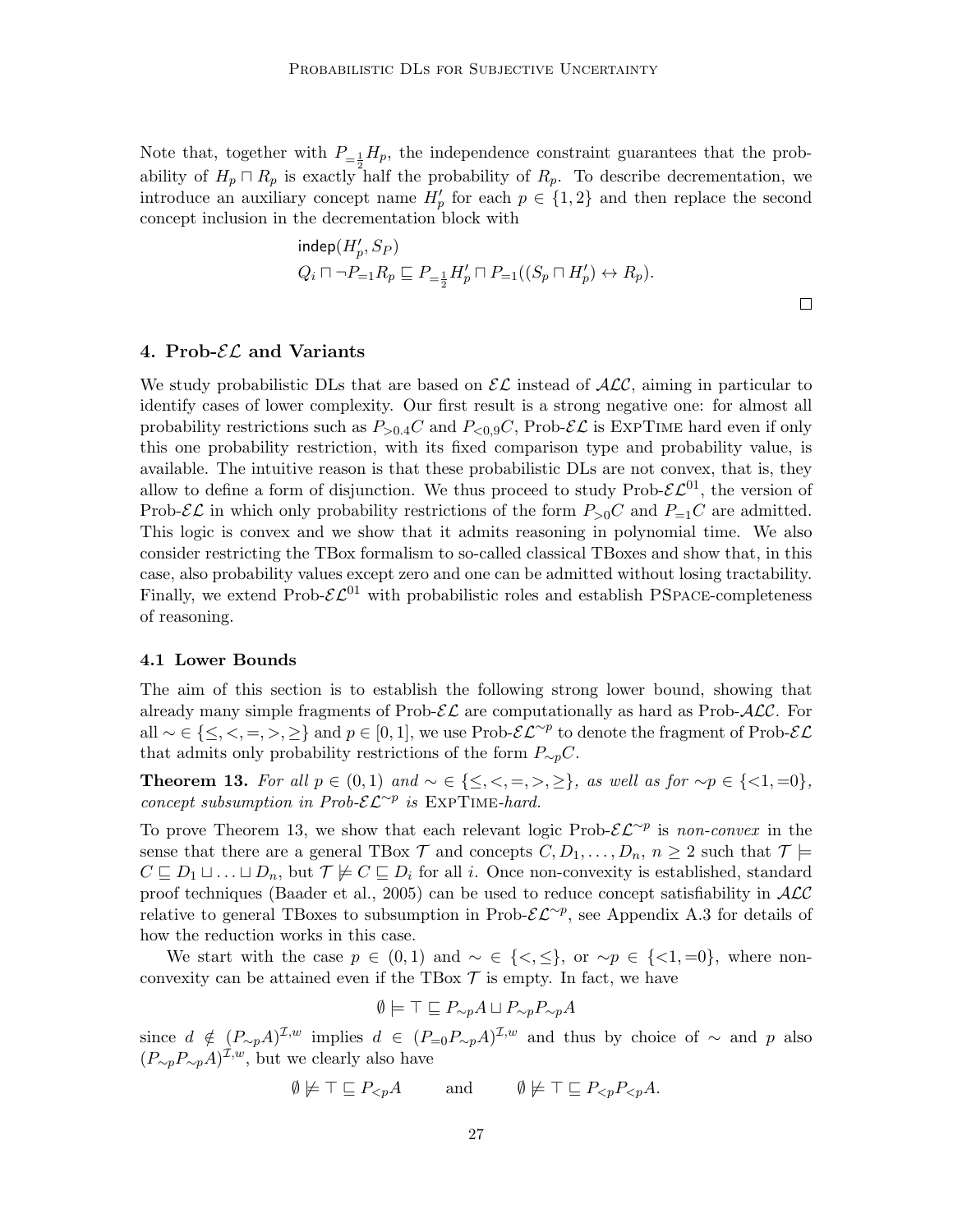Note that, together with $P_{=\frac{1}{2}}H_p$, the independence constraint guarantees that the probability of $H_p \sqcap R_p$ is exactly half the probability of $R_p$. To describe decrementation, we introduce an auxiliary concept name $H'_p$ for each $p \in \{1, 2\}$ and then replace the second concept inclusion in the decrementation block with

$$\begin{array}{l}\mathsf{indep}(H'_p, S_P) \\ Q_i \sqcap \neg P_{=1}R_p \sqsubseteq P_{=\frac{1}{2}}H'_p \sqcap P_{=1}((S_p \sqcap H'_p) \leftrightarrow R_p).\end{array}$$

□

## 4. Prob-$\mathcal{EL}$ and Variants

We study probabilistic DLs that are based on $\mathcal{EL}$ instead of $\mathcal{ALC}$, aiming in particular to identify cases of lower complexity. Our first result is a strong negative one: for almost all probability restrictions such as $P_{>0.4}C$ and $P_{<0.9}C$, Prob-$\mathcal{EL}$ is ExpTime hard even if only this one probability restriction, with its fixed comparison type and probability value, is available. The intuitive reason is that these probabilistic DLs are not convex, that is, they allow to define a form of disjunction. We thus proceed to study Prob-$\mathcal{EL}^{01}$, the version of Prob-$\mathcal{EL}$ in which only probability restrictions of the form $P_{>0}C$ and $P_{=1}C$ are admitted. This logic is convex and we show that it admits reasoning in polynomial time. We also consider restricting the TBox formalism to so-called classical TBoxes and show that, in this case, also probability values except zero and one can be admitted without losing tractability. Finally, we extend Prob-$\mathcal{EL}^{01}$ with probabilistic roles and establish PSpace-completeness of reasoning.

### 4.1 Lower Bounds

The aim of this section is to establish the following strong lower bound, showing that already many simple fragments of Prob-$\mathcal{EL}$ are computationally as hard as Prob-$\mathcal{ALC}$. For all $\sim \in \{\leq, <, =, >, \geq\}$ and $p \in [0, 1]$, we use Prob-$\mathcal{EL}^{\sim p}$ to denote the fragment of Prob-$\mathcal{EL}$ that admits only probability restrictions of the form $P_{\sim p}C$.

**Theorem 13.** *For all $p \in (0, 1)$ and $\sim \in \{\leq, <, =, >, \geq\}$, as well as for $\sim p \in \{<1, =0\}$, concept subsumption in Prob-$\mathcal{EL}^{\sim p}$ is* ExpTime*-hard.*

To prove Theorem 13, we show that each relevant logic Prob-$\mathcal{EL}^{\sim p}$ is *non-convex* in the sense that there are a general TBox $\mathcal{T}$ and concepts $C, D_1, \ldots, D_n$, $n \geq 2$ such that $\mathcal{T} \models C \sqsubseteq D_1 \sqcup \ldots \sqcup D_n$, but $\mathcal{T} \not\models C \sqsubseteq D_i$ for all $i$. Once non-convexity is established, standard proof techniques (Baader et al., 2005) can be used to reduce concept satisfiability in $\mathcal{ALC}$ relative to general TBoxes to subsumption in Prob-$\mathcal{EL}^{\sim p}$, see Appendix A.3 for details of how the reduction works in this case.

We start with the case $p \in (0, 1)$ and $\sim \in \{<, \leq\}$, or $\sim p \in \{<1, =0\}$, where non-convexity can be attained even if the TBox $\mathcal{T}$ is empty. In fact, we have

$$\emptyset \models \top \sqsubseteq P_{\sim p}A \sqcup P_{\sim p}P_{\sim p}A$$

since $d \notin (P_{\sim p}A)^{\mathcal{I},w}$ implies $d \in (P_{=0}P_{\sim p}A)^{\mathcal{I},w}$ and thus by choice of $\sim$ and $p$ also $(P_{\sim p}P_{\sim p}A)^{\mathcal{I},w}$, but we clearly also have

$$\emptyset \not\models \top \sqsubseteq P_{<p}A \qquad \text{and} \qquad \emptyset \not\models \top \sqsubseteq P_{<p}P_{<p}A.$$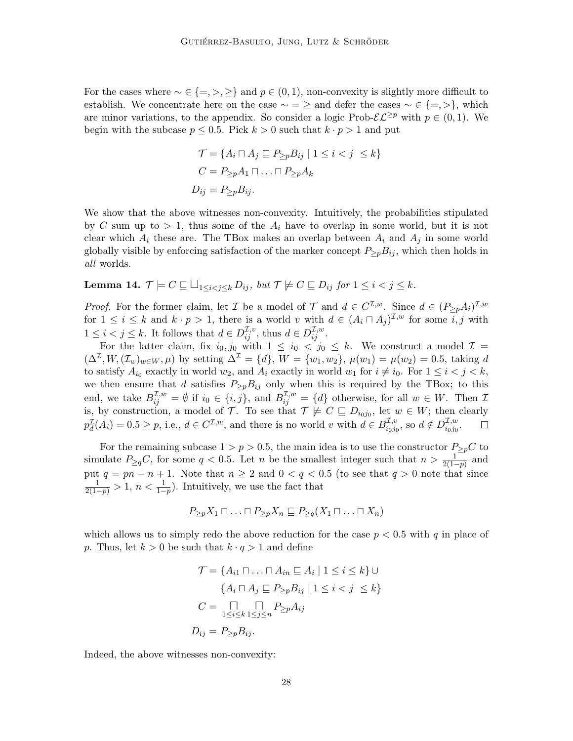For the cases where $\sim \in \{=, >, \geq\}$ and $p \in (0, 1)$, non-convexity is slightly more difficult to establish. We concentrate here on the case $\sim = \geq$ and defer the cases $\sim \in \{=, >\}$, which are minor variations, to the appendix. So consider a logic Prob-$\mathcal{EL}^{\geq p}$ with $p \in (0, 1)$. We begin with the subcase $p \leq 0.5$. Pick $k > 0$ such that $k \cdot p > 1$ and put

$$\begin{aligned}
\mathcal{T} &= \{A_i \sqcap A_j \sqsubseteq P_{\geq p} B_{ij} \mid 1 \leq i < j \ \leq k\} \\
C &= P_{\geq p} A_1 \sqcap \ldots \sqcap P_{\geq p} A_k \\
D_{ij} &= P_{\geq p} B_{ij}.
\end{aligned}$$

We show that the above witnesses non-convexity. Intuitively, the probabilities stipulated by $C$ sum up to $> 1$, thus some of the $A_i$ have to overlap in some world, but it is not clear which $A_i$ these are. The TBox makes an overlap between $A_i$ and $A_j$ in some world globally visible by enforcing satisfaction of the marker concept $P_{\geq p} B_{ij}$, which then holds in *all* worlds.

**Lemma 14.** *$\mathcal{T} \models C \sqsubseteq \bigsqcup_{1 \leq i < j \leq k} D_{ij}$, but $\mathcal{T} \not\models C \sqsubseteq D_{ij}$ for $1 \leq i < j \leq k$.*

*Proof.* For the former claim, let $\mathcal{I}$ be a model of $\mathcal{T}$ and $d \in C^{\mathcal{I},w}$. Since $d \in (P_{\geq p} A_i)^{\mathcal{I},w}$ for $1 \leq i \leq k$ and $k \cdot p > 1$, there is a world $v$ with $d \in (A_i \sqcap A_j)^{\mathcal{I},w}$ for some $i, j$ with $1 \leq i < j \leq k$. It follows that $d \in D_{ij}^{\mathcal{I},v}$, thus $d \in D_{ij}^{\mathcal{I},w}$.

For the latter claim, fix $i_0, j_0$ with $1 \leq i_0 < j_0 \leq k$. We construct a model $\mathcal{I} = (\Delta^{\mathcal{I}}, W, (\mathcal{I}_w)_{w \in W}, \mu)$ by setting $\Delta^{\mathcal{I}} = \{d\}$, $W = \{w_1, w_2\}$, $\mu(w_1) = \mu(w_2) = 0.5$, taking $d$ to satisfy $A_{i_0}$ exactly in world $w_2$, and $A_i$ exactly in world $w_1$ for $i \neq i_0$. For $1 \leq i < j < k$, we then ensure that $d$ satisfies $P_{\geq p} B_{ij}$ only when this is required by the TBox; to this end, we take $B_{ij}^{\mathcal{I},w} = \emptyset$ if $i_0 \in \{i, j\}$, and $B_{ij}^{\mathcal{I},w} = \{d\}$ otherwise, for all $w \in W$. Then $\mathcal{I}$ is, by construction, a model of $\mathcal{T}$. To see that $\mathcal{T} \not\models C \sqsubseteq D_{i_0 j_0}$, let $w \in W$; then clearly $p_d^{\mathcal{I}}(A_i) = 0.5 \geq p$, i.e., $d \in C^{\mathcal{I},w}$, and there is no world $v$ with $d \in B_{i_0 j_0}^{\mathcal{I},v}$, so $d \notin D_{i_0 j_0}^{\mathcal{I},w}$. $\square$

For the remaining subcase $1 > p > 0.5$, the main idea is to use the constructor $P_{\geq p} C$ to simulate $P_{\geq q} C$, for some $q < 0.5$. Let $n$ be the smallest integer such that $n > \frac{1}{2(1-p)}$ and put $q = pn - n + 1$. Note that $n \geq 2$ and $0 < q < 0.5$ (to see that $q > 0$ note that since $\frac{1}{2(1-p)} > 1$, $n < \frac{1}{1-p}$). Intuitively, we use the fact that

$$P_{\geq p} X_1 \sqcap \ldots \sqcap P_{\geq p} X_n \sqsubseteq P_{\geq q}(X_1 \sqcap \ldots \sqcap X_n)$$

which allows us to simply redo the above reduction for the case $p < 0.5$ with $q$ in place of $p$. Thus, let $k > 0$ be such that $k \cdot q > 1$ and define

$$\begin{aligned}
\mathcal{T} &= \{A_{i1} \sqcap \ldots \sqcap A_{in} \sqsubseteq A_i \mid 1 \leq i \leq k\} \cup \\
&\quad\ \{A_i \sqcap A_j \sqsubseteq P_{\geq p} B_{ij} \mid 1 \leq i < j \ \leq k\} \\
C &= \bigsqcap_{1 \leq i \leq k} \bigsqcap_{1 \leq j \leq n} P_{\geq p} A_{ij} \\
D_{ij} &= P_{\geq p} B_{ij}.
\end{aligned}$$

Indeed, the above witnesses non-convexity: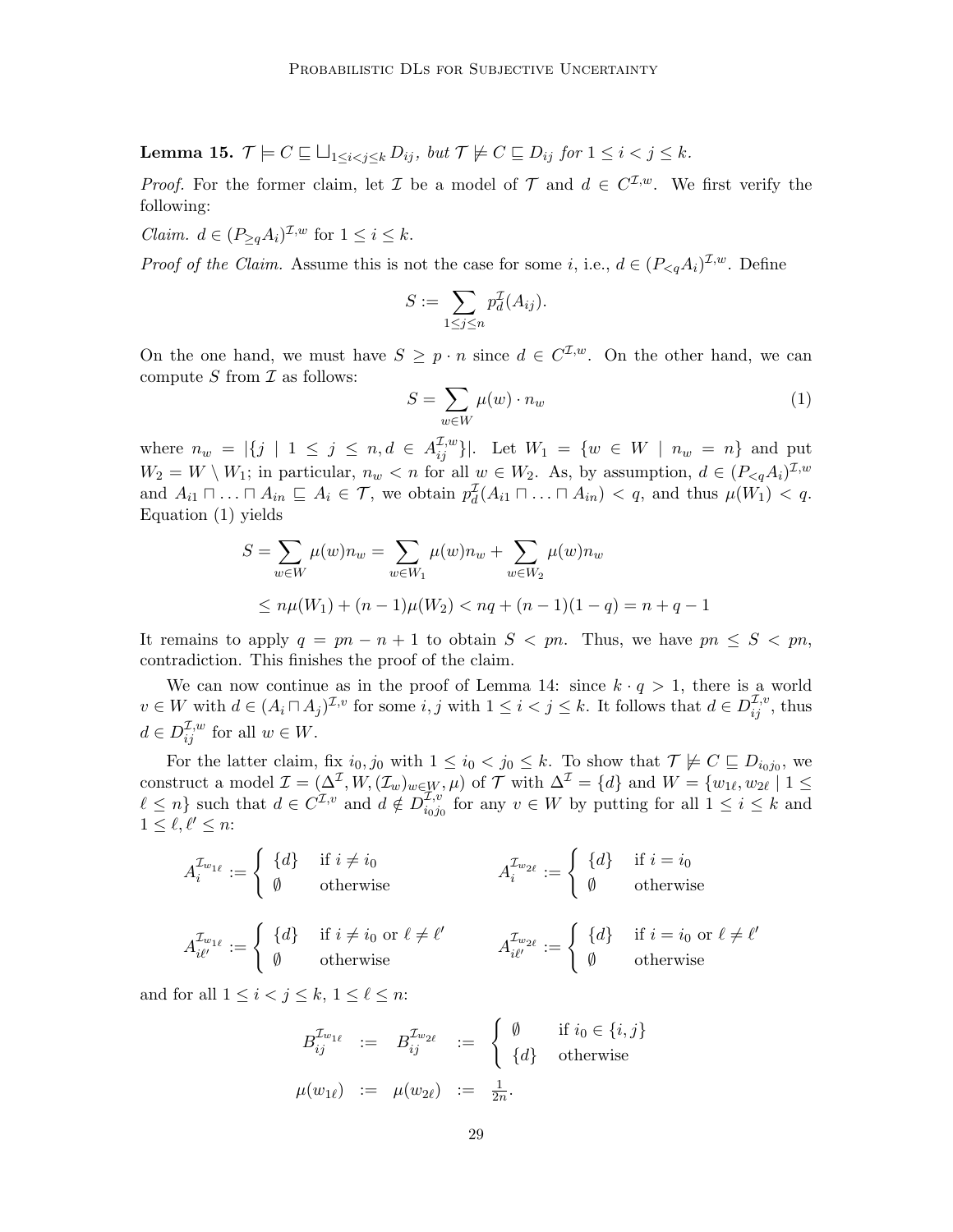**Lemma 15.** $\mathcal{T} \models C \sqsubseteq \bigsqcup_{1 \leq i < j \leq k} D_{ij}$, *but* $\mathcal{T} \not\models C \sqsubseteq D_{ij}$ *for* $1 \leq i < j \leq k$.

*Proof.* For the former claim, let $\mathcal{I}$ be a model of $\mathcal{T}$ and $d \in C^{\mathcal{I},w}$. We first verify the following:

*Claim.* $d \in (P_{\geq q} A_i)^{\mathcal{I},w}$ for $1 \leq i \leq k$.

*Proof of the Claim.* Assume this is not the case for some $i$, i.e., $d \in (P_{<q} A_i)^{\mathcal{I},w}$. Define

$$S := \sum_{1 \leq j \leq n} p_d^{\mathcal{I}}(A_{ij}).$$

On the one hand, we must have $S \geq p \cdot n$ since $d \in C^{\mathcal{I},w}$. On the other hand, we can compute $S$ from $\mathcal{I}$ as follows:

$$S = \sum_{w \in W} \mu(w) \cdot n_w \tag{1}$$

where $n_w = |\{j \mid 1 \leq j \leq n, d \in A_{ij}^{\mathcal{I},w}\}|$. Let $W_1 = \{w \in W \mid n_w = n\}$ and put $W_2 = W \setminus W_1$; in particular, $n_w < n$ for all $w \in W_2$. As, by assumption, $d \in (P_{<q} A_i)^{\mathcal{I},w}$ and $A_{i1} \sqcap \ldots \sqcap A_{in} \sqsubseteq A_i \in \mathcal{T}$, we obtain $p_d^{\mathcal{I}}(A_{i1} \sqcap \ldots \sqcap A_{in}) < q$, and thus $\mu(W_1) < q$. Equation (1) yields

$$\begin{aligned} S = \sum_{w \in W} \mu(w) n_w &= \sum_{w \in W_1} \mu(w) n_w + \sum_{w \in W_2} \mu(w) n_w \\ &\leq n\mu(W_1) + (n-1)\mu(W_2) < nq + (n-1)(1-q) = n + q - 1 \end{aligned}$$

It remains to apply $q = pn - n + 1$ to obtain $S < pn$. Thus, we have $pn \leq S < pn$, contradiction. This finishes the proof of the claim.

We can now continue as in the proof of Lemma 14: since $k \cdot q > 1$, there is a world $v \in W$ with $d \in (A_i \sqcap A_j)^{\mathcal{I},v}$ for some $i, j$ with $1 \leq i < j \leq k$. It follows that $d \in D_{ij}^{\mathcal{I},v}$, thus $d \in D_{ij}^{\mathcal{I},w}$ for all $w \in W$.

For the latter claim, fix $i_0, j_0$ with $1 \leq i_0 < j_0 \leq k$. To show that $\mathcal{T} \not\models C \sqsubseteq D_{i_0 j_0}$, we construct a model $\mathcal{I} = (\Delta^{\mathcal{I}}, W, (\mathcal{I}_w)_{w \in W}, \mu)$ of $\mathcal{T}$ with $\Delta^{\mathcal{I}} = \{d\}$ and $W = \{w_{1\ell}, w_{2\ell} \mid 1 \leq \ell \leq n\}$ such that $d \in C^{\mathcal{I},v}$ and $d \notin D_{i_0 j_0}^{\mathcal{I},v}$ for any $v \in W$ by putting for all $1 \leq i \leq k$ and $1 \leq \ell, \ell' \leq n$:

$$A_i^{\mathcal{I}_{w_{1\ell}}} := \begin{cases} \{d\} & \text{if } i \neq i_0 \\ \emptyset & \text{otherwise} \end{cases} \qquad A_i^{\mathcal{I}_{w_{2\ell}}} := \begin{cases} \{d\} & \text{if } i = i_0 \\ \emptyset & \text{otherwise} \end{cases}$$

$$A_{i\ell'}^{\mathcal{I}_{w_{1\ell}}} := \begin{cases} \{d\} & \text{if } i \neq i_0 \text{ or } \ell \neq \ell' \\ \emptyset & \text{otherwise} \end{cases} \qquad A_{i\ell'}^{\mathcal{I}_{w_{2\ell}}} := \begin{cases} \{d\} & \text{if } i = i_0 \text{ or } \ell \neq \ell' \\ \emptyset & \text{otherwise} \end{cases}$$

and for all $1 \leq i < j \leq k$, $1 \leq \ell \leq n$:

$$\begin{aligned} B_{ij}^{\mathcal{I}_{w_{1\ell}}} &:= B_{ij}^{\mathcal{I}_{w_{2\ell}}} := \begin{cases} \emptyset & \text{if } i_0 \in \{i, j\} \\ \{d\} & \text{otherwise} \end{cases} \\ \mu(w_{1\ell}) &:= \mu(w_{2\ell}) := \tfrac{1}{2n}. \end{aligned}$$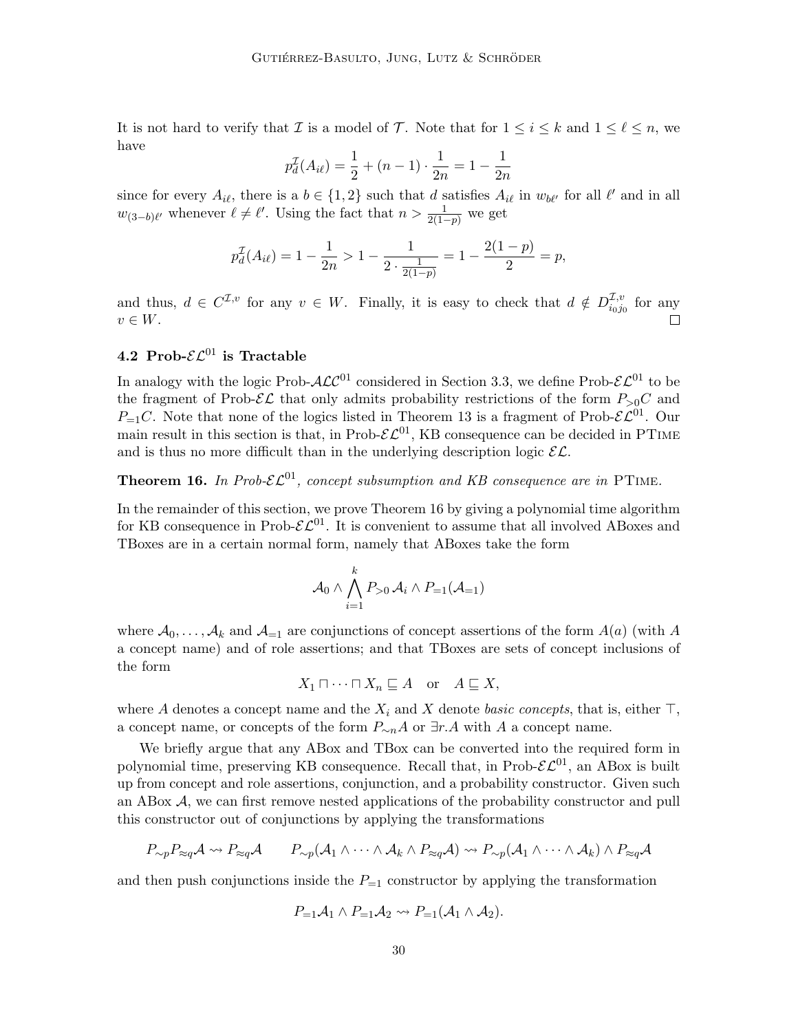It is not hard to verify that $\mathcal{I}$ is a model of $\mathcal{T}$. Note that for $1 \leq i \leq k$ and $1 \leq \ell \leq n$, we have

$$p_d^{\mathcal{I}}(A_{i\ell}) = \frac{1}{2} + (n-1) \cdot \frac{1}{2n} = 1 - \frac{1}{2n}$$

since for every $A_{i\ell}$, there is a $b \in \{1, 2\}$ such that $d$ satisfies $A_{i\ell}$ in $w_{b\ell'}$ for all $\ell'$ and in all $w_{(3-b)\ell'}$ whenever $\ell \neq \ell'$. Using the fact that $n > \frac{1}{2(1-p)}$ we get

$$p_d^{\mathcal{I}}(A_{i\ell}) = 1 - \frac{1}{2n} > 1 - \frac{1}{2 \cdot \frac{1}{2(1-p)}} = 1 - \frac{2(1-p)}{2} = p,$$

and thus, $d \in C^{\mathcal{I},v}$ for any $v \in W$. Finally, it is easy to check that $d \notin D_{i_0 j_0}^{\mathcal{I},v}$ for any $v \in W$. □

### 4.2 Prob-$\mathcal{EL}^{01}$ is Tractable

In analogy with the logic Prob-$\mathcal{ALC}^{01}$ considered in Section 3.3, we define Prob-$\mathcal{EL}^{01}$ to be the fragment of Prob-$\mathcal{EL}$ that only admits probability restrictions of the form $P_{>0}C$ and $P_{=1}C$. Note that none of the logics listed in Theorem 13 is a fragment of Prob-$\mathcal{EL}^{01}$. Our main result in this section is that, in Prob-$\mathcal{EL}^{01}$, KB consequence can be decided in PTime and is thus no more difficult than in the underlying description logic $\mathcal{EL}$.

**Theorem 16.** *In Prob-$\mathcal{EL}^{01}$, concept subsumption and KB consequence are in* PTime.

In the remainder of this section, we prove Theorem 16 by giving a polynomial time algorithm for KB consequence in Prob-$\mathcal{EL}^{01}$. It is convenient to assume that all involved ABoxes and TBoxes are in a certain normal form, namely that ABoxes take the form

$$\mathcal{A}_0 \wedge \bigwedge_{i=1}^{k} P_{>0}\, \mathcal{A}_i \wedge P_{=1}(\mathcal{A}_{=1})$$

where $\mathcal{A}_0, \ldots, \mathcal{A}_k$ and $\mathcal{A}_{=1}$ are conjunctions of concept assertions of the form $A(a)$ (with $A$ a concept name) and of role assertions; and that TBoxes are sets of concept inclusions of the form

$$X_1 \sqcap \cdots \sqcap X_n \sqsubseteq A \quad \text{or} \quad A \sqsubseteq X,$$

where $A$ denotes a concept name and the $X_i$ and $X$ denote *basic concepts*, that is, either $\top$, a concept name, or concepts of the form $P_{\sim n}A$ or $\exists r.A$ with $A$ a concept name.

We briefly argue that any ABox and TBox can be converted into the required form in polynomial time, preserving KB consequence. Recall that, in Prob-$\mathcal{EL}^{01}$, an ABox is built up from concept and role assertions, conjunction, and a probability constructor. Given such an ABox $\mathcal{A}$, we can first remove nested applications of the probability constructor and pull this constructor out of conjunctions by applying the transformations

$$P_{\sim p}P_{\approx q}\mathcal{A} \rightsquigarrow P_{\approx q}\mathcal{A} \qquad P_{\sim p}(\mathcal{A}_1 \wedge \cdots \wedge \mathcal{A}_k \wedge P_{\approx q}\mathcal{A}) \rightsquigarrow P_{\sim p}(\mathcal{A}_1 \wedge \cdots \wedge \mathcal{A}_k) \wedge P_{\approx q}\mathcal{A}$$

and then push conjunctions inside the $P_{=1}$ constructor by applying the transformation

$$P_{=1}\mathcal{A}_1 \wedge P_{=1}\mathcal{A}_2 \rightsquigarrow P_{=1}(\mathcal{A}_1 \wedge \mathcal{A}_2).$$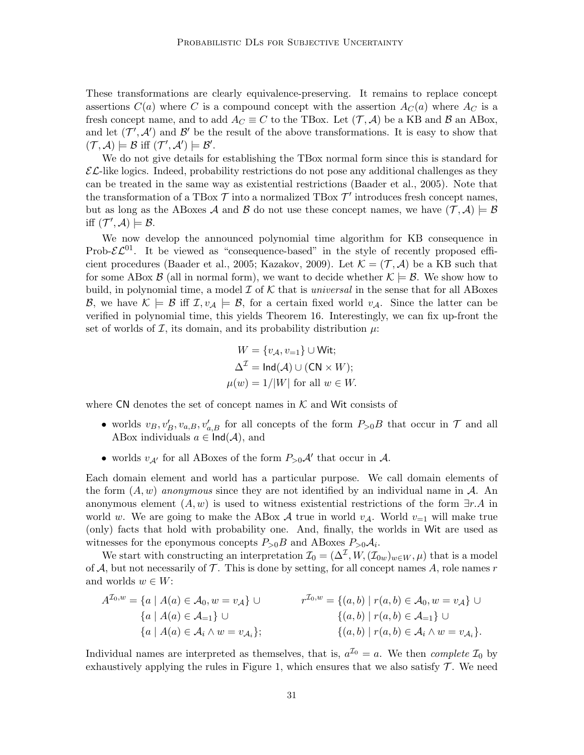These transformations are clearly equivalence-preserving. It remains to replace concept assertions $C(a)$ where $C$ is a compound concept with the assertion $A_C(a)$ where $A_C$ is a fresh concept name, and to add $A_C \equiv C$ to the TBox. Let $(\mathcal{T}, \mathcal{A})$ be a KB and $\mathcal{B}$ an ABox, and let $(\mathcal{T}', \mathcal{A}')$ and $\mathcal{B}'$ be the result of the above transformations. It is easy to show that $(\mathcal{T}, \mathcal{A}) \models \mathcal{B}$ iff $(\mathcal{T}', \mathcal{A}') \models \mathcal{B}'$.

We do not give details for establishing the TBox normal form since this is standard for $\mathcal{EL}$-like logics. Indeed, probability restrictions do not pose any additional challenges as they can be treated in the same way as existential restrictions (Baader et al., 2005). Note that the transformation of a TBox $\mathcal{T}$ into a normalized TBox $\mathcal{T}'$ introduces fresh concept names, but as long as the ABoxes $\mathcal{A}$ and $\mathcal{B}$ do not use these concept names, we have $(\mathcal{T}, \mathcal{A}) \models \mathcal{B}$ iff $(\mathcal{T}', \mathcal{A}) \models \mathcal{B}$.

We now develop the announced polynomial time algorithm for KB consequence in Prob-$\mathcal{EL}^{01}$. It be viewed as "consequence-based" in the style of recently proposed efficient procedures (Baader et al., 2005; Kazakov, 2009). Let $\mathcal{K} = (\mathcal{T}, \mathcal{A})$ be a KB such that for some ABox $\mathcal{B}$ (all in normal form), we want to decide whether $\mathcal{K} \models \mathcal{B}$. We show how to build, in polynomial time, a model $\mathcal{I}$ of $\mathcal{K}$ that is *universal* in the sense that for all ABoxes $\mathcal{B}$, we have $\mathcal{K} \models \mathcal{B}$ iff $\mathcal{I}, v_\mathcal{A} \models \mathcal{B}$, for a certain fixed world $v_\mathcal{A}$. Since the latter can be verified in polynomial time, this yields Theorem 16. Interestingly, we can fix up-front the set of worlds of $\mathcal{I}$, its domain, and its probability distribution $\mu$:

$$
\begin{aligned}
W &= \{v_\mathcal{A}, v_{=1}\} \cup \mathsf{Wit};\\
\Delta^\mathcal{I} &= \mathsf{Ind}(\mathcal{A}) \cup (\mathsf{CN} \times W);\\
\mu(w) &= 1/|W| \text{ for all } w \in W.
\end{aligned}
$$

where $\mathsf{CN}$ denotes the set of concept names in $\mathcal{K}$ and $\mathsf{Wit}$ consists of

- worlds $v_B, v'_B, v_{a,B}, v'_{a,B}$ for all concepts of the form $P_{>0}B$ that occur in $\mathcal{T}$ and all ABox individuals $a \in \mathsf{Ind}(\mathcal{A})$, and
- worlds $v_{\mathcal{A}'}$ for all ABoxes of the form $P_{>0}\mathcal{A}'$ that occur in $\mathcal{A}$.

Each domain element and world has a particular purpose. We call domain elements of the form $(A, w)$ *anonymous* since they are not identified by an individual name in $\mathcal{A}$. An anonymous element $(A, w)$ is used to witness existential restrictions of the form $\exists r.A$ in world $w$. We are going to make the ABox $\mathcal{A}$ true in world $v_\mathcal{A}$. World $v_{=1}$ will make true (only) facts that hold with probability one. And, finally, the worlds in $\mathsf{Wit}$ are used as witnesses for the eponymous concepts $P_{>0}B$ and ABoxes $P_{>0}\mathcal{A}_i$.

We start with constructing an interpretation $\mathcal{I}_0 = (\Delta^\mathcal{I}, W, (\mathcal{I}_{0w})_{w\in W}, \mu)$ that is a model of $\mathcal{A}$, but not necessarily of $\mathcal{T}$. This is done by setting, for all concept names $A$, role names $r$ and worlds $w \in W$:

$$
\begin{aligned}
A^{\mathcal{I}_0,w} = {} & \{a \mid A(a) \in \mathcal{A}_0, w = v_\mathcal{A}\} \cup \\
& \{a \mid A(a) \in \mathcal{A}_{=1}\} \cup \\
& \{a \mid A(a) \in \mathcal{A}_i \wedge w = v_{\mathcal{A}_i}\};
\end{aligned}
\qquad
\begin{aligned}
r^{\mathcal{I}_0,w} = {} & \{(a,b) \mid r(a,b) \in \mathcal{A}_0, w = v_\mathcal{A}\} \cup \\
& \{(a,b) \mid r(a,b) \in \mathcal{A}_{=1}\} \cup \\
& \{(a,b) \mid r(a,b) \in \mathcal{A}_i \wedge w = v_{\mathcal{A}_i}\}.
\end{aligned}
$$

Individual names are interpreted as themselves, that is, $a^{\mathcal{I}_0} = a$. We then *complete* $\mathcal{I}_0$ by exhaustively applying the rules in Figure 1, which ensures that we also satisfy $\mathcal{T}$. We need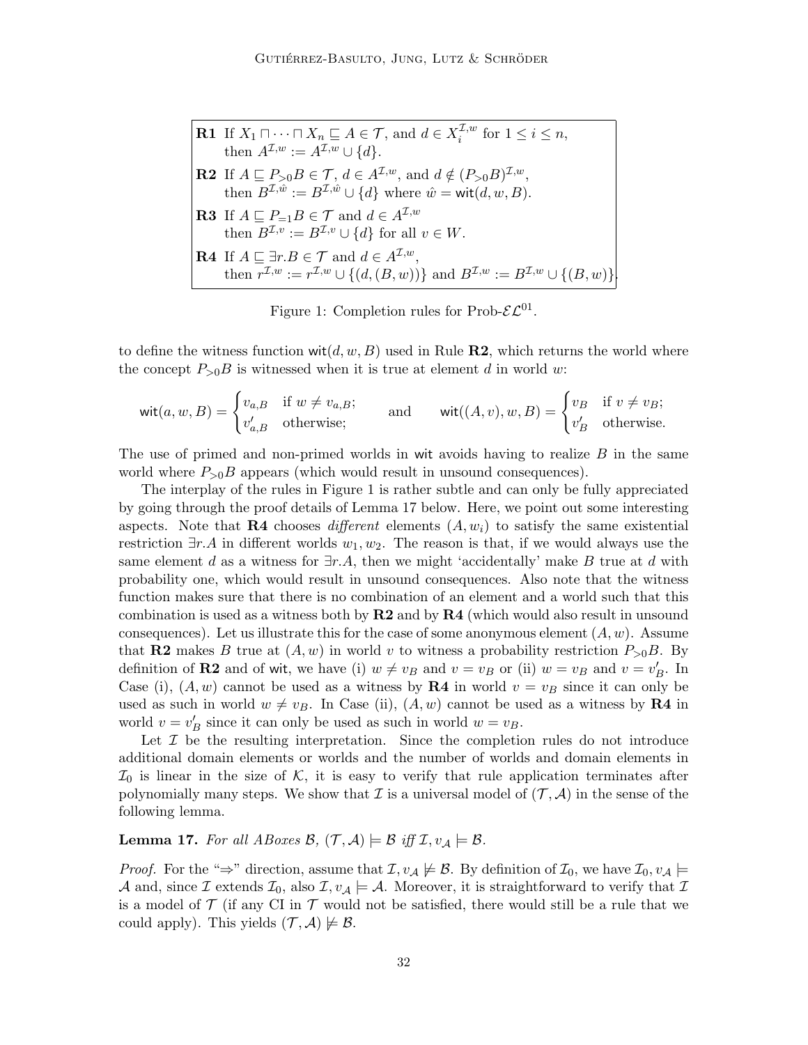**R1** If $X_1 \sqcap \cdots \sqcap X_n \sqsubseteq A \in \mathcal{T}$, and $d \in X_i^{\mathcal{I},w}$ for $1 \leq i \leq n$, then $A^{\mathcal{I},w} := A^{\mathcal{I},w} \cup \{d\}$.

**R2** If $A \sqsubseteq P_{>0}B \in \mathcal{T}$, $d \in A^{\mathcal{I},w}$, and $d \notin (P_{>0}B)^{\mathcal{I},w}$, then $B^{\mathcal{I},\hat{w}} := B^{\mathcal{I},\hat{w}} \cup \{d\}$ where $\hat{w} = \mathsf{wit}(d, w, B)$.

**R3** If $A \sqsubseteq P_{=1}B \in \mathcal{T}$ and $d \in A^{\mathcal{I},w}$ then $B^{\mathcal{I},v} := B^{\mathcal{I},v} \cup \{d\}$ for all $v \in W$.

**R4** If $A \sqsubseteq \exists r.B \in \mathcal{T}$ and $d \in A^{\mathcal{I},w}$, then $r^{\mathcal{I},w} := r^{\mathcal{I},w} \cup \{(d, (B, w))\}$ and $B^{\mathcal{I},w} := B^{\mathcal{I},w} \cup \{(B, w)\}$.

Figure 1: Completion rules for Prob-$\mathcal{EL}^{01}$.

to define the witness function $\mathsf{wit}(d, w, B)$ used in Rule **R2**, which returns the world where the concept $P_{>0}B$ is witnessed when it is true at element $d$ in world $w$:

$$\mathsf{wit}(a, w, B) = \begin{cases} v_{a,B} & \text{if } w \neq v_{a,B}; \\ v'_{a,B} & \text{otherwise;} \end{cases} \qquad \text{and} \qquad \mathsf{wit}((A, v), w, B) = \begin{cases} v_B & \text{if } v \neq v_B; \\ v'_B & \text{otherwise.} \end{cases}$$

The use of primed and non-primed worlds in wit avoids having to realize $B$ in the same world where $P_{>0}B$ appears (which would result in unsound consequences).

The interplay of the rules in Figure 1 is rather subtle and can only be fully appreciated by going through the proof details of Lemma 17 below. Here, we point out some interesting aspects. Note that **R4** chooses *different* elements $(A, w_i)$ to satisfy the same existential restriction $\exists r.A$ in different worlds $w_1, w_2$. The reason is that, if we would always use the same element $d$ as a witness for $\exists r.A$, then we might 'accidentally' make $B$ true at $d$ with probability one, which would result in unsound consequences. Also note that the witness function makes sure that there is no combination of an element and a world such that this combination is used as a witness both by **R2** and by **R4** (which would also result in unsound consequences). Let us illustrate this for the case of some anonymous element $(A, w)$. Assume that **R2** makes $B$ true at $(A, w)$ in world $v$ to witness a probability restriction $P_{>0}B$. By definition of **R2** and of wit, we have (i) $w \neq v_B$ and $v = v_B$ or (ii) $w = v_B$ and $v = v'_B$. In Case (i), $(A, w)$ cannot be used as a witness by **R4** in world $v = v_B$ since it can only be used as such in world $w \neq v_B$. In Case (ii), $(A, w)$ cannot be used as a witness by **R4** in world $v = v'_B$ since it can only be used as such in world $w = v_B$.

Let $\mathcal{I}$ be the resulting interpretation. Since the completion rules do not introduce additional domain elements or worlds and the number of worlds and domain elements in $\mathcal{I}_0$ is linear in the size of $\mathcal{K}$, it is easy to verify that rule application terminates after polynomially many steps. We show that $\mathcal{I}$ is a universal model of $(\mathcal{T}, \mathcal{A})$ in the sense of the following lemma.

**Lemma 17.** *For all ABoxes $\mathcal{B}$, $(\mathcal{T}, \mathcal{A}) \models \mathcal{B}$ iff $\mathcal{I}, v_{\mathcal{A}} \models \mathcal{B}$.*

*Proof.* For the "$\Rightarrow$" direction, assume that $\mathcal{I}, v_{\mathcal{A}} \not\models \mathcal{B}$. By definition of $\mathcal{I}_0$, we have $\mathcal{I}_0, v_{\mathcal{A}} \models \mathcal{A}$ and, since $\mathcal{I}$ extends $\mathcal{I}_0$, also $\mathcal{I}, v_{\mathcal{A}} \models \mathcal{A}$. Moreover, it is straightforward to verify that $\mathcal{I}$ is a model of $\mathcal{T}$ (if any CI in $\mathcal{T}$ would not be satisfied, there would still be a rule that we could apply). This yields $(\mathcal{T}, \mathcal{A}) \not\models \mathcal{B}$.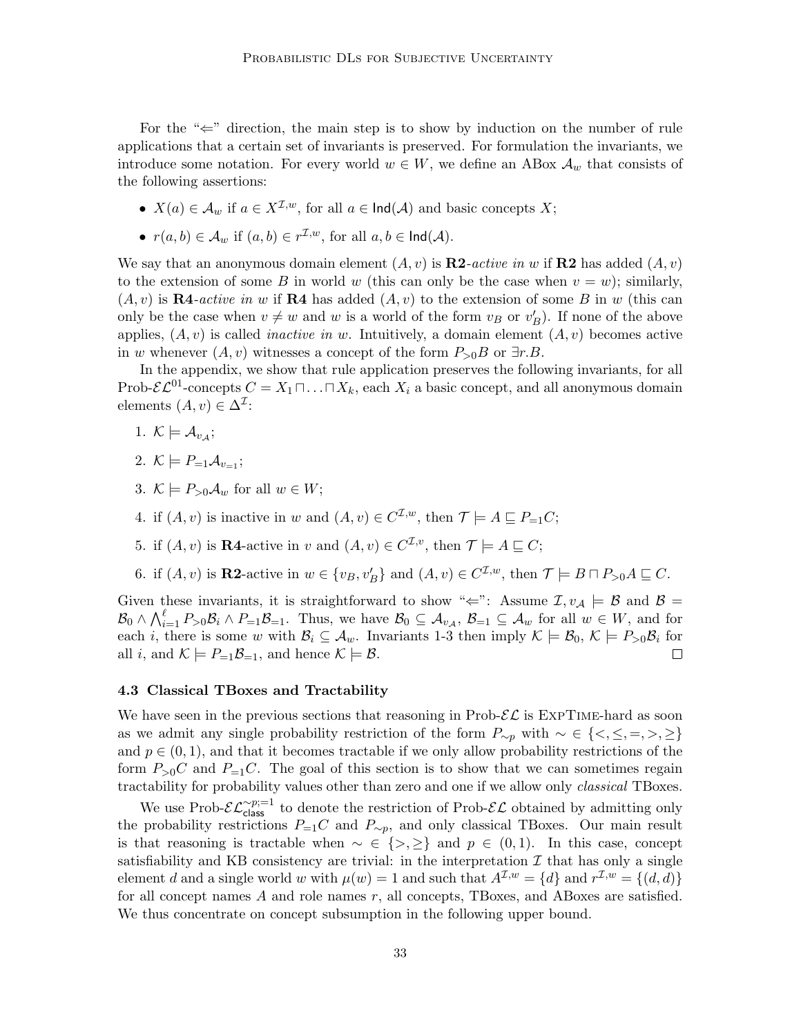For the "⇐" direction, the main step is to show by induction on the number of rule applications that a certain set of invariants is preserved. For formulation the invariants, we introduce some notation. For every world $w \in W$, we define an ABox $\mathcal{A}_w$ that consists of the following assertions:

- $X(a) \in \mathcal{A}_w$ if $a \in X^{\mathcal{I},w}$, for all $a \in \mathsf{Ind}(\mathcal{A})$ and basic concepts $X$;
- $r(a,b) \in \mathcal{A}_w$ if $(a,b) \in r^{\mathcal{I},w}$, for all $a,b \in \mathsf{Ind}(\mathcal{A})$.

We say that an anonymous domain element $(A,v)$ is **R2**-*active in* $w$ if **R2** has added $(A,v)$ to the extension of some $B$ in world $w$ (this can only be the case when $v = w$); similarly, $(A,v)$ is **R4**-*active in* $w$ if **R4** has added $(A,v)$ to the extension of some $B$ in $w$ (this can only be the case when $v \neq w$ and $w$ is a world of the form $v_B$ or $v'_B$). If none of the above applies, $(A,v)$ is called *inactive in* $w$. Intuitively, a domain element $(A,v)$ becomes active in $w$ whenever $(A,v)$ witnesses a concept of the form $P_{>0}B$ or $\exists r.B$.

In the appendix, we show that rule application preserves the following invariants, for all Prob-$\mathcal{EL}^{01}$-concepts $C = X_1 \sqcap \ldots \sqcap X_k$, each $X_i$ a basic concept, and all anonymous domain elements $(A,v) \in \Delta^{\mathcal{I}}$:

1. $\mathcal{K} \models \mathcal{A}_{v_\mathcal{A}}$;
2. $\mathcal{K} \models P_{=1}\mathcal{A}_{v_{=1}}$;
3. $\mathcal{K} \models P_{>0}\mathcal{A}_w$ for all $w \in W$;
4. if $(A,v)$ is inactive in $w$ and $(A,v) \in C^{\mathcal{I},w}$, then $\mathcal{T} \models A \sqsubseteq P_{=1}C$;
5. if $(A,v)$ is **R4**-active in $v$ and $(A,v) \in C^{\mathcal{I},v}$, then $\mathcal{T} \models A \sqsubseteq C$;
6. if $(A,v)$ is **R2**-active in $w \in \{v_B, v'_B\}$ and $(A,v) \in C^{\mathcal{I},w}$, then $\mathcal{T} \models B \sqcap P_{>0}A \sqsubseteq C$.

Given these invariants, it is straightforward to show "⇐": Assume $\mathcal{I}, v_\mathcal{A} \models \mathcal{B}$ and $\mathcal{B} = \mathcal{B}_0 \wedge \bigwedge_{i=1}^{\ell} P_{>0}\mathcal{B}_i \wedge P_{=1}\mathcal{B}_{=1}$. Thus, we have $\mathcal{B}_0 \subseteq \mathcal{A}_{v_\mathcal{A}}$, $\mathcal{B}_{=1} \subseteq \mathcal{A}_w$ for all $w \in W$, and for each $i$, there is some $w$ with $\mathcal{B}_i \subseteq \mathcal{A}_w$. Invariants 1-3 then imply $\mathcal{K} \models \mathcal{B}_0$, $\mathcal{K} \models P_{>0}\mathcal{B}_i$ for all $i$, and $\mathcal{K} \models P_{=1}\mathcal{B}_{=1}$, and hence $\mathcal{K} \models \mathcal{B}$. □

### 4.3 Classical TBoxes and Tractability

We have seen in the previous sections that reasoning in Prob-$\mathcal{EL}$ is ExpTime-hard as soon as we admit any single probability restriction of the form $P_{\sim p}$ with $\sim \in \{<, \leq, =, >, \geq\}$ and $p \in (0,1)$, and that it becomes tractable if we only allow probability restrictions of the form $P_{>0}C$ and $P_{=1}C$. The goal of this section is to show that we can sometimes regain tractability for probability values other than zero and one if we allow only *classical* TBoxes.

We use Prob-$\mathcal{EL}^{\sim p;=1}_{\mathsf{class}}$ to denote the restriction of Prob-$\mathcal{EL}$ obtained by admitting only the probability restrictions $P_{=1}C$ and $P_{\sim p}$, and only classical TBoxes. Our main result is that reasoning is tractable when $\sim \in \{>, \geq\}$ and $p \in (0,1)$. In this case, concept satisfiability and KB consistency are trivial: in the interpretation $\mathcal{I}$ that has only a single element $d$ and a single world $w$ with $\mu(w) = 1$ and such that $A^{\mathcal{I},w} = \{d\}$ and $r^{\mathcal{I},w} = \{(d,d)\}$ for all concept names $A$ and role names $r$, all concepts, TBoxes, and ABoxes are satisfied. We thus concentrate on concept subsumption in the following upper bound.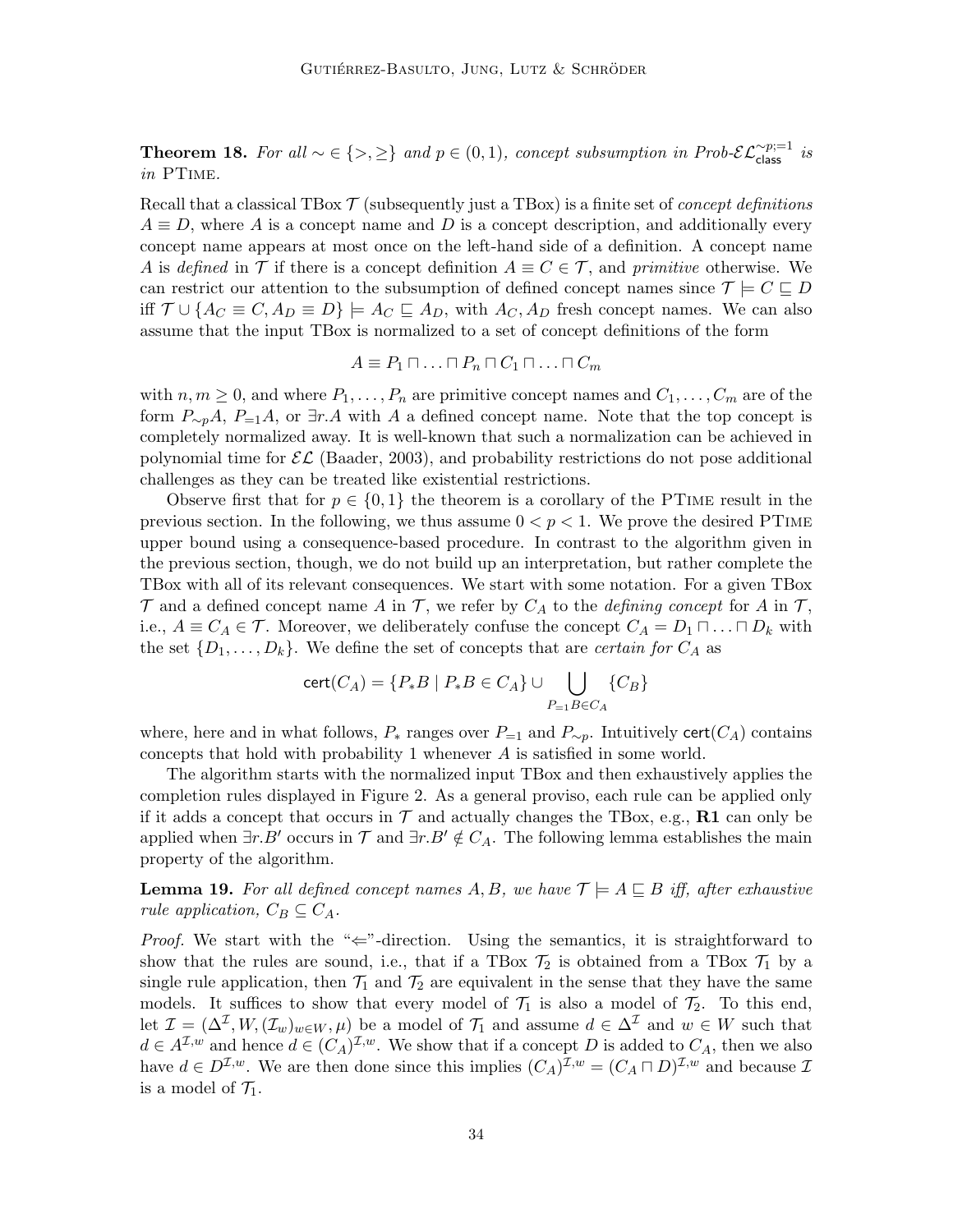**Theorem 18.** *For all $\sim \in \{>, \geq\}$ and $p \in (0,1)$, concept subsumption in Prob-$\mathcal{EL}^{\sim p;=1}_{\mathsf{class}}$ is in* PTime.

Recall that a classical TBox $\mathcal{T}$ (subsequently just a TBox) is a finite set of *concept definitions* $A \equiv D$, where $A$ is a concept name and $D$ is a concept description, and additionally every concept name appears at most once on the left-hand side of a definition. A concept name $A$ is *defined* in $\mathcal{T}$ if there is a concept definition $A \equiv C \in \mathcal{T}$, and *primitive* otherwise. We can restrict our attention to the subsumption of defined concept names since $\mathcal{T} \models C \sqsubseteq D$ iff $\mathcal{T} \cup \{A_C \equiv C, A_D \equiv D\} \models A_C \sqsubseteq A_D$, with $A_C, A_D$ fresh concept names. We can also assume that the input TBox is normalized to a set of concept definitions of the form

$$A \equiv P_1 \sqcap \ldots \sqcap P_n \sqcap C_1 \sqcap \ldots \sqcap C_m$$

with $n, m \geq 0$, and where $P_1, \ldots, P_n$ are primitive concept names and $C_1, \ldots, C_m$ are of the form $P_{\sim p}A$, $P_{=1}A$, or $\exists r.A$ with $A$ a defined concept name. Note that the top concept is completely normalized away. It is well-known that such a normalization can be achieved in polynomial time for $\mathcal{EL}$ (Baader, 2003), and probability restrictions do not pose additional challenges as they can be treated like existential restrictions.

Observe first that for $p \in \{0, 1\}$ the theorem is a corollary of the PTime result in the previous section. In the following, we thus assume $0 < p < 1$. We prove the desired PTime upper bound using a consequence-based procedure. In contrast to the algorithm given in the previous section, though, we do not build up an interpretation, but rather complete the TBox with all of its relevant consequences. We start with some notation. For a given TBox $\mathcal{T}$ and a defined concept name $A$ in $\mathcal{T}$, we refer by $C_A$ to the *defining concept* for $A$ in $\mathcal{T}$, i.e., $A \equiv C_A \in \mathcal{T}$. Moreover, we deliberately confuse the concept $C_A = D_1 \sqcap \ldots \sqcap D_k$ with the set $\{D_1, \ldots, D_k\}$. We define the set of concepts that are *certain for $C_A$* as

$$\mathsf{cert}(C_A) = \{P_*B \mid P_*B \in C_A\} \cup \bigcup_{P_{=1}B \in C_A} \{C_B\}$$

where, here and in what follows, $P_*$ ranges over $P_{=1}$ and $P_{\sim p}$. Intuitively $\mathsf{cert}(C_A)$ contains concepts that hold with probability 1 whenever $A$ is satisfied in some world.

The algorithm starts with the normalized input TBox and then exhaustively applies the completion rules displayed in Figure 2. As a general proviso, each rule can be applied only if it adds a concept that occurs in $\mathcal{T}$ and actually changes the TBox, e.g., **R1** can only be applied when $\exists r.B'$ occurs in $\mathcal{T}$ and $\exists r.B' \notin C_A$. The following lemma establishes the main property of the algorithm.

**Lemma 19.** *For all defined concept names $A, B$, we have $\mathcal{T} \models A \sqsubseteq B$ iff, after exhaustive rule application, $C_B \subseteq C_A$.*

*Proof.* We start with the "$\Leftarrow$"-direction. Using the semantics, it is straightforward to show that the rules are sound, i.e., that if a TBox $\mathcal{T}_2$ is obtained from a TBox $\mathcal{T}_1$ by a single rule application, then $\mathcal{T}_1$ and $\mathcal{T}_2$ are equivalent in the sense that they have the same models. It suffices to show that every model of $\mathcal{T}_1$ is also a model of $\mathcal{T}_2$. To this end, let $\mathcal{I} = (\Delta^{\mathcal{I}}, W, (\mathcal{I}_w)_{w \in W}, \mu)$ be a model of $\mathcal{T}_1$ and assume $d \in \Delta^{\mathcal{I}}$ and $w \in W$ such that $d \in A^{\mathcal{I},w}$ and hence $d \in (C_A)^{\mathcal{I},w}$. We show that if a concept $D$ is added to $C_A$, then we also have $d \in D^{\mathcal{I},w}$. We are then done since this implies $(C_A)^{\mathcal{I},w} = (C_A \sqcap D)^{\mathcal{I},w}$ and because $\mathcal{I}$ is a model of $\mathcal{T}_1$.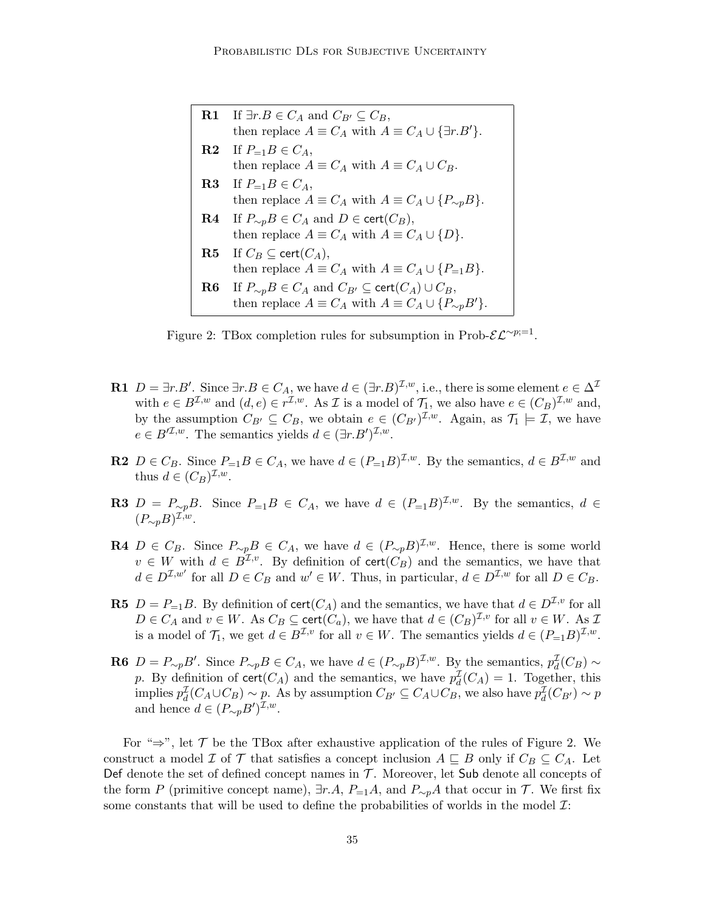| | |
|---|---|
| **R1** | If $\exists r.B \in C_A$ and $C_{B'} \subseteq C_B$, then replace $A \equiv C_A$ with $A \equiv C_A \cup \{\exists r.B'\}$. |
| **R2** | If $P_{=1}B \in C_A$, then replace $A \equiv C_A$ with $A \equiv C_A \cup C_B$. |
| **R3** | If $P_{=1}B \in C_A$, then replace $A \equiv C_A$ with $A \equiv C_A \cup \{P_{\sim p}B\}$. |
| **R4** | If $P_{\sim p}B \in C_A$ and $D \in \mathsf{cert}(C_B)$, then replace $A \equiv C_A$ with $A \equiv C_A \cup \{D\}$. |
| **R5** | If $C_B \subseteq \mathsf{cert}(C_A)$, then replace $A \equiv C_A$ with $A \equiv C_A \cup \{P_{=1}B\}$. |
| **R6** | If $P_{\sim p}B \in C_A$ and $C_{B'} \subseteq \mathsf{cert}(C_A) \cup C_B$, then replace $A \equiv C_A$ with $A \equiv C_A \cup \{P_{\sim p}B'\}$. |

Figure 2: TBox completion rules for subsumption in Prob-$\mathcal{EL}^{\sim p;=1}$.

- **R1** $D = \exists r.B'$. Since $\exists r.B \in C_A$, we have $d \in (\exists r.B)^{\mathcal{I},w}$, i.e., there is some element $e \in \Delta^{\mathcal{I}}$ with $e \in B^{\mathcal{I},w}$ and $(d,e) \in r^{\mathcal{I},w}$. As $\mathcal{I}$ is a model of $\mathcal{T}_1$, we also have $e \in (C_B)^{\mathcal{I},w}$ and, by the assumption $C_{B'} \subseteq C_B$, we obtain $e \in (C_{B'})^{\mathcal{I},w}$. Again, as $\mathcal{T}_1 \models \mathcal{I}$, we have $e \in B'^{\mathcal{I},w}$. The semantics yields $d \in (\exists r.B')^{\mathcal{I},w}$.

- **R2** $D \in C_B$. Since $P_{=1}B \in C_A$, we have $d \in (P_{=1}B)^{\mathcal{I},w}$. By the semantics, $d \in B^{\mathcal{I},w}$ and thus $d \in (C_B)^{\mathcal{I},w}$.

- **R3** $D = P_{\sim p}B$. Since $P_{=1}B \in C_A$, we have $d \in (P_{=1}B)^{\mathcal{I},w}$. By the semantics, $d \in (P_{\sim p}B)^{\mathcal{I},w}$.

- **R4** $D \in C_B$. Since $P_{\sim p}B \in C_A$, we have $d \in (P_{\sim p}B)^{\mathcal{I},w}$. Hence, there is some world $v \in W$ with $d \in B^{\mathcal{I},v}$. By definition of $\mathsf{cert}(C_B)$ and the semantics, we have that $d \in D^{\mathcal{I},w'}$ for all $D \in C_B$ and $w' \in W$. Thus, in particular, $d \in D^{\mathcal{I},w}$ for all $D \in C_B$.

- **R5** $D = P_{=1}B$. By definition of $\mathsf{cert}(C_A)$ and the semantics, we have that $d \in D^{\mathcal{I},v}$ for all $D \in C_A$ and $v \in W$. As $C_B \subseteq \mathsf{cert}(C_a)$, we have that $d \in (C_B)^{\mathcal{I},v}$ for all $v \in W$. As $\mathcal{I}$ is a model of $\mathcal{T}_1$, we get $d \in B^{\mathcal{I},v}$ for all $v \in W$. The semantics yields $d \in (P_{=1}B)^{\mathcal{I},w}$.

- **R6** $D = P_{\sim p}B'$. Since $P_{\sim p}B \in C_A$, we have $d \in (P_{\sim p}B)^{\mathcal{I},w}$. By the semantics, $p_d^{\mathcal{I}}(C_B) \sim p$. By definition of $\mathsf{cert}(C_A)$ and the semantics, we have $p_d^{\mathcal{I}}(C_A) = 1$. Together, this implies $p_d^{\mathcal{I}}(C_A \cup C_B) \sim p$. As by assumption $C_{B'} \subseteq C_A \cup C_B$, we also have $p_d^{\mathcal{I}}(C_{B'}) \sim p$ and hence $d \in (P_{\sim p}B')^{\mathcal{I},w}$.

For "$\Rightarrow$", let $\mathcal{T}$ be the TBox after exhaustive application of the rules of Figure 2. We construct a model $\mathcal{I}$ of $\mathcal{T}$ that satisfies a concept inclusion $A \sqsubseteq B$ only if $C_B \subseteq C_A$. Let $\mathsf{Def}$ denote the set of defined concept names in $\mathcal{T}$. Moreover, let $\mathsf{Sub}$ denote all concepts of the form $P$ (primitive concept name), $\exists r.A$, $P_{=1}A$, and $P_{\sim p}A$ that occur in $\mathcal{T}$. We first fix some constants that will be used to define the probabilities of worlds in the model $\mathcal{I}$: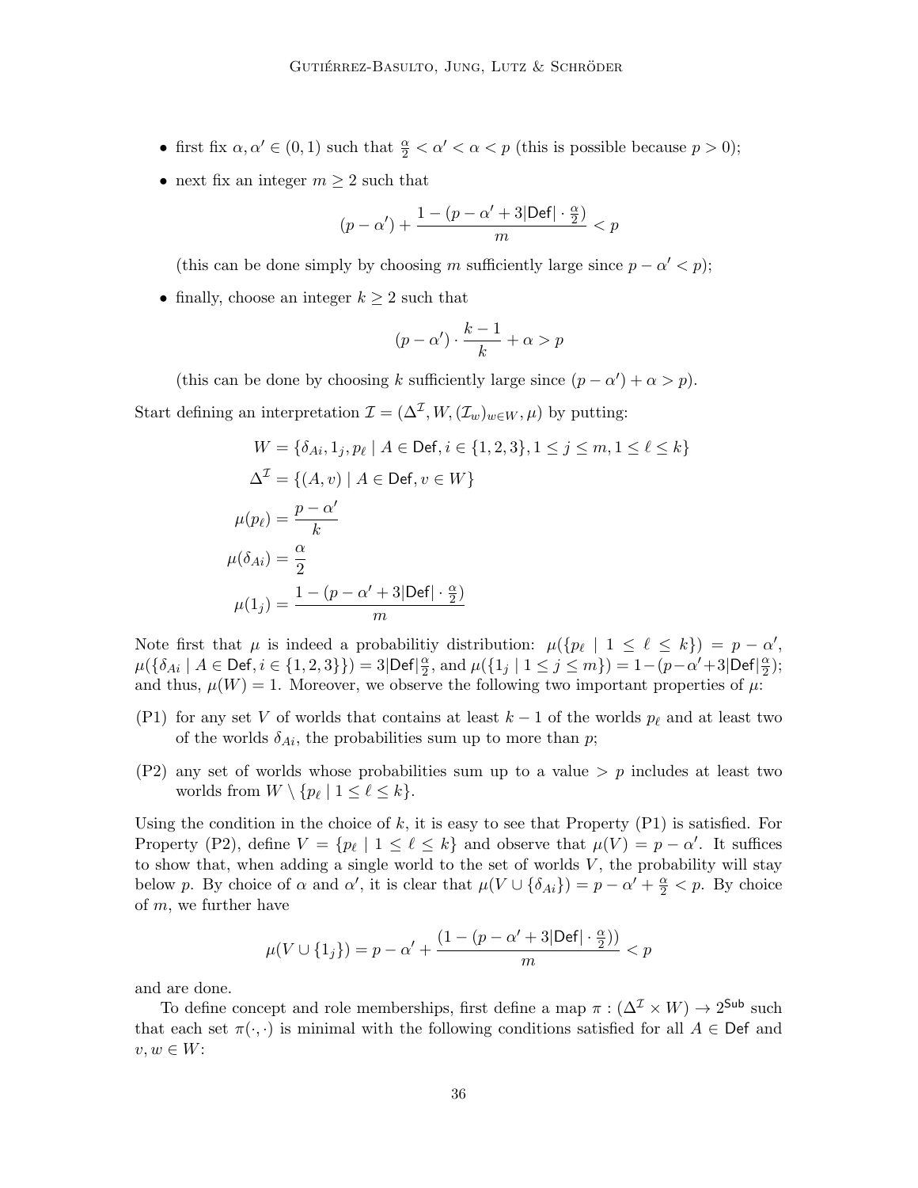- first fix $\alpha, \alpha' \in (0, 1)$ such that $\frac{\alpha}{2} < \alpha' < \alpha < p$ (this is possible because $p > 0$);
- next fix an integer $m \geq 2$ such that

$$(p - \alpha') + \frac{1 - (p - \alpha' + 3|\mathsf{Def}| \cdot \frac{\alpha}{2})}{m} < p$$

  (this can be done simply by choosing $m$ sufficiently large since $p - \alpha' < p$);
- finally, choose an integer $k \geq 2$ such that

$$(p - \alpha') \cdot \frac{k-1}{k} + \alpha > p$$

  (this can be done by choosing $k$ sufficiently large since $(p - \alpha') + \alpha > p$).

Start defining an interpretation $\mathcal{I} = (\Delta^{\mathcal{I}}, W, (\mathcal{I}_w)_{w \in W}, \mu)$ by putting:

$$\begin{aligned}
W &= \{\delta_{Ai}, 1_j, p_\ell \mid A \in \mathsf{Def}, i \in \{1, 2, 3\}, 1 \leq j \leq m, 1 \leq \ell \leq k\} \\
\Delta^{\mathcal{I}} &= \{(A, v) \mid A \in \mathsf{Def}, v \in W\} \\
\mu(p_\ell) &= \frac{p - \alpha'}{k} \\
\mu(\delta_{Ai}) &= \frac{\alpha}{2} \\
\mu(1_j) &= \frac{1 - (p - \alpha' + 3|\mathsf{Def}| \cdot \frac{\alpha}{2})}{m}
\end{aligned}$$

Note first that $\mu$ is indeed a probabilitiy distribution: $\mu(\{p_\ell \mid 1 \leq \ell \leq k\}) = p - \alpha'$, $\mu(\{\delta_{Ai} \mid A \in \mathsf{Def}, i \in \{1, 2, 3\}\}) = 3|\mathsf{Def}|\frac{\alpha}{2}$, and $\mu(\{1_j \mid 1 \leq j \leq m\}) = 1 - (p - \alpha' + 3|\mathsf{Def}|\frac{\alpha}{2})$; and thus, $\mu(W) = 1$. Moreover, we observe the following two important properties of $\mu$:

(P1) for any set $V$ of worlds that contains at least $k-1$ of the worlds $p_\ell$ and at least two of the worlds $\delta_{Ai}$, the probabilities sum up to more than $p$;

(P2) any set of worlds whose probabilities sum up to a value $> p$ includes at least two worlds from $W \setminus \{p_\ell \mid 1 \leq \ell \leq k\}$.

Using the condition in the choice of $k$, it is easy to see that Property (P1) is satisfied. For Property (P2), define $V = \{p_\ell \mid 1 \leq \ell \leq k\}$ and observe that $\mu(V) = p - \alpha'$. It suffices to show that, when adding a single world to the set of worlds $V$, the probability will stay below $p$. By choice of $\alpha$ and $\alpha'$, it is clear that $\mu(V \cup \{\delta_{Ai}\}) = p - \alpha' + \frac{\alpha}{2} < p$. By choice of $m$, we further have

$$\mu(V \cup \{1_j\}) = p - \alpha' + \frac{(1 - (p - \alpha' + 3|\mathsf{Def}| \cdot \frac{\alpha}{2}))}{m} < p$$

and are done.

To define concept and role memberships, first define a map $\pi : (\Delta^{\mathcal{I}} \times W) \to 2^{\mathsf{Sub}}$ such that each set $\pi(\cdot, \cdot)$ is minimal with the following conditions satisfied for all $A \in \mathsf{Def}$ and $v, w \in W$: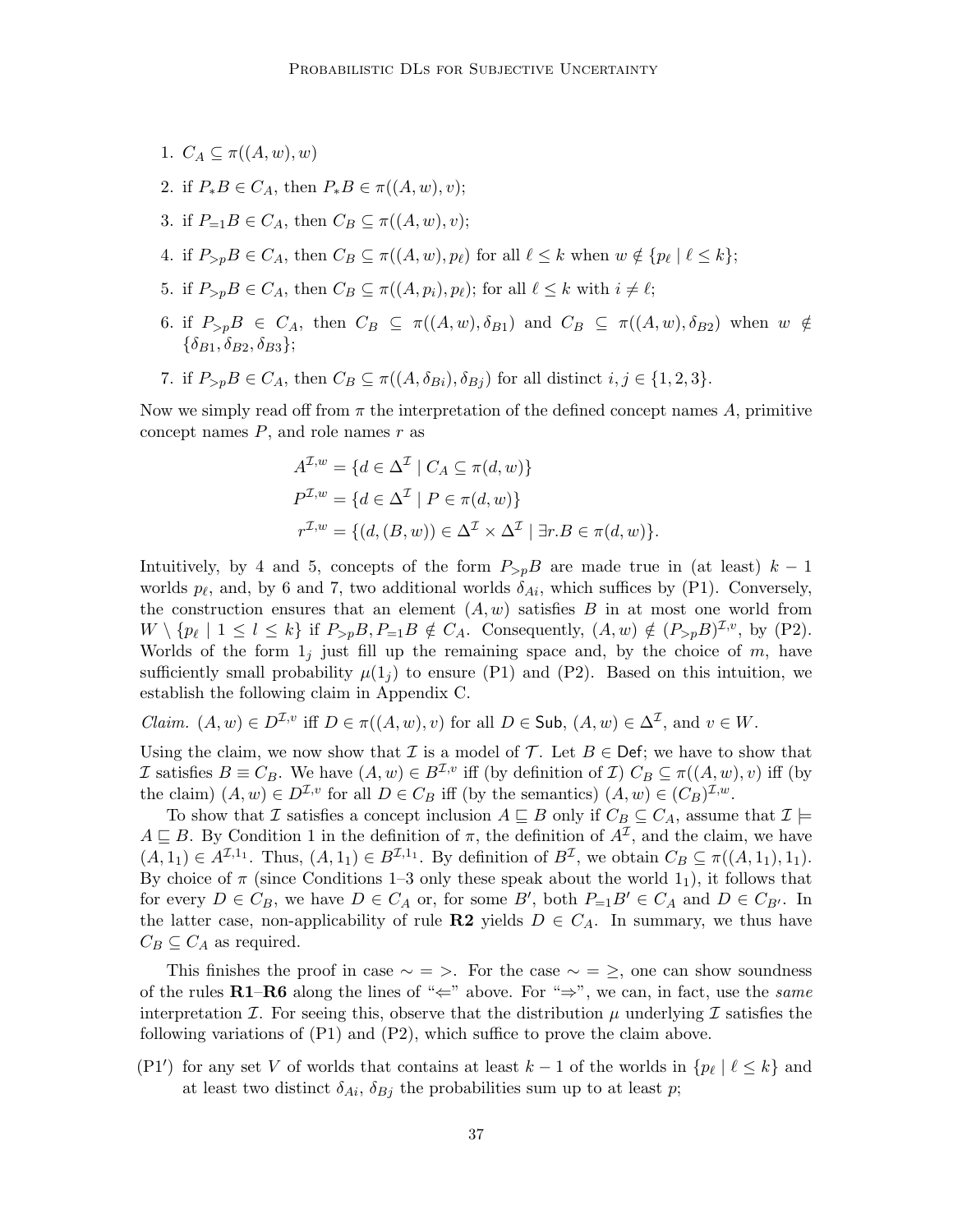1. $C_A \subseteq \pi((A, w), w)$
2. if $P_* B \in C_A$, then $P_* B \in \pi((A, w), v)$;
3. if $P_{=1} B \in C_A$, then $C_B \subseteq \pi((A, w), v)$;
4. if $P_{>p} B \in C_A$, then $C_B \subseteq \pi((A, w), p_\ell)$ for all $\ell \leq k$ when $w \notin \{p_\ell \mid \ell \leq k\}$;
5. if $P_{>p} B \in C_A$, then $C_B \subseteq \pi((A, p_i), p_\ell)$; for all $\ell \leq k$ with $i \neq \ell$;
6. if $P_{>p} B \in C_A$, then $C_B \subseteq \pi((A, w), \delta_{B1})$ and $C_B \subseteq \pi((A, w), \delta_{B2})$ when $w \notin \{\delta_{B1}, \delta_{B2}, \delta_{B3}\}$;
7. if $P_{>p} B \in C_A$, then $C_B \subseteq \pi((A, \delta_{Bi}), \delta_{Bj})$ for all distinct $i, j \in \{1, 2, 3\}$.

Now we simply read off from $\pi$ the interpretation of the defined concept names $A$, primitive concept names $P$, and role names $r$ as

$$A^{\mathcal{I},w} = \{d \in \Delta^\mathcal{I} \mid C_A \subseteq \pi(d, w)\}$$
$$P^{\mathcal{I},w} = \{d \in \Delta^\mathcal{I} \mid P \in \pi(d, w)\}$$
$$r^{\mathcal{I},w} = \{(d, (B, w)) \in \Delta^\mathcal{I} \times \Delta^\mathcal{I} \mid \exists r.B \in \pi(d, w)\}.$$

Intuitively, by 4 and 5, concepts of the form $P_{>p} B$ are made true in (at least) $k-1$ worlds $p_\ell$, and, by 6 and 7, two additional worlds $\delta_{Ai}$, which suffices by (P1). Conversely, the construction ensures that an element $(A, w)$ satisfies $B$ in at most one world from $W \setminus \{p_\ell \mid 1 \leq l \leq k\}$ if $P_{>p} B, P_{=1} B \notin C_A$. Consequently, $(A, w) \notin (P_{>p} B)^{\mathcal{I},v}$, by (P2). Worlds of the form $1_j$ just fill up the remaining space and, by the choice of $m$, have sufficiently small probability $\mu(1_j)$ to ensure (P1) and (P2). Based on this intuition, we establish the following claim in Appendix C.

*Claim.* $(A, w) \in D^{\mathcal{I},v}$ iff $D \in \pi((A, w), v)$ for all $D \in \mathsf{Sub}$, $(A, w) \in \Delta^\mathcal{I}$, and $v \in W$.

Using the claim, we now show that $\mathcal{I}$ is a model of $\mathcal{T}$. Let $B \in \mathsf{Def}$; we have to show that $\mathcal{I}$ satisfies $B \equiv C_B$. We have $(A, w) \in B^{\mathcal{I},v}$ iff (by definition of $\mathcal{I}$) $C_B \subseteq \pi((A, w), v)$ iff (by the claim) $(A, w) \in D^{\mathcal{I},v}$ for all $D \in C_B$ iff (by the semantics) $(A, w) \in (C_B)^{\mathcal{I},w}$.

To show that $\mathcal{I}$ satisfies a concept inclusion $A \sqsubseteq B$ only if $C_B \subseteq C_A$, assume that $\mathcal{I} \models A \sqsubseteq B$. By Condition 1 in the definition of $\pi$, the definition of $A^\mathcal{I}$, and the claim, we have $(A, 1_1) \in A^{\mathcal{I},1_1}$. Thus, $(A, 1_1) \in B^{\mathcal{I},1_1}$. By definition of $B^\mathcal{I}$, we obtain $C_B \subseteq \pi((A, 1_1), 1_1)$. By choice of $\pi$ (since Conditions 1–3 only these speak about the world $1_1$), it follows that for every $D \in C_B$, we have $D \in C_A$ or, for some $B'$, both $P_{=1} B' \in C_A$ and $D \in C_{B'}$. In the latter case, non-applicability of rule **R2** yields $D \in C_A$. In summary, we thus have $C_B \subseteq C_A$ as required.

This finishes the proof in case $\sim\, = \,>$. For the case $\sim\, = \,\geq$, one can show soundness of the rules **R1**–**R6** along the lines of "$\Leftarrow$" above. For "$\Rightarrow$", we can, in fact, use the *same* interpretation $\mathcal{I}$. For seeing this, observe that the distribution $\mu$ underlying $\mathcal{I}$ satisfies the following variations of (P1) and (P2), which suffice to prove the claim above.

(P1$'$) for any set $V$ of worlds that contains at least $k-1$ of the worlds in $\{p_\ell \mid \ell \leq k\}$ and at least two distinct $\delta_{Ai}$, $\delta_{Bj}$ the probabilities sum up to at least $p$;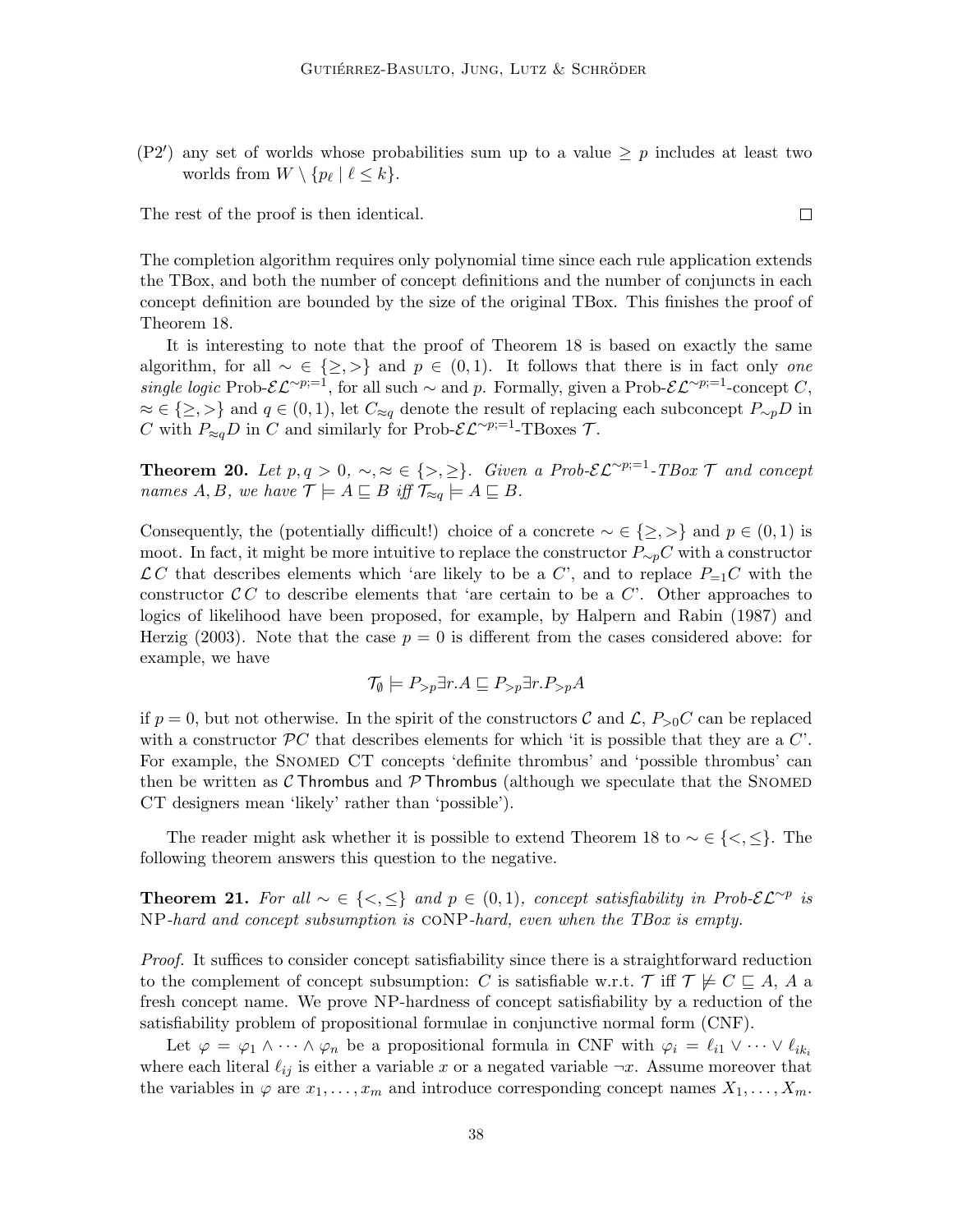(P2′) any set of worlds whose probabilities sum up to a value $\geq p$ includes at least two worlds from $W \setminus \{p_\ell \mid \ell \leq k\}$.

The rest of the proof is then identical. $\square$

The completion algorithm requires only polynomial time since each rule application extends the TBox, and both the number of concept definitions and the number of conjuncts in each concept definition are bounded by the size of the original TBox. This finishes the proof of Theorem 18.

It is interesting to note that the proof of Theorem 18 is based on exactly the same algorithm, for all $\sim \in \{\geq, >\}$ and $p \in (0, 1)$. It follows that there is in fact only *one single logic* Prob-$\mathcal{EL}^{\sim p;=1}$, for all such $\sim$ and $p$. Formally, given a Prob-$\mathcal{EL}^{\sim p;=1}$-concept $C$, $\approx \in \{\geq, >\}$ and $q \in (0, 1)$, let $C_{\approx q}$ denote the result of replacing each subconcept $P_{\sim p}D$ in $C$ with $P_{\approx q}D$ in $C$ and similarly for Prob-$\mathcal{EL}^{\sim p;=1}$-TBoxes $\mathcal{T}$.

**Theorem 20.** *Let $p, q > 0$, $\sim, \approx \in \{>, \geq\}$. Given a Prob-$\mathcal{EL}^{\sim p;=1}$-TBox $\mathcal{T}$ and concept names $A, B$, we have $\mathcal{T} \models A \sqsubseteq B$ iff $\mathcal{T}_{\approx q} \models A \sqsubseteq B$.*

Consequently, the (potentially difficult!) choice of a concrete $\sim \in \{\geq, >\}$ and $p \in (0, 1)$ is moot. In fact, it might be more intuitive to replace the constructor $P_{\sim p}C$ with a constructor $\mathcal{L}\,C$ that describes elements which 'are likely to be a $C$', and to replace $P_{=1}C$ with the constructor $\mathcal{C}\,C$ to describe elements that 'are certain to be a $C$'. Other approaches to logics of likelihood have been proposed, for example, by Halpern and Rabin (1987) and Herzig (2003). Note that the case $p = 0$ is different from the cases considered above: for example, we have

$$\mathcal{T}_\emptyset \models P_{>p}\exists r.A \sqsubseteq P_{>p}\exists r.P_{>p}A$$

if $p = 0$, but not otherwise. In the spirit of the constructors $\mathcal{C}$ and $\mathcal{L}$, $P_{>0}C$ can be replaced with a constructor $\mathcal{P}C$ that describes elements for which 'it is possible that they are a $C$'. For example, the Snomed CT concepts 'definite thrombus' and 'possible thrombus' can then be written as $\mathcal{C}\,\mathsf{Thrombus}$ and $\mathcal{P}\,\mathsf{Thrombus}$ (although we speculate that the Snomed CT designers mean 'likely' rather than 'possible').

The reader might ask whether it is possible to extend Theorem 18 to $\sim \in \{<, \leq\}$. The following theorem answers this question to the negative.

**Theorem 21.** *For all $\sim \in \{<, \leq\}$ and $p \in (0, 1)$, concept satisfiability in Prob-$\mathcal{EL}^{\sim p}$ is* NP*-hard and concept subsumption is* coNP*-hard, even when the TBox is empty.*

*Proof.* It suffices to consider concept satisfiability since there is a straightforward reduction to the complement of concept subsumption: $C$ is satisfiable w.r.t. $\mathcal{T}$ iff $\mathcal{T} \not\models C \sqsubseteq A$, $A$ a fresh concept name. We prove NP-hardness of concept satisfiability by a reduction of the satisfiability problem of propositional formulae in conjunctive normal form (CNF).

Let $\varphi = \varphi_1 \wedge \cdots \wedge \varphi_n$ be a propositional formula in CNF with $\varphi_i = \ell_{i1} \vee \cdots \vee \ell_{ik_i}$ where each literal $\ell_{ij}$ is either a variable $x$ or a negated variable $\neg x$. Assume moreover that the variables in $\varphi$ are $x_1, \ldots, x_m$ and introduce corresponding concept names $X_1, \ldots, X_m$.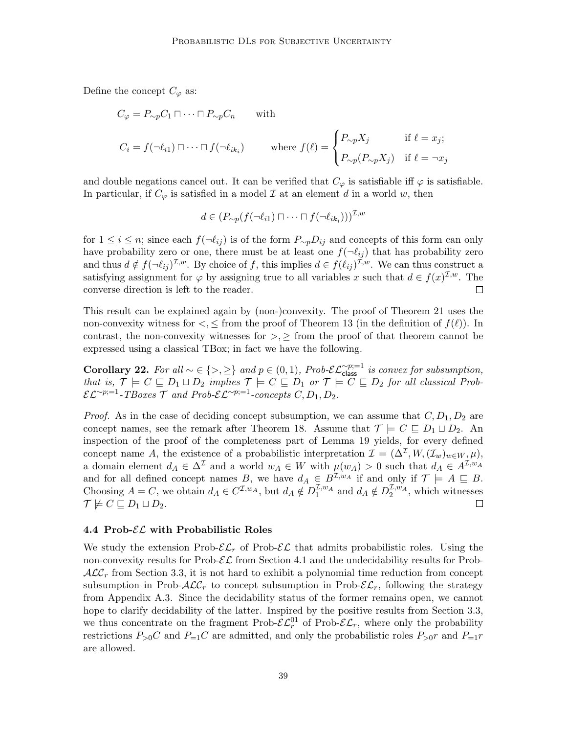Define the concept $C_\varphi$ as:

$$C_\varphi = P_{\sim p}C_1 \sqcap \cdots \sqcap P_{\sim p}C_n \qquad \text{with}$$

$$C_i = f(\neg\ell_{i1}) \sqcap \cdots \sqcap f(\neg\ell_{ik_i}) \qquad \text{where } f(\ell) = \begin{cases} P_{\sim p}X_j & \text{if } \ell = x_j; \\ P_{\sim p}(P_{\sim p}X_j) & \text{if } \ell = \neg x_j \end{cases}$$

and double negations cancel out. It can be verified that $C_\varphi$ is satisfiable iff $\varphi$ is satisfiable. In particular, if $C_\varphi$ is satisfied in a model $\mathcal{I}$ at an element $d$ in a world $w$, then

$$d \in (P_{\sim p}(f(\neg\ell_{i1}) \sqcap \cdots \sqcap f(\neg\ell_{ik_i})))^{\mathcal{I},w}$$

for $1 \leq i \leq n$; since each $f(\neg\ell_{ij})$ is of the form $P_{\sim p}D_{ij}$ and concepts of this form can only have probability zero or one, there must be at least one $f(\neg\ell_{ij})$ that has probability zero and thus $d \notin f(\neg\ell_{ij})^{\mathcal{I},w}$. By choice of $f$, this implies $d \in f(\ell_{ij})^{\mathcal{I},w}$. We can thus construct a satisfying assignment for $\varphi$ by assigning true to all variables $x$ such that $d \in f(x)^{\mathcal{I},w}$. The converse direction is left to the reader. $\square$

This result can be explained again by (non-)convexity. The proof of Theorem 21 uses the non-convexity witness for $<, \leq$ from the proof of Theorem 13 (in the definition of $f(\ell)$). In contrast, the non-convexity witnesses for $>, \geq$ from the proof of that theorem cannot be expressed using a classical TBox; in fact we have the following.

**Corollary 22.** *For all $\sim \in \{>, \geq\}$ and $p \in (0,1)$, Prob-$\mathcal{EL}^{\sim p;=1}_{\mathsf{class}}$ is convex for subsumption, that is, $\mathcal{T} \models C \sqsubseteq D_1 \sqcup D_2$ implies $\mathcal{T} \models C \sqsubseteq D_1$ or $\mathcal{T} \models C \sqsubseteq D_2$ for all classical Prob-$\mathcal{EL}^{\sim p;=1}$-TBoxes $\mathcal{T}$ and Prob-$\mathcal{EL}^{\sim p;=1}$-concepts $C, D_1, D_2$.*

*Proof.* As in the case of deciding concept subsumption, we can assume that $C, D_1, D_2$ are concept names, see the remark after Theorem 18. Assume that $\mathcal{T} \models C \sqsubseteq D_1 \sqcup D_2$. An inspection of the proof of the completeness part of Lemma 19 yields, for every defined concept name $A$, the existence of a probabilistic interpretation $\mathcal{I} = (\Delta^\mathcal{I}, W, (\mathcal{I}_w)_{w \in W}, \mu)$, a domain element $d_A \in \Delta^\mathcal{I}$ and a world $w_A \in W$ with $\mu(w_A) > 0$ such that $d_A \in A^{\mathcal{I},w_A}$ and for all defined concept names $B$, we have $d_A \in B^{\mathcal{I},w_A}$ if and only if $\mathcal{T} \models A \sqsubseteq B$. Choosing $A = C$, we obtain $d_A \in C^{\mathcal{I},w_A}$, but $d_A \notin D_1^{\mathcal{I},w_A}$ and $d_A \notin D_2^{\mathcal{I},w_A}$, which witnesses $\mathcal{T} \not\models C \sqsubseteq D_1 \sqcup D_2$. $\square$

### 4.4 Prob-$\mathcal{EL}$ with Probabilistic Roles

We study the extension Prob-$\mathcal{EL}_r$ of Prob-$\mathcal{EL}$ that admits probabilistic roles. Using the non-convexity results for Prob-$\mathcal{EL}$ from Section 4.1 and the undecidability results for Prob-$\mathcal{ALC}_r$ from Section 3.3, it is not hard to exhibit a polynomial time reduction from concept subsumption in Prob-$\mathcal{ALC}_r$ to concept subsumption in Prob-$\mathcal{EL}_r$, following the strategy from Appendix A.3. Since the decidability status of the former remains open, we cannot hope to clarify decidability of the latter. Inspired by the positive results from Section 3.3, we thus concentrate on the fragment Prob-$\mathcal{EL}^{01}_r$ of Prob-$\mathcal{EL}_r$, where only the probability restrictions $P_{>0}C$ and $P_{=1}C$ are admitted, and only the probabilistic roles $P_{>0}r$ and $P_{=1}r$ are allowed.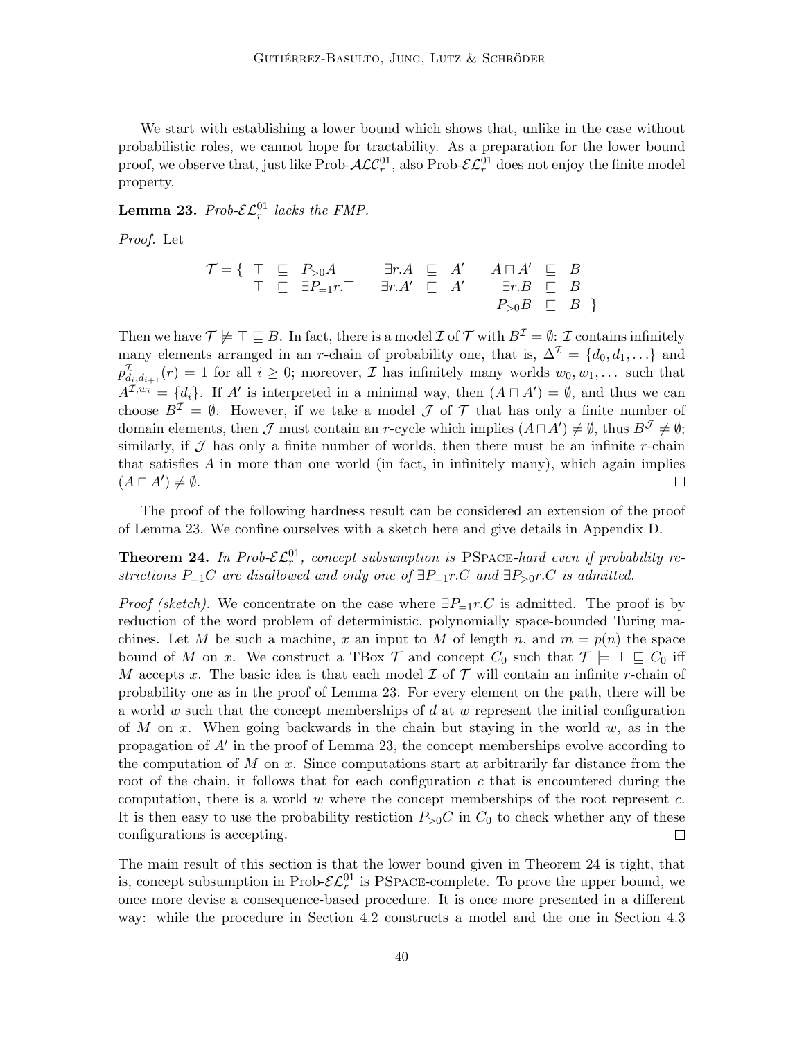We start with establishing a lower bound which shows that, unlike in the case without probabilistic roles, we cannot hope for tractability. As a preparation for the lower bound proof, we observe that, just like Prob-$\mathcal{ALC}^{01}_r$, also Prob-$\mathcal{EL}^{01}_r$ does not enjoy the finite model property.

**Lemma 23.** *Prob-$\mathcal{EL}^{01}_r$ lacks the FMP.*

*Proof.* Let

$$
\mathcal{T} = \{ \begin{array}{rcl} \top & \sqsubseteq & P_{>0}A \\ \top & \sqsubseteq & \exists P_{=1}r.\top \end{array} \quad \begin{array}{rcl} \exists r.A & \sqsubseteq & A' \\ \exists r.A' & \sqsubseteq & A' \end{array} \quad \begin{array}{rcl} A \sqcap A' & \sqsubseteq & B \\ \exists r.B & \sqsubseteq & B \\ P_{>0}B & \sqsubseteq & B \end{array} \}
$$

Then we have $\mathcal{T} \not\models \top \sqsubseteq B$. In fact, there is a model $\mathcal{I}$ of $\mathcal{T}$ with $B^{\mathcal{I}} = \emptyset$: $\mathcal{I}$ contains infinitely many elements arranged in an $r$-chain of probability one, that is, $\Delta^{\mathcal{I}} = \{d_0, d_1, \dots\}$ and $p^{\mathcal{I}}_{d_i,d_{i+1}}(r) = 1$ for all $i \geq 0$; moreover, $\mathcal{I}$ has infinitely many worlds $w_0, w_1, \dots$ such that $A^{\mathcal{I},w_i} = \{d_i\}$. If $A'$ is interpreted in a minimal way, then $(A \sqcap A') = \emptyset$, and thus we can choose $B^{\mathcal{I}} = \emptyset$. However, if we take a model $\mathcal{J}$ of $\mathcal{T}$ that has only a finite number of domain elements, then $\mathcal{J}$ must contain an $r$-cycle which implies $(A \sqcap A') \neq \emptyset$, thus $B^{\mathcal{J}} \neq \emptyset$; similarly, if $\mathcal{J}$ has only a finite number of worlds, then there must be an infinite $r$-chain that satisfies $A$ in more than one world (in fact, in infinitely many), which again implies $(A \sqcap A') \neq \emptyset$. $\square$

The proof of the following hardness result can be considered an extension of the proof of Lemma 23. We confine ourselves with a sketch here and give details in Appendix D.

**Theorem 24.** *In Prob-$\mathcal{EL}^{01}_r$, concept subsumption is* PSpace*-hard even if probability restrictions $P_{=1}C$ are disallowed and only one of $\exists P_{=1}r.C$ and $\exists P_{>0}r.C$ is admitted.*

*Proof (sketch).* We concentrate on the case where $\exists P_{=1}r.C$ is admitted. The proof is by reduction of the word problem of deterministic, polynomially space-bounded Turing machines. Let $M$ be such a machine, $x$ an input to $M$ of length $n$, and $m = p(n)$ the space bound of $M$ on $x$. We construct a TBox $\mathcal{T}$ and concept $C_0$ such that $\mathcal{T} \models \top \sqsubseteq C_0$ iff $M$ accepts $x$. The basic idea is that each model $\mathcal{I}$ of $\mathcal{T}$ will contain an infinite $r$-chain of probability one as in the proof of Lemma 23. For every element on the path, there will be a world $w$ such that the concept memberships of $d$ at $w$ represent the initial configuration of $M$ on $x$. When going backwards in the chain but staying in the world $w$, as in the propagation of $A'$ in the proof of Lemma 23, the concept memberships evolve according to the computation of $M$ on $x$. Since computations start at arbitrarily far distance from the root of the chain, it follows that for each configuration $c$ that is encountered during the computation, there is a world $w$ where the concept memberships of the root represent $c$. It is then easy to use the probability restiction $P_{>0}C$ in $C_0$ to check whether any of these configurations is accepting. $\square$

The main result of this section is that the lower bound given in Theorem 24 is tight, that is, concept subsumption in Prob-$\mathcal{EL}^{01}_r$ is PSpace-complete. To prove the upper bound, we once more devise a consequence-based procedure. It is once more presented in a different way: while the procedure in Section 4.2 constructs a model and the one in Section 4.3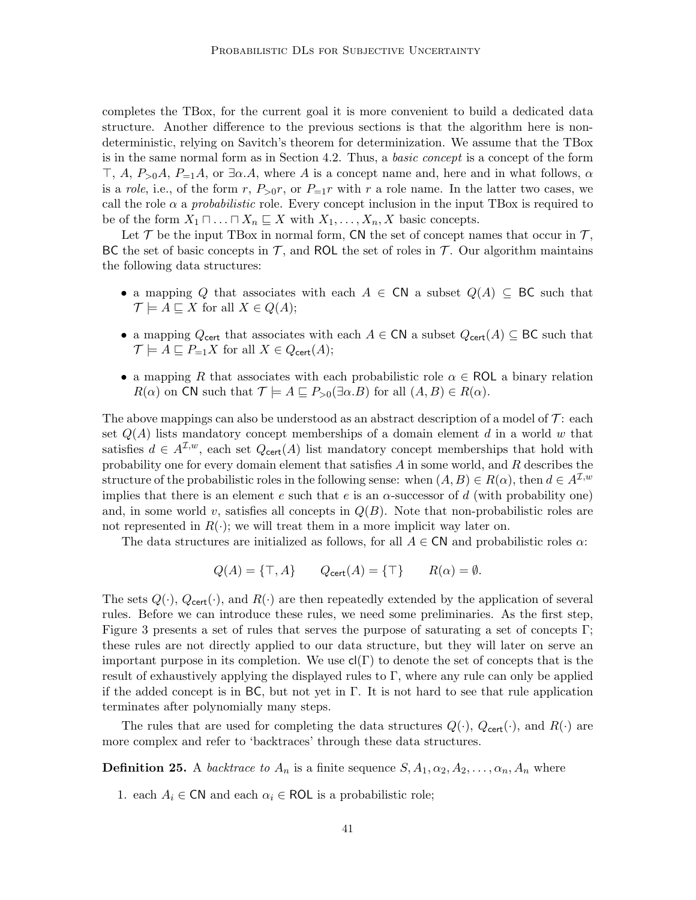completes the TBox, for the current goal it is more convenient to build a dedicated data structure. Another difference to the previous sections is that the algorithm here is non-deterministic, relying on Savitch's theorem for determinization. We assume that the TBox is in the same normal form as in Section 4.2. Thus, a *basic concept* is a concept of the form $\top$, $A$, $P_{>0}A$, $P_{=1}A$, or $\exists\alpha.A$, where $A$ is a concept name and, here and in what follows, $\alpha$ is a *role*, i.e., of the form $r$, $P_{>0}r$, or $P_{=1}r$ with $r$ a role name. In the latter two cases, we call the role $\alpha$ a *probabilistic* role. Every concept inclusion in the input TBox is required to be of the form $X_1 \sqcap \ldots \sqcap X_n \sqsubseteq X$ with $X_1, \ldots, X_n, X$ basic concepts.

Let $\mathcal{T}$ be the input TBox in normal form, $\mathsf{CN}$ the set of concept names that occur in $\mathcal{T}$, $\mathsf{BC}$ the set of basic concepts in $\mathcal{T}$, and $\mathsf{ROL}$ the set of roles in $\mathcal{T}$. Our algorithm maintains the following data structures:

- a mapping $Q$ that associates with each $A \in \mathsf{CN}$ a subset $Q(A) \subseteq \mathsf{BC}$ such that $\mathcal{T} \models A \sqsubseteq X$ for all $X \in Q(A)$;
- a mapping $Q_{\mathsf{cert}}$ that associates with each $A \in \mathsf{CN}$ a subset $Q_{\mathsf{cert}}(A) \subseteq \mathsf{BC}$ such that $\mathcal{T} \models A \sqsubseteq P_{=1}X$ for all $X \in Q_{\mathsf{cert}}(A)$;
- a mapping $R$ that associates with each probabilistic role $\alpha \in \mathsf{ROL}$ a binary relation $R(\alpha)$ on $\mathsf{CN}$ such that $\mathcal{T} \models A \sqsubseteq P_{>0}(\exists\alpha.B)$ for all $(A, B) \in R(\alpha)$.

The above mappings can also be understood as an abstract description of a model of $\mathcal{T}$: each set $Q(A)$ lists mandatory concept memberships of a domain element $d$ in a world $w$ that satisfies $d \in A^{\mathcal{I},w}$, each set $Q_{\mathsf{cert}}(A)$ list mandatory concept memberships that hold with probability one for every domain element that satisfies $A$ in some world, and $R$ describes the structure of the probabilistic roles in the following sense: when $(A, B) \in R(\alpha)$, then $d \in A^{\mathcal{I},w}$ implies that there is an element $e$ such that $e$ is an $\alpha$-successor of $d$ (with probability one) and, in some world $v$, satisfies all concepts in $Q(B)$. Note that non-probabilistic roles are not represented in $R(\cdot)$; we will treat them in a more implicit way later on.

The data structures are initialized as follows, for all $A \in \mathsf{CN}$ and probabilistic roles $\alpha$:

$$Q(A) = \{\top, A\} \qquad Q_{\mathsf{cert}}(A) = \{\top\} \qquad R(\alpha) = \emptyset.$$

The sets $Q(\cdot)$, $Q_{\mathsf{cert}}(\cdot)$, and $R(\cdot)$ are then repeatedly extended by the application of several rules. Before we can introduce these rules, we need some preliminaries. As the first step, Figure 3 presents a set of rules that serves the purpose of saturating a set of concepts $\Gamma$; these rules are not directly applied to our data structure, but they will later on serve an important purpose in its completion. We use $\mathsf{cl}(\Gamma)$ to denote the set of concepts that is the result of exhaustively applying the displayed rules to $\Gamma$, where any rule can only be applied if the added concept is in $\mathsf{BC}$, but not yet in $\Gamma$. It is not hard to see that rule application terminates after polynomially many steps.

The rules that are used for completing the data structures $Q(\cdot)$, $Q_{\mathsf{cert}}(\cdot)$, and $R(\cdot)$ are more complex and refer to 'backtraces' through these data structures.

**Definition 25.** A *backtrace to $A_n$* is a finite sequence $S, A_1, \alpha_2, A_2, \ldots, \alpha_n, A_n$ where

1. each $A_i \in \mathsf{CN}$ and each $\alpha_i \in \mathsf{ROL}$ is a probabilistic role;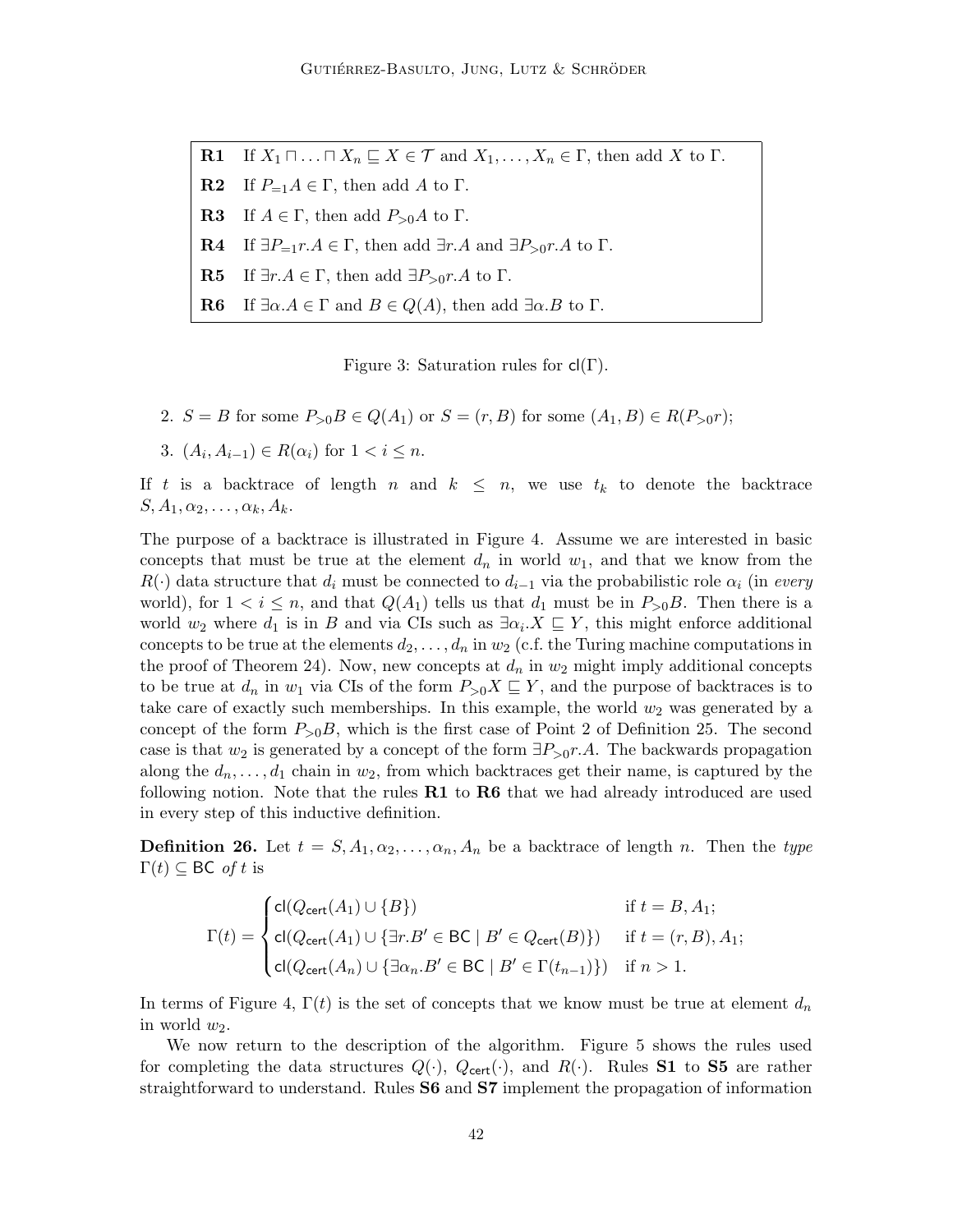| | |
|---|---|
| **R1** | If $X_1 \sqcap \ldots \sqcap X_n \sqsubseteq X \in \mathcal{T}$ and $X_1, \ldots, X_n \in \Gamma$, then add $X$ to $\Gamma$. |
| **R2** | If $P_{=1}A \in \Gamma$, then add $A$ to $\Gamma$. |
| **R3** | If $A \in \Gamma$, then add $P_{>0}A$ to $\Gamma$. |
| **R4** | If $\exists P_{=1}r.A \in \Gamma$, then add $\exists r.A$ and $\exists P_{>0}r.A$ to $\Gamma$. |
| **R5** | If $\exists r.A \in \Gamma$, then add $\exists P_{>0}r.A$ to $\Gamma$. |
| **R6** | If $\exists \alpha.A \in \Gamma$ and $B \in Q(A)$, then add $\exists \alpha.B$ to $\Gamma$. |

Figure 3: Saturation rules for $\mathsf{cl}(\Gamma)$.

2. $S = B$ for some $P_{>0}B \in Q(A_1)$ or $S = (r, B)$ for some $(A_1, B) \in R(P_{>0}r)$;
3. $(A_i, A_{i-1}) \in R(\alpha_i)$ for $1 < i \leq n$.

If $t$ is a backtrace of length $n$ and $k \leq n$, we use $t_k$ to denote the backtrace $S, A_1, \alpha_2, \ldots, \alpha_k, A_k$.

The purpose of a backtrace is illustrated in Figure 4. Assume we are interested in basic concepts that must be true at the element $d_n$ in world $w_1$, and that we know from the $R(\cdot)$ data structure that $d_i$ must be connected to $d_{i-1}$ via the probabilistic role $\alpha_i$ (in *every* world), for $1 < i \leq n$, and that $Q(A_1)$ tells us that $d_1$ must be in $P_{>0}B$. Then there is a world $w_2$ where $d_1$ is in $B$ and via CIs such as $\exists \alpha_i.X \sqsubseteq Y$, this might enforce additional concepts to be true at the elements $d_2, \ldots, d_n$ in $w_2$ (c.f. the Turing machine computations in the proof of Theorem 24). Now, new concepts at $d_n$ in $w_2$ might imply additional concepts to be true at $d_n$ in $w_1$ via CIs of the form $P_{>0}X \sqsubseteq Y$, and the purpose of backtraces is to take care of exactly such memberships. In this example, the world $w_2$ was generated by a concept of the form $P_{>0}B$, which is the first case of Point 2 of Definition 25. The second case is that $w_2$ is generated by a concept of the form $\exists P_{>0}r.A$. The backwards propagation along the $d_n, \ldots, d_1$ chain in $w_2$, from which backtraces get their name, is captured by the following notion. Note that the rules **R1** to **R6** that we had already introduced are used in every step of this inductive definition.

**Definition 26.** Let $t = S, A_1, \alpha_2, \ldots, \alpha_n, A_n$ be a backtrace of length $n$. Then the *type* $\Gamma(t) \subseteq \mathsf{BC}$ *of* $t$ is

$$\Gamma(t) = \begin{cases} \mathsf{cl}(Q_{\mathsf{cert}}(A_1) \cup \{B\}) & \text{if } t = B, A_1; \\ \mathsf{cl}(Q_{\mathsf{cert}}(A_1) \cup \{\exists r.B' \in \mathsf{BC} \mid B' \in Q_{\mathsf{cert}}(B)\}) & \text{if } t = (r, B), A_1; \\ \mathsf{cl}(Q_{\mathsf{cert}}(A_n) \cup \{\exists \alpha_n.B' \in \mathsf{BC} \mid B' \in \Gamma(t_{n-1})\}) & \text{if } n > 1. \end{cases}$$

In terms of Figure 4, $\Gamma(t)$ is the set of concepts that we know must be true at element $d_n$ in world $w_2$.

We now return to the description of the algorithm. Figure 5 shows the rules used for completing the data structures $Q(\cdot)$, $Q_{\mathsf{cert}}(\cdot)$, and $R(\cdot)$. Rules **S1** to **S5** are rather straightforward to understand. Rules **S6** and **S7** implement the propagation of information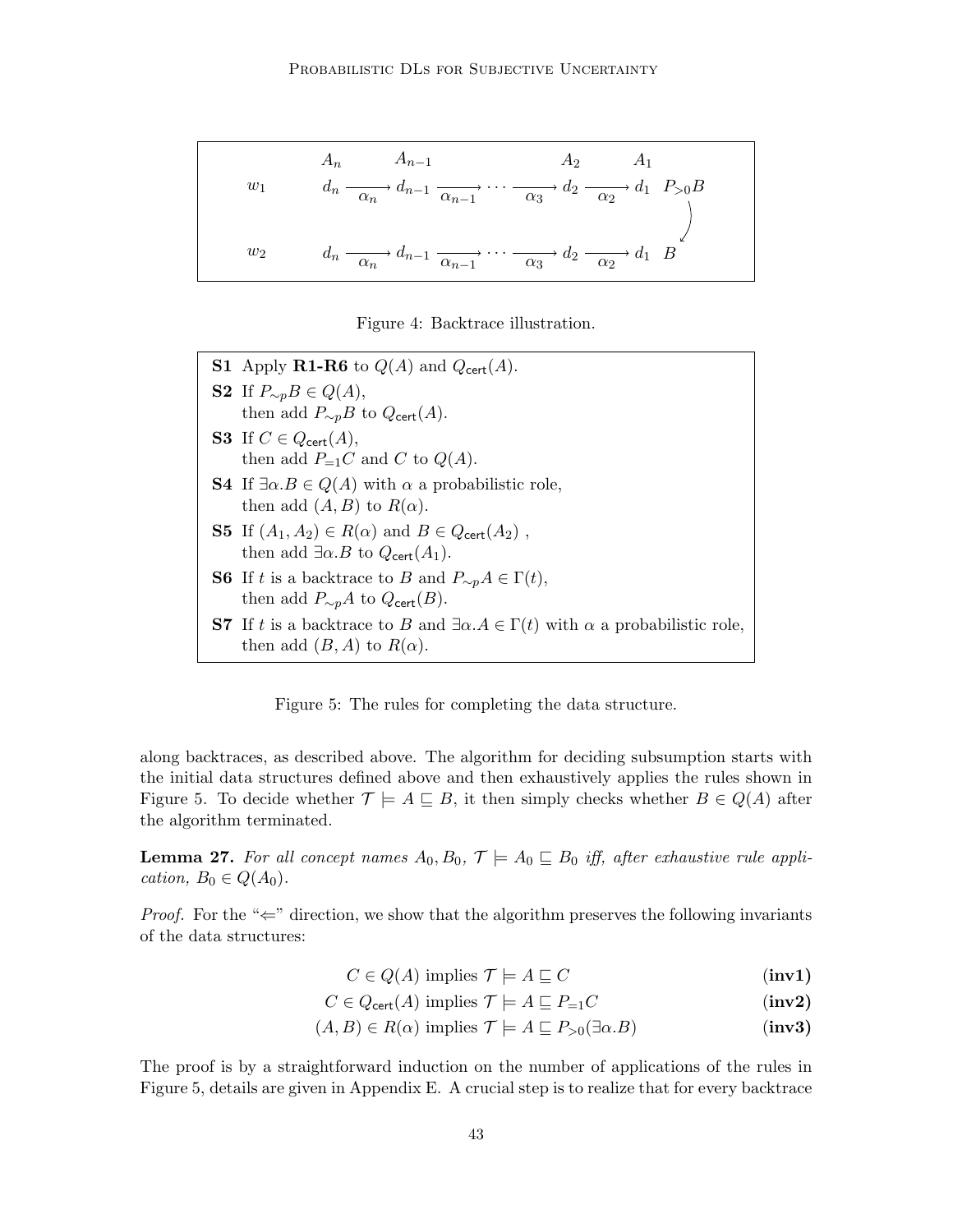$$
\begin{array}{lccccccc}
 & A_n & & A_{n-1} & & A_2 & & A_1 \\
w_1 & d_n & \xrightarrow[\alpha_n]{} & d_{n-1} \xrightarrow[\alpha_{n-1}]{} \cdots & \xrightarrow[\alpha_3]{} & d_2 & \xrightarrow[\alpha_2]{} & d_1 \;\; P_{>0}B \\
w_2 & d_n & \xrightarrow[\alpha_n]{} & d_{n-1} \xrightarrow[\alpha_{n-1}]{} \cdots & \xrightarrow[\alpha_3]{} & d_2 & \xrightarrow[\alpha_2]{} & d_1 \;\; B
\end{array}
$$

Figure 4: Backtrace illustration.

**S1** Apply **R1-R6** to $Q(A)$ and $Q_{\mathsf{cert}}(A)$.

**S2** If $P_{\sim p}B \in Q(A)$,
then add $P_{\sim p}B$ to $Q_{\mathsf{cert}}(A)$.

**S3** If $C \in Q_{\mathsf{cert}}(A)$,
then add $P_{=1}C$ and $C$ to $Q(A)$.

**S4** If $\exists \alpha.B \in Q(A)$ with $\alpha$ a probabilistic role,
then add $(A, B)$ to $R(\alpha)$.

**S5** If $(A_1, A_2) \in R(\alpha)$ and $B \in Q_{\mathsf{cert}}(A_2)$ ,
then add $\exists \alpha.B$ to $Q_{\mathsf{cert}}(A_1)$.

**S6** If $t$ is a backtrace to $B$ and $P_{\sim p}A \in \Gamma(t)$,
then add $P_{\sim p}A$ to $Q_{\mathsf{cert}}(B)$.

**S7** If $t$ is a backtrace to $B$ and $\exists \alpha.A \in \Gamma(t)$ with $\alpha$ a probabilistic role,
then add $(B, A)$ to $R(\alpha)$.

Figure 5: The rules for completing the data structure.

along backtraces, as described above. The algorithm for deciding subsumption starts with the initial data structures defined above and then exhaustively applies the rules shown in Figure 5. To decide whether $\mathcal{T} \models A \sqsubseteq B$, it then simply checks whether $B \in Q(A)$ after the algorithm terminated.

**Lemma 27.** *For all concept names $A_0, B_0$, $\mathcal{T} \models A_0 \sqsubseteq B_0$ iff, after exhaustive rule application, $B_0 \in Q(A_0)$.*

*Proof.* For the "$\Leftarrow$" direction, we show that the algorithm preserves the following invariants of the data structures:

$$C \in Q(A) \text{ implies } \mathcal{T} \models A \sqsubseteq C \qquad \textbf{(inv1)}$$

$$C \in Q_{\mathsf{cert}}(A) \text{ implies } \mathcal{T} \models A \sqsubseteq P_{=1}C \qquad \textbf{(inv2)}$$

$$(A, B) \in R(\alpha) \text{ implies } \mathcal{T} \models A \sqsubseteq P_{>0}(\exists \alpha.B) \qquad \textbf{(inv3)}$$

The proof is by a straightforward induction on the number of applications of the rules in Figure 5, details are given in Appendix E. A crucial step is to realize that for every backtrace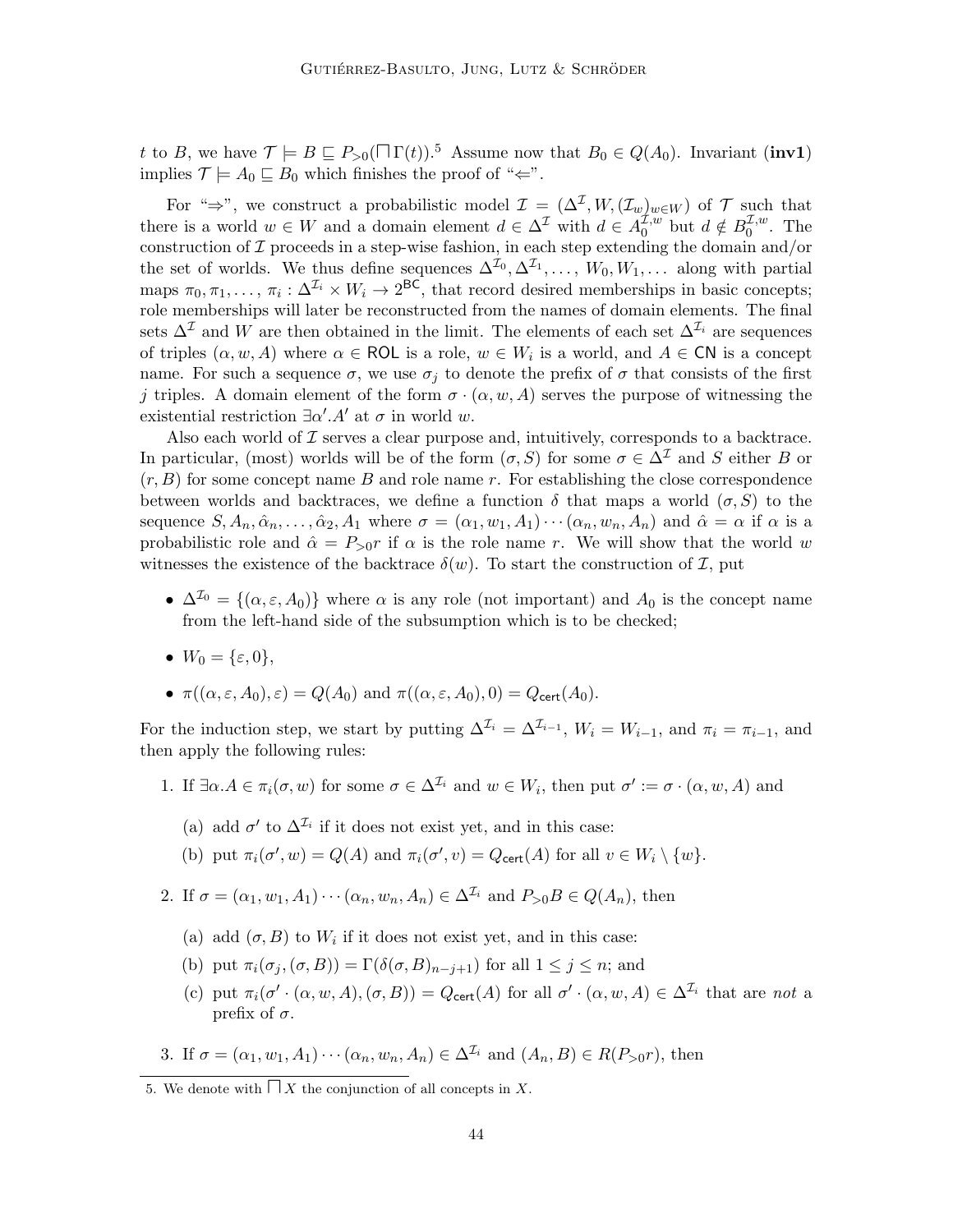$t$ to $B$, we have $\mathcal{T} \models B \sqsubseteq P_{>0}(\bigsqcap \Gamma(t))$.[5] Assume now that $B_0 \in Q(A_0)$. Invariant (**inv1**) implies $\mathcal{T} \models A_0 \sqsubseteq B_0$ which finishes the proof of "$\Leftarrow$".

For "$\Rightarrow$", we construct a probabilistic model $\mathcal{I} = (\Delta^{\mathcal{I}}, W, (\mathcal{I}_w)_{w \in W})$ of $\mathcal{T}$ such that there is a world $w \in W$ and a domain element $d \in \Delta^{\mathcal{I}}$ with $d \in A_0^{\mathcal{I},w}$ but $d \notin B_0^{\mathcal{I},w}$. The construction of $\mathcal{I}$ proceeds in a step-wise fashion, in each step extending the domain and/or the set of worlds. We thus define sequences $\Delta^{\mathcal{I}_0}, \Delta^{\mathcal{I}_1}, \ldots, W_0, W_1, \ldots$ along with partial maps $\pi_0, \pi_1, \ldots, \pi_i : \Delta^{\mathcal{I}_i} \times W_i \to 2^{\mathsf{BC}}$, that record desired memberships in basic concepts; role memberships will later be reconstructed from the names of domain elements. The final sets $\Delta^{\mathcal{I}}$ and $W$ are then obtained in the limit. The elements of each set $\Delta^{\mathcal{I}_i}$ are sequences of triples $(\alpha, w, A)$ where $\alpha \in \mathsf{ROL}$ is a role, $w \in W_i$ is a world, and $A \in \mathsf{CN}$ is a concept name. For such a sequence $\sigma$, we use $\sigma_j$ to denote the prefix of $\sigma$ that consists of the first $j$ triples. A domain element of the form $\sigma \cdot (\alpha, w, A)$ serves the purpose of witnessing the existential restriction $\exists \alpha'.A'$ at $\sigma$ in world $w$.

Also each world of $\mathcal{I}$ serves a clear purpose and, intuitively, corresponds to a backtrace. In particular, (most) worlds will be of the form $(\sigma, S)$ for some $\sigma \in \Delta^{\mathcal{I}}$ and $S$ either $B$ or $(r, B)$ for some concept name $B$ and role name $r$. For establishing the close correspondence between worlds and backtraces, we define a function $\delta$ that maps a world $(\sigma, S)$ to the sequence $S, A_n, \hat{\alpha}_n, \ldots, \hat{\alpha}_2, A_1$ where $\sigma = (\alpha_1, w_1, A_1) \cdots (\alpha_n, w_n, A_n)$ and $\hat{\alpha} = \alpha$ if $\alpha$ is a probabilistic role and $\hat{\alpha} = P_{>0}r$ if $\alpha$ is the role name $r$. We will show that the world $w$ witnesses the existence of the backtrace $\delta(w)$. To start the construction of $\mathcal{I}$, put

- $\Delta^{\mathcal{I}_0} = \{(\alpha, \varepsilon, A_0)\}$ where $\alpha$ is any role (not important) and $A_0$ is the concept name from the left-hand side of the subsumption which is to be checked;
- $W_0 = \{\varepsilon, 0\}$,
- $\pi((\alpha, \varepsilon, A_0), \varepsilon) = Q(A_0)$ and $\pi((\alpha, \varepsilon, A_0), 0) = Q_{\mathsf{cert}}(A_0)$.

For the induction step, we start by putting $\Delta^{\mathcal{I}_i} = \Delta^{\mathcal{I}_{i-1}}$, $W_i = W_{i-1}$, and $\pi_i = \pi_{i-1}$, and then apply the following rules:

1. If $\exists \alpha.A \in \pi_i(\sigma, w)$ for some $\sigma \in \Delta^{\mathcal{I}_i}$ and $w \in W_i$, then put $\sigma' := \sigma \cdot (\alpha, w, A)$ and
   (a) add $\sigma'$ to $\Delta^{\mathcal{I}_i}$ if it does not exist yet, and in this case:
   (b) put $\pi_i(\sigma', w) = Q(A)$ and $\pi_i(\sigma', v) = Q_{\mathsf{cert}}(A)$ for all $v \in W_i \setminus \{w\}$.
2. If $\sigma = (\alpha_1, w_1, A_1) \cdots (\alpha_n, w_n, A_n) \in \Delta^{\mathcal{I}_i}$ and $P_{>0}B \in Q(A_n)$, then
   (a) add $(\sigma, B)$ to $W_i$ if it does not exist yet, and in this case:
   (b) put $\pi_i(\sigma_j, (\sigma, B)) = \Gamma(\delta(\sigma, B)_{n-j+1})$ for all $1 \leq j \leq n$; and
   (c) put $\pi_i(\sigma' \cdot (\alpha, w, A), (\sigma, B)) = Q_{\mathsf{cert}}(A)$ for all $\sigma' \cdot (\alpha, w, A) \in \Delta^{\mathcal{I}_i}$ that are *not* a prefix of $\sigma$.
3. If $\sigma = (\alpha_1, w_1, A_1) \cdots (\alpha_n, w_n, A_n) \in \Delta^{\mathcal{I}_i}$ and $(A_n, B) \in R(P_{>0}r)$, then

[5] We denote with $\bigsqcap X$ the conjunction of all concepts in $X$.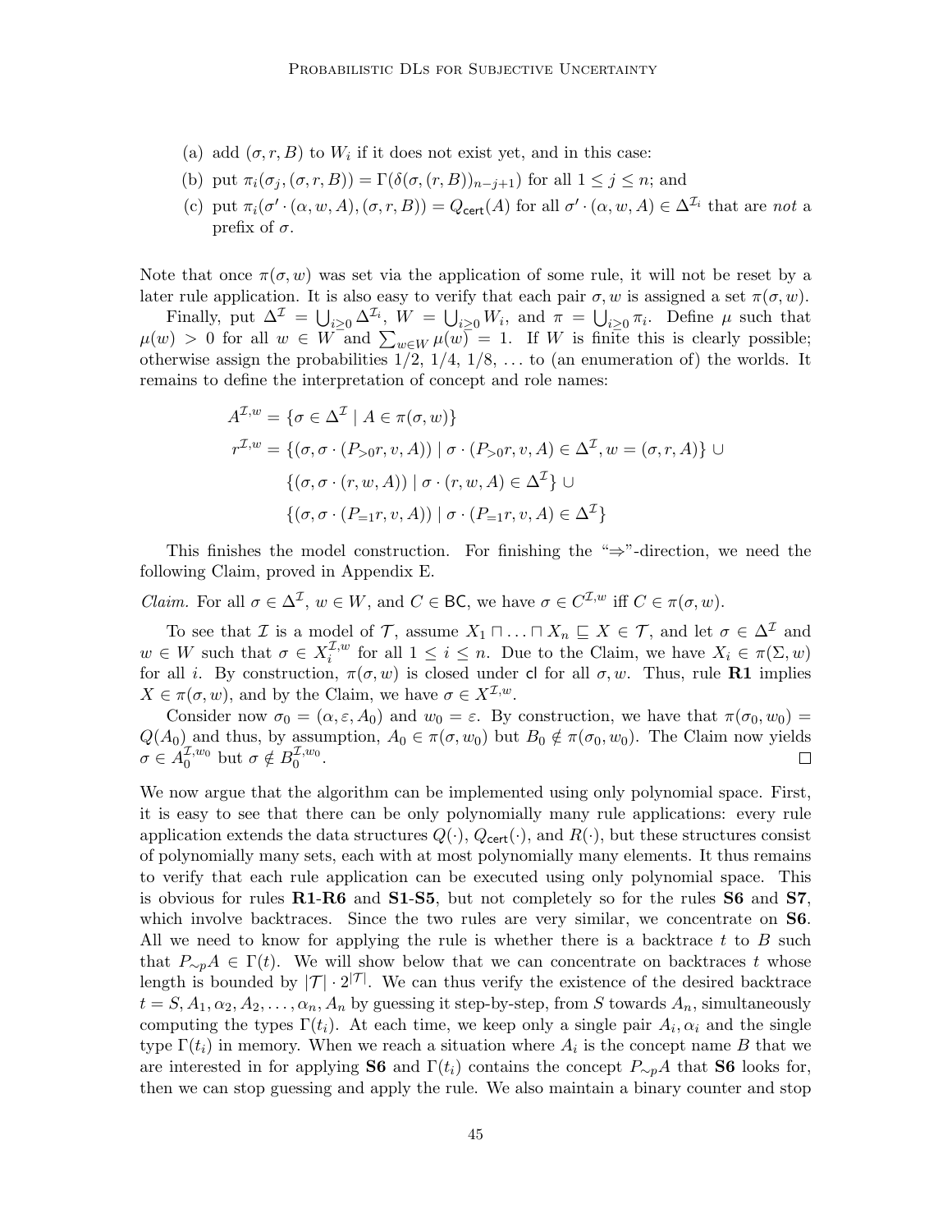(a) add $(\sigma, r, B)$ to $W_i$ if it does not exist yet, and in this case:

(b) put $\pi_i(\sigma_j, (\sigma, r, B)) = \Gamma(\delta(\sigma, (r, B))_{n-j+1})$ for all $1 \leq j \leq n$; and

(c) put $\pi_i(\sigma' \cdot (\alpha, w, A), (\sigma, r, B)) = Q_{\mathsf{cert}}(A)$ for all $\sigma' \cdot (\alpha, w, A) \in \Delta^{\mathcal{I}_i}$ that are *not* a prefix of $\sigma$.

Note that once $\pi(\sigma, w)$ was set via the application of some rule, it will not be reset by a later rule application. It is also easy to verify that each pair $\sigma, w$ is assigned a set $\pi(\sigma, w)$.

Finally, put $\Delta^{\mathcal{I}} = \bigcup_{i \geq 0} \Delta^{\mathcal{I}_i}$, $W = \bigcup_{i \geq 0} W_i$, and $\pi = \bigcup_{i \geq 0} \pi_i$. Define $\mu$ such that $\mu(w) > 0$ for all $w \in W$ and $\sum_{w \in W} \mu(w) = 1$. If $W$ is finite this is clearly possible; otherwise assign the probabilities $1/2$, $1/4$, $1/8$, ... to (an enumeration of) the worlds. It remains to define the interpretation of concept and role names:

$$
\begin{aligned}
A^{\mathcal{I},w} &= \{\sigma \in \Delta^{\mathcal{I}} \mid A \in \pi(\sigma, w)\} \\
r^{\mathcal{I},w} &= \{(\sigma, \sigma \cdot (P_{>0}r, v, A)) \mid \sigma \cdot (P_{>0}r, v, A) \in \Delta^{\mathcal{I}}, w = (\sigma, r, A)\} \cup \\
&\quad\ \{(\sigma, \sigma \cdot (r, w, A)) \mid \sigma \cdot (r, w, A) \in \Delta^{\mathcal{I}}\} \cup \\
&\quad\ \{(\sigma, \sigma \cdot (P_{=1}r, v, A)) \mid \sigma \cdot (P_{=1}r, v, A) \in \Delta^{\mathcal{I}}\}
\end{aligned}
$$

This finishes the model construction. For finishing the "⇒"-direction, we need the following Claim, proved in Appendix E.

*Claim.* For all $\sigma \in \Delta^{\mathcal{I}}$, $w \in W$, and $C \in \mathsf{BC}$, we have $\sigma \in C^{\mathcal{I},w}$ iff $C \in \pi(\sigma, w)$.

To see that $\mathcal{I}$ is a model of $\mathcal{T}$, assume $X_1 \sqcap \ldots \sqcap X_n \sqsubseteq X \in \mathcal{T}$, and let $\sigma \in \Delta^{\mathcal{I}}$ and $w \in W$ such that $\sigma \in X_i^{\mathcal{I},w}$ for all $1 \leq i \leq n$. Due to the Claim, we have $X_i \in \pi(\Sigma, w)$ for all $i$. By construction, $\pi(\sigma, w)$ is closed under $\mathsf{cl}$ for all $\sigma, w$. Thus, rule **R1** implies $X \in \pi(\sigma, w)$, and by the Claim, we have $\sigma \in X^{\mathcal{I},w}$.

Consider now $\sigma_0 = (\alpha, \varepsilon, A_0)$ and $w_0 = \varepsilon$. By construction, we have that $\pi(\sigma_0, w_0) = Q(A_0)$ and thus, by assumption, $A_0 \in \pi(\sigma, w_0)$ but $B_0 \notin \pi(\sigma_0, w_0)$. The Claim now yields $\sigma \in A_0^{\mathcal{I},w_0}$ but $\sigma \notin B_0^{\mathcal{I},w_0}$. ◻

We now argue that the algorithm can be implemented using only polynomial space. First, it is easy to see that there can be only polynomially many rule applications: every rule application extends the data structures $Q(\cdot)$, $Q_{\mathsf{cert}}(\cdot)$, and $R(\cdot)$, but these structures consist of polynomially many sets, each with at most polynomially many elements. It thus remains to verify that each rule application can be executed using only polynomial space. This is obvious for rules **R1**-**R6** and **S1**-**S5**, but not completely so for the rules **S6** and **S7**, which involve backtraces. Since the two rules are very similar, we concentrate on **S6**. All we need to know for applying the rule is whether there is a backtrace $t$ to $B$ such that $P_{\sim p}A \in \Gamma(t)$. We will show below that we can concentrate on backtraces $t$ whose length is bounded by $|\mathcal{T}| \cdot 2^{|\mathcal{T}|}$. We can thus verify the existence of the desired backtrace $t = S, A_1, \alpha_2, A_2, \ldots, \alpha_n, A_n$ by guessing it step-by-step, from $S$ towards $A_n$, simultaneously computing the types $\Gamma(t_i)$. At each time, we keep only a single pair $A_i, \alpha_i$ and the single type $\Gamma(t_i)$ in memory. When we reach a situation where $A_i$ is the concept name $B$ that we are interested in for applying **S6** and $\Gamma(t_i)$ contains the concept $P_{\sim p}A$ that **S6** looks for, then we can stop guessing and apply the rule. We also maintain a binary counter and stop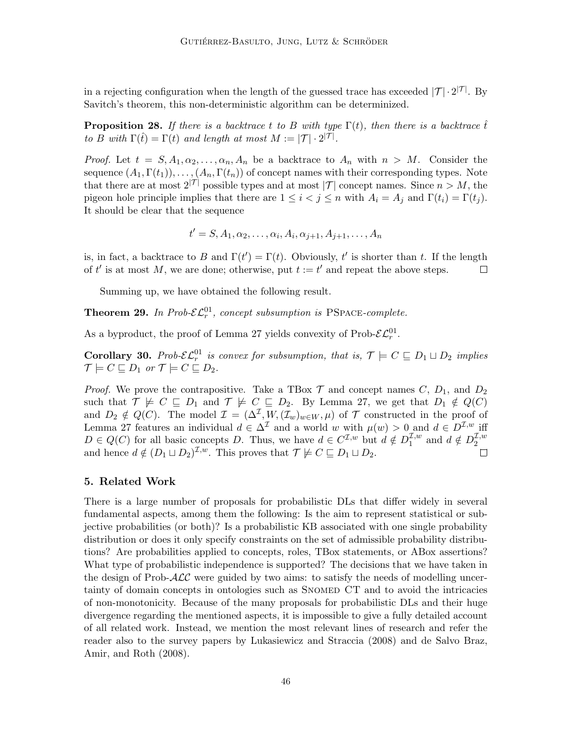in a rejecting configuration when the length of the guessed trace has exceeded $|\mathcal{T}| \cdot 2^{|\mathcal{T}|}$. By Savitch's theorem, this non-deterministic algorithm can be determinized.

**Proposition 28.** *If there is a backtrace $t$ to $B$ with type $\Gamma(t)$, then there is a backtrace $\hat{t}$ to $B$ with $\Gamma(\hat{t}) = \Gamma(t)$ and length at most $M := |\mathcal{T}| \cdot 2^{|\mathcal{T}|}$.*

*Proof.* Let $t = S, A_1, \alpha_2, \ldots, \alpha_n, A_n$ be a backtrace to $A_n$ with $n > M$. Consider the sequence $(A_1, \Gamma(t_1)), \ldots, (A_n, \Gamma(t_n))$ of concept names with their corresponding types. Note that there are at most $2^{|\mathcal{T}|}$ possible types and at most $|\mathcal{T}|$ concept names. Since $n > M$, the pigeon hole principle implies that there are $1 \leq i < j \leq n$ with $A_i = A_j$ and $\Gamma(t_i) = \Gamma(t_j)$. It should be clear that the sequence

$$t' = S, A_1, \alpha_2, \ldots, \alpha_i, A_i, \alpha_{j+1}, A_{j+1}, \ldots, A_n$$

is, in fact, a backtrace to $B$ and $\Gamma(t') = \Gamma(t)$. Obviously, $t'$ is shorter than $t$. If the length of $t'$ is at most $M$, we are done; otherwise, put $t := t'$ and repeat the above steps. $\square$

Summing up, we have obtained the following result.

**Theorem 29.** *In Prob-$\mathcal{EL}_r^{01}$, concept subsumption is* PSpace*-complete.*

As a byproduct, the proof of Lemma 27 yields convexity of Prob-$\mathcal{EL}_r^{01}$.

**Corollary 30.** *Prob-$\mathcal{EL}_r^{01}$ is convex for subsumption, that is, $\mathcal{T} \models C \sqsubseteq D_1 \sqcup D_2$ implies $\mathcal{T} \models C \sqsubseteq D_1$ or $\mathcal{T} \models C \sqsubseteq D_2$.*

*Proof.* We prove the contrapositive. Take a TBox $\mathcal{T}$ and concept names $C$, $D_1$, and $D_2$ such that $\mathcal{T} \not\models C \sqsubseteq D_1$ and $\mathcal{T} \not\models C \sqsubseteq D_2$. By Lemma 27, we get that $D_1 \notin Q(C)$ and $D_2 \notin Q(C)$. The model $\mathcal{I} = (\Delta^{\mathcal{I}}, W, (\mathcal{I}_w)_{w \in W}, \mu)$ of $\mathcal{T}$ constructed in the proof of Lemma 27 features an individual $d \in \Delta^{\mathcal{I}}$ and a world $w$ with $\mu(w) > 0$ and $d \in D^{\mathcal{I},w}$ iff $D \in Q(C)$ for all basic concepts $D$. Thus, we have $d \in C^{\mathcal{I},w}$ but $d \notin D_1^{\mathcal{I},w}$ and $d \notin D_2^{\mathcal{I},w}$ and hence $d \notin (D_1 \sqcup D_2)^{\mathcal{I},w}$. This proves that $\mathcal{T} \not\models C \sqsubseteq D_1 \sqcup D_2$. $\square$

## 5. Related Work

There is a large number of proposals for probabilistic DLs that differ widely in several fundamental aspects, among them the following: Is the aim to represent statistical or subjective probabilities (or both)? Is a probabilistic KB associated with one single probability distribution or does it only specify constraints on the set of admissible probability distributions? Are probabilities applied to concepts, roles, TBox statements, or ABox assertions? What type of probabilistic independence is supported? The decisions that we have taken in the design of Prob-$\mathcal{ALC}$ were guided by two aims: to satisfy the needs of modelling uncertainty of domain concepts in ontologies such as Snomed CT and to avoid the intricacies of non-monotonicity. Because of the many proposals for probabilistic DLs and their huge divergence regarding the mentioned aspects, it is impossible to give a fully detailed account of all related work. Instead, we mention the most relevant lines of research and refer the reader also to the survey papers by Lukasiewicz and Straccia (2008) and de Salvo Braz, Amir, and Roth (2008).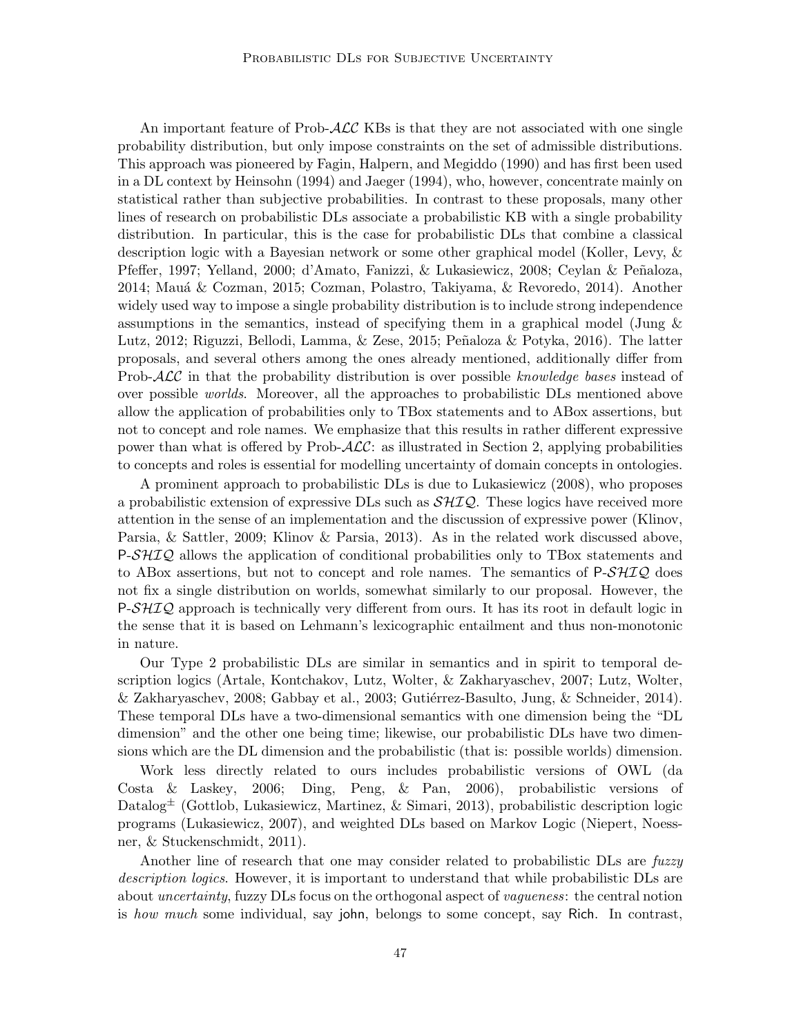An important feature of Prob-$\mathcal{ALC}$ KBs is that they are not associated with one single probability distribution, but only impose constraints on the set of admissible distributions. This approach was pioneered by Fagin, Halpern, and Megiddo (1990) and has first been used in a DL context by Heinsohn (1994) and Jaeger (1994), who, however, concentrate mainly on statistical rather than subjective probabilities. In contrast to these proposals, many other lines of research on probabilistic DLs associate a probabilistic KB with a single probability distribution. In particular, this is the case for probabilistic DLs that combine a classical description logic with a Bayesian network or some other graphical model (Koller, Levy, & Pfeffer, 1997; Yelland, 2000; d'Amato, Fanizzi, & Lukasiewicz, 2008; Ceylan & Peñaloza, 2014; Mauá & Cozman, 2015; Cozman, Polastro, Takiyama, & Revoredo, 2014). Another widely used way to impose a single probability distribution is to include strong independence assumptions in the semantics, instead of specifying them in a graphical model (Jung & Lutz, 2012; Riguzzi, Bellodi, Lamma, & Zese, 2015; Peñaloza & Potyka, 2016). The latter proposals, and several others among the ones already mentioned, additionally differ from Prob-$\mathcal{ALC}$ in that the probability distribution is over possible *knowledge bases* instead of over possible *worlds*. Moreover, all the approaches to probabilistic DLs mentioned above allow the application of probabilities only to TBox statements and to ABox assertions, but not to concept and role names. We emphasize that this results in rather different expressive power than what is offered by Prob-$\mathcal{ALC}$: as illustrated in Section 2, applying probabilities to concepts and roles is essential for modelling uncertainty of domain concepts in ontologies.

A prominent approach to probabilistic DLs is due to Lukasiewicz (2008), who proposes a probabilistic extension of expressive DLs such as $\mathcal{SHIQ}$. These logics have received more attention in the sense of an implementation and the discussion of expressive power (Klinov, Parsia, & Sattler, 2009; Klinov & Parsia, 2013). As in the related work discussed above, P-$\mathcal{SHIQ}$ allows the application of conditional probabilities only to TBox statements and to ABox assertions, but not to concept and role names. The semantics of P-$\mathcal{SHIQ}$ does not fix a single distribution on worlds, somewhat similarly to our proposal. However, the P-$\mathcal{SHIQ}$ approach is technically very different from ours. It has its root in default logic in the sense that it is based on Lehmann's lexicographic entailment and thus non-monotonic in nature.

Our Type 2 probabilistic DLs are similar in semantics and in spirit to temporal description logics (Artale, Kontchakov, Lutz, Wolter, & Zakharyaschev, 2007; Lutz, Wolter, & Zakharyaschev, 2008; Gabbay et al., 2003; Gutiérrez-Basulto, Jung, & Schneider, 2014). These temporal DLs have a two-dimensional semantics with one dimension being the "DL dimension" and the other one being time; likewise, our probabilistic DLs have two dimensions which are the DL dimension and the probabilistic (that is: possible worlds) dimension.

Work less directly related to ours includes probabilistic versions of OWL (da Costa & Laskey, 2006; Ding, Peng, & Pan, 2006), probabilistic versions of Datalog$^{\pm}$ (Gottlob, Lukasiewicz, Martinez, & Simari, 2013), probabilistic description logic programs (Lukasiewicz, 2007), and weighted DLs based on Markov Logic (Niepert, Noessner, & Stuckenschmidt, 2011).

Another line of research that one may consider related to probabilistic DLs are *fuzzy description logics*. However, it is important to understand that while probabilistic DLs are about *uncertainty*, fuzzy DLs focus on the orthogonal aspect of *vagueness*: the central notion is *how much* some individual, say john, belongs to some concept, say Rich. In contrast,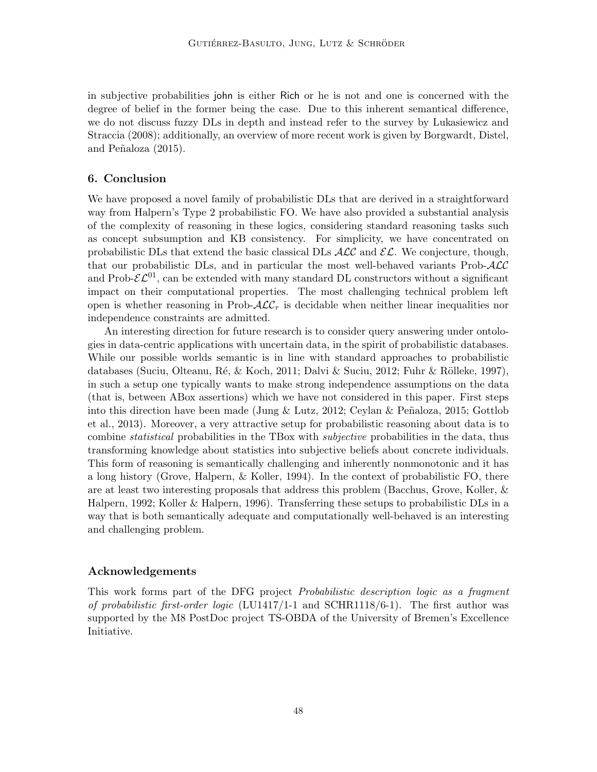in subjective probabilities john is either Rich or he is not and one is concerned with the degree of belief in the former being the case. Due to this inherent semantical difference, we do not discuss fuzzy DLs in depth and instead refer to the survey by Lukasiewicz and Straccia (2008); additionally, an overview of more recent work is given by Borgwardt, Distel, and Peñaloza (2015).

## 6. Conclusion

We have proposed a novel family of probabilistic DLs that are derived in a straightforward way from Halpern's Type 2 probabilistic FO. We have also provided a substantial analysis of the complexity of reasoning in these logics, considering standard reasoning tasks such as concept subsumption and KB consistency. For simplicity, we have concentrated on probabilistic DLs that extend the basic classical DLs $\mathcal{ALC}$ and $\mathcal{EL}$. We conjecture, though, that our probabilistic DLs, and in particular the most well-behaved variants Prob-$\mathcal{ALC}$ and Prob-$\mathcal{EL}^{01}$, can be extended with many standard DL constructors without a significant impact on their computational properties. The most challenging technical problem left open is whether reasoning in Prob-$\mathcal{ALC}_r$ is decidable when neither linear inequalities nor independence constraints are admitted.

An interesting direction for future research is to consider query answering under ontologies in data-centric applications with uncertain data, in the spirit of probabilistic databases. While our possible worlds semantic is in line with standard approaches to probabilistic databases (Suciu, Olteanu, Ré, & Koch, 2011; Dalvi & Suciu, 2012; Fuhr & Rölleke, 1997), in such a setup one typically wants to make strong independence assumptions on the data (that is, between ABox assertions) which we have not considered in this paper. First steps into this direction have been made (Jung & Lutz, 2012; Ceylan & Peñaloza, 2015; Gottlob et al., 2013). Moreover, a very attractive setup for probabilistic reasoning about data is to combine *statistical* probabilities in the TBox with *subjective* probabilities in the data, thus transforming knowledge about statistics into subjective beliefs about concrete individuals. This form of reasoning is semantically challenging and inherently nonmonotonic and it has a long history (Grove, Halpern, & Koller, 1994). In the context of probabilistic FO, there are at least two interesting proposals that address this problem (Bacchus, Grove, Koller, & Halpern, 1992; Koller & Halpern, 1996). Transferring these setups to probabilistic DLs in a way that is both semantically adequate and computationally well-behaved is an interesting and challenging problem.

### Acknowledgements

This work forms part of the DFG project *Probabilistic description logic as a fragment of probabilistic first-order logic* (LU1417/1-1 and SCHR1118/6-1). The first author was supported by the M8 PostDoc project TS-OBDA of the University of Bremen's Excellence Initiative.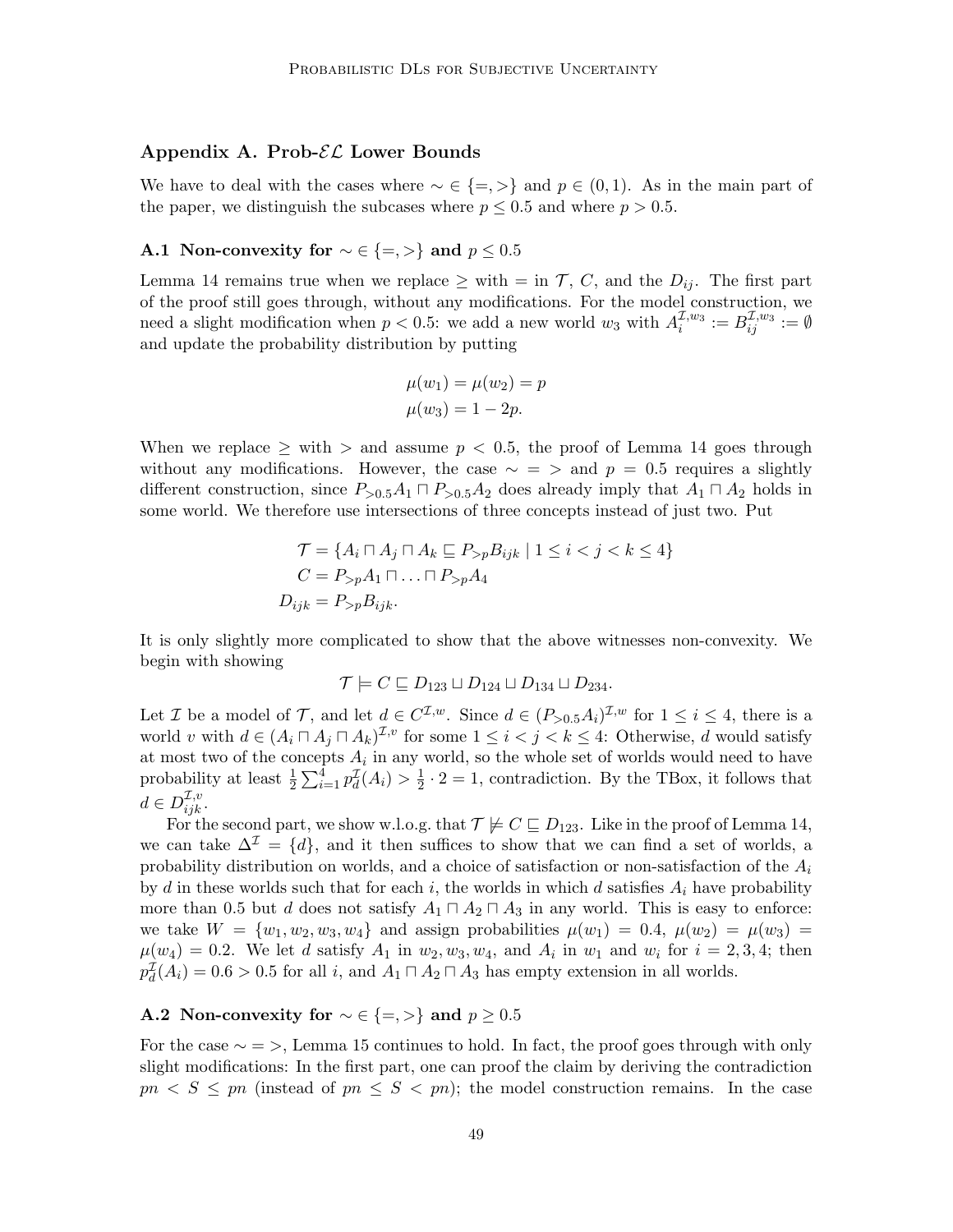## Appendix A. Prob-$\mathcal{EL}$ Lower Bounds

We have to deal with the cases where $\sim \in \{=, >\}$ and $p \in (0, 1)$. As in the main part of the paper, we distinguish the subcases where $p \leq 0.5$ and where $p > 0.5$.

### A.1 Non-convexity for $\sim \in \{=, >\}$ and $p \leq 0.5$

Lemma 14 remains true when we replace $\geq$ with $=$ in $\mathcal{T}$, $C$, and the $D_{ij}$. The first part of the proof still goes through, without any modifications. For the model construction, we need a slight modification when $p < 0.5$: we add a new world $w_3$ with $A_i^{\mathcal{I},w_3} := B_{ij}^{\mathcal{I},w_3} := \emptyset$ and update the probability distribution by putting

$$\mu(w_1) = \mu(w_2) = p$$
$$\mu(w_3) = 1 - 2p.$$

When we replace $\geq$ with $>$ and assume $p < 0.5$, the proof of Lemma 14 goes through without any modifications. However, the case $\sim = >$ and $p = 0.5$ requires a slightly different construction, since $P_{>0.5}A_1 \sqcap P_{>0.5}A_2$ does already imply that $A_1 \sqcap A_2$ holds in some world. We therefore use intersections of three concepts instead of just two. Put

$$\mathcal{T} = \{A_i \sqcap A_j \sqcap A_k \sqsubseteq P_{>p}B_{ijk} \mid 1 \leq i < j < k \leq 4\}$$
$$C = P_{>p}A_1 \sqcap \ldots \sqcap P_{>p}A_4$$
$$D_{ijk} = P_{>p}B_{ijk}.$$

It is only slightly more complicated to show that the above witnesses non-convexity. We begin with showing

$$\mathcal{T} \models C \sqsubseteq D_{123} \sqcup D_{124} \sqcup D_{134} \sqcup D_{234}.$$

Let $\mathcal{I}$ be a model of $\mathcal{T}$, and let $d \in C^{\mathcal{I},w}$. Since $d \in (P_{>0.5}A_i)^{\mathcal{I},w}$ for $1 \leq i \leq 4$, there is a world $v$ with $d \in (A_i \sqcap A_j \sqcap A_k)^{\mathcal{I},v}$ for some $1 \leq i < j < k \leq 4$: Otherwise, $d$ would satisfy at most two of the concepts $A_i$ in any world, so the whole set of worlds would need to have probability at least $\frac{1}{2}\sum_{i=1}^{4} p_d^{\mathcal{I}}(A_i) > \frac{1}{2} \cdot 2 = 1$, contradiction. By the TBox, it follows that $d \in D_{ijk}^{\mathcal{I},v}$.

For the second part, we show w.l.o.g. that $\mathcal{T} \not\models C \sqsubseteq D_{123}$. Like in the proof of Lemma 14, we can take $\Delta^{\mathcal{I}} = \{d\}$, and it then suffices to show that we can find a set of worlds, a probability distribution on worlds, and a choice of satisfaction or non-satisfaction of the $A_i$ by $d$ in these worlds such that for each $i$, the worlds in which $d$ satisfies $A_i$ have probability more than 0.5 but $d$ does not satisfy $A_1 \sqcap A_2 \sqcap A_3$ in any world. This is easy to enforce: we take $W = \{w_1, w_2, w_3, w_4\}$ and assign probabilities $\mu(w_1) = 0.4$, $\mu(w_2) = \mu(w_3) = \mu(w_4) = 0.2$. We let $d$ satisfy $A_1$ in $w_2, w_3, w_4$, and $A_i$ in $w_1$ and $w_i$ for $i = 2, 3, 4$; then $p_d^{\mathcal{I}}(A_i) = 0.6 > 0.5$ for all $i$, and $A_1 \sqcap A_2 \sqcap A_3$ has empty extension in all worlds.

### A.2 Non-convexity for $\sim \in \{=, >\}$ and $p \geq 0.5$

For the case $\sim = >$, Lemma 15 continues to hold. In fact, the proof goes through with only slight modifications: In the first part, one can proof the claim by deriving the contradiction $pn < S \leq pn$ (instead of $pn \leq S < pn$); the model construction remains. In the case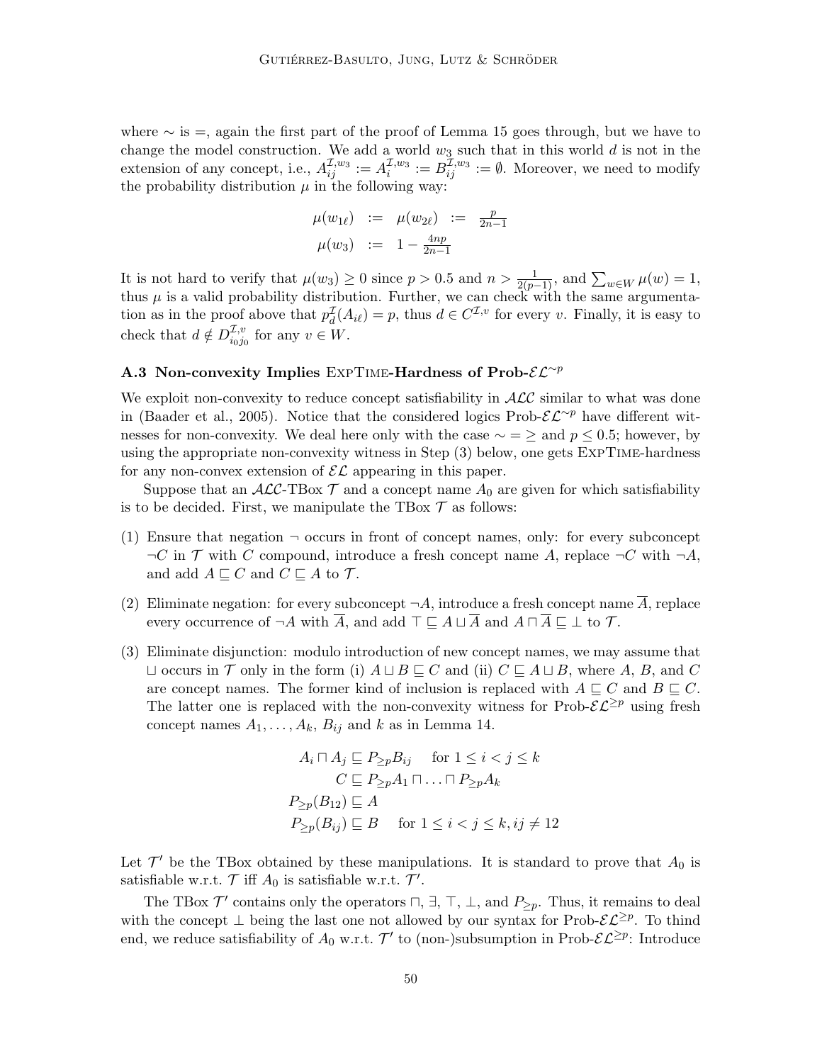where $\sim$ is $=$, again the first part of the proof of Lemma 15 goes through, but we have to change the model construction. We add a world $w_3$ such that in this world $d$ is not in the extension of any concept, i.e., $A_{ij}^{\mathcal{I},w_3} := A_i^{\mathcal{I},w_3} := B_{ij}^{\mathcal{I},w_3} := \emptyset$. Moreover, we need to modify the probability distribution $\mu$ in the following way:

$$\begin{aligned}
\mu(w_{1\ell}) &:= \mu(w_{2\ell}) := \tfrac{p}{2n-1} \\
\mu(w_3) &:= 1 - \tfrac{4np}{2n-1}
\end{aligned}$$

It is not hard to verify that $\mu(w_3) \geq 0$ since $p > 0.5$ and $n > \frac{1}{2(p-1)}$, and $\sum_{w \in W} \mu(w) = 1$, thus $\mu$ is a valid probability distribution. Further, we can check with the same argumentation as in the proof above that $p_d^{\mathcal{I}}(A_{i\ell}) = p$, thus $d \in C^{\mathcal{I},v}$ for every $v$. Finally, it is easy to check that $d \notin D_{i_0 j_0}^{\mathcal{I},v}$ for any $v \in W$.

### A.3 Non-convexity Implies ExpTime-Hardness of Prob-$\mathcal{EL}^{\sim p}$

We exploit non-convexity to reduce concept satisfiability in $\mathcal{ALC}$ similar to what was done in (Baader et al., 2005). Notice that the considered logics Prob-$\mathcal{EL}^{\sim p}$ have different witnesses for non-convexity. We deal here only with the case $\sim = \geq$ and $p \leq 0.5$; however, by using the appropriate non-convexity witness in Step (3) below, one gets ExpTime-hardness for any non-convex extension of $\mathcal{EL}$ appearing in this paper.

Suppose that an $\mathcal{ALC}$-TBox $\mathcal{T}$ and a concept name $A_0$ are given for which satisfiability is to be decided. First, we manipulate the TBox $\mathcal{T}$ as follows:

(1) Ensure that negation $\neg$ occurs in front of concept names, only: for every subconcept $\neg C$ in $\mathcal{T}$ with $C$ compound, introduce a fresh concept name $A$, replace $\neg C$ with $\neg A$, and add $A \sqsubseteq C$ and $C \sqsubseteq A$ to $\mathcal{T}$.

(2) Eliminate negation: for every subconcept $\neg A$, introduce a fresh concept name $\overline{A}$, replace every occurrence of $\neg A$ with $\overline{A}$, and add $\top \sqsubseteq A \sqcup \overline{A}$ and $A \sqcap \overline{A} \sqsubseteq \bot$ to $\mathcal{T}$.

(3) Eliminate disjunction: modulo introduction of new concept names, we may assume that $\sqcup$ occurs in $\mathcal{T}$ only in the form (i) $A \sqcup B \sqsubseteq C$ and (ii) $C \sqsubseteq A \sqcup B$, where $A$, $B$, and $C$ are concept names. The former kind of inclusion is replaced with $A \sqsubseteq C$ and $B \sqsubseteq C$. The latter one is replaced with the non-convexity witness for Prob-$\mathcal{EL}^{\geq p}$ using fresh concept names $A_1, \ldots, A_k$, $B_{ij}$ and $k$ as in Lemma 14.

$$\begin{aligned}
A_i \sqcap A_j &\sqsubseteq P_{\geq p} B_{ij} \quad \text{for } 1 \leq i < j \leq k \\
C &\sqsubseteq P_{\geq p} A_1 \sqcap \ldots \sqcap P_{\geq p} A_k \\
P_{\geq p}(B_{12}) &\sqsubseteq A \\
P_{\geq p}(B_{ij}) &\sqsubseteq B \quad \text{for } 1 \leq i < j \leq k, ij \neq 12
\end{aligned}$$

Let $\mathcal{T}'$ be the TBox obtained by these manipulations. It is standard to prove that $A_0$ is satisfiable w.r.t. $\mathcal{T}$ iff $A_0$ is satisfiable w.r.t. $\mathcal{T}'$.

The TBox $\mathcal{T}'$ contains only the operators $\sqcap$, $\exists$, $\top$, $\bot$, and $P_{\geq p}$. Thus, it remains to deal with the concept $\bot$ being the last one not allowed by our syntax for Prob-$\mathcal{EL}^{\geq p}$. To thind end, we reduce satisfiability of $A_0$ w.r.t. $\mathcal{T}'$ to (non-)subsumption in Prob-$\mathcal{EL}^{\geq p}$: Introduce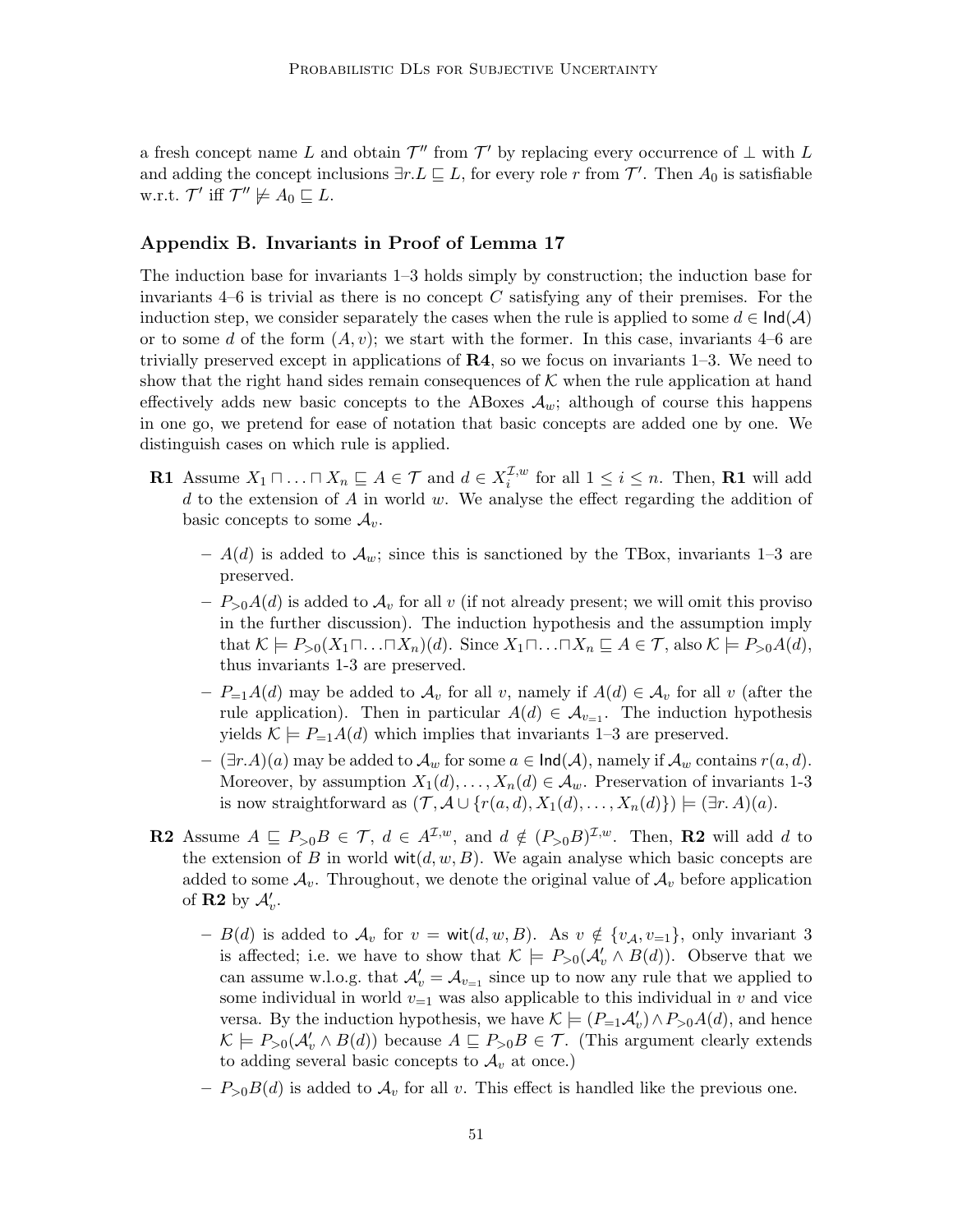a fresh concept name $L$ and obtain $\mathcal{T}''$ from $\mathcal{T}'$ by replacing every occurrence of $\bot$ with $L$ and adding the concept inclusions $\exists r.L \sqsubseteq L$, for every role $r$ from $\mathcal{T}'$. Then $A_0$ is satisfiable w.r.t. $\mathcal{T}'$ iff $\mathcal{T}'' \not\models A_0 \sqsubseteq L$.

## Appendix B. Invariants in Proof of Lemma 17

The induction base for invariants 1–3 holds simply by construction; the induction base for invariants 4–6 is trivial as there is no concept $C$ satisfying any of their premises. For the induction step, we consider separately the cases when the rule is applied to some $d \in \mathsf{Ind}(\mathcal{A})$ or to some $d$ of the form $(A, v)$; we start with the former. In this case, invariants 4–6 are trivially preserved except in applications of **R4**, so we focus on invariants 1–3. We need to show that the right hand sides remain consequences of $\mathcal{K}$ when the rule application at hand effectively adds new basic concepts to the ABoxes $\mathcal{A}_w$; although of course this happens in one go, we pretend for ease of notation that basic concepts are added one by one. We distinguish cases on which rule is applied.

**R1** Assume $X_1 \sqcap \ldots \sqcap X_n \sqsubseteq A \in \mathcal{T}$ and $d \in X_i^{\mathcal{I},w}$ for all $1 \leq i \leq n$. Then, **R1** will add $d$ to the extension of $A$ in world $w$. We analyse the effect regarding the addition of basic concepts to some $\mathcal{A}_v$.

- $A(d)$ is added to $\mathcal{A}_w$; since this is sanctioned by the TBox, invariants 1–3 are preserved.
- $P_{>0}A(d)$ is added to $\mathcal{A}_v$ for all $v$ (if not already present; we will omit this proviso in the further discussion). The induction hypothesis and the assumption imply that $\mathcal{K} \models P_{>0}(X_1 \sqcap \ldots \sqcap X_n)(d)$. Since $X_1 \sqcap \ldots \sqcap X_n \sqsubseteq A \in \mathcal{T}$, also $\mathcal{K} \models P_{>0}A(d)$, thus invariants 1-3 are preserved.
- $P_{=1}A(d)$ may be added to $\mathcal{A}_v$ for all $v$, namely if $A(d) \in \mathcal{A}_v$ for all $v$ (after the rule application). Then in particular $A(d) \in \mathcal{A}_{v_{=1}}$. The induction hypothesis yields $\mathcal{K} \models P_{=1}A(d)$ which implies that invariants 1–3 are preserved.
- $(\exists r.A)(a)$ may be added to $\mathcal{A}_w$ for some $a \in \mathsf{Ind}(\mathcal{A})$, namely if $\mathcal{A}_w$ contains $r(a, d)$. Moreover, by assumption $X_1(d), \ldots, X_n(d) \in \mathcal{A}_w$. Preservation of invariants 1-3 is now straightforward as $(\mathcal{T}, \mathcal{A} \cup \{r(a, d), X_1(d), \ldots, X_n(d)\}) \models (\exists r.\, A)(a)$.

**R2** Assume $A \sqsubseteq P_{>0}B \in \mathcal{T}$, $d \in A^{\mathcal{I},w}$, and $d \notin (P_{>0}B)^{\mathcal{I},w}$. Then, **R2** will add $d$ to the extension of $B$ in world $\mathsf{wit}(d, w, B)$. We again analyse which basic concepts are added to some $\mathcal{A}_v$. Throughout, we denote the original value of $\mathcal{A}_v$ before application of **R2** by $\mathcal{A}'_v$.

- $B(d)$ is added to $\mathcal{A}_v$ for $v = \mathsf{wit}(d, w, B)$. As $v \notin \{v_\mathcal{A}, v_{=1}\}$, only invariant 3 is affected; i.e. we have to show that $\mathcal{K} \models P_{>0}(\mathcal{A}'_v \wedge B(d))$. Observe that we can assume w.l.o.g. that $\mathcal{A}'_v = \mathcal{A}_{v_{=1}}$ since up to now any rule that we applied to some individual in world $v_{=1}$ was also applicable to this individual in $v$ and vice versa. By the induction hypothesis, we have $\mathcal{K} \models (P_{=1}\mathcal{A}'_v) \wedge P_{>0}A(d)$, and hence $\mathcal{K} \models P_{>0}(\mathcal{A}'_v \wedge B(d))$ because $A \sqsubseteq P_{>0}B \in \mathcal{T}$. (This argument clearly extends to adding several basic concepts to $\mathcal{A}_v$ at once.)
- $P_{>0}B(d)$ is added to $\mathcal{A}_v$ for all $v$. This effect is handled like the previous one.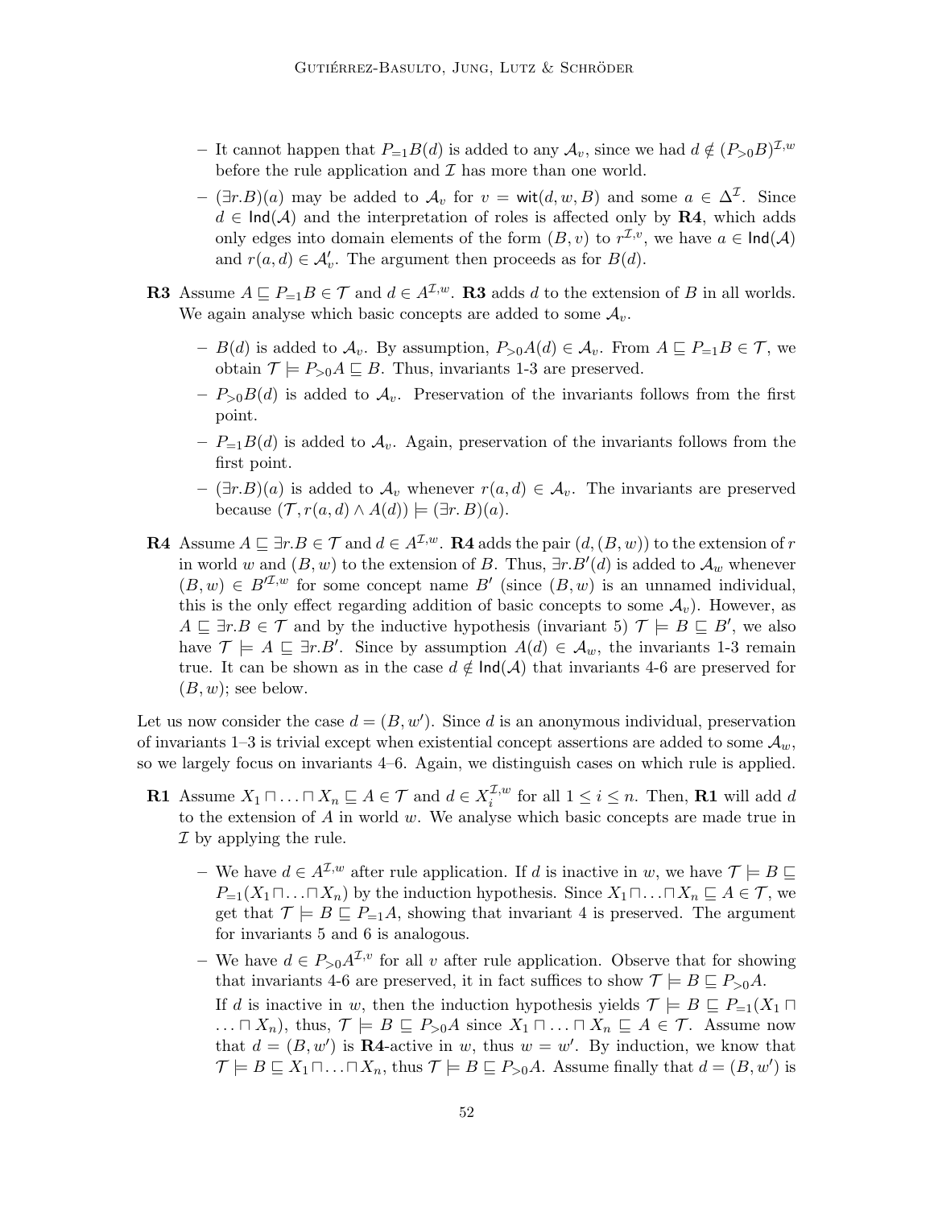- It cannot happen that $P_{=1}B(d)$ is added to any $\mathcal{A}_v$, since we had $d \notin (P_{>0}B)^{\mathcal{I},w}$ before the rule application and $\mathcal{I}$ has more than one world.
- $(\exists r.B)(a)$ may be added to $\mathcal{A}_v$ for $v = \mathsf{wit}(d, w, B)$ and some $a \in \Delta^{\mathcal{I}}$. Since $d \in \mathsf{Ind}(\mathcal{A})$ and the interpretation of roles is affected only by **R4**, which adds only edges into domain elements of the form $(B, v)$ to $r^{\mathcal{I},v}$, we have $a \in \mathsf{Ind}(\mathcal{A})$ and $r(a, d) \in \mathcal{A}'_v$. The argument then proceeds as for $B(d)$.

**R3** Assume $A \sqsubseteq P_{=1}B \in \mathcal{T}$ and $d \in A^{\mathcal{I},w}$. **R3** adds $d$ to the extension of $B$ in all worlds. We again analyse which basic concepts are added to some $\mathcal{A}_v$.

- $B(d)$ is added to $\mathcal{A}_v$. By assumption, $P_{>0}A(d) \in \mathcal{A}_v$. From $A \sqsubseteq P_{=1}B \in \mathcal{T}$, we obtain $\mathcal{T} \models P_{>0}A \sqsubseteq B$. Thus, invariants 1-3 are preserved.
- $P_{>0}B(d)$ is added to $\mathcal{A}_v$. Preservation of the invariants follows from the first point.
- $P_{=1}B(d)$ is added to $\mathcal{A}_v$. Again, preservation of the invariants follows from the first point.
- $(\exists r.B)(a)$ is added to $\mathcal{A}_v$ whenever $r(a, d) \in \mathcal{A}_v$. The invariants are preserved because $(\mathcal{T}, r(a, d) \wedge A(d)) \models (\exists r.\, B)(a)$.

**R4** Assume $A \sqsubseteq \exists r.B \in \mathcal{T}$ and $d \in A^{\mathcal{I},w}$. **R4** adds the pair $(d, (B, w))$ to the extension of $r$ in world $w$ and $(B, w)$ to the extension of $B$. Thus, $\exists r.B'(d)$ is added to $\mathcal{A}_w$ whenever $(B, w) \in B'^{\mathcal{I},w}$ for some concept name $B'$ (since $(B, w)$ is an unnamed individual, this is the only effect regarding addition of basic concepts to some $\mathcal{A}_v$). However, as $A \sqsubseteq \exists r.B \in \mathcal{T}$ and by the inductive hypothesis (invariant 5) $\mathcal{T} \models B \sqsubseteq B'$, we also have $\mathcal{T} \models A \sqsubseteq \exists r.B'$. Since by assumption $A(d) \in \mathcal{A}_w$, the invariants 1-3 remain true. It can be shown as in the case $d \notin \mathsf{Ind}(\mathcal{A})$ that invariants 4-6 are preserved for $(B, w)$; see below.

Let us now consider the case $d = (B, w')$. Since $d$ is an anonymous individual, preservation of invariants 1–3 is trivial except when existential concept assertions are added to some $\mathcal{A}_w$, so we largely focus on invariants 4–6. Again, we distinguish cases on which rule is applied.

**R1** Assume $X_1 \sqcap \ldots \sqcap X_n \sqsubseteq A \in \mathcal{T}$ and $d \in X_i^{\mathcal{I},w}$ for all $1 \leq i \leq n$. Then, **R1** will add $d$ to the extension of $A$ in world $w$. We analyse which basic concepts are made true in $\mathcal{I}$ by applying the rule.

- We have $d \in A^{\mathcal{I},w}$ after rule application. If $d$ is inactive in $w$, we have $\mathcal{T} \models B \sqsubseteq P_{=1}(X_1 \sqcap \ldots \sqcap X_n)$ by the induction hypothesis. Since $X_1 \sqcap \ldots \sqcap X_n \sqsubseteq A \in \mathcal{T}$, we get that $\mathcal{T} \models B \sqsubseteq P_{=1}A$, showing that invariant 4 is preserved. The argument for invariants 5 and 6 is analogous.
- We have $d \in P_{>0}A^{\mathcal{I},v}$ for all $v$ after rule application. Observe that for showing that invariants 4-6 are preserved, it in fact suffices to show $\mathcal{T} \models B \sqsubseteq P_{>0}A$.

  If $d$ is inactive in $w$, then the induction hypothesis yields $\mathcal{T} \models B \sqsubseteq P_{=1}(X_1 \sqcap \ldots \sqcap X_n)$, thus, $\mathcal{T} \models B \sqsubseteq P_{>0}A$ since $X_1 \sqcap \ldots \sqcap X_n \sqsubseteq A \in \mathcal{T}$. Assume now that $d = (B, w')$ is **R4**-active in $w$, thus $w = w'$. By induction, we know that $\mathcal{T} \models B \sqsubseteq X_1 \sqcap \ldots \sqcap X_n$, thus $\mathcal{T} \models B \sqsubseteq P_{>0}A$. Assume finally that $d = (B, w')$ is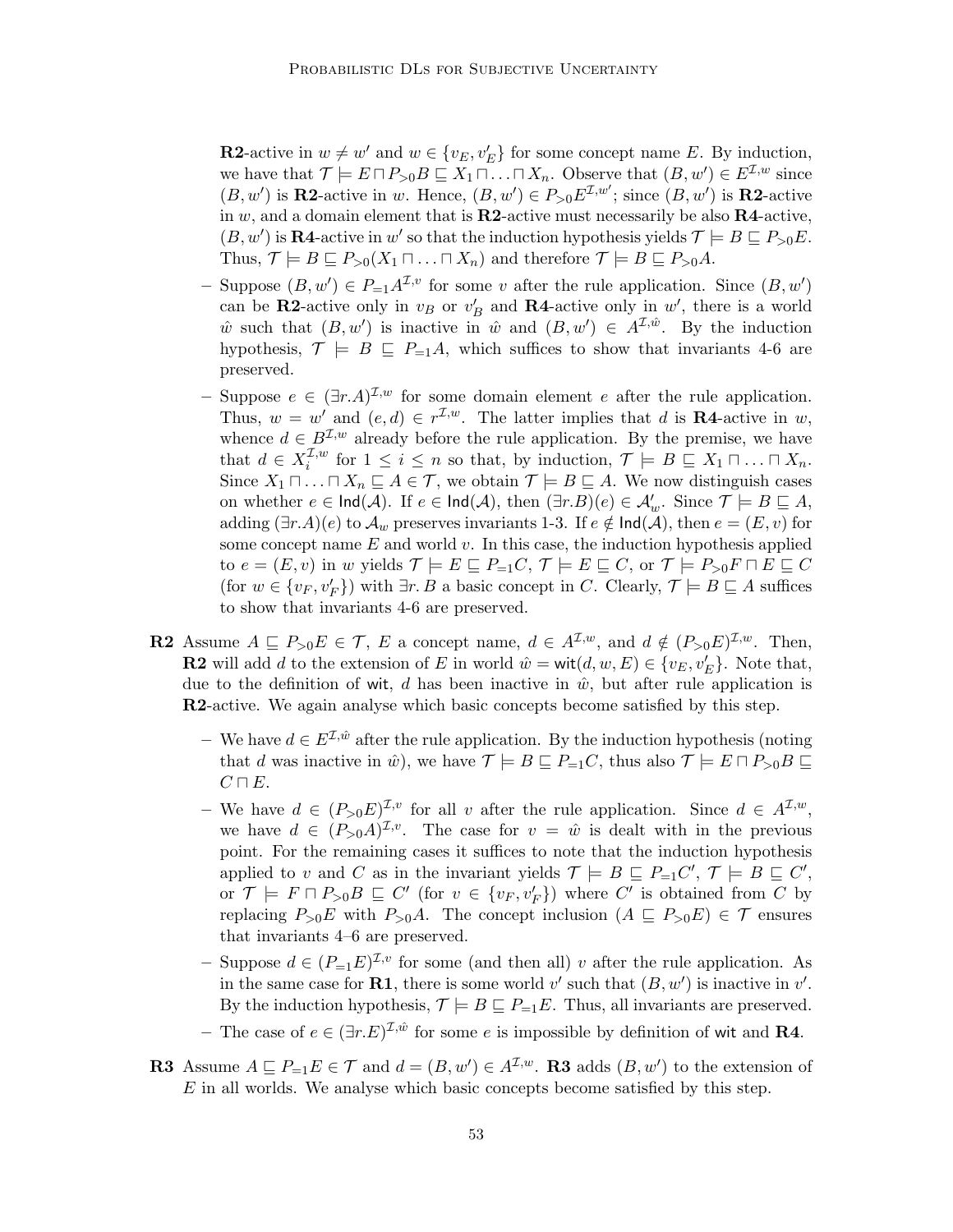**R2**-active in $w \neq w'$ and $w \in \{v_E, v'_E\}$ for some concept name $E$. By induction, we have that $\mathcal{T} \models E \sqcap P_{>0}B \sqsubseteq X_1 \sqcap \ldots \sqcap X_n$. Observe that $(B, w') \in E^{\mathcal{I},w}$ since $(B, w')$ is **R2**-active in $w$. Hence, $(B, w') \in P_{>0}E^{\mathcal{I},w'}$; since $(B, w')$ is **R2**-active in $w$, and a domain element that is **R2**-active must necessarily be also **R4**-active, $(B, w')$ is **R4**-active in $w'$ so that the induction hypothesis yields $\mathcal{T} \models B \sqsubseteq P_{>0}E$. Thus, $\mathcal{T} \models B \sqsubseteq P_{>0}(X_1 \sqcap \ldots \sqcap X_n)$ and therefore $\mathcal{T} \models B \sqsubseteq P_{>0}A$.

- Suppose $(B, w') \in P_{=1}A^{\mathcal{I},v}$ for some $v$ after the rule application. Since $(B, w')$ can be **R2**-active only in $v_B$ or $v'_B$ and **R4**-active only in $w'$, there is a world $\hat{w}$ such that $(B, w')$ is inactive in $\hat{w}$ and $(B, w') \in A^{\mathcal{I},\hat{w}}$. By the induction hypothesis, $\mathcal{T} \models B \sqsubseteq P_{=1}A$, which suffices to show that invariants 4-6 are preserved.
- Suppose $e \in (\exists r.A)^{\mathcal{I},w}$ for some domain element $e$ after the rule application. Thus, $w = w'$ and $(e, d) \in r^{\mathcal{I},w}$. The latter implies that $d$ is **R4**-active in $w$, whence $d \in B^{\mathcal{I},w}$ already before the rule application. By the premise, we have that $d \in X_i^{\mathcal{I},w}$ for $1 \leq i \leq n$ so that, by induction, $\mathcal{T} \models B \sqsubseteq X_1 \sqcap \ldots \sqcap X_n$. Since $X_1 \sqcap \ldots \sqcap X_n \sqsubseteq A \in \mathcal{T}$, we obtain $\mathcal{T} \models B \sqsubseteq A$. We now distinguish cases on whether $e \in \mathsf{Ind}(\mathcal{A})$. If $e \in \mathsf{Ind}(\mathcal{A})$, then $(\exists r.B)(e) \in \mathcal{A}'_w$. Since $\mathcal{T} \models B \sqsubseteq A$, adding $(\exists r.A)(e)$ to $\mathcal{A}_w$ preserves invariants 1-3. If $e \notin \mathsf{Ind}(\mathcal{A})$, then $e = (E, v)$ for some concept name $E$ and world $v$. In this case, the induction hypothesis applied to $e = (E, v)$ in $w$ yields $\mathcal{T} \models E \sqsubseteq P_{=1}C$, $\mathcal{T} \models E \sqsubseteq C$, or $\mathcal{T} \models P_{>0}F \sqcap E \sqsubseteq C$ (for $w \in \{v_F, v'_F\}$) with $\exists r.B$ a basic concept in $C$. Clearly, $\mathcal{T} \models B \sqsubseteq A$ suffices to show that invariants 4-6 are preserved.

**R2** Assume $A \sqsubseteq P_{>0}E \in \mathcal{T}$, $E$ a concept name, $d \in A^{\mathcal{I},w}$, and $d \notin (P_{>0}E)^{\mathcal{I},w}$. Then, **R2** will add $d$ to the extension of $E$ in world $\hat{w} = \mathsf{wit}(d, w, E) \in \{v_E, v'_E\}$. Note that, due to the definition of $\mathsf{wit}$, $d$ has been inactive in $\hat{w}$, but after rule application is **R2**-active. We again analyse which basic concepts become satisfied by this step.

- We have $d \in E^{\mathcal{I},\hat{w}}$ after the rule application. By the induction hypothesis (noting that $d$ was inactive in $\hat{w}$), we have $\mathcal{T} \models B \sqsubseteq P_{=1}C$, thus also $\mathcal{T} \models E \sqcap P_{>0}B \sqsubseteq C \sqcap E$.
- We have $d \in (P_{>0}E)^{\mathcal{I},v}$ for all $v$ after the rule application. Since $d \in A^{\mathcal{I},w}$, we have $d \in (P_{>0}A)^{\mathcal{I},v}$. The case for $v = \hat{w}$ is dealt with in the previous point. For the remaining cases it suffices to note that the induction hypothesis applied to $v$ and $C$ as in the invariant yields $\mathcal{T} \models B \sqsubseteq P_{=1}C'$, $\mathcal{T} \models B \sqsubseteq C'$, or $\mathcal{T} \models F \sqcap P_{>0}B \sqsubseteq C'$ (for $v \in \{v_F, v'_F\}$) where $C'$ is obtained from $C$ by replacing $P_{>0}E$ with $P_{>0}A$. The concept inclusion $(A \sqsubseteq P_{>0}E) \in \mathcal{T}$ ensures that invariants 4–6 are preserved.
- Suppose $d \in (P_{=1}E)^{\mathcal{I},v}$ for some (and then all) $v$ after the rule application. As in the same case for **R1**, there is some world $v'$ such that $(B, w')$ is inactive in $v'$. By the induction hypothesis, $\mathcal{T} \models B \sqsubseteq P_{=1}E$. Thus, all invariants are preserved.
- The case of $e \in (\exists r.E)^{\mathcal{I},\hat{w}}$ for some $e$ is impossible by definition of $\mathsf{wit}$ and **R4**.

**R3** Assume $A \sqsubseteq P_{=1}E \in \mathcal{T}$ and $d = (B, w') \in A^{\mathcal{I},w}$. **R3** adds $(B, w')$ to the extension of $E$ in all worlds. We analyse which basic concepts become satisfied by this step.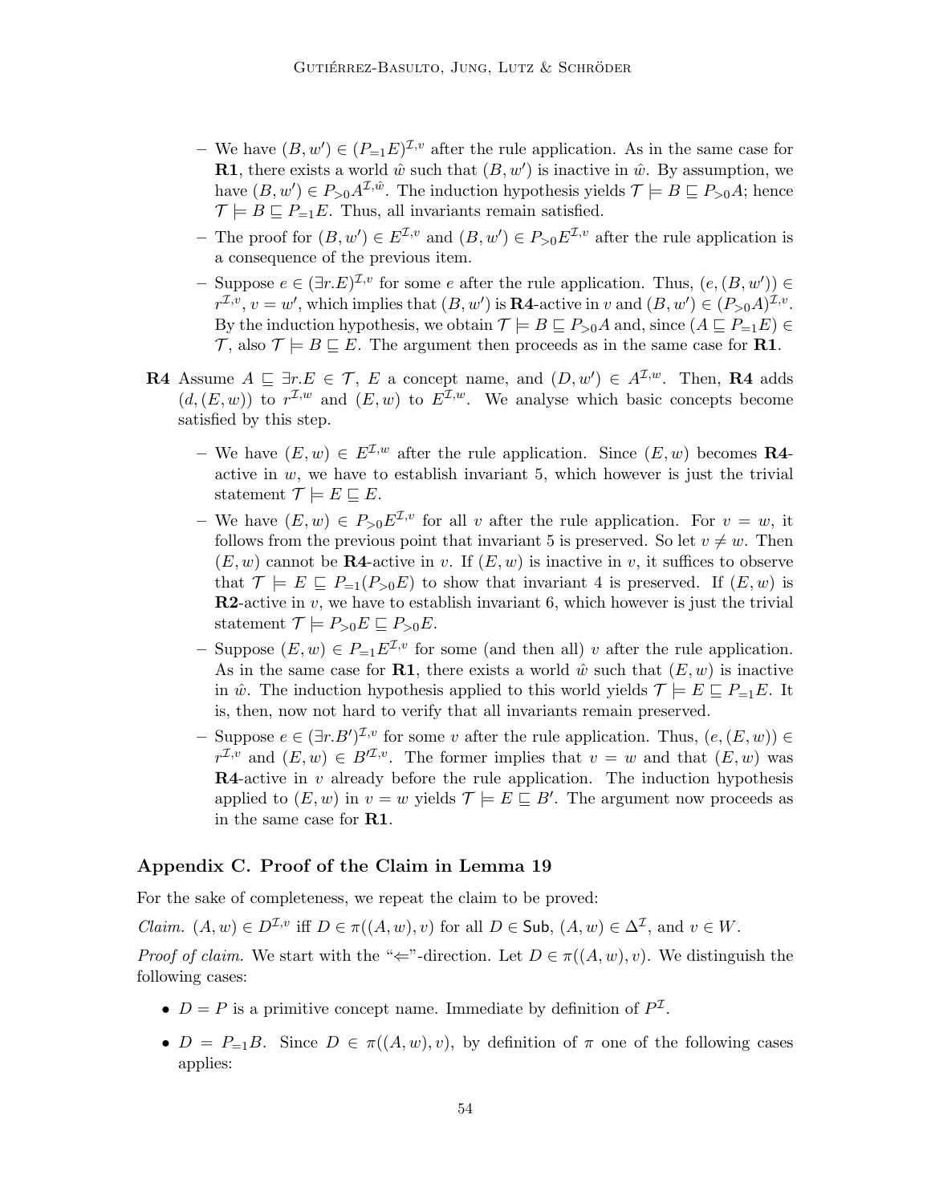- We have $(B, w') \in (P_{=1}E)^{\mathcal{I},v}$ after the rule application. As in the same case for **R1**, there exists a world $\hat{w}$ such that $(B, w')$ is inactive in $\hat{w}$. By assumption, we have $(B, w') \in P_{>0}A^{\mathcal{I},\hat{w}}$. The induction hypothesis yields $\mathcal{T} \models B \sqsubseteq P_{>0}A$; hence $\mathcal{T} \models B \sqsubseteq P_{=1}E$. Thus, all invariants remain satisfied.
  - The proof for $(B, w') \in E^{\mathcal{I},v}$ and $(B, w') \in P_{>0}E^{\mathcal{I},v}$ after the rule application is a consequence of the previous item.
  - Suppose $e \in (\exists r.E)^{\mathcal{I},v}$ for some $e$ after the rule application. Thus, $(e, (B, w')) \in r^{\mathcal{I},v}$, $v = w'$, which implies that $(B, w')$ is **R4**-active in $v$ and $(B, w') \in (P_{>0}A)^{\mathcal{I},v}$. By the induction hypothesis, we obtain $\mathcal{T} \models B \sqsubseteq P_{>0}A$ and, since $(A \sqsubseteq P_{=1}E) \in \mathcal{T}$, also $\mathcal{T} \models B \sqsubseteq E$. The argument then proceeds as in the same case for **R1**.

**R4** Assume $A \sqsubseteq \exists r.E \in \mathcal{T}$, $E$ a concept name, and $(D, w') \in A^{\mathcal{I},w}$. Then, **R4** adds $(d, (E, w))$ to $r^{\mathcal{I},w}$ and $(E, w)$ to $E^{\mathcal{I},w}$. We analyse which basic concepts become satisfied by this step.

  - We have $(E, w) \in E^{\mathcal{I},w}$ after the rule application. Since $(E, w)$ becomes **R4**-active in $w$, we have to establish invariant 5, which however is just the trivial statement $\mathcal{T} \models E \sqsubseteq E$.
  - We have $(E, w) \in P_{>0}E^{\mathcal{I},v}$ for all $v$ after the rule application. For $v = w$, it follows from the previous point that invariant 5 is preserved. So let $v \neq w$. Then $(E, w)$ cannot be **R4**-active in $v$. If $(E, w)$ is inactive in $v$, it suffices to observe that $\mathcal{T} \models E \sqsubseteq P_{=1}(P_{>0}E)$ to show that invariant 4 is preserved. If $(E, w)$ is **R2**-active in $v$, we have to establish invariant 6, which however is just the trivial statement $\mathcal{T} \models P_{>0}E \sqsubseteq P_{>0}E$.
  - Suppose $(E, w) \in P_{=1}E^{\mathcal{I},v}$ for some (and then all) $v$ after the rule application. As in the same case for **R1**, there exists a world $\hat{w}$ such that $(E, w)$ is inactive in $\hat{w}$. The induction hypothesis applied to this world yields $\mathcal{T} \models E \sqsubseteq P_{=1}E$. It is, then, now not hard to verify that all invariants remain preserved.
  - Suppose $e \in (\exists r.B')^{\mathcal{I},v}$ for some $v$ after the rule application. Thus, $(e, (E, w)) \in r^{\mathcal{I},v}$ and $(E, w) \in B'^{\mathcal{I},v}$. The former implies that $v = w$ and that $(E, w)$ was **R4**-active in $v$ already before the rule application. The induction hypothesis applied to $(E, w)$ in $v = w$ yields $\mathcal{T} \models E \sqsubseteq B'$. The argument now proceeds as in the same case for **R1**.

## Appendix C. Proof of the Claim in Lemma 19

For the sake of completeness, we repeat the claim to be proved:

*Claim.* $(A, w) \in D^{\mathcal{I},v}$ iff $D \in \pi((A, w), v)$ for all $D \in \mathsf{Sub}$, $(A, w) \in \Delta^{\mathcal{I}}$, and $v \in W$.

*Proof of claim.* We start with the "$\Leftarrow$"-direction. Let $D \in \pi((A, w), v)$. We distinguish the following cases:

- $D = P$ is a primitive concept name. Immediate by definition of $P^{\mathcal{I}}$.
- $D = P_{=1}B$. Since $D \in \pi((A, w), v)$, by definition of $\pi$ one of the following cases applies: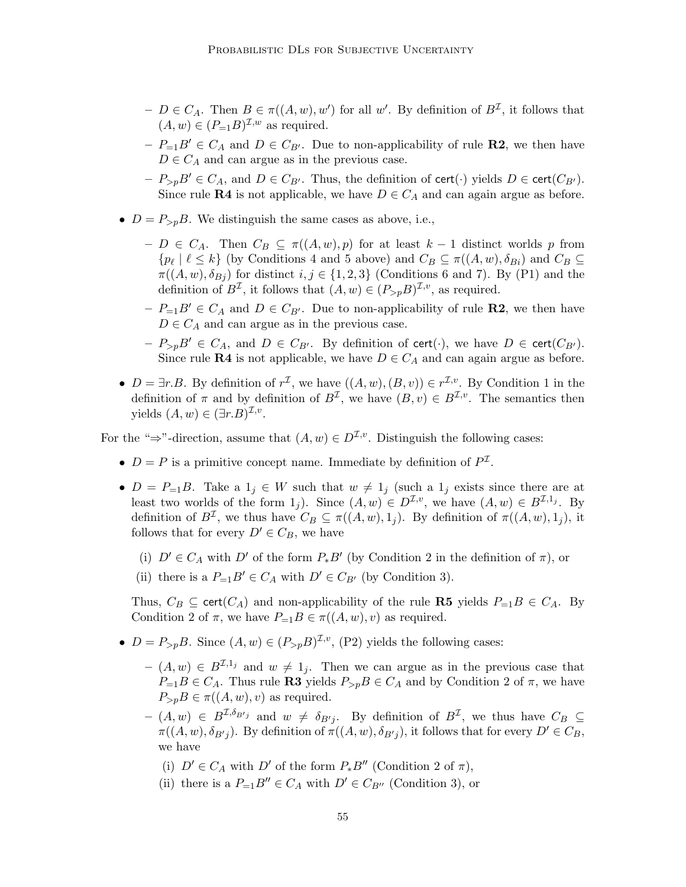- $D \in C_A$. Then $B \in \pi((A,w),w')$ for all $w'$. By definition of $B^\mathcal{I}$, it follows that $(A,w) \in (P_{=1}B)^{\mathcal{I},w}$ as required.
  - $P_{=1}B' \in C_A$ and $D \in C_{B'}$. Due to non-applicability of rule **R2**, we then have $D \in C_A$ and can argue as in the previous case.
  - $P_{>p}B' \in C_A$, and $D \in C_{B'}$. Thus, the definition of $\mathsf{cert}(\cdot)$ yields $D \in \mathsf{cert}(C_{B'})$. Since rule **R4** is not applicable, we have $D \in C_A$ and can again argue as before.

- $D = P_{>p}B$. We distinguish the same cases as above, i.e.,
  - $D \in C_A$. Then $C_B \subseteq \pi((A,w),p)$ for at least $k-1$ distinct worlds $p$ from $\{p_\ell \mid \ell \leq k\}$ (by Conditions 4 and 5 above) and $C_B \subseteq \pi((A,w),\delta_{Bi})$ and $C_B \subseteq \pi((A,w),\delta_{Bj})$ for distinct $i,j \in \{1,2,3\}$ (Conditions 6 and 7). By (P1) and the definition of $B^\mathcal{I}$, it follows that $(A,w) \in (P_{>p}B)^{\mathcal{I},v}$, as required.
  - $P_{=1}B' \in C_A$ and $D \in C_{B'}$. Due to non-applicability of rule **R2**, we then have $D \in C_A$ and can argue as in the previous case.
  - $P_{>p}B' \in C_A$, and $D \in C_{B'}$. By definition of $\mathsf{cert}(\cdot)$, we have $D \in \mathsf{cert}(C_{B'})$. Since rule **R4** is not applicable, we have $D \in C_A$ and can again argue as before.

- $D = \exists r.B$. By definition of $r^\mathcal{I}$, we have $((A,w),(B,v)) \in r^{\mathcal{I},v}$. By Condition 1 in the definition of $\pi$ and by definition of $B^\mathcal{I}$, we have $(B,v) \in B^{\mathcal{I},v}$. The semantics then yields $(A,w) \in (\exists r.B)^{\mathcal{I},v}$.

For the "$\Rightarrow$"-direction, assume that $(A,w) \in D^{\mathcal{I},v}$. Distinguish the following cases:

- $D = P$ is a primitive concept name. Immediate by definition of $P^\mathcal{I}$.
- $D = P_{=1}B$. Take a $1_j \in W$ such that $w \neq 1_j$ (such a $1_j$ exists since there are at least two worlds of the form $1_j$). Since $(A,w) \in D^{\mathcal{I},v}$, we have $(A,w) \in B^{\mathcal{I},1_j}$. By definition of $B^\mathcal{I}$, we thus have $C_B \subseteq \pi((A,w),1_j)$. By definition of $\pi((A,w),1_j)$, it follows that for every $D' \in C_B$, we have
  
  (i) $D' \in C_A$ with $D'$ of the form $P_*B'$ (by Condition 2 in the definition of $\pi$), or
  
  (ii) there is a $P_{=1}B' \in C_A$ with $D' \in C_{B'}$ (by Condition 3).

  Thus, $C_B \subseteq \mathsf{cert}(C_A)$ and non-applicability of the rule **R5** yields $P_{=1}B \in C_A$. By Condition 2 of $\pi$, we have $P_{=1}B \in \pi((A,w),v)$ as required.

- $D = P_{>p}B$. Since $(A,w) \in (P_{>p}B)^{\mathcal{I},v}$, (P2) yields the following cases:
  - $(A,w) \in B^{\mathcal{I},1_j}$ and $w \neq 1_j$. Then we can argue as in the previous case that $P_{=1}B \in C_A$. Thus rule **R3** yields $P_{>p}B \in C_A$ and by Condition 2 of $\pi$, we have $P_{>p}B \in \pi((A,w),v)$ as required.
  - $(A,w) \in B^{\mathcal{I},\delta_{B'j}}$ and $w \neq \delta_{B'j}$. By definition of $B^\mathcal{I}$, we thus have $C_B \subseteq \pi((A,w),\delta_{B'j})$. By definition of $\pi((A,w),\delta_{B'j})$, it follows that for every $D' \in C_B$, we have
  
    (i) $D' \in C_A$ with $D'$ of the form $P_*B''$ (Condition 2 of $\pi$),
    
    (ii) there is a $P_{=1}B'' \in C_A$ with $D' \in C_{B''}$ (Condition 3), or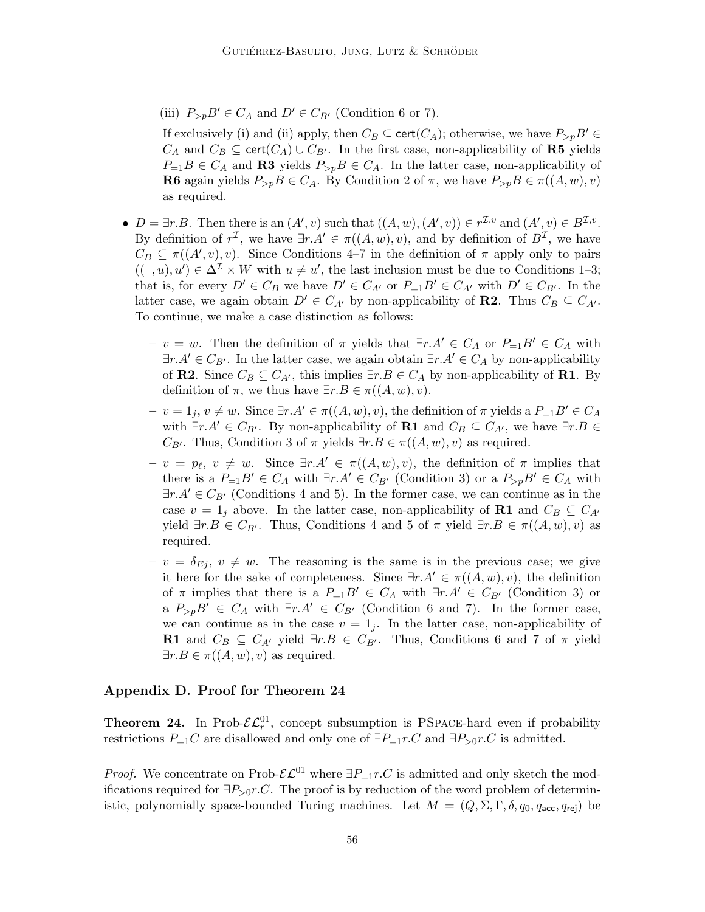(iii) $P_{>p}B' \in C_A$ and $D' \in C_{B'}$ (Condition 6 or 7).

If exclusively (i) and (ii) apply, then $C_B \subseteq \mathsf{cert}(C_A)$; otherwise, we have $P_{>p}B' \in C_A$ and $C_B \subseteq \mathsf{cert}(C_A) \cup C_{B'}$. In the first case, non-applicability of **R5** yields $P_{=1}B \in C_A$ and **R3** yields $P_{>p}B \in C_A$. In the latter case, non-applicability of **R6** again yields $P_{>p}B \in C_A$. By Condition 2 of $\pi$, we have $P_{>p}B \in \pi((A,w),v)$ as required.

- $D = \exists r.B$. Then there is an $(A',v)$ such that $((A,w),(A',v)) \in r^{\mathcal{I},v}$ and $(A',v) \in B^{\mathcal{I},v}$. By definition of $r^{\mathcal{I}}$, we have $\exists r.A' \in \pi((A,w),v)$, and by definition of $B^{\mathcal{I}}$, we have $C_B \subseteq \pi((A',v),v)$. Since Conditions 4–7 in the definition of $\pi$ apply only to pairs $((\_,u),u') \in \Delta^{\mathcal{I}} \times W$ with $u \neq u'$, the last inclusion must be due to Conditions 1–3; that is, for every $D' \in C_B$ we have $D' \in C_{A'}$ or $P_{=1}B' \in C_{A'}$ with $D' \in C_{B'}$. In the latter case, we again obtain $D' \in C_{A'}$ by non-applicability of **R2**. Thus $C_B \subseteq C_{A'}$. To continue, we make a case distinction as follows:

  - $v = w$. Then the definition of $\pi$ yields that $\exists r.A' \in C_A$ or $P_{=1}B' \in C_A$ with $\exists r.A' \in C_{B'}$. In the latter case, we again obtain $\exists r.A' \in C_A$ by non-applicability of **R2**. Since $C_B \subseteq C_{A'}$, this implies $\exists r.B \in C_A$ by non-applicability of **R1**. By definition of $\pi$, we thus have $\exists r.B \in \pi((A,w),v)$.
  - $v = 1_j$, $v \neq w$. Since $\exists r.A' \in \pi((A,w),v)$, the definition of $\pi$ yields a $P_{=1}B' \in C_A$ with $\exists r.A' \in C_{B'}$. By non-applicability of **R1** and $C_B \subseteq C_{A'}$, we have $\exists r.B \in C_{B'}$. Thus, Condition 3 of $\pi$ yields $\exists r.B \in \pi((A,w),v)$ as required.
  - $v = p_\ell$, $v \neq w$. Since $\exists r.A' \in \pi((A,w),v)$, the definition of $\pi$ implies that there is a $P_{=1}B' \in C_A$ with $\exists r.A' \in C_{B'}$ (Condition 3) or a $P_{>p}B' \in C_A$ with $\exists r.A' \in C_{B'}$ (Conditions 4 and 5). In the former case, we can continue as in the case $v = 1_j$ above. In the latter case, non-applicability of **R1** and $C_B \subseteq C_{A'}$ yield $\exists r.B \in C_{B'}$. Thus, Conditions 4 and 5 of $\pi$ yield $\exists r.B \in \pi((A,w),v)$ as required.
  - $v = \delta_{Ej}$, $v \neq w$. The reasoning is the same is in the previous case; we give it here for the sake of completeness. Since $\exists r.A' \in \pi((A,w),v)$, the definition of $\pi$ implies that there is a $P_{=1}B' \in C_A$ with $\exists r.A' \in C_{B'}$ (Condition 3) or a $P_{>p}B' \in C_A$ with $\exists r.A' \in C_{B'}$ (Condition 6 and 7). In the former case, we can continue as in the case $v = 1_j$. In the latter case, non-applicability of **R1** and $C_B \subseteq C_{A'}$ yield $\exists r.B \in C_{B'}$. Thus, Conditions 6 and 7 of $\pi$ yield $\exists r.B \in \pi((A,w),v)$ as required.

## Appendix D. Proof for Theorem 24

**Theorem 24.** In Prob-$\mathcal{EL}_r^{01}$, concept subsumption is PSPACE-hard even if probability restrictions $P_{=1}C$ are disallowed and only one of $\exists P_{=1}r.C$ and $\exists P_{>0}r.C$ is admitted.

*Proof.* We concentrate on Prob-$\mathcal{EL}^{01}$ where $\exists P_{=1}r.C$ is admitted and only sketch the modifications required for $\exists P_{>0}r.C$. The proof is by reduction of the word problem of deterministic, polynomially space-bounded Turing machines. Let $M = (Q, \Sigma, \Gamma, \delta, q_0, q_{\mathsf{acc}}, q_{\mathsf{rej}})$ be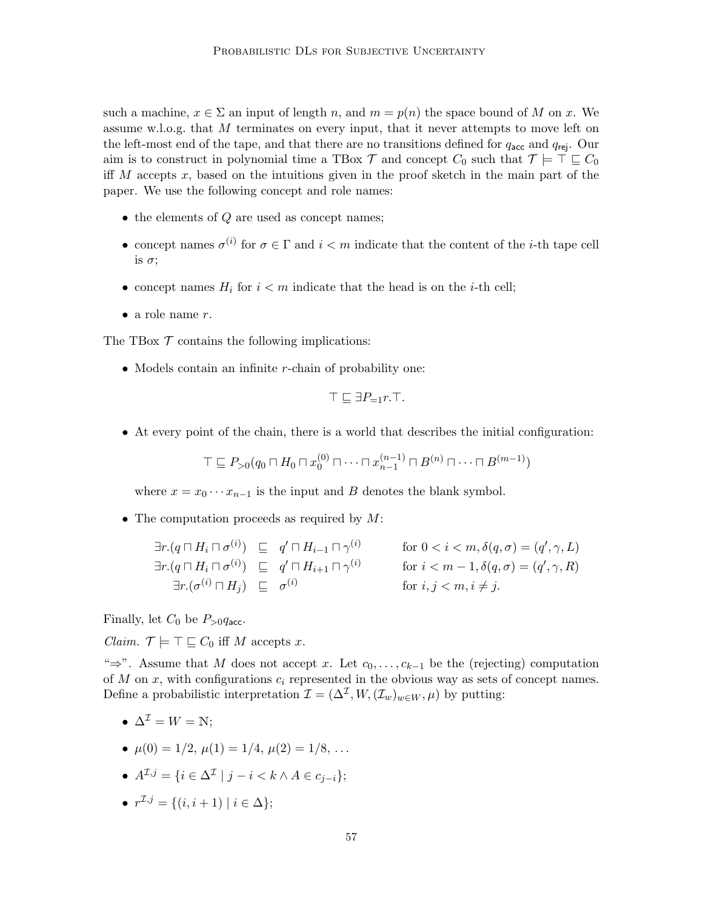such a machine, $x \in \Sigma$ an input of length $n$, and $m = p(n)$ the space bound of $M$ on $x$. We assume w.l.o.g. that $M$ terminates on every input, that it never attempts to move left on the left-most end of the tape, and that there are no transitions defined for $q_{\mathsf{acc}}$ and $q_{\mathsf{rej}}$. Our aim is to construct in polynomial time a TBox $\mathcal{T}$ and concept $C_0$ such that $\mathcal{T} \models \top \sqsubseteq C_0$ iff $M$ accepts $x$, based on the intuitions given in the proof sketch in the main part of the paper. We use the following concept and role names:

- the elements of $Q$ are used as concept names;
- concept names $\sigma^{(i)}$ for $\sigma \in \Gamma$ and $i < m$ indicate that the content of the $i$-th tape cell is $\sigma$;
- concept names $H_i$ for $i < m$ indicate that the head is on the $i$-th cell;
- a role name $r$.

The TBox $\mathcal{T}$ contains the following implications:

- Models contain an infinite $r$-chain of probability one:

$$\top \sqsubseteq \exists P_{=1} r.\top.$$

- At every point of the chain, there is a world that describes the initial configuration:

$$\top \sqsubseteq P_{>0}(q_0 \sqcap H_0 \sqcap x_0^{(0)} \sqcap \cdots \sqcap x_{n-1}^{(n-1)} \sqcap B^{(n)} \sqcap \cdots \sqcap B^{(m-1)})$$

  where $x = x_0 \cdots x_{n-1}$ is the input and $B$ denotes the blank symbol.

- The computation proceeds as required by $M$:

$$\begin{array}{rcll}
\exists r.(q \sqcap H_i \sqcap \sigma^{(i)}) & \sqsubseteq & q' \sqcap H_{i-1} \sqcap \gamma^{(i)} & \text{for } 0 < i < m, \delta(q,\sigma) = (q', \gamma, L) \\
\exists r.(q \sqcap H_i \sqcap \sigma^{(i)}) & \sqsubseteq & q' \sqcap H_{i+1} \sqcap \gamma^{(i)} & \text{for } i < m-1, \delta(q,\sigma) = (q', \gamma, R) \\
\exists r.(\sigma^{(i)} \sqcap H_j) & \sqsubseteq & \sigma^{(i)} & \text{for } i, j < m, i \neq j.
\end{array}$$

Finally, let $C_0$ be $P_{>0} q_{\mathsf{acc}}$.

*Claim.* $\mathcal{T} \models \top \sqsubseteq C_0$ iff $M$ accepts $x$.

"$\Rightarrow$". Assume that $M$ does not accept $x$. Let $c_0, \ldots, c_{k-1}$ be the (rejecting) computation of $M$ on $x$, with configurations $c_i$ represented in the obvious way as sets of concept names. Define a probabilistic interpretation $\mathcal{I} = (\Delta^{\mathcal{I}}, W, (\mathcal{I}_w)_{w \in W}, \mu)$ by putting:

- $\Delta^{\mathcal{I}} = W = \mathbb{N}$;
- $\mu(0) = 1/2$, $\mu(1) = 1/4$, $\mu(2) = 1/8$, $\ldots$
- $A^{\mathcal{I},j} = \{i \in \Delta^{\mathcal{I}} \mid j - i < k \wedge A \in c_{j-i}\}$;
- $r^{\mathcal{I},j} = \{(i, i+1) \mid i \in \Delta\}$;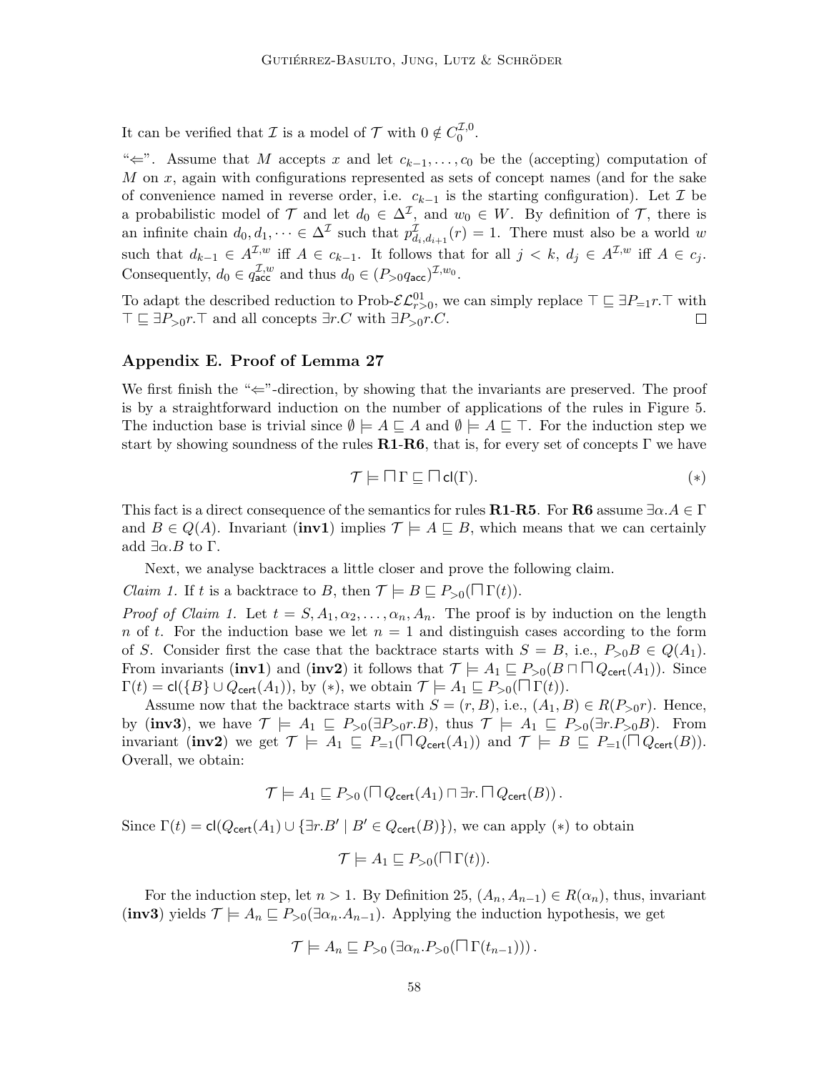It can be verified that $\mathcal{I}$ is a model of $\mathcal{T}$ with $0 \notin C_0^{\mathcal{I},0}$.

"$\Leftarrow$". Assume that $M$ accepts $x$ and let $c_{k-1}, \ldots, c_0$ be the (accepting) computation of $M$ on $x$, again with configurations represented as sets of concept names (and for the sake of convenience named in reverse order, i.e. $c_{k-1}$ is the starting configuration). Let $\mathcal{I}$ be a probabilistic model of $\mathcal{T}$ and let $d_0 \in \Delta^{\mathcal{I}}$, and $w_0 \in W$. By definition of $\mathcal{T}$, there is an infinite chain $d_0, d_1, \dots \in \Delta^{\mathcal{I}}$ such that $p^{\mathcal{I}}_{d_i,d_{i+1}}(r) = 1$. There must also be a world $w$ such that $d_{k-1} \in A^{\mathcal{I},w}$ iff $A \in c_{k-1}$. It follows that for all $j < k$, $d_j \in A^{\mathcal{I},w}$ iff $A \in c_j$. Consequently, $d_0 \in q_{\mathsf{acc}}^{\mathcal{I},w}$ and thus $d_0 \in (P_{>0} q_{\mathsf{acc}})^{\mathcal{I},w_0}$.

To adapt the described reduction to Prob-$\mathcal{EL}^{01}_{r>0}$, we can simply replace $\top \sqsubseteq \exists P_{=1} r.\top$ with $\top \sqsubseteq \exists P_{>0} r.\top$ and all concepts $\exists r.C$ with $\exists P_{>0} r.C$. $\square$

## Appendix E. Proof of Lemma 27

We first finish the "$\Leftarrow$"-direction, by showing that the invariants are preserved. The proof is by a straightforward induction on the number of applications of the rules in Figure 5. The induction base is trivial since $\emptyset \models A \sqsubseteq A$ and $\emptyset \models A \sqsubseteq \top$. For the induction step we start by showing soundness of the rules **R1**-**R6**, that is, for every set of concepts $\Gamma$ we have

$$\mathcal{T} \models \bigsqcap \Gamma \sqsubseteq \bigsqcap \mathsf{cl}(\Gamma). \qquad (*)$$

This fact is a direct consequence of the semantics for rules **R1**-**R5**. For **R6** assume $\exists \alpha.A \in \Gamma$ and $B \in Q(A)$. Invariant (**inv1**) implies $\mathcal{T} \models A \sqsubseteq B$, which means that we can certainly add $\exists \alpha.B$ to $\Gamma$.

Next, we analyse backtraces a little closer and prove the following claim.

*Claim 1.* If $t$ is a backtrace to $B$, then $\mathcal{T} \models B \sqsubseteq P_{>0}(\bigsqcap \Gamma(t))$.

*Proof of Claim 1.* Let $t = S, A_1, \alpha_2, \ldots, \alpha_n, A_n$. The proof is by induction on the length $n$ of $t$. For the induction base we let $n = 1$ and distinguish cases according to the form of $S$. Consider first the case that the backtrace starts with $S = B$, i.e., $P_{>0}B \in Q(A_1)$. From invariants (**inv1**) and (**inv2**) it follows that $\mathcal{T} \models A_1 \sqsubseteq P_{>0}(B \sqcap \bigsqcap Q_{\mathsf{cert}}(A_1))$. Since $\Gamma(t) = \mathsf{cl}(\{B\} \cup Q_{\mathsf{cert}}(A_1))$, by $(*)$, we obtain $\mathcal{T} \models A_1 \sqsubseteq P_{>0}(\bigsqcap \Gamma(t))$.

Assume now that the backtrace starts with $S = (r, B)$, i.e., $(A_1, B) \in R(P_{>0}r)$. Hence, by (**inv3**), we have $\mathcal{T} \models A_1 \sqsubseteq P_{>0}(\exists P_{>0}r.B)$, thus $\mathcal{T} \models A_1 \sqsubseteq P_{>0}(\exists r.P_{>0}B)$. From invariant (**inv2**) we get $\mathcal{T} \models A_1 \sqsubseteq P_{=1}(\bigsqcap Q_{\mathsf{cert}}(A_1))$ and $\mathcal{T} \models B \sqsubseteq P_{=1}(\bigsqcap Q_{\mathsf{cert}}(B))$. Overall, we obtain:

$$\mathcal{T} \models A_1 \sqsubseteq P_{>0}\left(\bigsqcap Q_{\mathsf{cert}}(A_1) \sqcap \exists r.\bigsqcap Q_{\mathsf{cert}}(B)\right).$$

Since $\Gamma(t) = \mathsf{cl}(Q_{\mathsf{cert}}(A_1) \cup \{\exists r.B' \mid B' \in Q_{\mathsf{cert}}(B)\})$, we can apply $(*)$ to obtain

$$\mathcal{T} \models A_1 \sqsubseteq P_{>0}(\bigsqcap \Gamma(t)).$$

For the induction step, let $n > 1$. By Definition 25, $(A_n, A_{n-1}) \in R(\alpha_n)$, thus, invariant (**inv3**) yields $\mathcal{T} \models A_n \sqsubseteq P_{>0}(\exists \alpha_n.A_{n-1})$. Applying the induction hypothesis, we get

$$\mathcal{T} \models A_n \sqsubseteq P_{>0}\left(\exists \alpha_n.P_{>0}(\bigsqcap \Gamma(t_{n-1}))\right).$$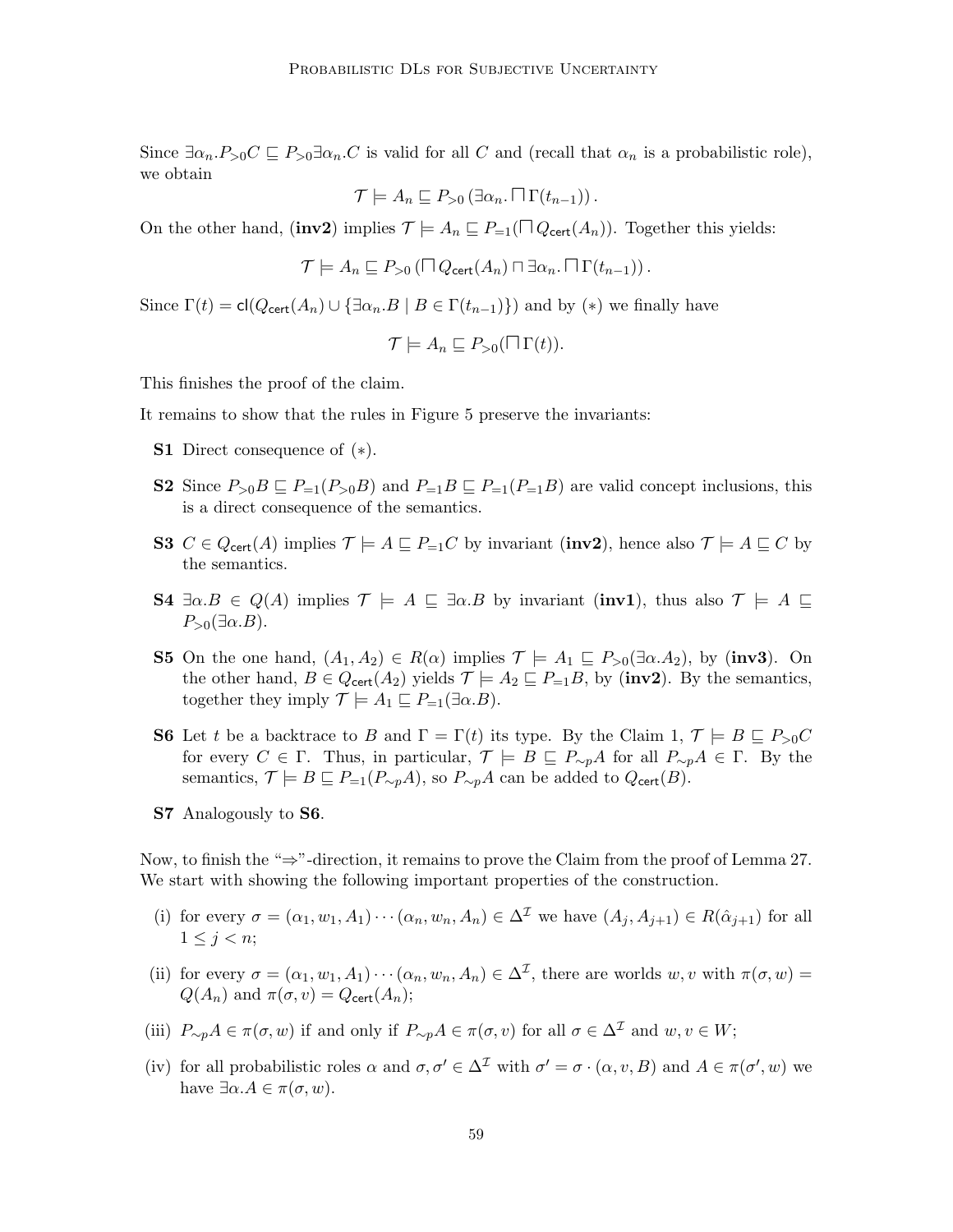Since $\exists \alpha_n.P_{>0}C \sqsubseteq P_{>0}\exists \alpha_n.C$ is valid for all $C$ and (recall that $\alpha_n$ is a probabilistic role), we obtain

$$\mathcal{T} \models A_n \sqsubseteq P_{>0}\left(\exists \alpha_n. \sqcap \Gamma(t_{n-1})\right).$$

On the other hand, (**inv2**) implies $\mathcal{T} \models A_n \sqsubseteq P_{=1}(\sqcap Q_{\mathsf{cert}}(A_n))$. Together this yields:

$$\mathcal{T} \models A_n \sqsubseteq P_{>0}\left(\sqcap Q_{\mathsf{cert}}(A_n) \sqcap \exists \alpha_n. \sqcap \Gamma(t_{n-1})\right).$$

Since $\Gamma(t) = \mathsf{cl}(Q_{\mathsf{cert}}(A_n) \cup \{\exists \alpha_n.B \mid B \in \Gamma(t_{n-1})\})$ and by $(*)$ we finally have

$$\mathcal{T} \models A_n \sqsubseteq P_{>0}(\sqcap \Gamma(t)).$$

This finishes the proof of the claim.

It remains to show that the rules in Figure 5 preserve the invariants:

**S1** Direct consequence of $(*)$.

**S2** Since $P_{>0}B \sqsubseteq P_{=1}(P_{>0}B)$ and $P_{=1}B \sqsubseteq P_{=1}(P_{=1}B)$ are valid concept inclusions, this is a direct consequence of the semantics.

**S3** $C \in Q_{\mathsf{cert}}(A)$ implies $\mathcal{T} \models A \sqsubseteq P_{=1}C$ by invariant (**inv2**), hence also $\mathcal{T} \models A \sqsubseteq C$ by the semantics.

**S4** $\exists \alpha.B \in Q(A)$ implies $\mathcal{T} \models A \sqsubseteq \exists \alpha.B$ by invariant (**inv1**), thus also $\mathcal{T} \models A \sqsubseteq P_{>0}(\exists \alpha.B)$.

**S5** On the one hand, $(A_1, A_2) \in R(\alpha)$ implies $\mathcal{T} \models A_1 \sqsubseteq P_{>0}(\exists \alpha.A_2)$, by (**inv3**). On the other hand, $B \in Q_{\mathsf{cert}}(A_2)$ yields $\mathcal{T} \models A_2 \sqsubseteq P_{=1}B$, by (**inv2**). By the semantics, together they imply $\mathcal{T} \models A_1 \sqsubseteq P_{=1}(\exists \alpha.B)$.

**S6** Let $t$ be a backtrace to $B$ and $\Gamma = \Gamma(t)$ its type. By the Claim 1, $\mathcal{T} \models B \sqsubseteq P_{>0}C$ for every $C \in \Gamma$. Thus, in particular, $\mathcal{T} \models B \sqsubseteq P_{\sim p}A$ for all $P_{\sim p}A \in \Gamma$. By the semantics, $\mathcal{T} \models B \sqsubseteq P_{=1}(P_{\sim p}A)$, so $P_{\sim p}A$ can be added to $Q_{\mathsf{cert}}(B)$.

**S7** Analogously to **S6**.

Now, to finish the "$\Rightarrow$"-direction, it remains to prove the Claim from the proof of Lemma 27. We start with showing the following important properties of the construction.

(i) for every $\sigma = (\alpha_1, w_1, A_1) \cdots (\alpha_n, w_n, A_n) \in \Delta^{\mathcal{I}}$ we have $(A_j, A_{j+1}) \in R(\hat{\alpha}_{j+1})$ for all $1 \leq j < n$;

(ii) for every $\sigma = (\alpha_1, w_1, A_1) \cdots (\alpha_n, w_n, A_n) \in \Delta^{\mathcal{I}}$, there are worlds $w, v$ with $\pi(\sigma, w) = Q(A_n)$ and $\pi(\sigma, v) = Q_{\mathsf{cert}}(A_n)$;

(iii) $P_{\sim p}A \in \pi(\sigma, w)$ if and only if $P_{\sim p}A \in \pi(\sigma, v)$ for all $\sigma \in \Delta^{\mathcal{I}}$ and $w, v \in W$;

(iv) for all probabilistic roles $\alpha$ and $\sigma, \sigma' \in \Delta^{\mathcal{I}}$ with $\sigma' = \sigma \cdot (\alpha, v, B)$ and $A \in \pi(\sigma', w)$ we have $\exists \alpha.A \in \pi(\sigma, w)$.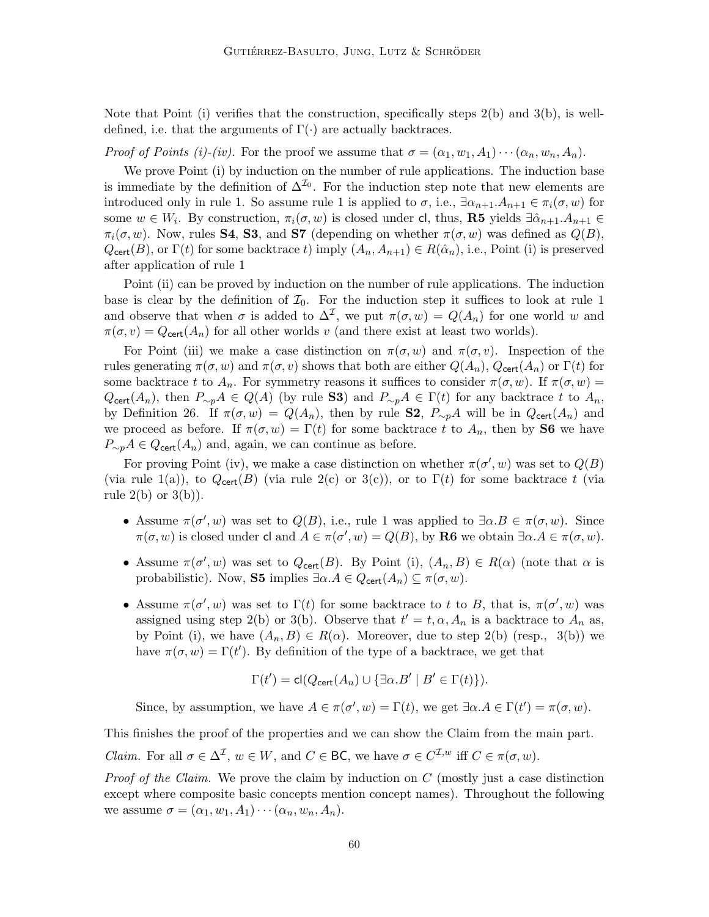Note that Point (i) verifies that the construction, specifically steps 2(b) and 3(b), is well-defined, i.e. that the arguments of $\Gamma(\cdot)$ are actually backtraces.

*Proof of Points (i)-(iv).* For the proof we assume that $\sigma = (\alpha_1, w_1, A_1) \cdots (\alpha_n, w_n, A_n)$.

We prove Point (i) by induction on the number of rule applications. The induction base is immediate by the definition of $\Delta^{\mathcal{I}_0}$. For the induction step note that new elements are introduced only in rule 1. So assume rule 1 is applied to $\sigma$, i.e., $\exists\alpha_{n+1}.A_{n+1} \in \pi_i(\sigma, w)$ for some $w \in W_i$. By construction, $\pi_i(\sigma, w)$ is closed under $\mathsf{cl}$, thus, **R5** yields $\exists\hat{\alpha}_{n+1}.A_{n+1} \in \pi_i(\sigma, w)$. Now, rules **S4**, **S3**, and **S7** (depending on whether $\pi(\sigma, w)$ was defined as $Q(B)$, $Q_{\mathsf{cert}}(B)$, or $\Gamma(t)$ for some backtrace $t$) imply $(A_n, A_{n+1}) \in R(\hat{\alpha}_n)$, i.e., Point (i) is preserved after application of rule 1

Point (ii) can be proved by induction on the number of rule applications. The induction base is clear by the definition of $\mathcal{I}_0$. For the induction step it suffices to look at rule 1 and observe that when $\sigma$ is added to $\Delta^{\mathcal{I}}$, we put $\pi(\sigma, w) = Q(A_n)$ for one world $w$ and $\pi(\sigma, v) = Q_{\mathsf{cert}}(A_n)$ for all other worlds $v$ (and there exist at least two worlds).

For Point (iii) we make a case distinction on $\pi(\sigma, w)$ and $\pi(\sigma, v)$. Inspection of the rules generating $\pi(\sigma, w)$ and $\pi(\sigma, v)$ shows that both are either $Q(A_n)$, $Q_{\mathsf{cert}}(A_n)$ or $\Gamma(t)$ for some backtrace $t$ to $A_n$. For symmetry reasons it suffices to consider $\pi(\sigma, w)$. If $\pi(\sigma, w) = Q_{\mathsf{cert}}(A_n)$, then $P_{\sim p}A \in Q(A)$ (by rule **S3**) and $P_{\sim p}A \in \Gamma(t)$ for any backtrace $t$ to $A_n$, by Definition 26. If $\pi(\sigma, w) = Q(A_n)$, then by rule **S2**, $P_{\sim p}A$ will be in $Q_{\mathsf{cert}}(A_n)$ and we proceed as before. If $\pi(\sigma, w) = \Gamma(t)$ for some backtrace $t$ to $A_n$, then by **S6** we have $P_{\sim p}A \in Q_{\mathsf{cert}}(A_n)$ and, again, we can continue as before.

For proving Point (iv), we make a case distinction on whether $\pi(\sigma', w)$ was set to $Q(B)$ (via rule 1(a)), to $Q_{\mathsf{cert}}(B)$ (via rule 2(c) or 3(c)), or to $\Gamma(t)$ for some backtrace $t$ (via rule 2(b) or 3(b)).

- Assume $\pi(\sigma', w)$ was set to $Q(B)$, i.e., rule 1 was applied to $\exists\alpha.B \in \pi(\sigma, w)$. Since $\pi(\sigma, w)$ is closed under $\mathsf{cl}$ and $A \in \pi(\sigma', w) = Q(B)$, by **R6** we obtain $\exists\alpha.A \in \pi(\sigma, w)$.
- Assume $\pi(\sigma', w)$ was set to $Q_{\mathsf{cert}}(B)$. By Point (i), $(A_n, B) \in R(\alpha)$ (note that $\alpha$ is probabilistic). Now, **S5** implies $\exists\alpha.A \in Q_{\mathsf{cert}}(A_n) \subseteq \pi(\sigma, w)$.
- Assume $\pi(\sigma', w)$ was set to $\Gamma(t)$ for some backtrace to $t$ to $B$, that is, $\pi(\sigma', w)$ was assigned using step 2(b) or 3(b). Observe that $t' = t, \alpha, A_n$ is a backtrace to $A_n$ as, by Point (i), we have $(A_n, B) \in R(\alpha)$. Moreover, due to step 2(b) (resp., 3(b)) we have $\pi(\sigma, w) = \Gamma(t')$. By definition of the type of a backtrace, we get that

$$\Gamma(t') = \mathsf{cl}(Q_{\mathsf{cert}}(A_n) \cup \{\exists\alpha.B' \mid B' \in \Gamma(t)\}).$$

Since, by assumption, we have $A \in \pi(\sigma', w) = \Gamma(t)$, we get $\exists\alpha.A \in \Gamma(t') = \pi(\sigma, w)$.

This finishes the proof of the properties and we can show the Claim from the main part.

*Claim.* For all $\sigma \in \Delta^{\mathcal{I}}$, $w \in W$, and $C \in \mathsf{BC}$, we have $\sigma \in C^{\mathcal{I},w}$ iff $C \in \pi(\sigma, w)$.

*Proof of the Claim.* We prove the claim by induction on $C$ (mostly just a case distinction except where composite basic concepts mention concept names). Throughout the following we assume $\sigma = (\alpha_1, w_1, A_1) \cdots (\alpha_n, w_n, A_n)$.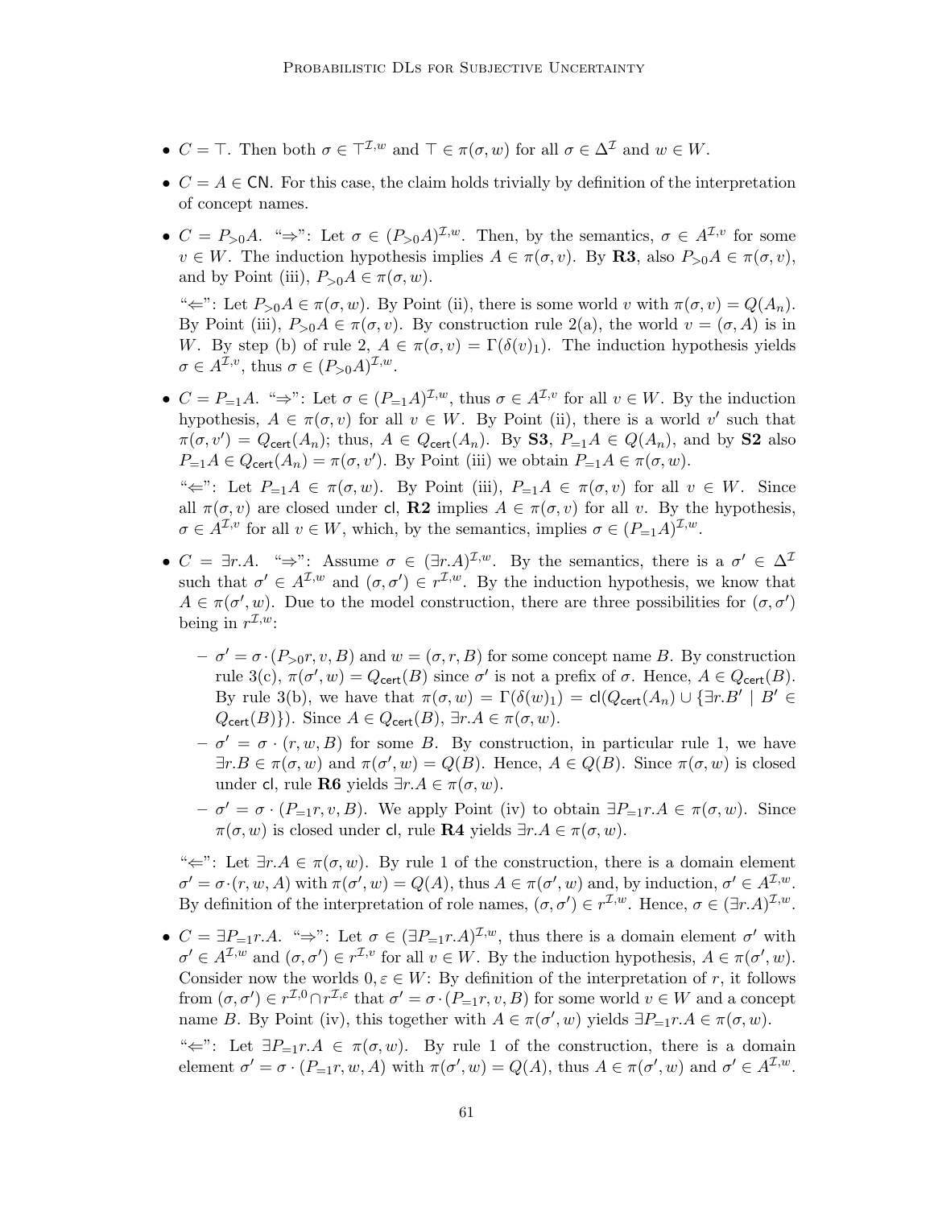- $C = \top$. Then both $\sigma \in \top^{\mathcal{I},w}$ and $\top \in \pi(\sigma, w)$ for all $\sigma \in \Delta^{\mathcal{I}}$ and $w \in W$.
- $C = A \in \mathsf{CN}$. For this case, the claim holds trivially by definition of the interpretation of concept names.
- $C = P_{>0}A$. "$\Rightarrow$": Let $\sigma \in (P_{>0}A)^{\mathcal{I},w}$. Then, by the semantics, $\sigma \in A^{\mathcal{I},v}$ for some $v \in W$. The induction hypothesis implies $A \in \pi(\sigma, v)$. By **R3**, also $P_{>0}A \in \pi(\sigma, v)$, and by Point (iii), $P_{>0}A \in \pi(\sigma, w)$.

  "$\Leftarrow$": Let $P_{>0}A \in \pi(\sigma, w)$. By Point (ii), there is some world $v$ with $\pi(\sigma, v) = Q(A_n)$. By Point (iii), $P_{>0}A \in \pi(\sigma, v)$. By construction rule 2(a), the world $v = (\sigma, A)$ is in $W$. By step (b) of rule 2, $A \in \pi(\sigma, v) = \Gamma(\delta(v)_1)$. The induction hypothesis yields $\sigma \in A^{\mathcal{I},v}$, thus $\sigma \in (P_{>0}A)^{\mathcal{I},w}$.
- $C = P_{=1}A$. "$\Rightarrow$": Let $\sigma \in (P_{=1}A)^{\mathcal{I},w}$, thus $\sigma \in A^{\mathcal{I},v}$ for all $v \in W$. By the induction hypothesis, $A \in \pi(\sigma, v)$ for all $v \in W$. By Point (ii), there is a world $v'$ such that $\pi(\sigma, v') = Q_{\mathsf{cert}}(A_n)$; thus, $A \in Q_{\mathsf{cert}}(A_n)$. By **S3**, $P_{=1}A \in Q(A_n)$, and by **S2** also $P_{=1}A \in Q_{\mathsf{cert}}(A_n) = \pi(\sigma, v')$. By Point (iii) we obtain $P_{=1}A \in \pi(\sigma, w)$.

  "$\Leftarrow$": Let $P_{=1}A \in \pi(\sigma, w)$. By Point (iii), $P_{=1}A \in \pi(\sigma, v)$ for all $v \in W$. Since all $\pi(\sigma, v)$ are closed under $\mathsf{cl}$, **R2** implies $A \in \pi(\sigma, v)$ for all $v$. By the hypothesis, $\sigma \in A^{\mathcal{I},v}$ for all $v \in W$, which, by the semantics, implies $\sigma \in (P_{=1}A)^{\mathcal{I},w}$.
- $C = \exists r.A$. "$\Rightarrow$": Assume $\sigma \in (\exists r.A)^{\mathcal{I},w}$. By the semantics, there is a $\sigma' \in \Delta^{\mathcal{I}}$ such that $\sigma' \in A^{\mathcal{I},w}$ and $(\sigma, \sigma') \in r^{\mathcal{I},w}$. By the induction hypothesis, we know that $A \in \pi(\sigma', w)$. Due to the model construction, there are three possibilities for $(\sigma, \sigma')$ being in $r^{\mathcal{I},w}$:
  - $\sigma' = \sigma \cdot (P_{>0}r, v, B)$ and $w = (\sigma, r, B)$ for some concept name $B$. By construction rule 3(c), $\pi(\sigma', w) = Q_{\mathsf{cert}}(B)$ since $\sigma'$ is not a prefix of $\sigma$. Hence, $A \in Q_{\mathsf{cert}}(B)$. By rule 3(b), we have that $\pi(\sigma, w) = \Gamma(\delta(w)_1) = \mathsf{cl}(Q_{\mathsf{cert}}(A_n) \cup \{\exists r.B' \mid B' \in Q_{\mathsf{cert}}(B)\})$. Since $A \in Q_{\mathsf{cert}}(B)$, $\exists r.A \in \pi(\sigma, w)$.
  - $\sigma' = \sigma \cdot (r, w, B)$ for some $B$. By construction, in particular rule 1, we have $\exists r.B \in \pi(\sigma, w)$ and $\pi(\sigma', w) = Q(B)$. Hence, $A \in Q(B)$. Since $\pi(\sigma, w)$ is closed under $\mathsf{cl}$, rule **R6** yields $\exists r.A \in \pi(\sigma, w)$.
  - $\sigma' = \sigma \cdot (P_{=1}r, v, B)$. We apply Point (iv) to obtain $\exists P_{=1}r.A \in \pi(\sigma, w)$. Since $\pi(\sigma, w)$ is closed under $\mathsf{cl}$, rule **R4** yields $\exists r.A \in \pi(\sigma, w)$.

  "$\Leftarrow$": Let $\exists r.A \in \pi(\sigma, w)$. By rule 1 of the construction, there is a domain element $\sigma' = \sigma \cdot (r, w, A)$ with $\pi(\sigma', w) = Q(A)$, thus $A \in \pi(\sigma', w)$ and, by induction, $\sigma' \in A^{\mathcal{I},w}$. By definition of the interpretation of role names, $(\sigma, \sigma') \in r^{\mathcal{I},w}$. Hence, $\sigma \in (\exists r.A)^{\mathcal{I},w}$.
- $C = \exists P_{=1}r.A$. "$\Rightarrow$": Let $\sigma \in (\exists P_{=1}r.A)^{\mathcal{I},w}$, thus there is a domain element $\sigma'$ with $\sigma' \in A^{\mathcal{I},w}$ and $(\sigma, \sigma') \in r^{\mathcal{I},v}$ for all $v \in W$. By the induction hypothesis, $A \in \pi(\sigma', w)$. Consider now the worlds $0, \varepsilon \in W$: By definition of the interpretation of $r$, it follows from $(\sigma, \sigma') \in r^{\mathcal{I},0} \cap r^{\mathcal{I},\varepsilon}$ that $\sigma' = \sigma \cdot (P_{=1}r, v, B)$ for some world $v \in W$ and a concept name $B$. By Point (iv), this together with $A \in \pi(\sigma', w)$ yields $\exists P_{=1}r.A \in \pi(\sigma, w)$.

  "$\Leftarrow$": Let $\exists P_{=1}r.A \in \pi(\sigma, w)$. By rule 1 of the construction, there is a domain element $\sigma' = \sigma \cdot (P_{=1}r, w, A)$ with $\pi(\sigma', w) = Q(A)$, thus $A \in \pi(\sigma', w)$ and $\sigma' \in A^{\mathcal{I},w}$.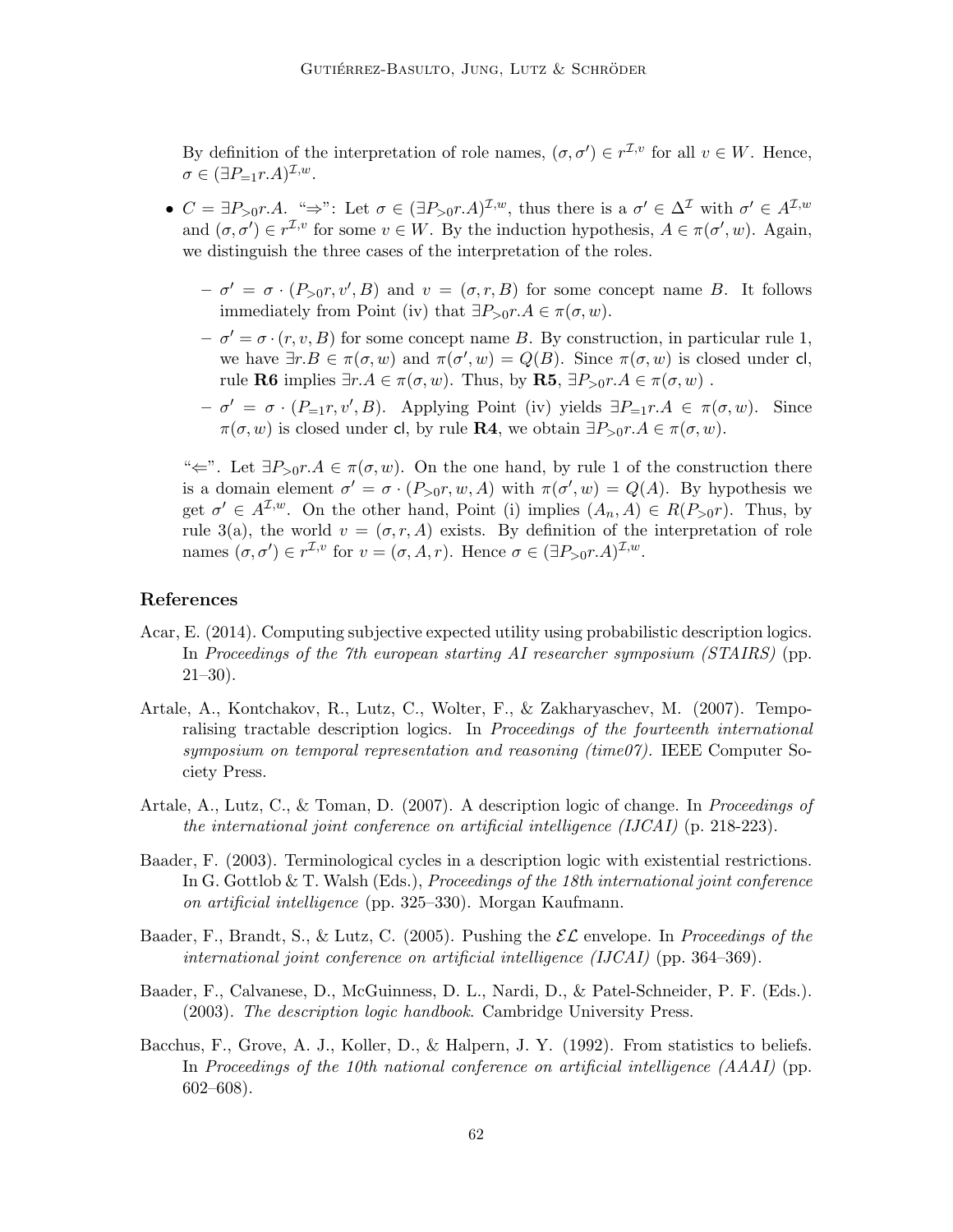By definition of the interpretation of role names, $(\sigma, \sigma') \in r^{\mathcal{I},v}$ for all $v \in W$. Hence, $\sigma \in (\exists P_{=1} r.A)^{\mathcal{I},w}$.

- $C = \exists P_{>0} r.A$. "$\Rightarrow$": Let $\sigma \in (\exists P_{>0} r.A)^{\mathcal{I},w}$, thus there is a $\sigma' \in \Delta^{\mathcal{I}}$ with $\sigma' \in A^{\mathcal{I},w}$ and $(\sigma, \sigma') \in r^{\mathcal{I},v}$ for some $v \in W$. By the induction hypothesis, $A \in \pi(\sigma', w)$. Again, we distinguish the three cases of the interpretation of the roles.

  - $\sigma' = \sigma \cdot (P_{>0} r, v', B)$ and $v = (\sigma, r, B)$ for some concept name $B$. It follows immediately from Point (iv) that $\exists P_{>0} r.A \in \pi(\sigma, w)$.
  - $\sigma' = \sigma \cdot (r, v, B)$ for some concept name $B$. By construction, in particular rule 1, we have $\exists r.B \in \pi(\sigma, w)$ and $\pi(\sigma', w) = Q(B)$. Since $\pi(\sigma, w)$ is closed under $\mathsf{cl}$, rule **R6** implies $\exists r.A \in \pi(\sigma, w)$. Thus, by **R5**, $\exists P_{>0} r.A \in \pi(\sigma, w)$ .
  - $\sigma' = \sigma \cdot (P_{=1} r, v', B)$. Applying Point (iv) yields $\exists P_{=1} r.A \in \pi(\sigma, w)$. Since $\pi(\sigma, w)$ is closed under $\mathsf{cl}$, by rule **R4**, we obtain $\exists P_{>0} r.A \in \pi(\sigma, w)$.

  "$\Leftarrow$". Let $\exists P_{>0} r.A \in \pi(\sigma, w)$. On the one hand, by rule 1 of the construction there is a domain element $\sigma' = \sigma \cdot (P_{>0} r, w, A)$ with $\pi(\sigma', w) = Q(A)$. By hypothesis we get $\sigma' \in A^{\mathcal{I},w}$. On the other hand, Point (i) implies $(A_n, A) \in R(P_{>0} r)$. Thus, by rule 3(a), the world $v = (\sigma, r, A)$ exists. By definition of the interpretation of role names $(\sigma, \sigma') \in r^{\mathcal{I},v}$ for $v = (\sigma, A, r)$. Hence $\sigma \in (\exists P_{>0} r.A)^{\mathcal{I},w}$.

## References

Acar, E. (2014). Computing subjective expected utility using probabilistic description logics. In *Proceedings of the 7th european starting AI researcher symposium (STAIRS)* (pp. 21–30).

Artale, A., Kontchakov, R., Lutz, C., Wolter, F., & Zakharyaschev, M. (2007). Temporalising tractable description logics. In *Proceedings of the fourteenth international symposium on temporal representation and reasoning (time07).* IEEE Computer Society Press.

Artale, A., Lutz, C., & Toman, D. (2007). A description logic of change. In *Proceedings of the international joint conference on artificial intelligence (IJCAI)* (p. 218-223).

Baader, F. (2003). Terminological cycles in a description logic with existential restrictions. In G. Gottlob & T. Walsh (Eds.), *Proceedings of the 18th international joint conference on artificial intelligence* (pp. 325–330). Morgan Kaufmann.

Baader, F., Brandt, S., & Lutz, C. (2005). Pushing the $\mathcal{EL}$ envelope. In *Proceedings of the international joint conference on artificial intelligence (IJCAI)* (pp. 364–369).

Baader, F., Calvanese, D., McGuinness, D. L., Nardi, D., & Patel-Schneider, P. F. (Eds.). (2003). *The description logic handbook*. Cambridge University Press.

Bacchus, F., Grove, A. J., Koller, D., & Halpern, J. Y. (1992). From statistics to beliefs. In *Proceedings of the 10th national conference on artificial intelligence (AAAI)* (pp. 602–608).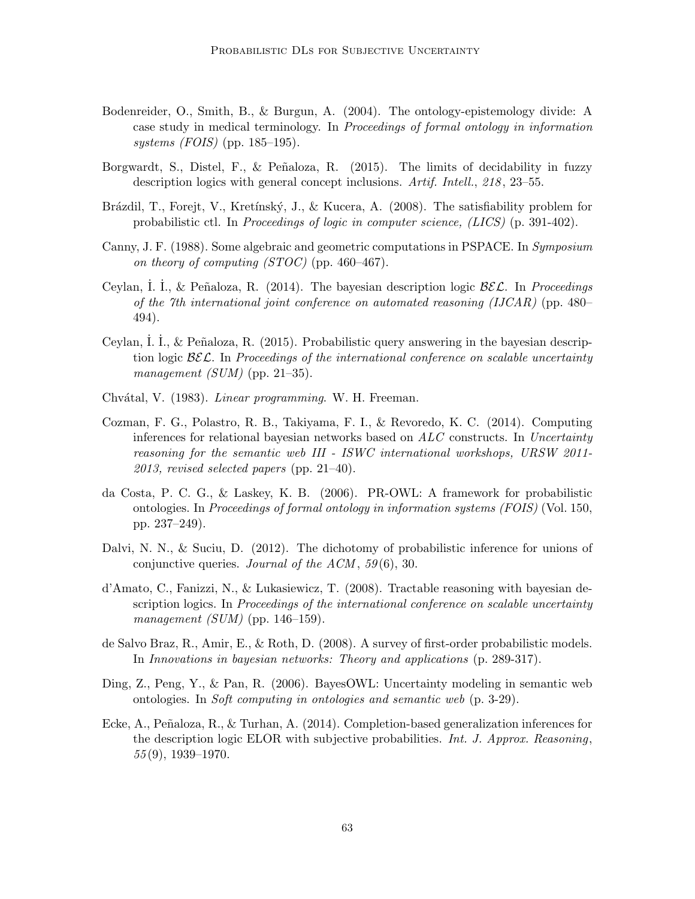Bodenreider, O., Smith, B., & Burgun, A. (2004). The ontology-epistemology divide: A case study in medical terminology. In *Proceedings of formal ontology in information systems (FOIS)* (pp. 185–195).

Borgwardt, S., Distel, F., & Peñaloza, R. (2015). The limits of decidability in fuzzy description logics with general concept inclusions. *Artif. Intell.*, *218*, 23–55.

Brázdil, T., Forejt, V., Kretínský, J., & Kucera, A. (2008). The satisfiability problem for probabilistic ctl. In *Proceedings of logic in computer science, (LICS)* (p. 391-402).

Canny, J. F. (1988). Some algebraic and geometric computations in PSPACE. In *Symposium on theory of computing (STOC)* (pp. 460–467).

Ceylan, İ. İ., & Peñaloza, R. (2014). The bayesian description logic $\mathcal{BEL}$. In *Proceedings of the 7th international joint conference on automated reasoning (IJCAR)* (pp. 480–494).

Ceylan, İ. İ., & Peñaloza, R. (2015). Probabilistic query answering in the bayesian description logic $\mathcal{BEL}$. In *Proceedings of the international conference on scalable uncertainty management (SUM)* (pp. 21–35).

Chvátal, V. (1983). *Linear programming*. W. H. Freeman.

Cozman, F. G., Polastro, R. B., Takiyama, F. I., & Revoredo, K. C. (2014). Computing inferences for relational bayesian networks based on $\mathcal{ALC}$ constructs. In *Uncertainty reasoning for the semantic web III - ISWC international workshops, URSW 2011-2013, revised selected papers* (pp. 21–40).

da Costa, P. C. G., & Laskey, K. B. (2006). PR-OWL: A framework for probabilistic ontologies. In *Proceedings of formal ontology in information systems (FOIS)* (Vol. 150, pp. 237–249).

Dalvi, N. N., & Suciu, D. (2012). The dichotomy of probabilistic inference for unions of conjunctive queries. *Journal of the ACM*, *59*(6), 30.

d'Amato, C., Fanizzi, N., & Lukasiewicz, T. (2008). Tractable reasoning with bayesian description logics. In *Proceedings of the international conference on scalable uncertainty management (SUM)* (pp. 146–159).

de Salvo Braz, R., Amir, E., & Roth, D. (2008). A survey of first-order probabilistic models. In *Innovations in bayesian networks: Theory and applications* (p. 289-317).

Ding, Z., Peng, Y., & Pan, R. (2006). BayesOWL: Uncertainty modeling in semantic web ontologies. In *Soft computing in ontologies and semantic web* (p. 3-29).

Ecke, A., Peñaloza, R., & Turhan, A. (2014). Completion-based generalization inferences for the description logic ELOR with subjective probabilities. *Int. J. Approx. Reasoning*, *55*(9), 1939–1970.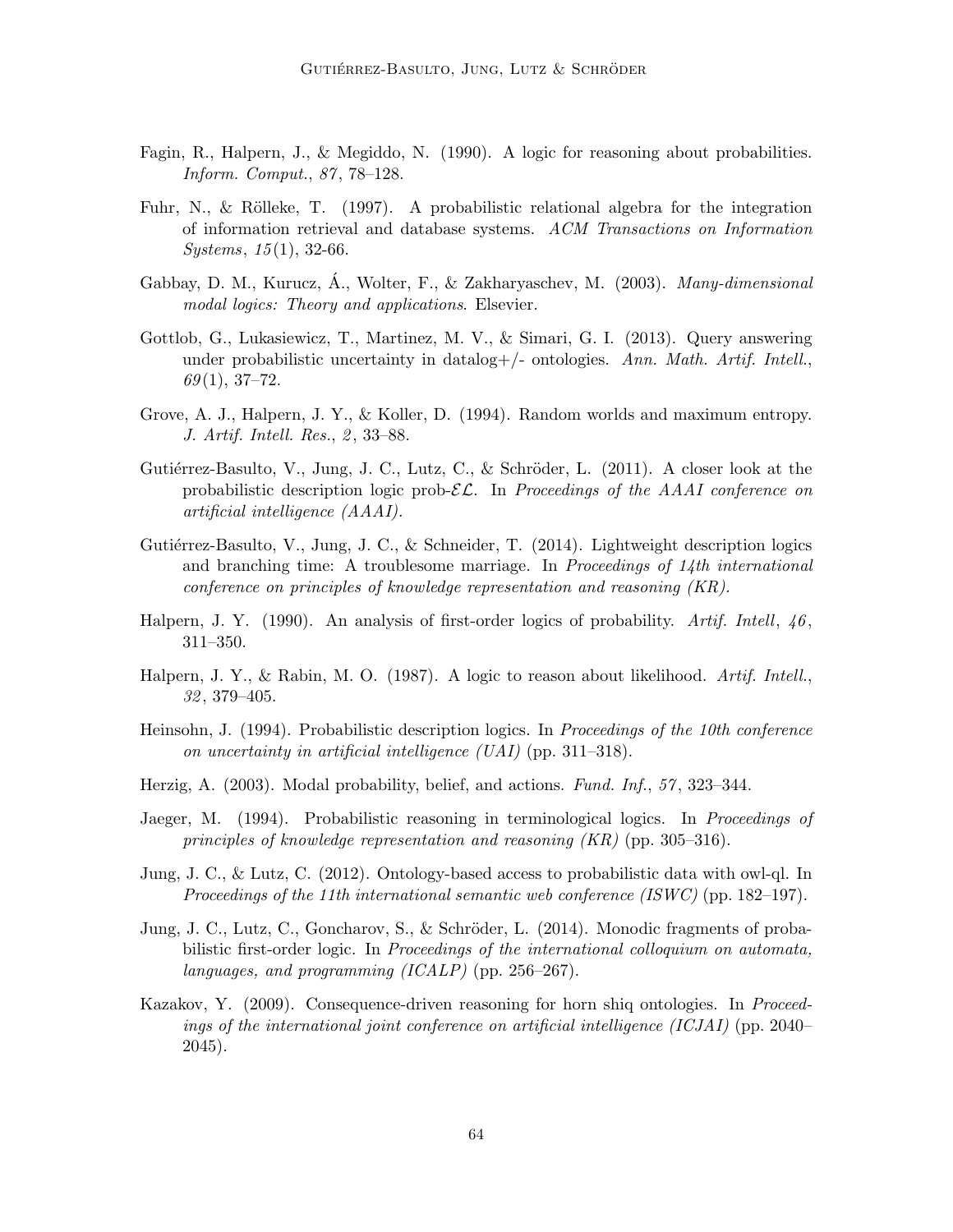Fagin, R., Halpern, J., & Megiddo, N. (1990). A logic for reasoning about probabilities. *Inform. Comput.*, *87*, 78–128.

Fuhr, N., & Rölleke, T. (1997). A probabilistic relational algebra for the integration of information retrieval and database systems. *ACM Transactions on Information Systems*, *15*(1), 32-66.

Gabbay, D. M., Kurucz, Á., Wolter, F., & Zakharyaschev, M. (2003). *Many-dimensional modal logics: Theory and applications*. Elsevier.

Gottlob, G., Lukasiewicz, T., Martinez, M. V., & Simari, G. I. (2013). Query answering under probabilistic uncertainty in datalog+/- ontologies. *Ann. Math. Artif. Intell.*, *69*(1), 37–72.

Grove, A. J., Halpern, J. Y., & Koller, D. (1994). Random worlds and maximum entropy. *J. Artif. Intell. Res.*, *2*, 33–88.

Gutiérrez-Basulto, V., Jung, J. C., Lutz, C., & Schröder, L. (2011). A closer look at the probabilistic description logic prob-$\mathcal{EL}$. In *Proceedings of the AAAI conference on artificial intelligence (AAAI).*

Gutiérrez-Basulto, V., Jung, J. C., & Schneider, T. (2014). Lightweight description logics and branching time: A troublesome marriage. In *Proceedings of 14th international conference on principles of knowledge representation and reasoning (KR).*

Halpern, J. Y. (1990). An analysis of first-order logics of probability. *Artif. Intell*, *46*, 311–350.

Halpern, J. Y., & Rabin, M. O. (1987). A logic to reason about likelihood. *Artif. Intell.*, *32*, 379–405.

Heinsohn, J. (1994). Probabilistic description logics. In *Proceedings of the 10th conference on uncertainty in artificial intelligence (UAI)* (pp. 311–318).

Herzig, A. (2003). Modal probability, belief, and actions. *Fund. Inf.*, *57*, 323–344.

Jaeger, M. (1994). Probabilistic reasoning in terminological logics. In *Proceedings of principles of knowledge representation and reasoning (KR)* (pp. 305–316).

Jung, J. C., & Lutz, C. (2012). Ontology-based access to probabilistic data with owl-ql. In *Proceedings of the 11th international semantic web conference (ISWC)* (pp. 182–197).

Jung, J. C., Lutz, C., Goncharov, S., & Schröder, L. (2014). Monodic fragments of probabilistic first-order logic. In *Proceedings of the international colloquium on automata, languages, and programming (ICALP)* (pp. 256–267).

Kazakov, Y. (2009). Consequence-driven reasoning for horn shiq ontologies. In *Proceedings of the international joint conference on artificial intelligence (ICJAI)* (pp. 2040–2045).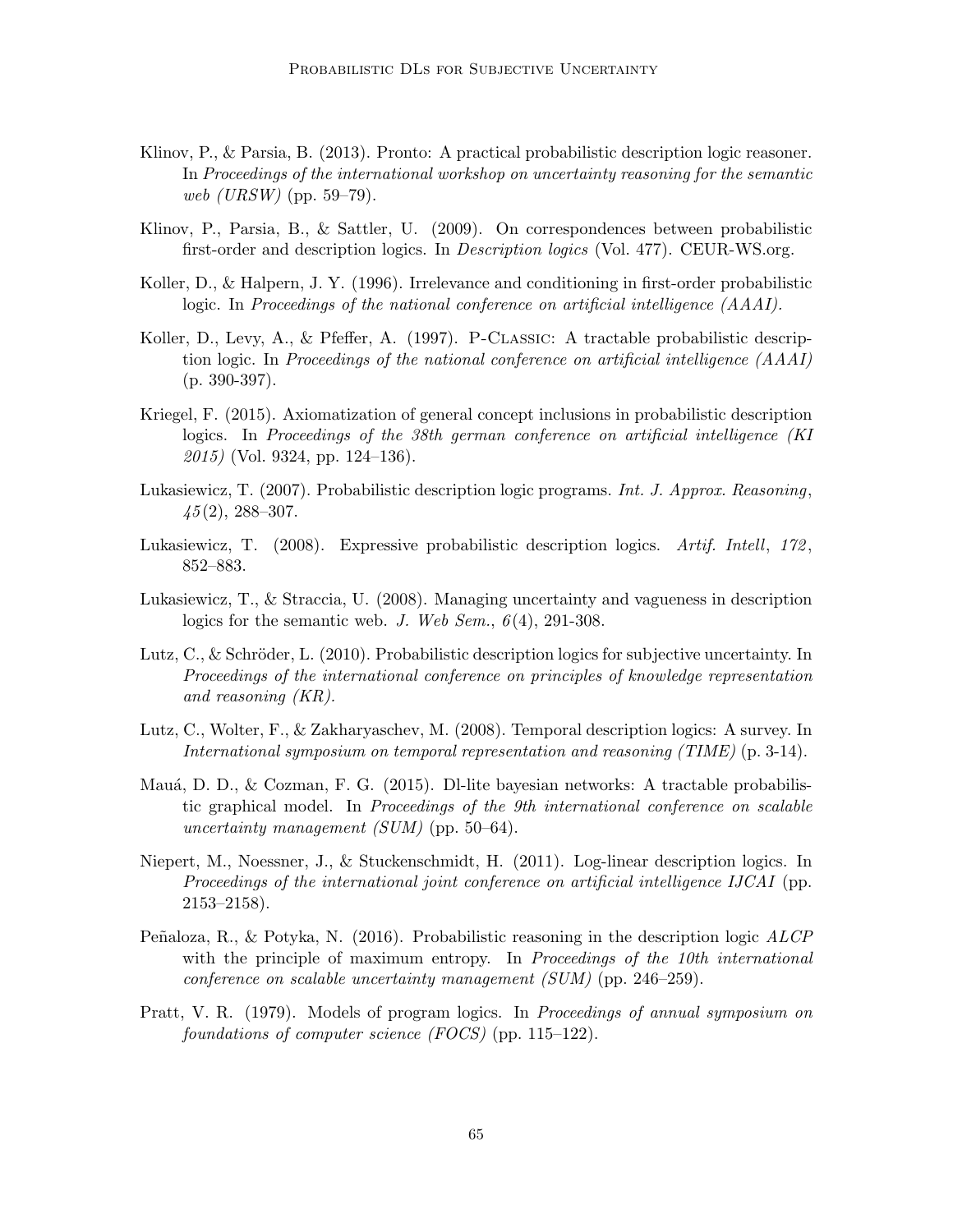Klinov, P., & Parsia, B. (2013). Pronto: A practical probabilistic description logic reasoner. In *Proceedings of the international workshop on uncertainty reasoning for the semantic web (URSW)* (pp. 59–79).

Klinov, P., Parsia, B., & Sattler, U. (2009). On correspondences between probabilistic first-order and description logics. In *Description logics* (Vol. 477). CEUR-WS.org.

Koller, D., & Halpern, J. Y. (1996). Irrelevance and conditioning in first-order probabilistic logic. In *Proceedings of the national conference on artificial intelligence (AAAI).*

Koller, D., Levy, A., & Pfeffer, A. (1997). P-Classic: A tractable probabilistic description logic. In *Proceedings of the national conference on artificial intelligence (AAAI)* (p. 390-397).

Kriegel, F. (2015). Axiomatization of general concept inclusions in probabilistic description logics. In *Proceedings of the 38th german conference on artificial intelligence (KI 2015)* (Vol. 9324, pp. 124–136).

Lukasiewicz, T. (2007). Probabilistic description logic programs. *Int. J. Approx. Reasoning*, *45*(2), 288–307.

Lukasiewicz, T. (2008). Expressive probabilistic description logics. *Artif. Intell*, *172*, 852–883.

Lukasiewicz, T., & Straccia, U. (2008). Managing uncertainty and vagueness in description logics for the semantic web. *J. Web Sem.*, *6*(4), 291-308.

Lutz, C., & Schröder, L. (2010). Probabilistic description logics for subjective uncertainty. In *Proceedings of the international conference on principles of knowledge representation and reasoning (KR).*

Lutz, C., Wolter, F., & Zakharyaschev, M. (2008). Temporal description logics: A survey. In *International symposium on temporal representation and reasoning (TIME)* (p. 3-14).

Mauá, D. D., & Cozman, F. G. (2015). Dl-lite bayesian networks: A tractable probabilistic graphical model. In *Proceedings of the 9th international conference on scalable uncertainty management (SUM)* (pp. 50–64).

Niepert, M., Noessner, J., & Stuckenschmidt, H. (2011). Log-linear description logics. In *Proceedings of the international joint conference on artificial intelligence IJCAI* (pp. 2153–2158).

Peñaloza, R., & Potyka, N. (2016). Probabilistic reasoning in the description logic $\mathcal{ALCP}$ with the principle of maximum entropy. In *Proceedings of the 10th international conference on scalable uncertainty management (SUM)* (pp. 246–259).

Pratt, V. R. (1979). Models of program logics. In *Proceedings of annual symposium on foundations of computer science (FOCS)* (pp. 115–122).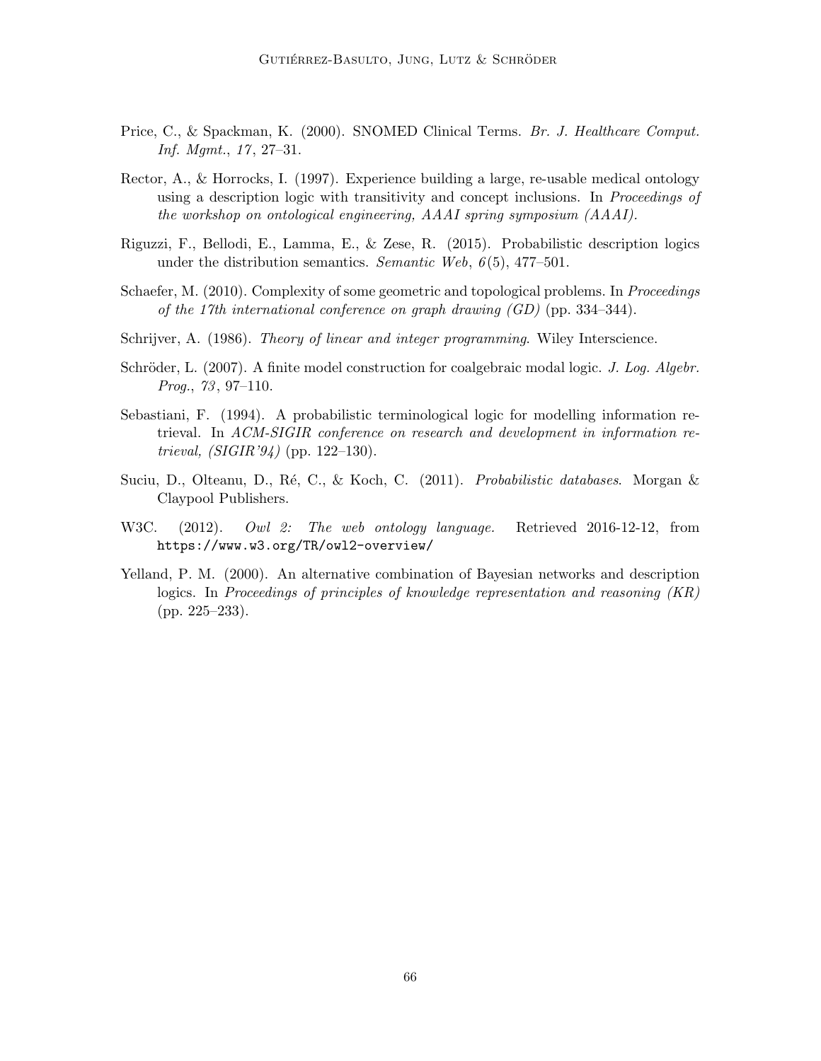Price, C., & Spackman, K. (2000). SNOMED Clinical Terms. *Br. J. Healthcare Comput. Inf. Mgmt.*, *17*, 27–31.

Rector, A., & Horrocks, I. (1997). Experience building a large, re-usable medical ontology using a description logic with transitivity and concept inclusions. In *Proceedings of the workshop on ontological engineering, AAAI spring symposium (AAAI).*

Riguzzi, F., Bellodi, E., Lamma, E., & Zese, R. (2015). Probabilistic description logics under the distribution semantics. *Semantic Web*, *6*(5), 477–501.

Schaefer, M. (2010). Complexity of some geometric and topological problems. In *Proceedings of the 17th international conference on graph drawing (GD)* (pp. 334–344).

Schrijver, A. (1986). *Theory of linear and integer programming*. Wiley Interscience.

Schröder, L. (2007). A finite model construction for coalgebraic modal logic. *J. Log. Algebr. Prog.*, *73*, 97–110.

Sebastiani, F. (1994). A probabilistic terminological logic for modelling information retrieval. In *ACM-SIGIR conference on research and development in information retrieval, (SIGIR'94)* (pp. 122–130).

Suciu, D., Olteanu, D., Ré, C., & Koch, C. (2011). *Probabilistic databases*. Morgan & Claypool Publishers.

W3C. (2012). *Owl 2: The web ontology language.* Retrieved 2016-12-12, from `https://www.w3.org/TR/owl2-overview/`

Yelland, P. M. (2000). An alternative combination of Bayesian networks and description logics. In *Proceedings of principles of knowledge representation and reasoning (KR)* (pp. 225–233).